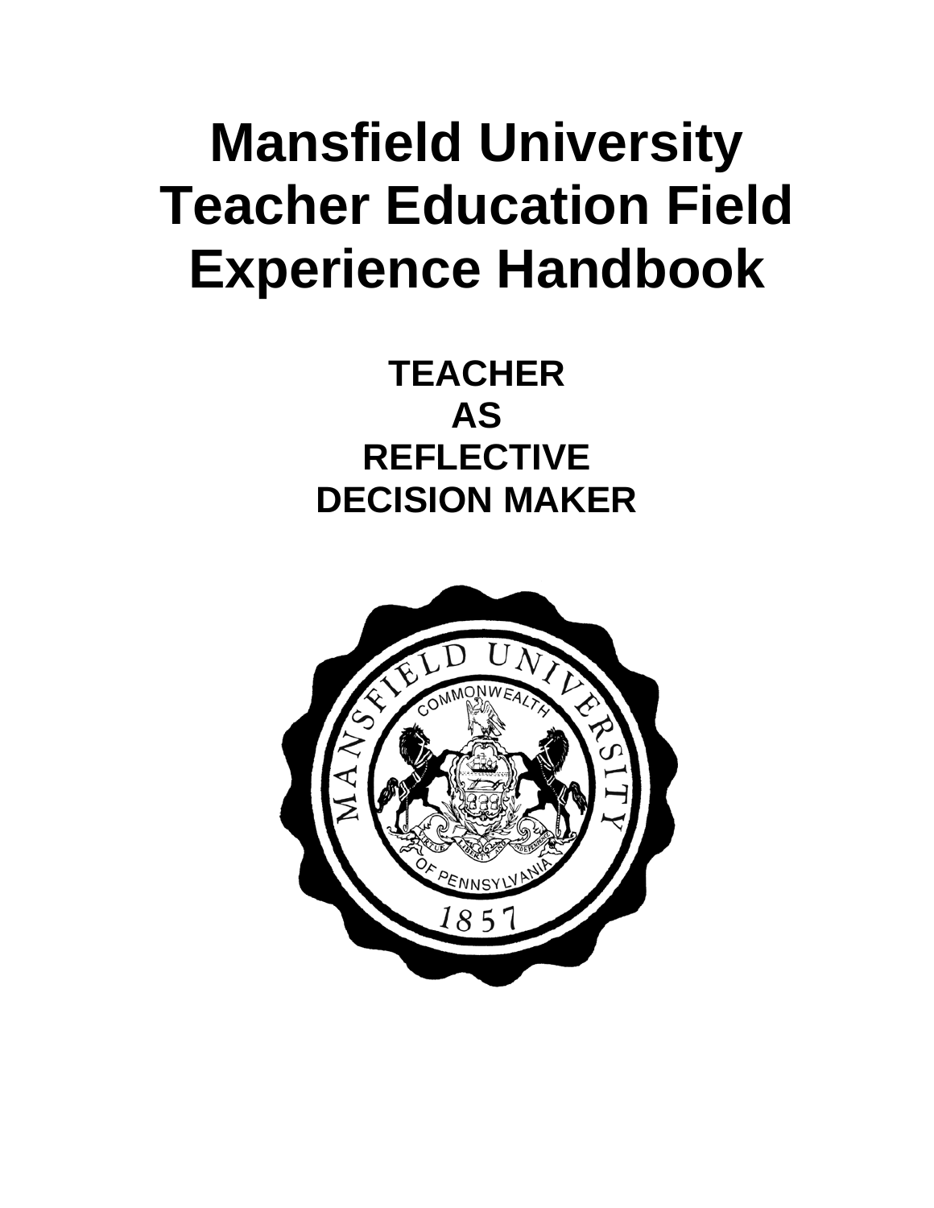# Mansfield University Teacher Education Field Experience Handbook

## TEACHER
## AS
## REFLECTIVE
## DECISION MAKER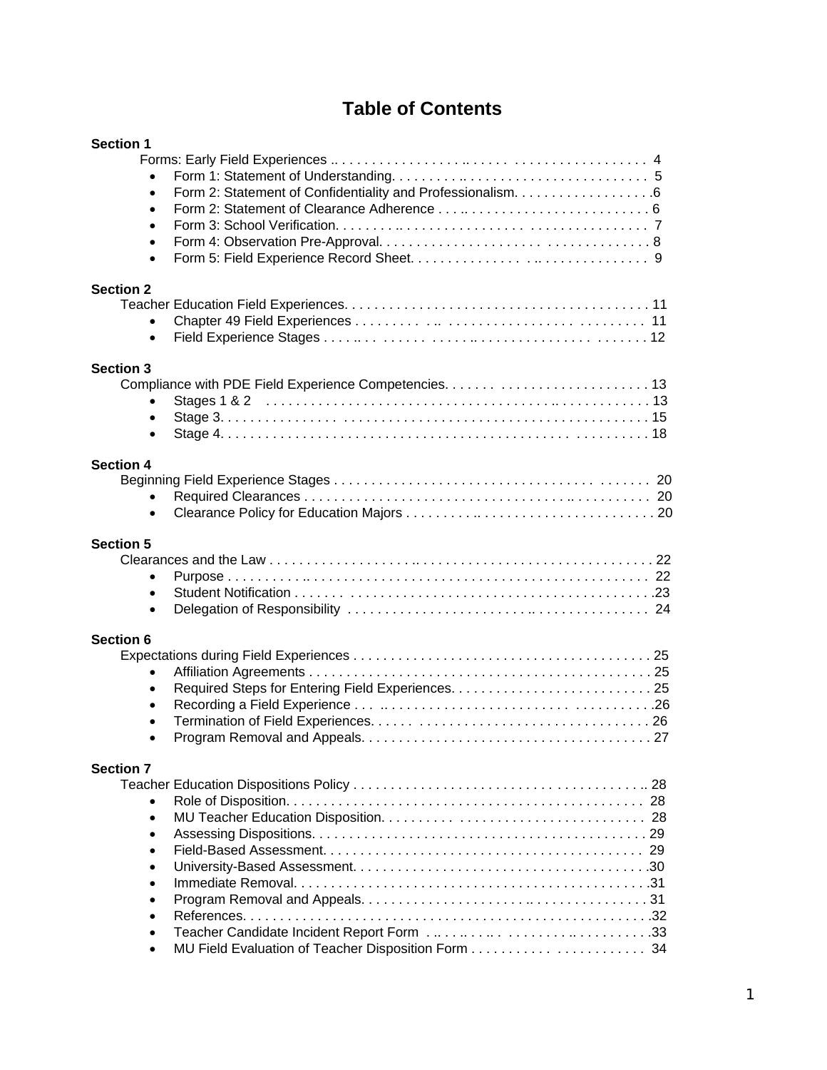# Table of Contents

**Section 1**

Forms: Early Field Experiences .. . . . . . . . . . . . . . . . . . .. . . . . . . . . . . . . . . . . . . . . . . . . . 4

- Form 1: Statement of Understanding. . . . . . . . .. . . . . . . . . . . . . . . . . . . . . . . . . . 5
- Form 2: Statement of Confidentiality and Professionalism. . . . . . . . . . . . . . . . . . .6
- Form 2: Statement of Clearance Adherence . . . .. . . . . . . . . . . . . . . . . . . . . . . . . 6
- Form 3: School Verification. . . . . . . . .. . . . . . . . . . . . . . . . . . . . . . . . . . . . . . . . . 7
- Form 4: Observation Pre-Approval. . . . . . . . . . . . . . . . . . . . . . . . . . . . . . . . . . 8
- Form 5: Field Experience Record Sheet. . . . . . . . . . . . . . . .. . . . . . . . . . . . . . . 9

**Section 2**

Teacher Education Field Experiences. . . . . . . . . . . . . . . . . . . . . . . . . . . . . . . . . . . . . . . 11

- Chapter 49 Field Experiences . . . . . . . . . .. . . . . . . . . . . . . . . . . . . . . . . . . . . . 11
- Field Experience Stages . . . .. . . . . . . . . . . . . .. . . . . . . . . . . . . . . . . . . . . . . . . 12

**Section 3**

Compliance with PDE Field Experience Competencies. . . . . . . . . . . . . . . . . . . . . . . . . . . 13

- Stages 1 & 2 . . . . . . . . . . . . . . . . . . . . . . . . . . . . . . . . . . . . . . .. . . . . . . . . . . . . 13
- Stage 3. . . . . . . . . . . . . . . . . . . . . . . . . . . . . . . . . . . . . . . . . . . . . . . . . . . . . . . . 15
- Stage 4. . . . . . . . . . . . . . . . . . . . . . . . . . . . . . . . . . . . . . . . . . . . . . . . . . . . . . . . 18

**Section 4**

Beginning Field Experience Stages . . . . . . . . . . . . . . . . . . . . . . . . . . . . . . . . . . . . . . . . . 20

- Required Clearances . . . . . . . . . . . . . . . . . . . . . . . . . . . . . . . . . . . . .. . . . . . . . . . 20
- Clearance Policy for Education Majors . . . . . . . .. . . . . . . . . . . . . . . . . . . . . . . . . 20

**Section 5**

Clearances and the Law . . . . . . . . . . . . . . . . . . . .. . . . . . . . . . . . . . . . . . . . . . . . . . . . . 22

- Purpose . . . . . . . . . . .. . . . . . . . . . . . . . . . . . . . . . . . . . . . . . . . . . . . . . . . . . . . . 22
- Student Notification . . . . . . . . . . . . . . . . . . . . . . . . . . . . . . . . . . . . . . . . . . . . . . .23
- Delegation of Responsibility . . . . . . . . . . . . . . . . . . . . . . . . .. . . . . . . . . . . . . . . 24

**Section 6**

Expectations during Field Experiences . . . . . . . . . . . . . . . . . . . . . . . . . . . . . . . . . . . . . . . 25

- Affiliation Agreements . . . . . . . . . . . . . . . . . . . . . . . . . . . . . . . . . . . . . . . . . . . . . 25
- Required Steps for Entering Field Experiences. . . . . . . . . . . . . . . . . . . . . . . . . . . 25
- Recording a Field Experience . . . .. . . . . . . . . . . . . . . . . . . . . . . . . . . . . . . . . . . .26
- Termination of Field Experiences. . . . . . . . . . . . . . . . . . . . . . . . . . . . . . . . . . . . . 26
- Program Removal and Appeals. . . . . . . . . . . . . . . . . . . . . . . . . . . . . . . . . . . . . . . 27

**Section 7**

Teacher Education Dispositions Policy . . . . . . . . . . . . . . . . . . . . . . . . . . . . . . . . . . . . . . .. 28

- Role of Disposition. . . . . . . . . . . . . . . . . . . . . . . . . . . . . . . . . . . . . . . . . . . . . . . . 28
- MU Teacher Education Disposition. . . . . . . . . . . . . . . . . . . . . . . . . . . . . . . . . . . . 28
- Assessing Dispositions. . . . . . . . . . . . . . . . . . . . . . . . . . . . . . . . . . . . . . . . . . . . . 29
- Field-Based Assessment. . . . . . . . . . . . . . . . . . . . . . . . . . . . . . . . . . . . . . . . . . . 29
- University-Based Assessment. . . . . . . . . . . . . . . . . . . . . . . . . . . . . . . . . . . . . . . .30
- Immediate Removal. . . . . . . . . . . . . . . . . . . . . . . . . . . . . . . . . . . . . . . . . . . . . . . .31
- Program Removal and Appeals. . . . . . . . . . . . . . . . . . . . . . .. . . . . . . . . . . . . . . . 31
- References. . . . . . . . . . . . . . . . . . . . . . . . . . . . . . . . . . . . . . . . . . . . . . . . . . . . . .32
- Teacher Candidate Incident Report Form . .. . .. . . .. . . . . . . . . . .. . . . . . . . . . .33
- MU Field Evaluation of Teacher Disposition Form . . . . . . . . . . . . . . . . . . . . . . . . 34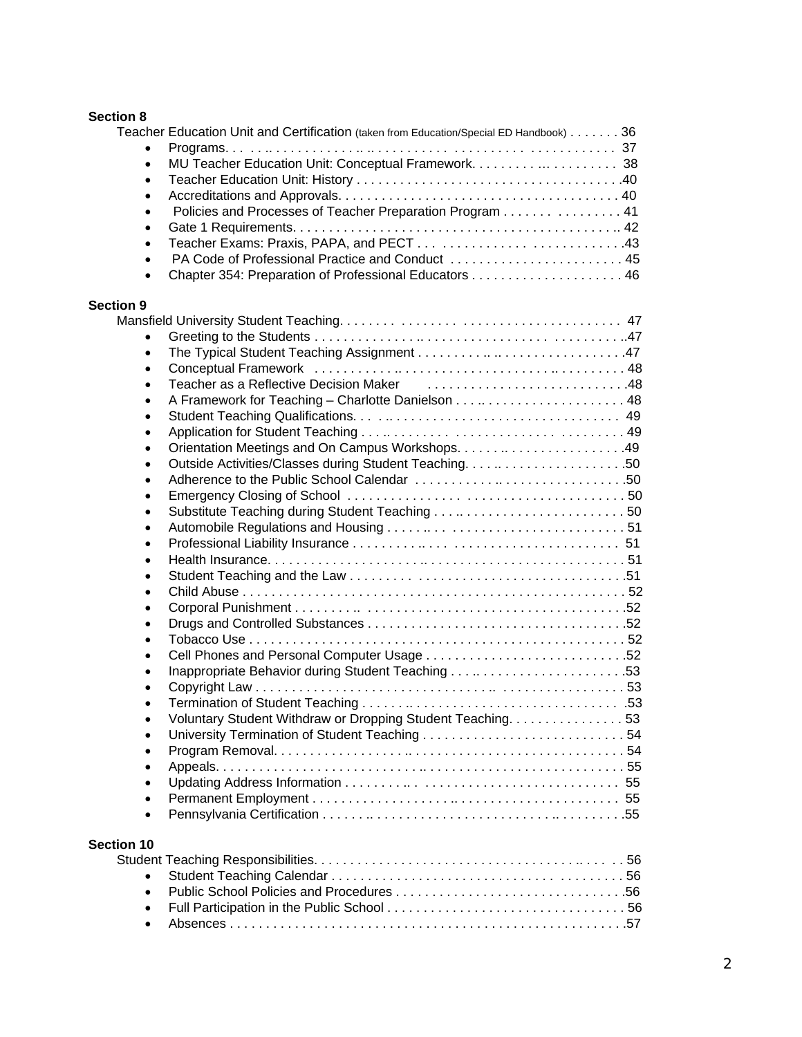**Section 8**

Teacher Education Unit and Certification (taken from Education/Special ED Handbook) . . . . . . . 36

- Programs. . . . . . . . . . . . . . . . . . . . . . . . . . . . . . . . . . . . . . . . . . . . . . . . . . 37
- MU Teacher Education Unit: Conceptual Framework. . . . . . . . . . . . . . . . . . . . . 38
- Teacher Education Unit: History . . . . . . . . . . . . . . . . . . . . . . . . . . . . . . . . . . . .40
- Accreditations and Approvals. . . . . . . . . . . . . . . . . . . . . . . . . . . . . . . . . . . . . . 40
- Policies and Processes of Teacher Preparation Program . . . . . . . . . . . . . . . . . 41
- Gate 1 Requirements. . . . . . . . . . . . . . . . . . . . . . . . . . . . . . . . . . . . . . . . . . . .. 42
- Teacher Exams: Praxis, PAPA, and PECT . . . . . . . . . . . . . . . . . . . . . . . . . . . .43
- PA Code of Professional Practice and Conduct . . . . . . . . . . . . . . . . . . . . . . . . 45
- Chapter 354: Preparation of Professional Educators . . . . . . . . . . . . . . . . . . . . . 46

**Section 9**

Mansfield University Student Teaching. . . . . . . . . . . . . . . . . . . . . . . . . . . . . . . . . . . . . 47

- Greeting to the Students . . . . . . . . . . . . . . . . . . . . . . . . . . . . . . . . . . . . . . . . . ..47
- The Typical Student Teaching Assignment . . . . . . . . . . . . . . . . . . . . . . . . . . . . .47
- Conceptual Framework . . . . . . . . . . . . . . . . . . . . . . . . . . . . . . . . . . . . . . . . . . 48
- Teacher as a Reflective Decision Maker . . . . . . . . . . . . . . . . . . . . . . . . . . . . .48
- A Framework for Teaching – Charlotte Danielson . . . . . . . . . . . . . . . . . . . . . . . . 48
- Student Teaching Qualifications. . . . . . . . . . . . . . . . . . . . . . . . . . . . . . . . . . . . 49
- Application for Student Teaching . . . . . . . . . . . . . . . . . . . . . . . . . . . . . . . . . . . 49
- Orientation Meetings and On Campus Workshops. . . . . . . . . . . . . . . . . . . . . . . .49
- Outside Activities/Classes during Student Teaching. . . . . . . . . . . . . . . . . . . . . . .50
- Adherence to the Public School Calendar . . . . . . . . . . . . . . . . . . . . . . . . . . . . .50
- Emergency Closing of School . . . . . . . . . . . . . . . . . . . . . . . . . . . . . . . . . . . . . . 50
- Substitute Teaching during Student Teaching . . . . . . . . . . . . . . . . . . . . . . . . . . . 50
- Automobile Regulations and Housing . . . . . . . . . . . . . . . . . . . . . . . . . . . . . . . . . 51
- Professional Liability Insurance . . . . . . . . . . . . . . . . . . . . . . . . . . . . . . . . . . . . 51
- Health Insurance. . . . . . . . . . . . . . . . . . . . . . . . . . . . . . . . . . . . . . . . . . . . . . . . 51
- Student Teaching and the Law . . . . . . . . . . . . . . . . . . . . . . . . . . . . . . . . . . . . .51
- Child Abuse . . . . . . . . . . . . . . . . . . . . . . . . . . . . . . . . . . . . . . . . . . . . . . . . . . . 52
- Corporal Punishment . . . . . . . . . . . . . . . . . . . . . . . . . . . . . . . . . . . . . . . . . . . .52
- Drugs and Controlled Substances . . . . . . . . . . . . . . . . . . . . . . . . . . . . . . . . . . .52
- Tobacco Use . . . . . . . . . . . . . . . . . . . . . . . . . . . . . . . . . . . . . . . . . . . . . . . . . . 52
- Cell Phones and Personal Computer Usage . . . . . . . . . . . . . . . . . . . . . . . . . . .52
- Inappropriate Behavior during Student Teaching . . . . . . . . . . . . . . . . . . . . . . . .53
- Copyright Law . . . . . . . . . . . . . . . . . . . . . . . . . . . . . . . . . . . . . . . . . . . . . . . . . 53
- Termination of Student Teaching . . . . . . . . . . . . . . . . . . . . . . . . . . . . . . . . . . . .53
- Voluntary Student Withdraw or Dropping Student Teaching. . . . . . . . . . . . . . . . 53
- University Termination of Student Teaching . . . . . . . . . . . . . . . . . . . . . . . . . . . . 54
- Program Removal. . . . . . . . . . . . . . . . . . . . . . . . . . . . . . . . . . . . . . . . . . . . . . . 54
- Appeals. . . . . . . . . . . . . . . . . . . . . . . . . . . . . . . . . . . . . . . . . . . . . . . . . . . . . . 55
- Updating Address Information . . . . . . . . . . . . . . . . . . . . . . . . . . . . . . . . . . . . . 55
- Permanent Employment . . . . . . . . . . . . . . . . . . . . . . . . . . . . . . . . . . . . . . . . . 55
- Pennsylvania Certification . . . . . . . . . . . . . . . . . . . . . . . . . . . . . . . . . . . . . . . .55

**Section 10**

Student Teaching Responsibilities. . . . . . . . . . . . . . . . . . . . . . . . . . . . . . . . . . . . . . . . 56

- Student Teaching Calendar . . . . . . . . . . . . . . . . . . . . . . . . . . . . . . . . . . . . . . . . 56
- Public School Policies and Procedures . . . . . . . . . . . . . . . . . . . . . . . . . . . . . . .56
- Full Participation in the Public School . . . . . . . . . . . . . . . . . . . . . . . . . . . . . . . . 56
- Absences . . . . . . . . . . . . . . . . . . . . . . . . . . . . . . . . . . . . . . . . . . . . . . . . . . . . .57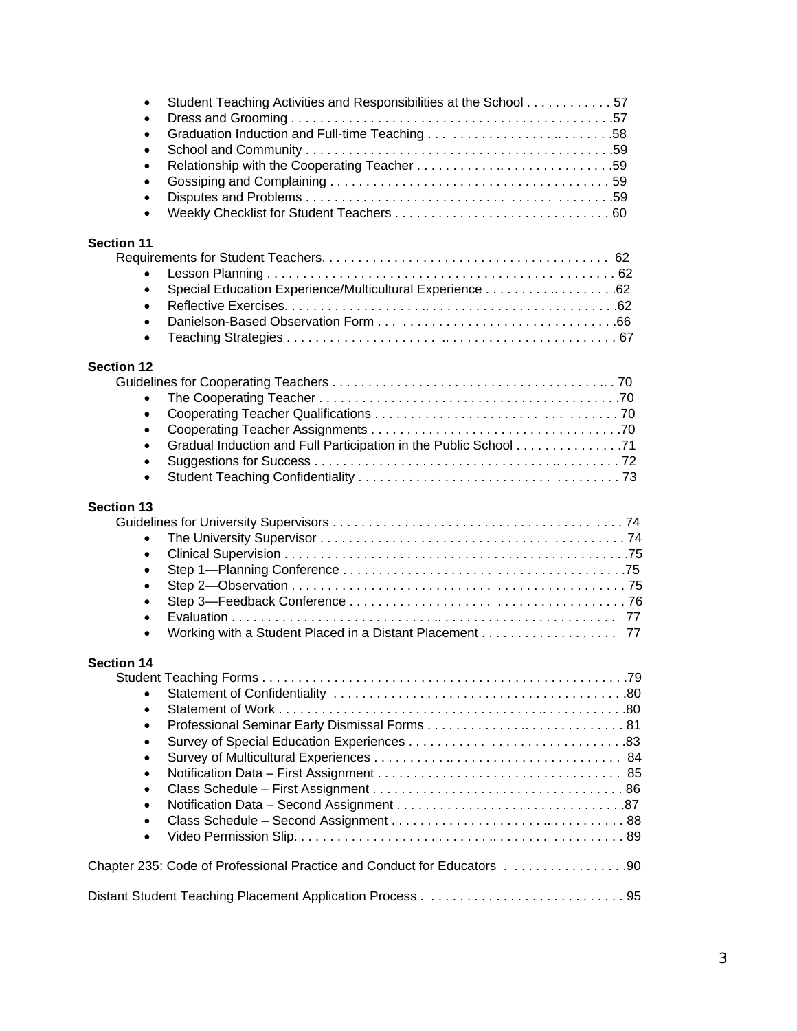- Student Teaching Activities and Responsibilities at the School . . . . . . . . . . . . 57
- Dress and Grooming . . . . . . . . . . . . . . . . . . . . . . . . . . . . . . . . . . . . . . . . . . . . .57
- Graduation Induction and Full-time Teaching . . . . . . . . . . . . . . . . . . . . . . . . . . .58
- School and Community . . . . . . . . . . . . . . . . . . . . . . . . . . . . . . . . . . . . . . . . . . .59
- Relationship with the Cooperating Teacher . . . . . . . . . . . . . . . . . . . . . . . . . . . .59
- Gossiping and Complaining . . . . . . . . . . . . . . . . . . . . . . . . . . . . . . . . . . . . . . . 59
- Disputes and Problems . . . . . . . . . . . . . . . . . . . . . . . . . . . . . . . . . . . . . . . . . .59
- Weekly Checklist for Student Teachers . . . . . . . . . . . . . . . . . . . . . . . . . . . . . . 60

**Section 11**

Requirements for Student Teachers. . . . . . . . . . . . . . . . . . . . . . . . . . . . . . . . . . . . . . . 62

- Lesson Planning . . . . . . . . . . . . . . . . . . . . . . . . . . . . . . . . . . . . . . . . . . . . . . . 62
- Special Education Experience/Multicultural Experience . . . . . . . . . . . . . . . . . . .62
- Reflective Exercises. . . . . . . . . . . . . . . . . . . . . . . . . . . . . . . . . . . . . . . . . . . . . .62
- Danielson-Based Observation Form . . . . . . . . . . . . . . . . . . . . . . . . . . . . . . . . .66
- Teaching Strategies . . . . . . . . . . . . . . . . . . . . . . . . . . . . . . . . . . . . . . . . . . . . . 67

**Section 12**

Guidelines for Cooperating Teachers . . . . . . . . . . . . . . . . . . . . . . . . . . . . . . . . . . . . . . 70

- The Cooperating Teacher . . . . . . . . . . . . . . . . . . . . . . . . . . . . . . . . . . . . . . . . . .70
- Cooperating Teacher Qualifications . . . . . . . . . . . . . . . . . . . . . . . . . . . . . . . . . . 70
- Cooperating Teacher Assignments . . . . . . . . . . . . . . . . . . . . . . . . . . . . . . . . . . .70
- Gradual Induction and Full Participation in the Public School . . . . . . . . . . . . . . .71
- Suggestions for Success . . . . . . . . . . . . . . . . . . . . . . . . . . . . . . . . . . . . . . . . . . 72
- Student Teaching Confidentiality . . . . . . . . . . . . . . . . . . . . . . . . . . . . . . . . . . . . 73

**Section 13**

Guidelines for University Supervisors . . . . . . . . . . . . . . . . . . . . . . . . . . . . . . . . . . . . . 74

- The University Supervisor . . . . . . . . . . . . . . . . . . . . . . . . . . . . . . . . . . . . . . . . . 74
- Clinical Supervision . . . . . . . . . . . . . . . . . . . . . . . . . . . . . . . . . . . . . . . . . . . . . .75
- Step 1—Planning Conference . . . . . . . . . . . . . . . . . . . . . . . . . . . . . . . . . . . . . .75
- Step 2—Observation . . . . . . . . . . . . . . . . . . . . . . . . . . . . . . . . . . . . . . . . . . . . . 75
- Step 3—Feedback Conference . . . . . . . . . . . . . . . . . . . . . . . . . . . . . . . . . . . . . 76
- Evaluation . . . . . . . . . . . . . . . . . . . . . . . . . . . . . . . . . . . . . . . . . . . . . . . . . . . . 77
- Working with a Student Placed in a Distant Placement . . . . . . . . . . . . . . . . . . . 77

**Section 14**

Student Teaching Forms . . . . . . . . . . . . . . . . . . . . . . . . . . . . . . . . . . . . . . . . . . . . . . . .79

- Statement of Confidentiality . . . . . . . . . . . . . . . . . . . . . . . . . . . . . . . . . . . . . . . .80
- Statement of Work . . . . . . . . . . . . . . . . . . . . . . . . . . . . . . . . . . . . . . . . . . . . . . .80
- Professional Seminar Early Dismissal Forms . . . . . . . . . . . . . . . . . . . . . . . . . . . 81
- Survey of Special Education Experiences . . . . . . . . . . . . . . . . . . . . . . . . . . . . . .83
- Survey of Multicultural Experiences . . . . . . . . . . . . . . . . . . . . . . . . . . . . . . . . . . 84
- Notification Data – First Assignment . . . . . . . . . . . . . . . . . . . . . . . . . . . . . . . . . 85
- Class Schedule – First Assignment . . . . . . . . . . . . . . . . . . . . . . . . . . . . . . . . . . 86
- Notification Data – Second Assignment . . . . . . . . . . . . . . . . . . . . . . . . . . . . . . .87
- Class Schedule – Second Assignment . . . . . . . . . . . . . . . . . . . . . . . . . . . . . . . . 88
- Video Permission Slip. . . . . . . . . . . . . . . . . . . . . . . . . . . . . . . . . . . . . . . . . . . . 89

Chapter 235: Code of Professional Practice and Conduct for Educators . . . . . . . . . . . . . . . . .90

Distant Student Teaching Placement Application Process . . . . . . . . . . . . . . . . . . . . . . . . . . . 95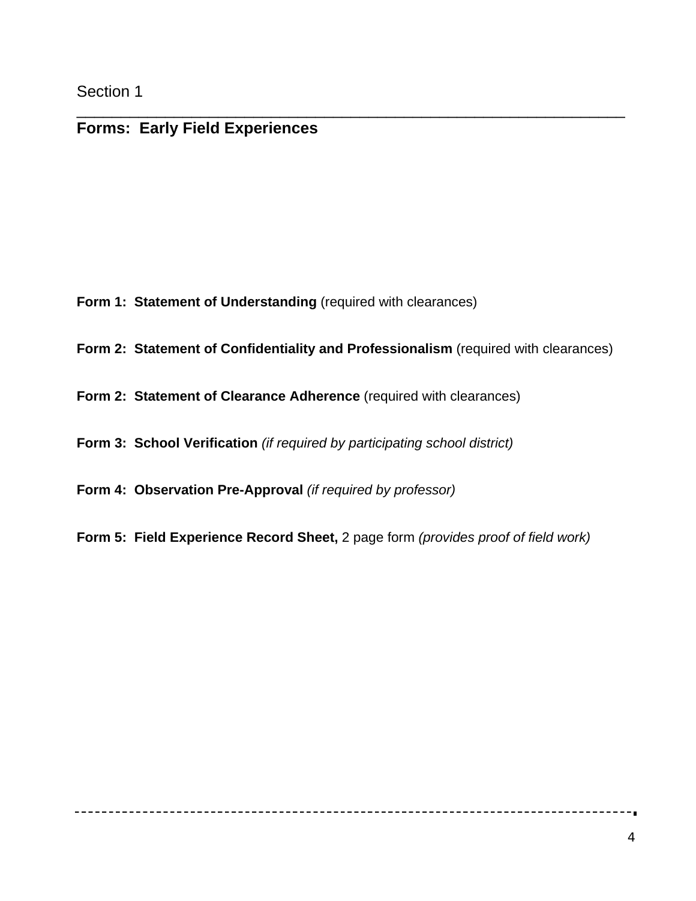Section 1

## Forms: Early Field Experiences

**Form 1: Statement of Understanding** (required with clearances)

**Form 2: Statement of Confidentiality and Professionalism** (required with clearances)

**Form 2: Statement of Clearance Adherence** (required with clearances)

**Form 3: School Verification** *(if required by participating school district)*

**Form 4: Observation Pre-Approval** *(if required by professor)*

**Form 5: Field Experience Record Sheet,** 2 page form *(provides proof of field work)*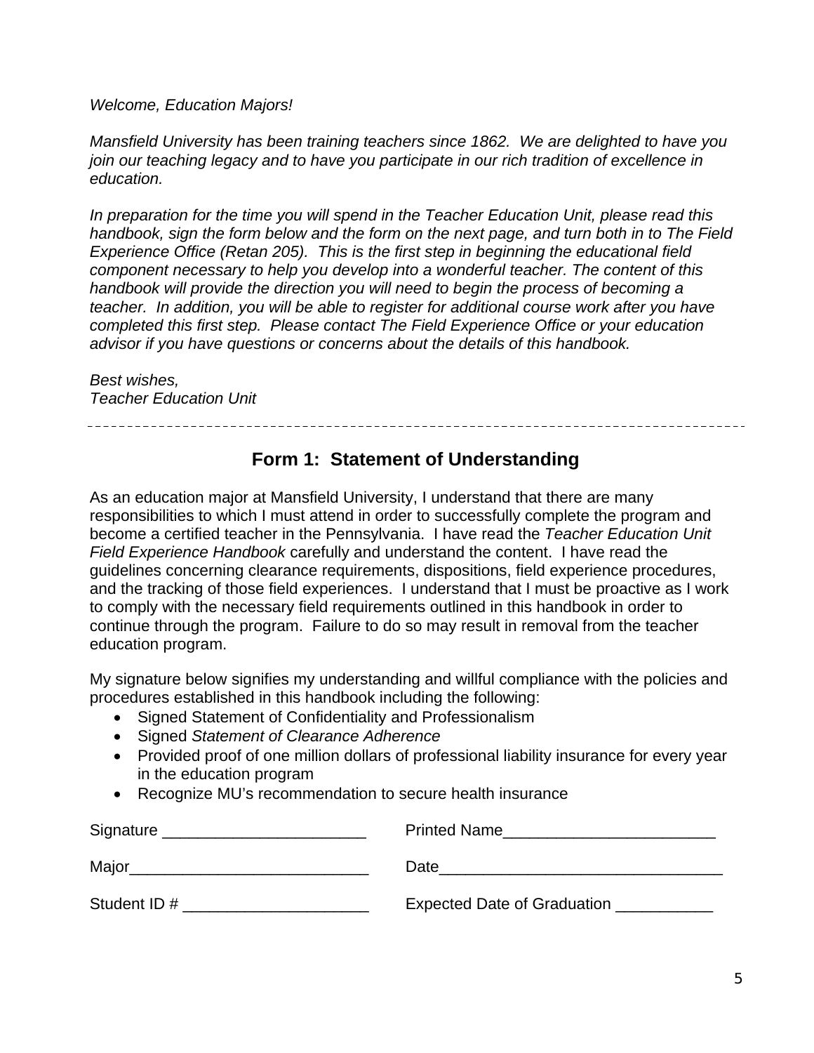*Welcome, Education Majors!*

*Mansfield University has been training teachers since 1862. We are delighted to have you join our teaching legacy and to have you participate in our rich tradition of excellence in education.*

*In preparation for the time you will spend in the Teacher Education Unit, please read this handbook, sign the form below and the form on the next page, and turn both in to The Field Experience Office (Retan 205). This is the first step in beginning the educational field component necessary to help you develop into a wonderful teacher. The content of this handbook will provide the direction you will need to begin the process of becoming a teacher. In addition, you will be able to register for additional course work after you have completed this first step. Please contact The Field Experience Office or your education advisor if you have questions or concerns about the details of this handbook.*

*Best wishes,*
*Teacher Education Unit*

---

## Form 1: Statement of Understanding

As an education major at Mansfield University, I understand that there are many responsibilities to which I must attend in order to successfully complete the program and become a certified teacher in the Pennsylvania. I have read the *Teacher Education Unit Field Experience Handbook* carefully and understand the content. I have read the guidelines concerning clearance requirements, dispositions, field experience procedures, and the tracking of those field experiences. I understand that I must be proactive as I work to comply with the necessary field requirements outlined in this handbook in order to continue through the program. Failure to do so may result in removal from the teacher education program.

My signature below signifies my understanding and willful compliance with the policies and procedures established in this handbook including the following:

- Signed Statement of Confidentiality and Professionalism
- Signed *Statement of Clearance Adherence*
- Provided proof of one million dollars of professional liability insurance for every year in the education program
- Recognize MU's recommendation to secure health insurance

Signature _______________________ Printed Name________________________

Major___________________________ Date________________________________

Student ID # _____________________ Expected Date of Graduation ___________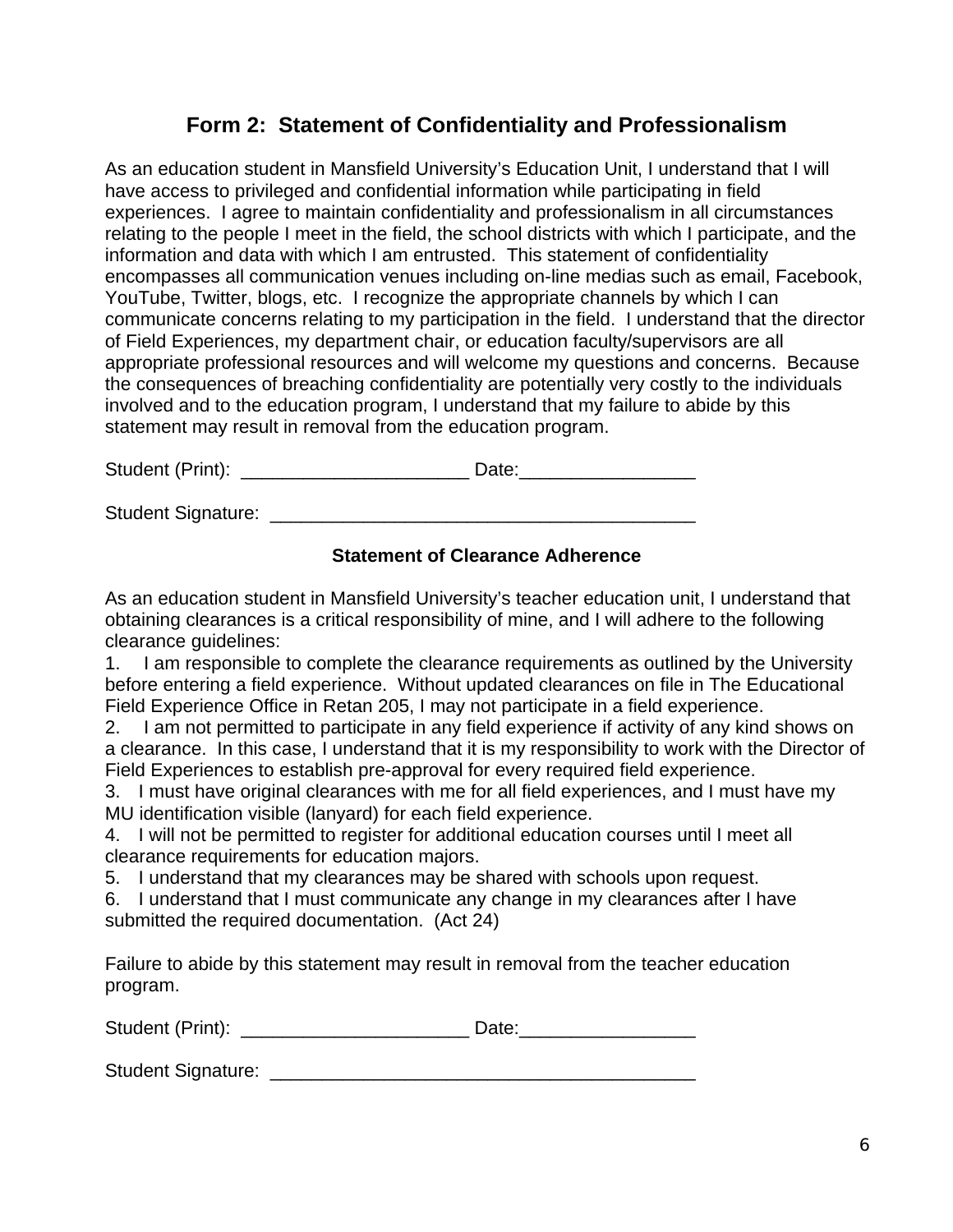## Form 2: Statement of Confidentiality and Professionalism

As an education student in Mansfield University's Education Unit, I understand that I will have access to privileged and confidential information while participating in field experiences. I agree to maintain confidentiality and professionalism in all circumstances relating to the people I meet in the field, the school districts with which I participate, and the information and data with which I am entrusted. This statement of confidentiality encompasses all communication venues including on-line medias such as email, Facebook, YouTube, Twitter, blogs, etc. I recognize the appropriate channels by which I can communicate concerns relating to my participation in the field. I understand that the director of Field Experiences, my department chair, or education faculty/supervisors are all appropriate professional resources and will welcome my questions and concerns. Because the consequences of breaching confidentiality are potentially very costly to the individuals involved and to the education program, I understand that my failure to abide by this statement may result in removal from the education program.

Student (Print): ______________________ Date:_________________

Student Signature: __________________________________________

### Statement of Clearance Adherence

As an education student in Mansfield University's teacher education unit, I understand that obtaining clearances is a critical responsibility of mine, and I will adhere to the following clearance guidelines:

1. I am responsible to complete the clearance requirements as outlined by the University before entering a field experience. Without updated clearances on file in The Educational Field Experience Office in Retan 205, I may not participate in a field experience.
2. I am not permitted to participate in any field experience if activity of any kind shows on a clearance. In this case, I understand that it is my responsibility to work with the Director of Field Experiences to establish pre-approval for every required field experience.
3. I must have original clearances with me for all field experiences, and I must have my MU identification visible (lanyard) for each field experience.
4. I will not be permitted to register for additional education courses until I meet all clearance requirements for education majors.
5. I understand that my clearances may be shared with schools upon request.
6. I understand that I must communicate any change in my clearances after I have submitted the required documentation. (Act 24)

Failure to abide by this statement may result in removal from the teacher education program.

Student (Print): ______________________ Date:_________________

Student Signature: __________________________________________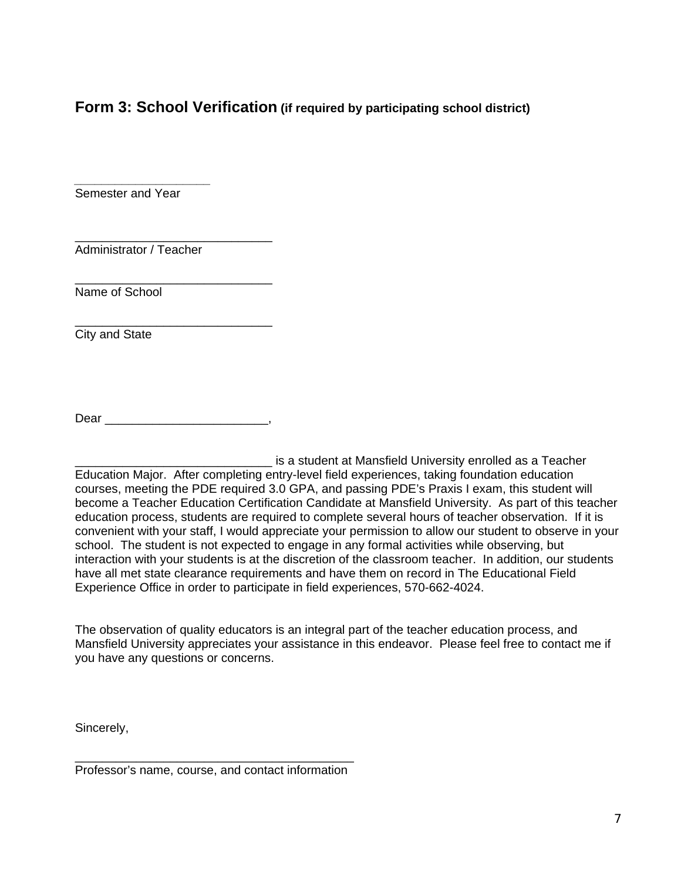## Form 3: School Verification (if required by participating school district)

____________________
Semester and Year

______________________________
Administrator / Teacher

______________________________
Name of School

______________________________
City and State

Dear ________________________,

____________________________ is a student at Mansfield University enrolled as a Teacher Education Major. After completing entry-level field experiences, taking foundation education courses, meeting the PDE required 3.0 GPA, and passing PDE's Praxis I exam, this student will become a Teacher Education Certification Candidate at Mansfield University. As part of this teacher education process, students are required to complete several hours of teacher observation. If it is convenient with your staff, I would appreciate your permission to allow our student to observe in your school. The student is not expected to engage in any formal activities while observing, but interaction with your students is at the discretion of the classroom teacher. In addition, our students have all met state clearance requirements and have them on record in The Educational Field Experience Office in order to participate in field experiences, 570-662-4024.

The observation of quality educators is an integral part of the teacher education process, and Mansfield University appreciates your assistance in this endeavor. Please feel free to contact me if you have any questions or concerns.

Sincerely,

__________________________________________
Professor's name, course, and contact information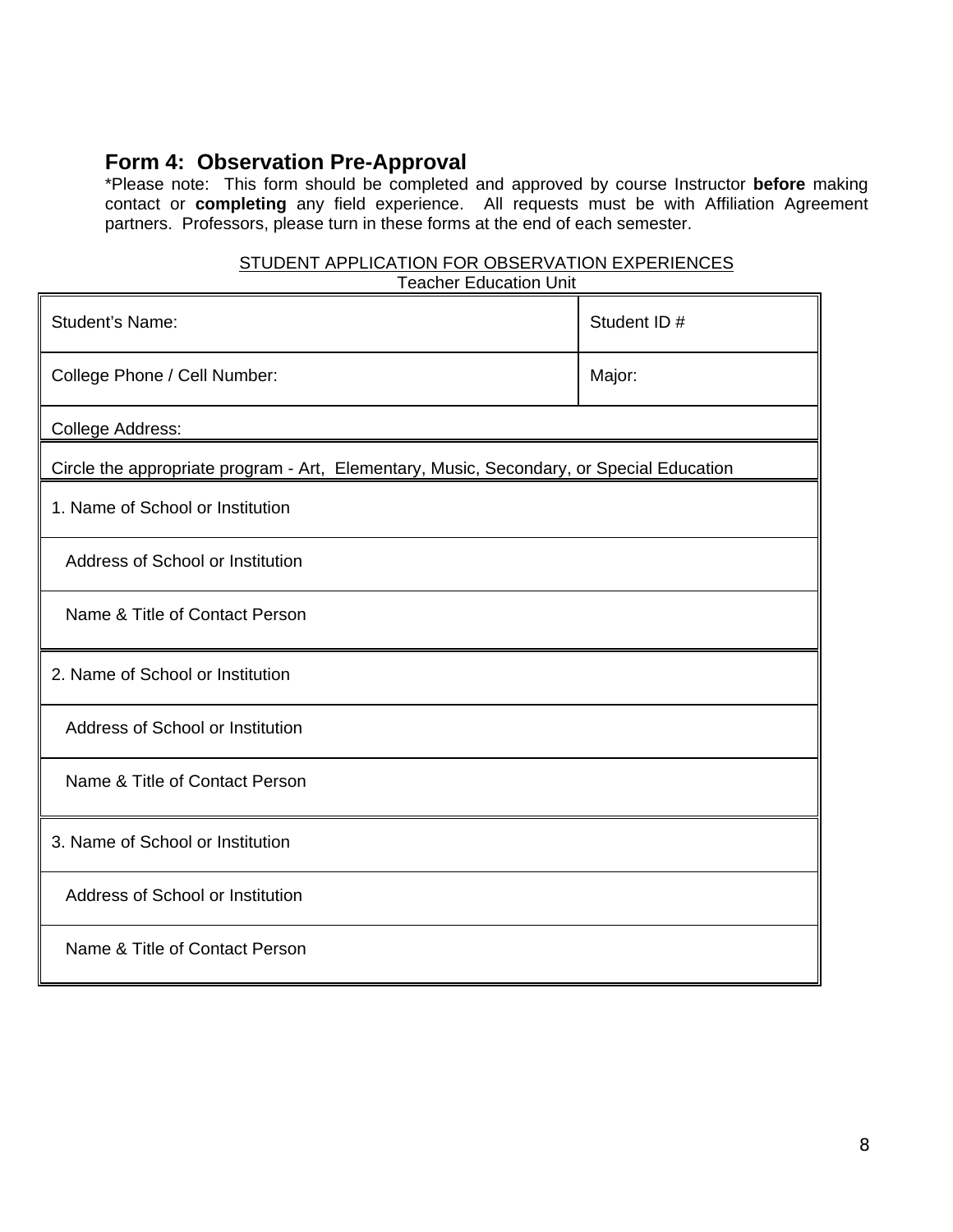## Form 4: Observation Pre-Approval

*Please note: This form should be completed and approved by course Instructor **before** making contact or **completing** any field experience. All requests must be with Affiliation Agreement partners. Professors, please turn in these forms at the end of each semester.

STUDENT APPLICATION FOR OBSERVATION EXPERIENCES
Teacher Education Unit

| Student's Name: | Student ID # |
|---|---|
| College Phone / Cell Number: | Major: |
| College Address: | |
| Circle the appropriate program - Art, Elementary, Music, Secondary, or Special Education | |
| 1. Name of School or Institution | |
| Address of School or Institution | |
| Name & Title of Contact Person | |
| 2. Name of School or Institution | |
| Address of School or Institution | |
| Name & Title of Contact Person | |
| 3. Name of School or Institution | |
| Address of School or Institution | |
| Name & Title of Contact Person | |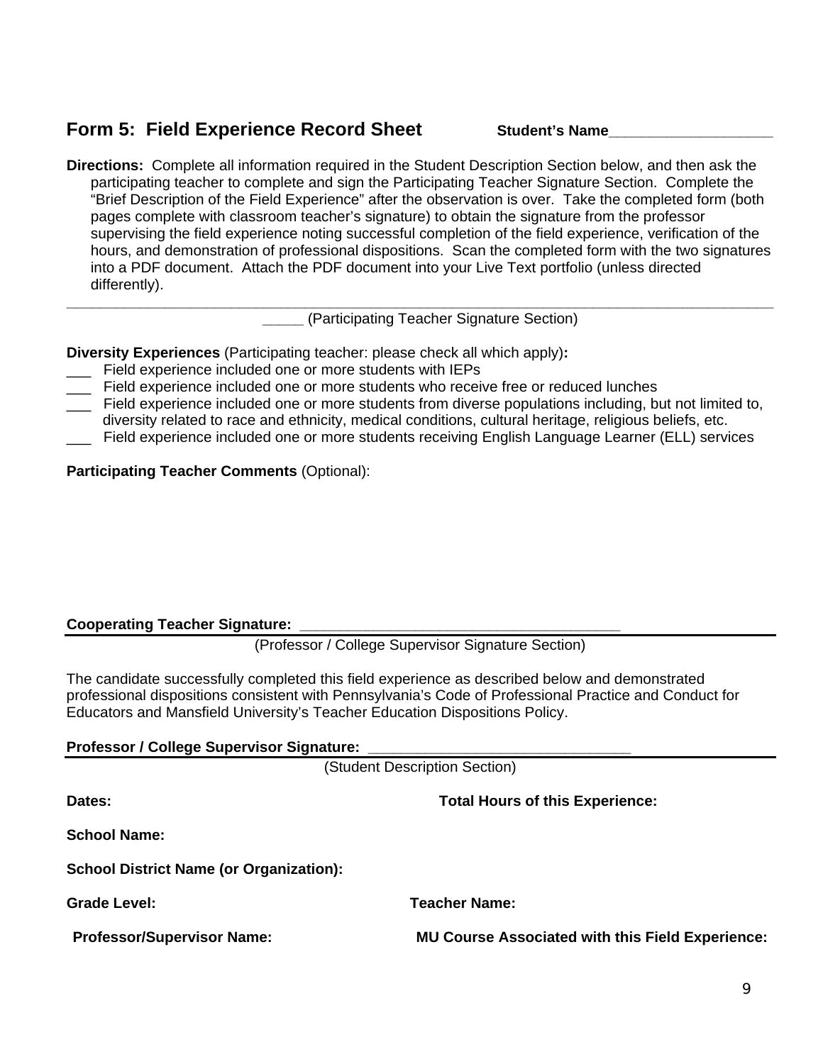## Form 5: Field Experience Record Sheet

**Student's Name**____________________

**Directions:** Complete all information required in the Student Description Section below, and then ask the participating teacher to complete and sign the Participating Teacher Signature Section. Complete the "Brief Description of the Field Experience" after the observation is over. Take the completed form (both pages complete with classroom teacher's signature) to obtain the signature from the professor supervising the field experience noting successful completion of the field experience, verification of the hours, and demonstration of professional dispositions. Scan the completed form with the two signatures into a PDF document. Attach the PDF document into your Live Text portfolio (unless directed differently).

---

_____ (Participating Teacher Signature Section)

**Diversity Experiences** (Participating teacher: please check all which apply)**:**

___ Field experience included one or more students with IEPs

___ Field experience included one or more students who receive free or reduced lunches

___ Field experience included one or more students from diverse populations including, but not limited to, diversity related to race and ethnicity, medical conditions, cultural heritage, religious beliefs, etc.

___ Field experience included one or more students receiving English Language Learner (ELL) services

**Participating Teacher Comments** (Optional):

**Cooperating Teacher Signature:** ________________________________________

---

(Professor / College Supervisor Signature Section)

The candidate successfully completed this field experience as described below and demonstrated professional dispositions consistent with Pennsylvania's Code of Professional Practice and Conduct for Educators and Mansfield University's Teacher Education Dispositions Policy.

**Professor / College Supervisor Signature:** ________________________________

---

(Student Description Section)

**Dates:** **Total Hours of this Experience:**

**School Name:**

**School District Name (or Organization):**

**Grade Level:** **Teacher Name:**

**Professor/Supervisor Name:** **MU Course Associated with this Field Experience:**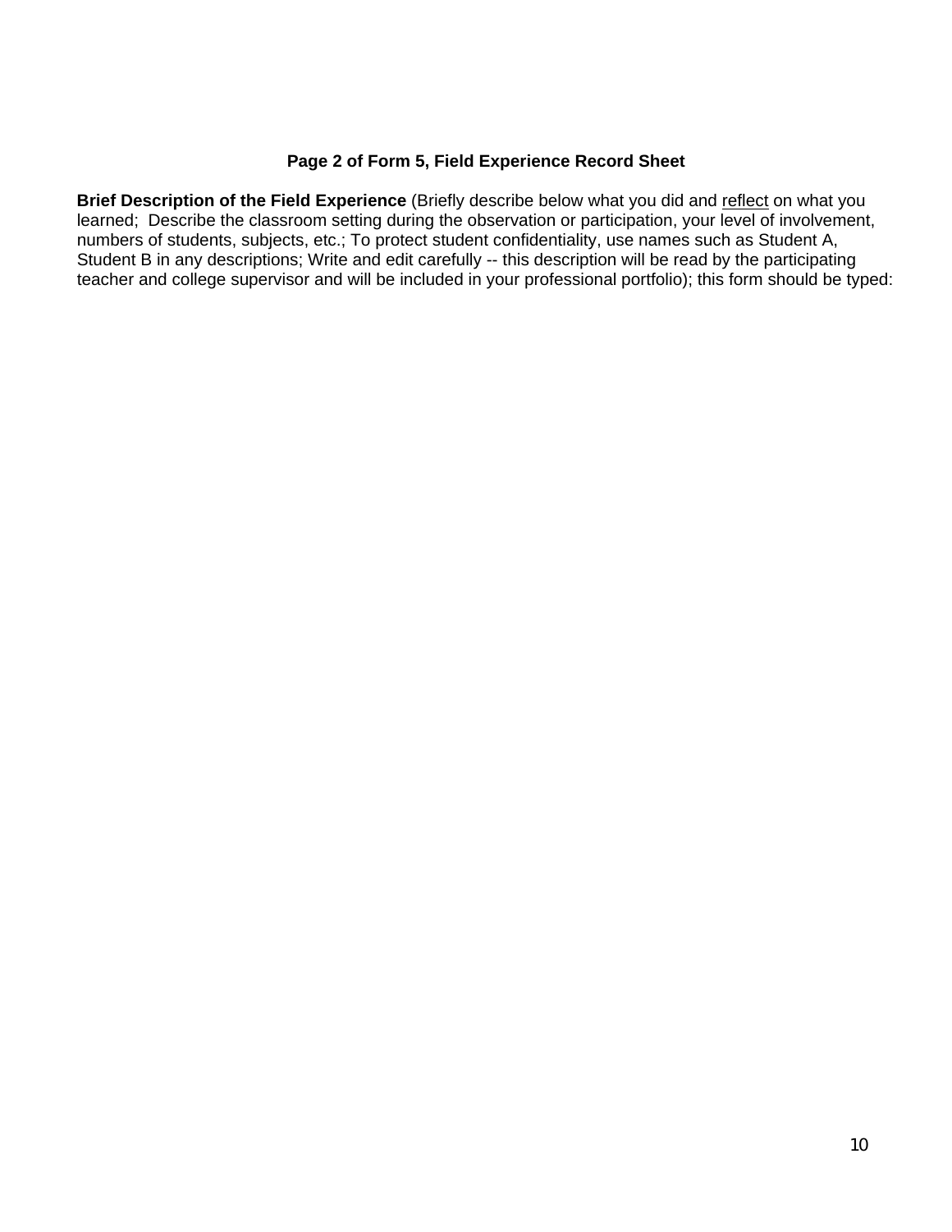**Page 2 of Form 5, Field Experience Record Sheet**

**Brief Description of the Field Experience** (Briefly describe below what you did and <u>reflect</u> on what you learned; Describe the classroom setting during the observation or participation, your level of involvement, numbers of students, subjects, etc.; To protect student confidentiality, use names such as Student A, Student B in any descriptions; Write and edit carefully -- this description will be read by the participating teacher and college supervisor and will be included in your professional portfolio); this form should be typed: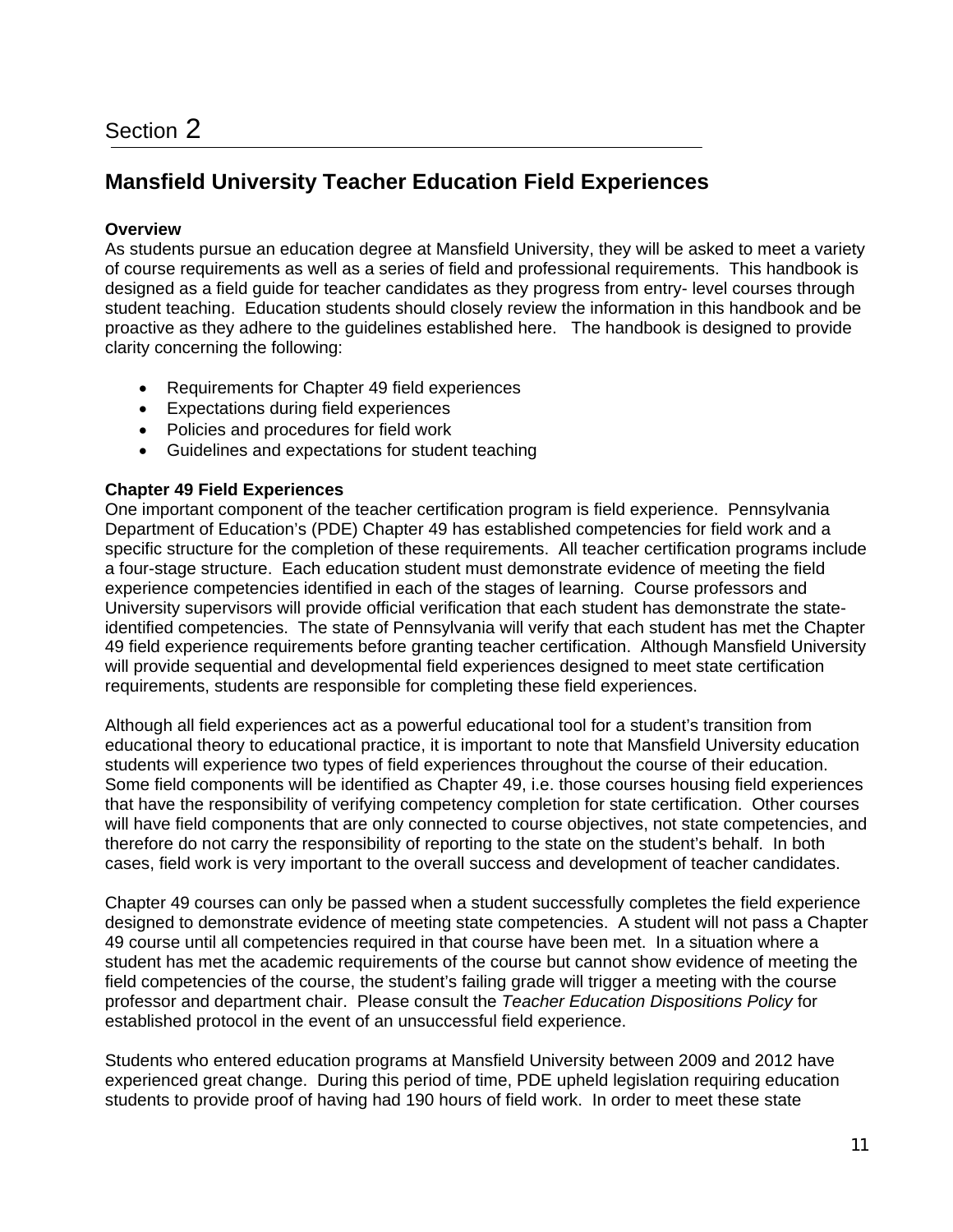# Section 2

## Mansfield University Teacher Education Field Experiences

**Overview**
As students pursue an education degree at Mansfield University, they will be asked to meet a variety of course requirements as well as a series of field and professional requirements. This handbook is designed as a field guide for teacher candidates as they progress from entry- level courses through student teaching. Education students should closely review the information in this handbook and be proactive as they adhere to the guidelines established here. The handbook is designed to provide clarity concerning the following:

- Requirements for Chapter 49 field experiences
- Expectations during field experiences
- Policies and procedures for field work
- Guidelines and expectations for student teaching

**Chapter 49 Field Experiences**
One important component of the teacher certification program is field experience. Pennsylvania Department of Education's (PDE) Chapter 49 has established competencies for field work and a specific structure for the completion of these requirements. All teacher certification programs include a four-stage structure. Each education student must demonstrate evidence of meeting the field experience competencies identified in each of the stages of learning. Course professors and University supervisors will provide official verification that each student has demonstrate the state-identified competencies. The state of Pennsylvania will verify that each student has met the Chapter 49 field experience requirements before granting teacher certification. Although Mansfield University will provide sequential and developmental field experiences designed to meet state certification requirements, students are responsible for completing these field experiences.

Although all field experiences act as a powerful educational tool for a student's transition from educational theory to educational practice, it is important to note that Mansfield University education students will experience two types of field experiences throughout the course of their education. Some field components will be identified as Chapter 49, i.e. those courses housing field experiences that have the responsibility of verifying competency completion for state certification. Other courses will have field components that are only connected to course objectives, not state competencies, and therefore do not carry the responsibility of reporting to the state on the student's behalf. In both cases, field work is very important to the overall success and development of teacher candidates.

Chapter 49 courses can only be passed when a student successfully completes the field experience designed to demonstrate evidence of meeting state competencies. A student will not pass a Chapter 49 course until all competencies required in that course have been met. In a situation where a student has met the academic requirements of the course but cannot show evidence of meeting the field competencies of the course, the student's failing grade will trigger a meeting with the course professor and department chair. Please consult the *Teacher Education Dispositions Policy* for established protocol in the event of an unsuccessful field experience.

Students who entered education programs at Mansfield University between 2009 and 2012 have experienced great change. During this period of time, PDE upheld legislation requiring education students to provide proof of having had 190 hours of field work. In order to meet these state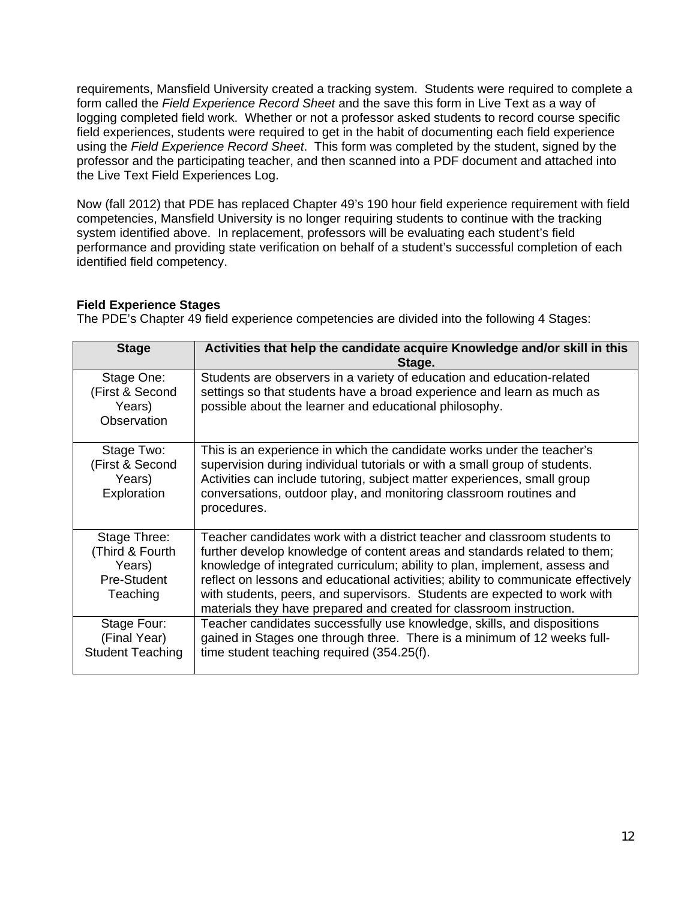requirements, Mansfield University created a tracking system. Students were required to complete a form called the *Field Experience Record Sheet* and the save this form in Live Text as a way of logging completed field work. Whether or not a professor asked students to record course specific field experiences, students were required to get in the habit of documenting each field experience using the *Field Experience Record Sheet*. This form was completed by the student, signed by the professor and the participating teacher, and then scanned into a PDF document and attached into the Live Text Field Experiences Log.

Now (fall 2012) that PDE has replaced Chapter 49's 190 hour field experience requirement with field competencies, Mansfield University is no longer requiring students to continue with the tracking system identified above. In replacement, professors will be evaluating each student's field performance and providing state verification on behalf of a student's successful completion of each identified field competency.

**Field Experience Stages**

The PDE's Chapter 49 field experience competencies are divided into the following 4 Stages:

| Stage | Activities that help the candidate acquire Knowledge and/or skill in this Stage. |
|---|---|
| Stage One: (First & Second Years) Observation | Students are observers in a variety of education and education-related settings so that students have a broad experience and learn as much as possible about the learner and educational philosophy. |
| Stage Two: (First & Second Years) Exploration | This is an experience in which the candidate works under the teacher's supervision during individual tutorials or with a small group of students. Activities can include tutoring, subject matter experiences, small group conversations, outdoor play, and monitoring classroom routines and procedures. |
| Stage Three: (Third & Fourth Years) Pre-Student Teaching | Teacher candidates work with a district teacher and classroom students to further develop knowledge of content areas and standards related to them; knowledge of integrated curriculum; ability to plan, implement, assess and reflect on lessons and educational activities; ability to communicate effectively with students, peers, and supervisors. Students are expected to work with materials they have prepared and created for classroom instruction. |
| Stage Four: (Final Year) Student Teaching | Teacher candidates successfully use knowledge, skills, and dispositions gained in Stages one through three. There is a minimum of 12 weeks full-time student teaching required (354.25(f). |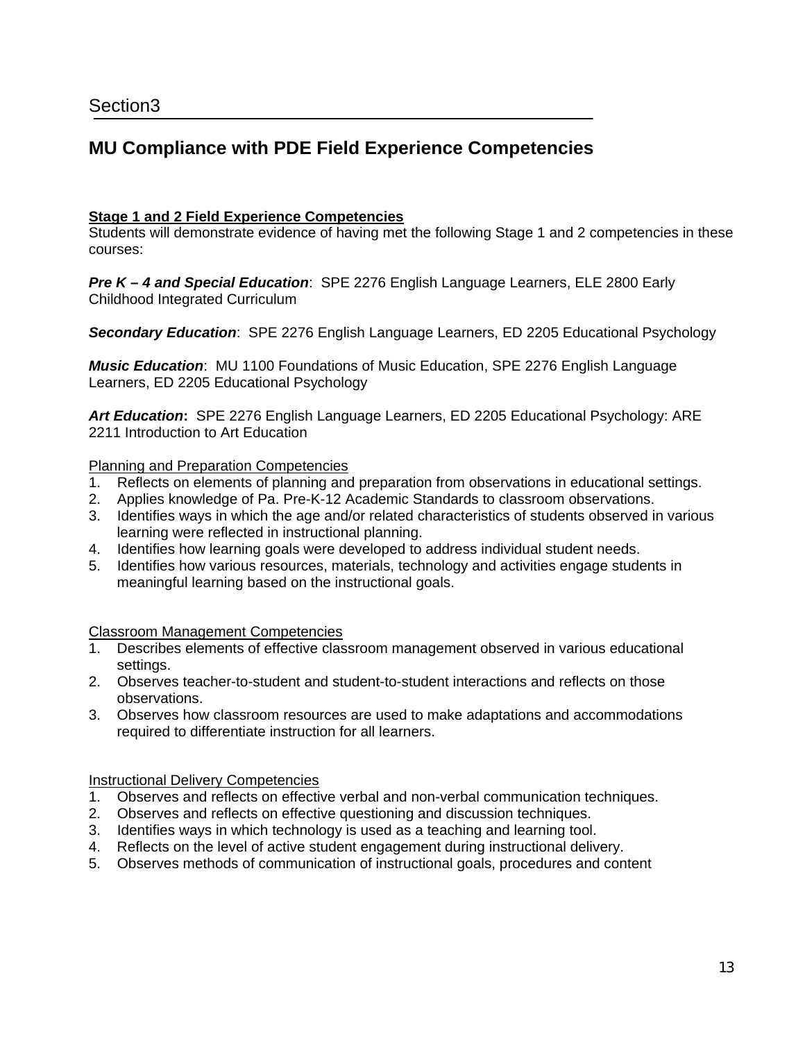Section3

## MU Compliance with PDE Field Experience Competencies

**Stage 1 and 2 Field Experience Competencies**
Students will demonstrate evidence of having met the following Stage 1 and 2 competencies in these courses:

***Pre K – 4 and Special Education***: SPE 2276 English Language Learners, ELE 2800 Early Childhood Integrated Curriculum

***Secondary Education***: SPE 2276 English Language Learners, ED 2205 Educational Psychology

***Music Education***: MU 1100 Foundations of Music Education, SPE 2276 English Language Learners, ED 2205 Educational Psychology

***Art Education*****:** SPE 2276 English Language Learners, ED 2205 Educational Psychology: ARE 2211 Introduction to Art Education

Planning and Preparation Competencies

1. Reflects on elements of planning and preparation from observations in educational settings.
2. Applies knowledge of Pa. Pre-K-12 Academic Standards to classroom observations.
3. Identifies ways in which the age and/or related characteristics of students observed in various learning were reflected in instructional planning.
4. Identifies how learning goals were developed to address individual student needs.
5. Identifies how various resources, materials, technology and activities engage students in meaningful learning based on the instructional goals.

Classroom Management Competencies

1. Describes elements of effective classroom management observed in various educational settings.
2. Observes teacher-to-student and student-to-student interactions and reflects on those observations.
3. Observes how classroom resources are used to make adaptations and accommodations required to differentiate instruction for all learners.

Instructional Delivery Competencies

1. Observes and reflects on effective verbal and non-verbal communication techniques.
2. Observes and reflects on effective questioning and discussion techniques.
3. Identifies ways in which technology is used as a teaching and learning tool.
4. Reflects on the level of active student engagement during instructional delivery.
5. Observes methods of communication of instructional goals, procedures and content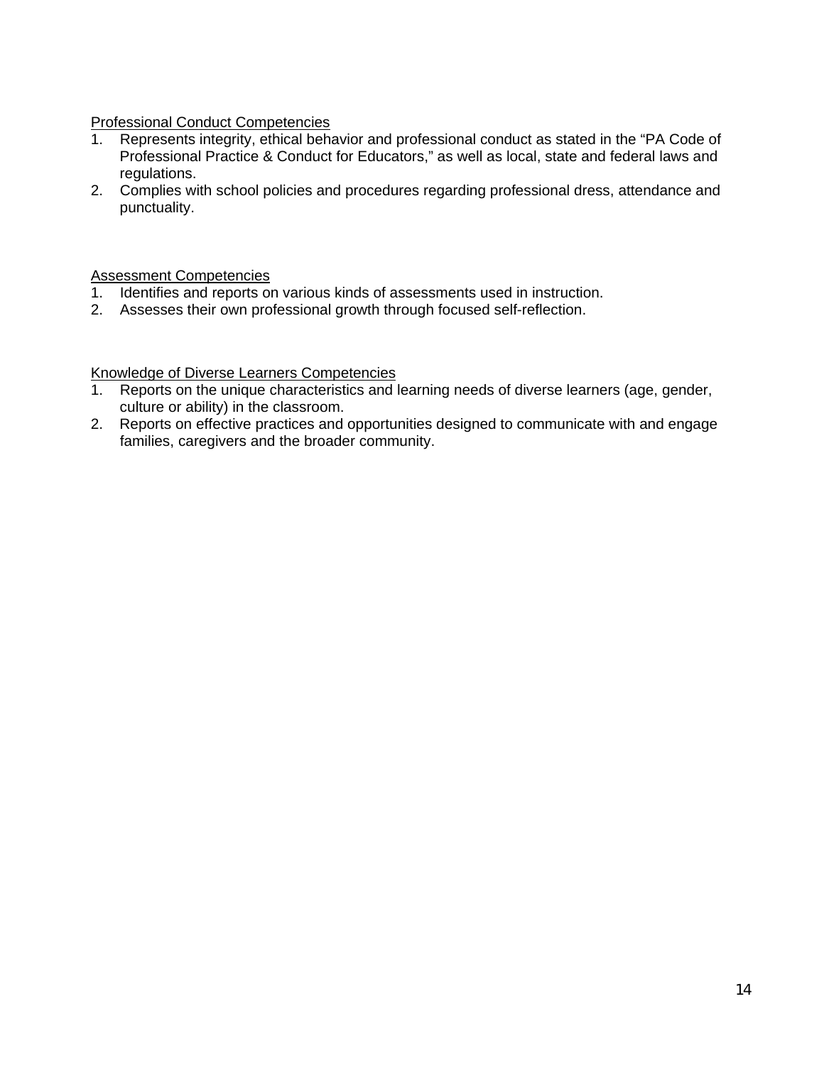Professional Conduct Competencies

1. Represents integrity, ethical behavior and professional conduct as stated in the "PA Code of Professional Practice & Conduct for Educators," as well as local, state and federal laws and regulations.
2. Complies with school policies and procedures regarding professional dress, attendance and punctuality.

Assessment Competencies

1. Identifies and reports on various kinds of assessments used in instruction.
2. Assesses their own professional growth through focused self-reflection.

Knowledge of Diverse Learners Competencies

1. Reports on the unique characteristics and learning needs of diverse learners (age, gender, culture or ability) in the classroom.
2. Reports on effective practices and opportunities designed to communicate with and engage families, caregivers and the broader community.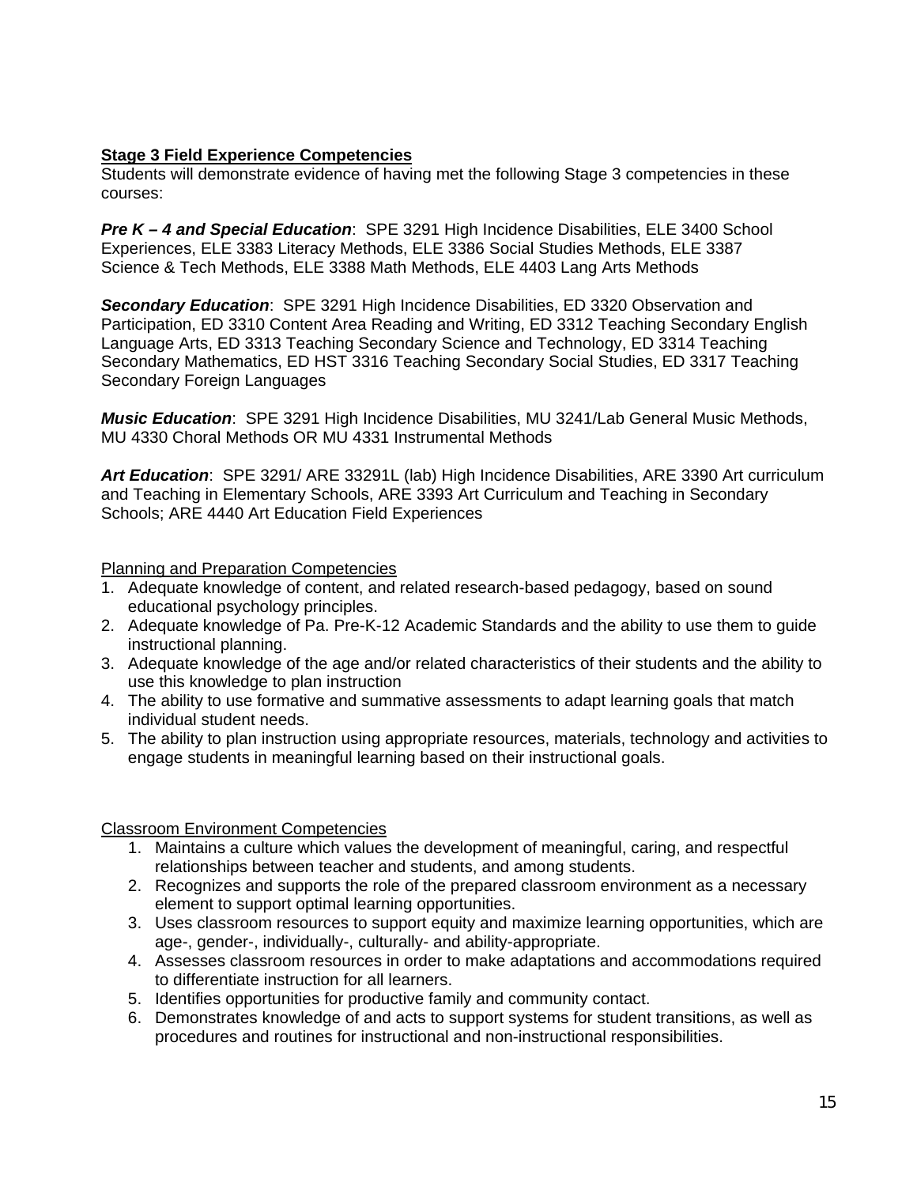**Stage 3 Field Experience Competencies**

Students will demonstrate evidence of having met the following Stage 3 competencies in these courses:

***Pre K – 4 and Special Education***: SPE 3291 High Incidence Disabilities, ELE 3400 School Experiences, ELE 3383 Literacy Methods, ELE 3386 Social Studies Methods, ELE 3387 Science & Tech Methods, ELE 3388 Math Methods, ELE 4403 Lang Arts Methods

***Secondary Education***: SPE 3291 High Incidence Disabilities, ED 3320 Observation and Participation, ED 3310 Content Area Reading and Writing, ED 3312 Teaching Secondary English Language Arts, ED 3313 Teaching Secondary Science and Technology, ED 3314 Teaching Secondary Mathematics, ED HST 3316 Teaching Secondary Social Studies, ED 3317 Teaching Secondary Foreign Languages

***Music Education***: SPE 3291 High Incidence Disabilities, MU 3241/Lab General Music Methods, MU 4330 Choral Methods OR MU 4331 Instrumental Methods

***Art Education***: SPE 3291/ ARE 33291L (lab) High Incidence Disabilities, ARE 3390 Art curriculum and Teaching in Elementary Schools, ARE 3393 Art Curriculum and Teaching in Secondary Schools; ARE 4440 Art Education Field Experiences

Planning and Preparation Competencies

1. Adequate knowledge of content, and related research-based pedagogy, based on sound educational psychology principles.
2. Adequate knowledge of Pa. Pre-K-12 Academic Standards and the ability to use them to guide instructional planning.
3. Adequate knowledge of the age and/or related characteristics of their students and the ability to use this knowledge to plan instruction
4. The ability to use formative and summative assessments to adapt learning goals that match individual student needs.
5. The ability to plan instruction using appropriate resources, materials, technology and activities to engage students in meaningful learning based on their instructional goals.

Classroom Environment Competencies

1. Maintains a culture which values the development of meaningful, caring, and respectful relationships between teacher and students, and among students.
2. Recognizes and supports the role of the prepared classroom environment as a necessary element to support optimal learning opportunities.
3. Uses classroom resources to support equity and maximize learning opportunities, which are age-, gender-, individually-, culturally- and ability-appropriate.
4. Assesses classroom resources in order to make adaptations and accommodations required to differentiate instruction for all learners.
5. Identifies opportunities for productive family and community contact.
6. Demonstrates knowledge of and acts to support systems for student transitions, as well as procedures and routines for instructional and non-instructional responsibilities.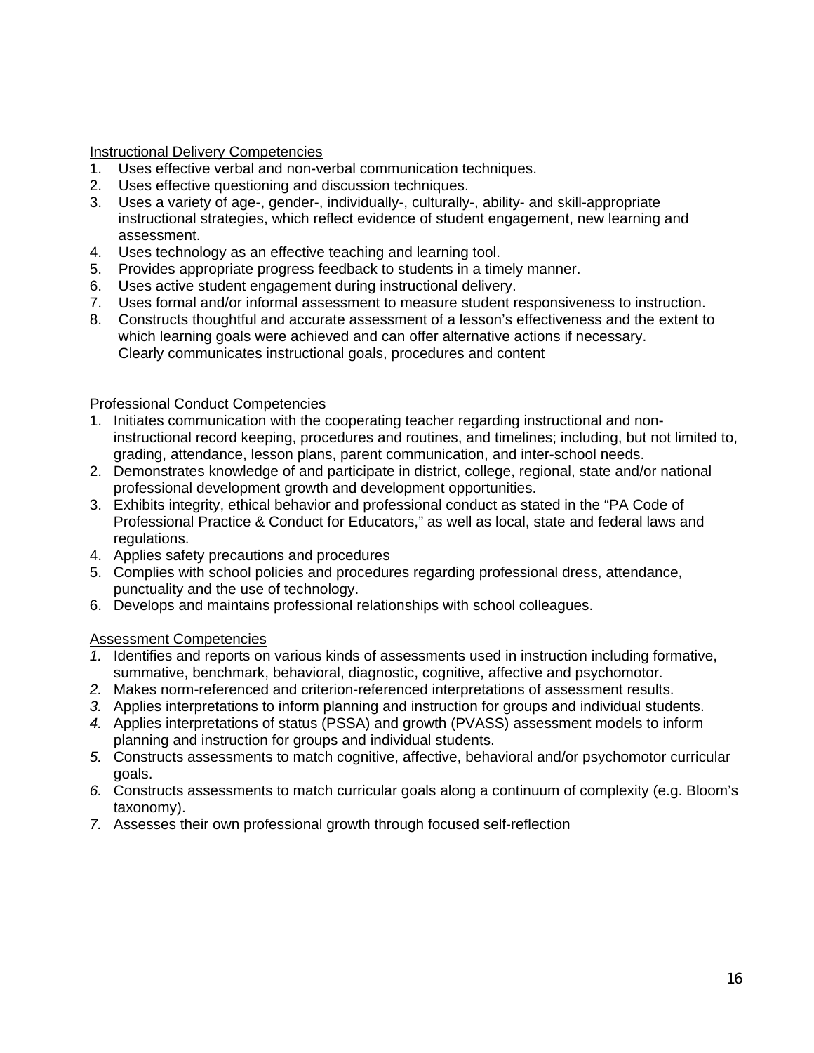Instructional Delivery Competencies

1. Uses effective verbal and non-verbal communication techniques.
2. Uses effective questioning and discussion techniques.
3. Uses a variety of age-, gender-, individually-, culturally-, ability- and skill-appropriate instructional strategies, which reflect evidence of student engagement, new learning and assessment.
4. Uses technology as an effective teaching and learning tool.
5. Provides appropriate progress feedback to students in a timely manner.
6. Uses active student engagement during instructional delivery.
7. Uses formal and/or informal assessment to measure student responsiveness to instruction.
8. Constructs thoughtful and accurate assessment of a lesson's effectiveness and the extent to which learning goals were achieved and can offer alternative actions if necessary.
   Clearly communicates instructional goals, procedures and content

Professional Conduct Competencies

1. Initiates communication with the cooperating teacher regarding instructional and non-instructional record keeping, procedures and routines, and timelines; including, but not limited to, grading, attendance, lesson plans, parent communication, and inter-school needs.
2. Demonstrates knowledge of and participate in district, college, regional, state and/or national professional development growth and development opportunities.
3. Exhibits integrity, ethical behavior and professional conduct as stated in the "PA Code of Professional Practice & Conduct for Educators," as well as local, state and federal laws and regulations.
4. Applies safety precautions and procedures
5. Complies with school policies and procedures regarding professional dress, attendance, punctuality and the use of technology.
6. Develops and maintains professional relationships with school colleagues.

Assessment Competencies

1. Identifies and reports on various kinds of assessments used in instruction including formative, summative, benchmark, behavioral, diagnostic, cognitive, affective and psychomotor.
2. Makes norm-referenced and criterion-referenced interpretations of assessment results.
3. Applies interpretations to inform planning and instruction for groups and individual students.
4. Applies interpretations of status (PSSA) and growth (PVASS) assessment models to inform planning and instruction for groups and individual students.
5. Constructs assessments to match cognitive, affective, behavioral and/or psychomotor curricular goals.
6. Constructs assessments to match curricular goals along a continuum of complexity (e.g. Bloom's taxonomy).
7. Assesses their own professional growth through focused self-reflection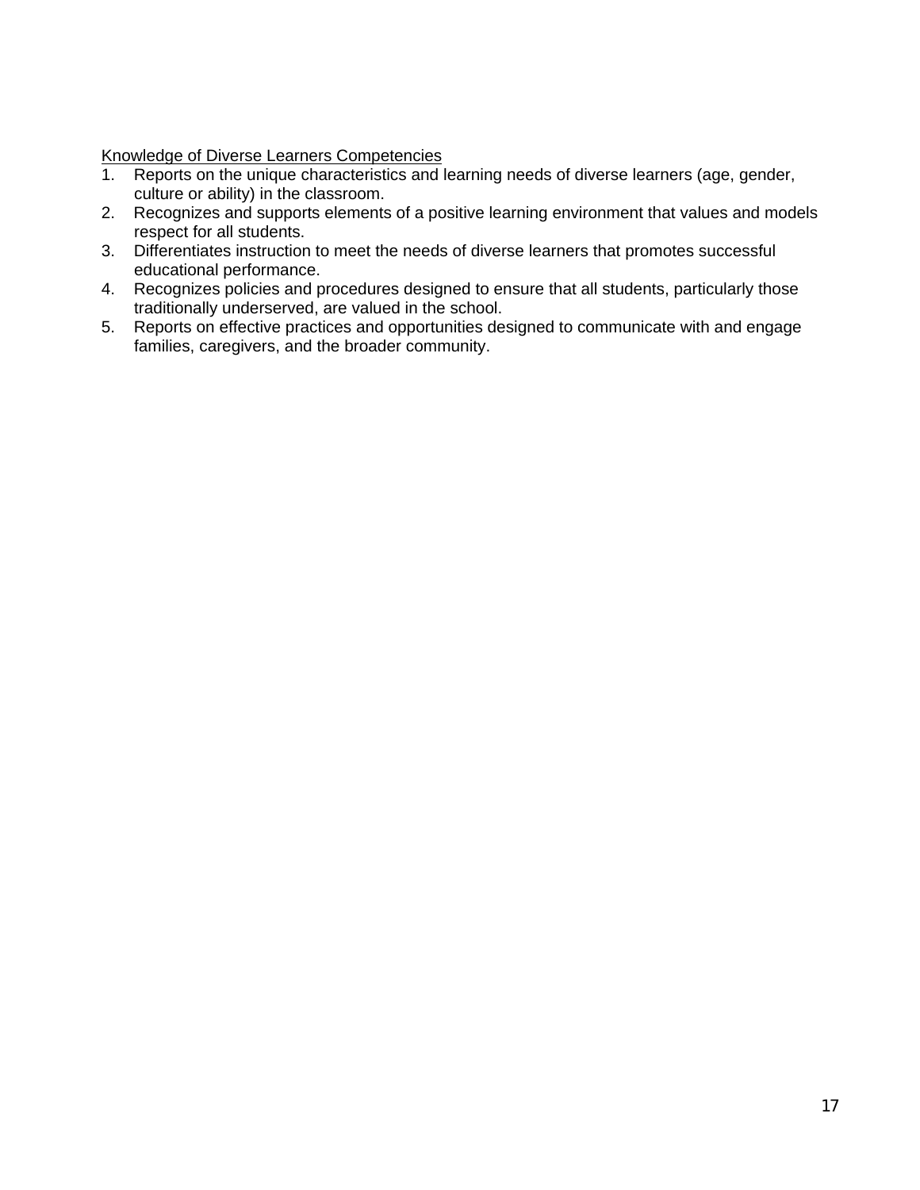<u>Knowledge of Diverse Learners Competencies</u>

1. Reports on the unique characteristics and learning needs of diverse learners (age, gender, culture or ability) in the classroom.
2. Recognizes and supports elements of a positive learning environment that values and models respect for all students.
3. Differentiates instruction to meet the needs of diverse learners that promotes successful educational performance.
4. Recognizes policies and procedures designed to ensure that all students, particularly those traditionally underserved, are valued in the school.
5. Reports on effective practices and opportunities designed to communicate with and engage families, caregivers, and the broader community.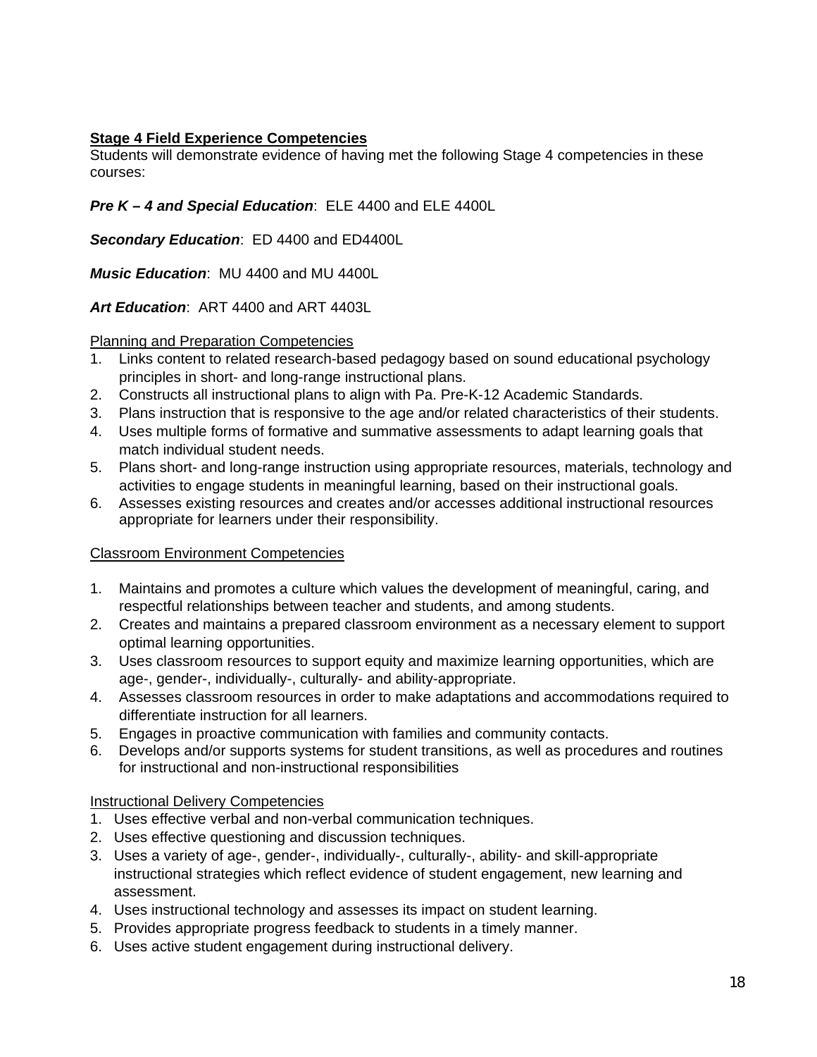**<u>Stage 4 Field Experience Competencies</u>**

Students will demonstrate evidence of having met the following Stage 4 competencies in these courses:

***Pre K – 4 and Special Education***: ELE 4400 and ELE 4400L

***Secondary Education***: ED 4400 and ED4400L

***Music Education***: MU 4400 and MU 4400L

***Art Education***: ART 4400 and ART 4403L

<u>Planning and Preparation Competencies</u>

1. Links content to related research-based pedagogy based on sound educational psychology principles in short- and long-range instructional plans.
2. Constructs all instructional plans to align with Pa. Pre-K-12 Academic Standards.
3. Plans instruction that is responsive to the age and/or related characteristics of their students.
4. Uses multiple forms of formative and summative assessments to adapt learning goals that match individual student needs.
5. Plans short- and long-range instruction using appropriate resources, materials, technology and activities to engage students in meaningful learning, based on their instructional goals.
6. Assesses existing resources and creates and/or accesses additional instructional resources appropriate for learners under their responsibility.

<u>Classroom Environment Competencies</u>

1. Maintains and promotes a culture which values the development of meaningful, caring, and respectful relationships between teacher and students, and among students.
2. Creates and maintains a prepared classroom environment as a necessary element to support optimal learning opportunities.
3. Uses classroom resources to support equity and maximize learning opportunities, which are age-, gender-, individually-, culturally- and ability-appropriate.
4. Assesses classroom resources in order to make adaptations and accommodations required to differentiate instruction for all learners.
5. Engages in proactive communication with families and community contacts.
6. Develops and/or supports systems for student transitions, as well as procedures and routines for instructional and non-instructional responsibilities

<u>Instructional Delivery Competencies</u>

1. Uses effective verbal and non-verbal communication techniques.
2. Uses effective questioning and discussion techniques.
3. Uses a variety of age-, gender-, individually-, culturally-, ability- and skill-appropriate instructional strategies which reflect evidence of student engagement, new learning and assessment.
4. Uses instructional technology and assesses its impact on student learning.
5. Provides appropriate progress feedback to students in a timely manner.
6. Uses active student engagement during instructional delivery.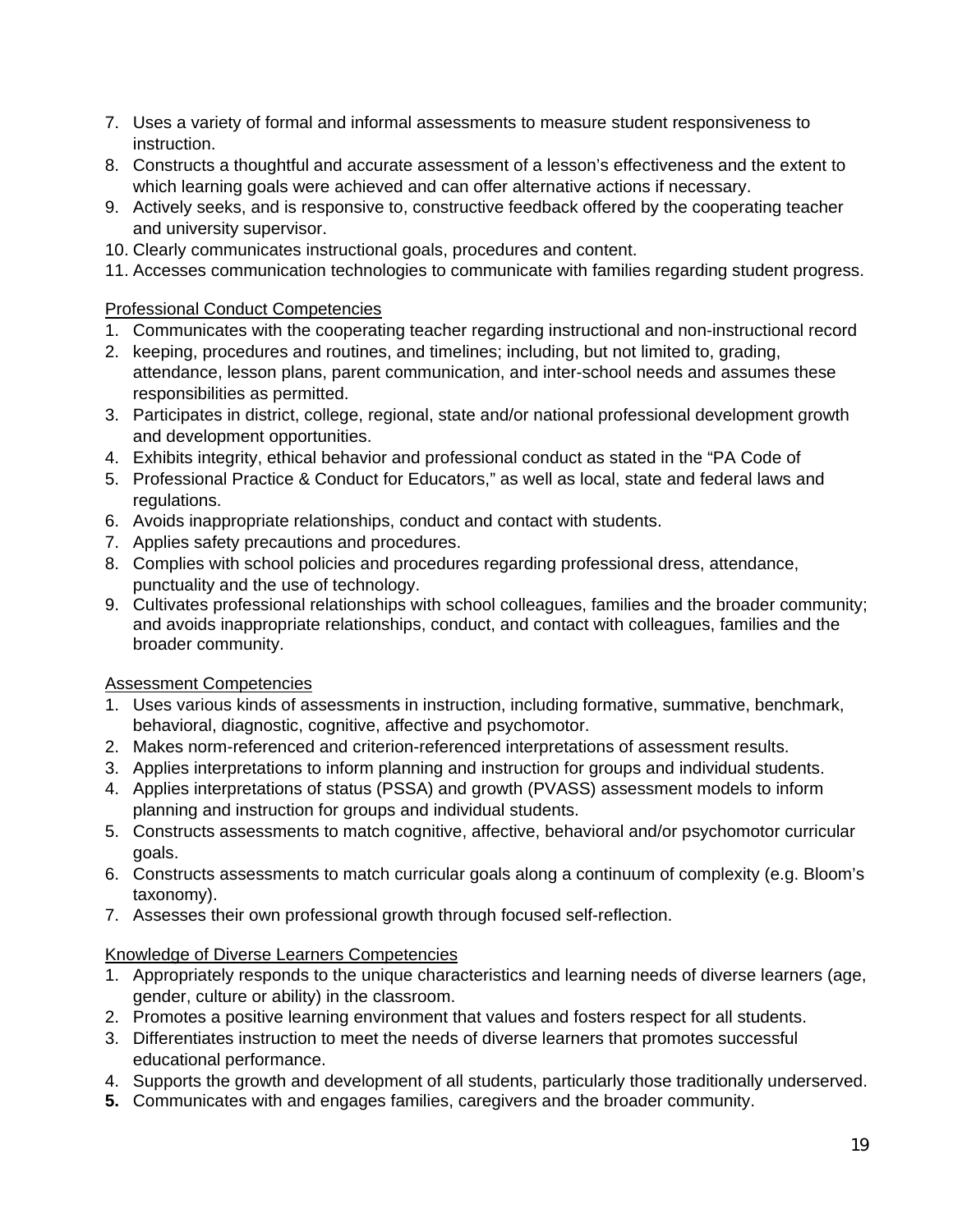7. Uses a variety of formal and informal assessments to measure student responsiveness to instruction.
8. Constructs a thoughtful and accurate assessment of a lesson's effectiveness and the extent to which learning goals were achieved and can offer alternative actions if necessary.
9. Actively seeks, and is responsive to, constructive feedback offered by the cooperating teacher and university supervisor.
10. Clearly communicates instructional goals, procedures and content.
11. Accesses communication technologies to communicate with families regarding student progress.

<u>Professional Conduct Competencies</u>

1. Communicates with the cooperating teacher regarding instructional and non-instructional record
2. keeping, procedures and routines, and timelines; including, but not limited to, grading, attendance, lesson plans, parent communication, and inter-school needs and assumes these responsibilities as permitted.
3. Participates in district, college, regional, state and/or national professional development growth and development opportunities.
4. Exhibits integrity, ethical behavior and professional conduct as stated in the "PA Code of
5. Professional Practice & Conduct for Educators," as well as local, state and federal laws and regulations.
6. Avoids inappropriate relationships, conduct and contact with students.
7. Applies safety precautions and procedures.
8. Complies with school policies and procedures regarding professional dress, attendance, punctuality and the use of technology.
9. Cultivates professional relationships with school colleagues, families and the broader community; and avoids inappropriate relationships, conduct, and contact with colleagues, families and the broader community.

<u>Assessment Competencies</u>

1. Uses various kinds of assessments in instruction, including formative, summative, benchmark, behavioral, diagnostic, cognitive, affective and psychomotor.
2. Makes norm-referenced and criterion-referenced interpretations of assessment results.
3. Applies interpretations to inform planning and instruction for groups and individual students.
4. Applies interpretations of status (PSSA) and growth (PVASS) assessment models to inform planning and instruction for groups and individual students.
5. Constructs assessments to match cognitive, affective, behavioral and/or psychomotor curricular goals.
6. Constructs assessments to match curricular goals along a continuum of complexity (e.g. Bloom's taxonomy).
7. Assesses their own professional growth through focused self-reflection.

<u>Knowledge of Diverse Learners Competencies</u>

1. Appropriately responds to the unique characteristics and learning needs of diverse learners (age, gender, culture or ability) in the classroom.
2. Promotes a positive learning environment that values and fosters respect for all students.
3. Differentiates instruction to meet the needs of diverse learners that promotes successful educational performance.
4. Supports the growth and development of all students, particularly those traditionally underserved.
5. Communicates with and engages families, caregivers and the broader community.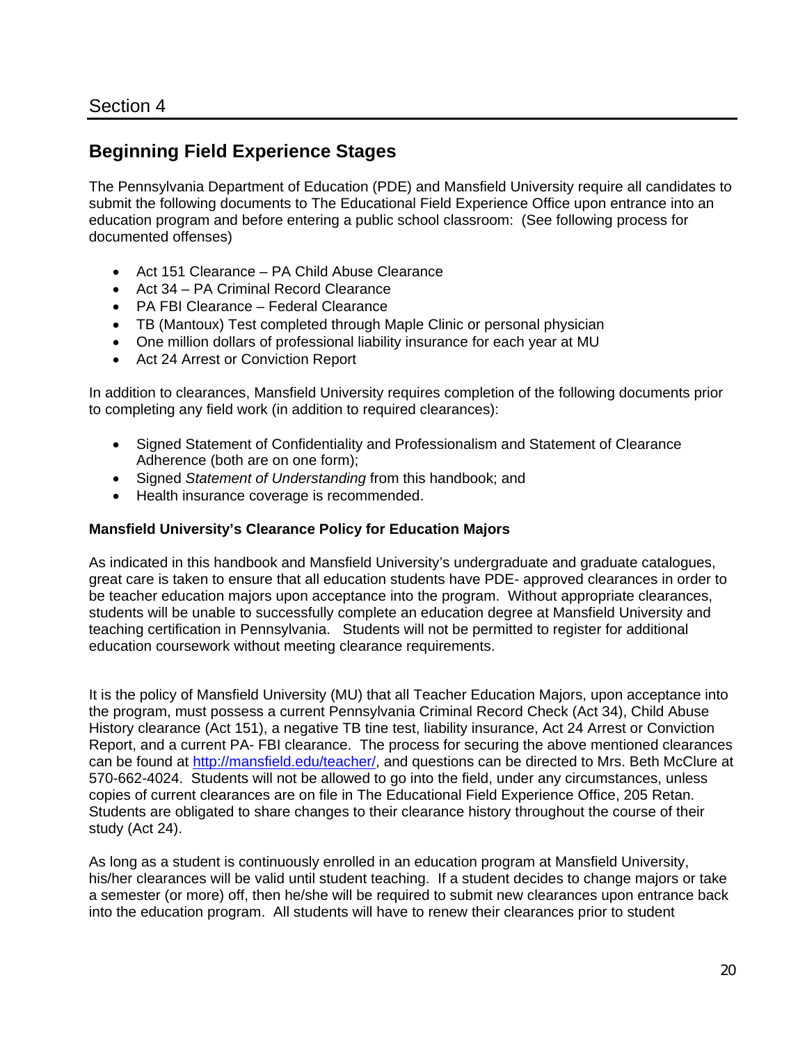Section 4

## Beginning Field Experience Stages

The Pennsylvania Department of Education (PDE) and Mansfield University require all candidates to submit the following documents to The Educational Field Experience Office upon entrance into an education program and before entering a public school classroom: (See following process for documented offenses)

- Act 151 Clearance – PA Child Abuse Clearance
- Act 34 – PA Criminal Record Clearance
- PA FBI Clearance – Federal Clearance
- TB (Mantoux) Test completed through Maple Clinic or personal physician
- One million dollars of professional liability insurance for each year at MU
- Act 24 Arrest or Conviction Report

In addition to clearances, Mansfield University requires completion of the following documents prior to completing any field work (in addition to required clearances):

- Signed Statement of Confidentiality and Professionalism and Statement of Clearance Adherence (both are on one form);
- Signed *Statement of Understanding* from this handbook; and
- Health insurance coverage is recommended.

**Mansfield University's Clearance Policy for Education Majors**

As indicated in this handbook and Mansfield University's undergraduate and graduate catalogues, great care is taken to ensure that all education students have PDE- approved clearances in order to be teacher education majors upon acceptance into the program. Without appropriate clearances, students will be unable to successfully complete an education degree at Mansfield University and teaching certification in Pennsylvania. Students will not be permitted to register for additional education coursework without meeting clearance requirements.

It is the policy of Mansfield University (MU) that all Teacher Education Majors, upon acceptance into the program, must possess a current Pennsylvania Criminal Record Check (Act 34), Child Abuse History clearance (Act 151), a negative TB tine test, liability insurance, Act 24 Arrest or Conviction Report, and a current PA- FBI clearance. The process for securing the above mentioned clearances can be found at http://mansfield.edu/teacher/, and questions can be directed to Mrs. Beth McClure at 570-662-4024. Students will not be allowed to go into the field, under any circumstances, unless copies of current clearances are on file in The Educational Field Experience Office, 205 Retan. Students are obligated to share changes to their clearance history throughout the course of their study (Act 24).

As long as a student is continuously enrolled in an education program at Mansfield University, his/her clearances will be valid until student teaching. If a student decides to change majors or take a semester (or more) off, then he/she will be required to submit new clearances upon entrance back into the education program. All students will have to renew their clearances prior to student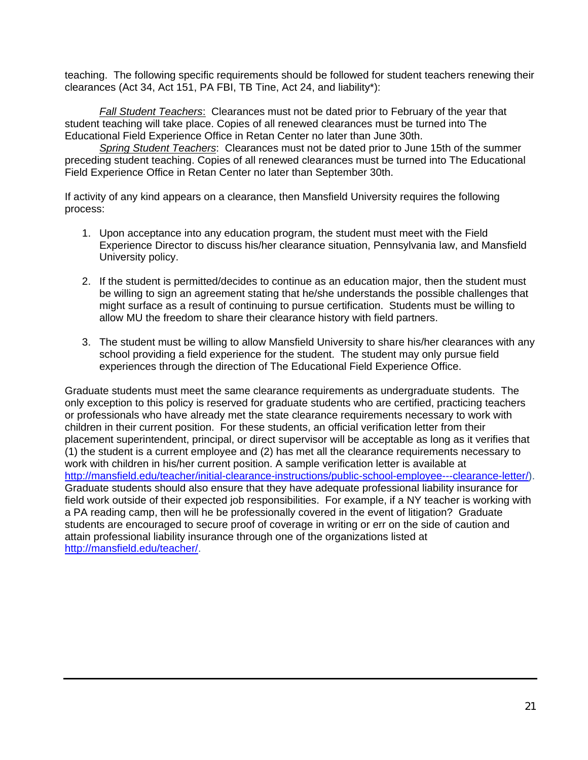teaching. The following specific requirements should be followed for student teachers renewing their clearances (Act 34, Act 151, PA FBI, TB Tine, Act 24, and liability*):

*Fall Student Teachers*: Clearances must not be dated prior to February of the year that student teaching will take place. Copies of all renewed clearances must be turned into The Educational Field Experience Office in Retan Center no later than June 30th.

*Spring Student Teachers*: Clearances must not be dated prior to June 15th of the summer preceding student teaching. Copies of all renewed clearances must be turned into The Educational Field Experience Office in Retan Center no later than September 30th.

If activity of any kind appears on a clearance, then Mansfield University requires the following process:

1. Upon acceptance into any education program, the student must meet with the Field Experience Director to discuss his/her clearance situation, Pennsylvania law, and Mansfield University policy.

2. If the student is permitted/decides to continue as an education major, then the student must be willing to sign an agreement stating that he/she understands the possible challenges that might surface as a result of continuing to pursue certification. Students must be willing to allow MU the freedom to share their clearance history with field partners.

3. The student must be willing to allow Mansfield University to share his/her clearances with any school providing a field experience for the student. The student may only pursue field experiences through the direction of The Educational Field Experience Office.

Graduate students must meet the same clearance requirements as undergraduate students. The only exception to this policy is reserved for graduate students who are certified, practicing teachers or professionals who have already met the state clearance requirements necessary to work with children in their current position. For these students, an official verification letter from their placement superintendent, principal, or direct supervisor will be acceptable as long as it verifies that (1) the student is a current employee and (2) has met all the clearance requirements necessary to work with children in his/her current position. A sample verification letter is available at http://mansfield.edu/teacher/initial-clearance-instructions/public-school-employee---clearance-letter/). Graduate students should also ensure that they have adequate professional liability insurance for field work outside of their expected job responsibilities. For example, if a NY teacher is working with a PA reading camp, then will he be professionally covered in the event of litigation? Graduate students are encouraged to secure proof of coverage in writing or err on the side of caution and attain professional liability insurance through one of the organizations listed at http://mansfield.edu/teacher/.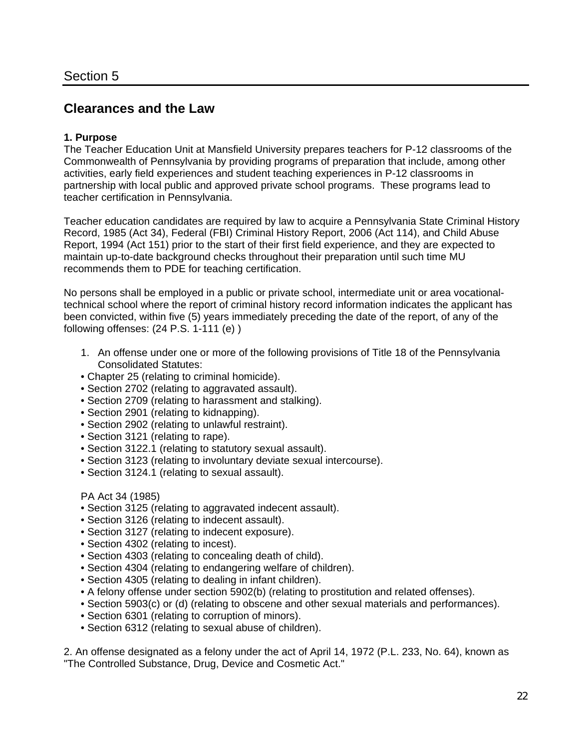## Section 5

# Clearances and the Law

**1. Purpose**

The Teacher Education Unit at Mansfield University prepares teachers for P-12 classrooms of the Commonwealth of Pennsylvania by providing programs of preparation that include, among other activities, early field experiences and student teaching experiences in P-12 classrooms in partnership with local public and approved private school programs. These programs lead to teacher certification in Pennsylvania.

Teacher education candidates are required by law to acquire a Pennsylvania State Criminal History Record, 1985 (Act 34), Federal (FBI) Criminal History Report, 2006 (Act 114), and Child Abuse Report, 1994 (Act 151) prior to the start of their first field experience, and they are expected to maintain up-to-date background checks throughout their preparation until such time MU recommends them to PDE for teaching certification.

No persons shall be employed in a public or private school, intermediate unit or area vocational-technical school where the report of criminal history record information indicates the applicant has been convicted, within five (5) years immediately preceding the date of the report, of any of the following offenses: (24 P.S. 1-111 (e) )

1. An offense under one or more of the following provisions of Title 18 of the Pennsylvania Consolidated Statutes:

- Chapter 25 (relating to criminal homicide).
- Section 2702 (relating to aggravated assault).
- Section 2709 (relating to harassment and stalking).
- Section 2901 (relating to kidnapping).
- Section 2902 (relating to unlawful restraint).
- Section 3121 (relating to rape).
- Section 3122.1 (relating to statutory sexual assault).
- Section 3123 (relating to involuntary deviate sexual intercourse).
- Section 3124.1 (relating to sexual assault).

PA Act 34 (1985)

- Section 3125 (relating to aggravated indecent assault).
- Section 3126 (relating to indecent assault).
- Section 3127 (relating to indecent exposure).
- Section 4302 (relating to incest).
- Section 4303 (relating to concealing death of child).
- Section 4304 (relating to endangering welfare of children).
- Section 4305 (relating to dealing in infant children).
- A felony offense under section 5902(b) (relating to prostitution and related offenses).
- Section 5903(c) or (d) (relating to obscene and other sexual materials and performances).
- Section 6301 (relating to corruption of minors).
- Section 6312 (relating to sexual abuse of children).

2. An offense designated as a felony under the act of April 14, 1972 (P.L. 233, No. 64), known as "The Controlled Substance, Drug, Device and Cosmetic Act."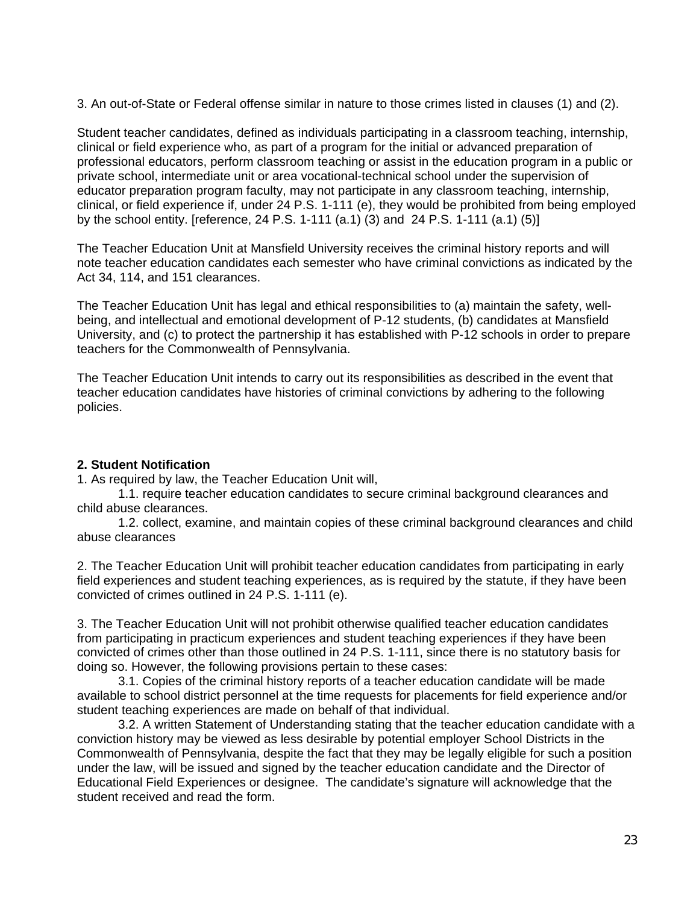3. An out-of-State or Federal offense similar in nature to those crimes listed in clauses (1) and (2).

Student teacher candidates, defined as individuals participating in a classroom teaching, internship, clinical or field experience who, as part of a program for the initial or advanced preparation of professional educators, perform classroom teaching or assist in the education program in a public or private school, intermediate unit or area vocational-technical school under the supervision of educator preparation program faculty, may not participate in any classroom teaching, internship, clinical, or field experience if, under 24 P.S. 1-111 (e), they would be prohibited from being employed by the school entity. [reference, 24 P.S. 1-111 (a.1) (3) and 24 P.S. 1-111 (a.1) (5)]

The Teacher Education Unit at Mansfield University receives the criminal history reports and will note teacher education candidates each semester who have criminal convictions as indicated by the Act 34, 114, and 151 clearances.

The Teacher Education Unit has legal and ethical responsibilities to (a) maintain the safety, well-being, and intellectual and emotional development of P-12 students, (b) candidates at Mansfield University, and (c) to protect the partnership it has established with P-12 schools in order to prepare teachers for the Commonwealth of Pennsylvania.

The Teacher Education Unit intends to carry out its responsibilities as described in the event that teacher education candidates have histories of criminal convictions by adhering to the following policies.

**2. Student Notification**

1. As required by law, the Teacher Education Unit will,

    1.1. require teacher education candidates to secure criminal background clearances and child abuse clearances.

    1.2. collect, examine, and maintain copies of these criminal background clearances and child abuse clearances

2. The Teacher Education Unit will prohibit teacher education candidates from participating in early field experiences and student teaching experiences, as is required by the statute, if they have been convicted of crimes outlined in 24 P.S. 1-111 (e).

3. The Teacher Education Unit will not prohibit otherwise qualified teacher education candidates from participating in practicum experiences and student teaching experiences if they have been convicted of crimes other than those outlined in 24 P.S. 1-111, since there is no statutory basis for doing so. However, the following provisions pertain to these cases:

    3.1. Copies of the criminal history reports of a teacher education candidate will be made available to school district personnel at the time requests for placements for field experience and/or student teaching experiences are made on behalf of that individual.

    3.2. A written Statement of Understanding stating that the teacher education candidate with a conviction history may be viewed as less desirable by potential employer School Districts in the Commonwealth of Pennsylvania, despite the fact that they may be legally eligible for such a position under the law, will be issued and signed by the teacher education candidate and the Director of Educational Field Experiences or designee. The candidate's signature will acknowledge that the student received and read the form.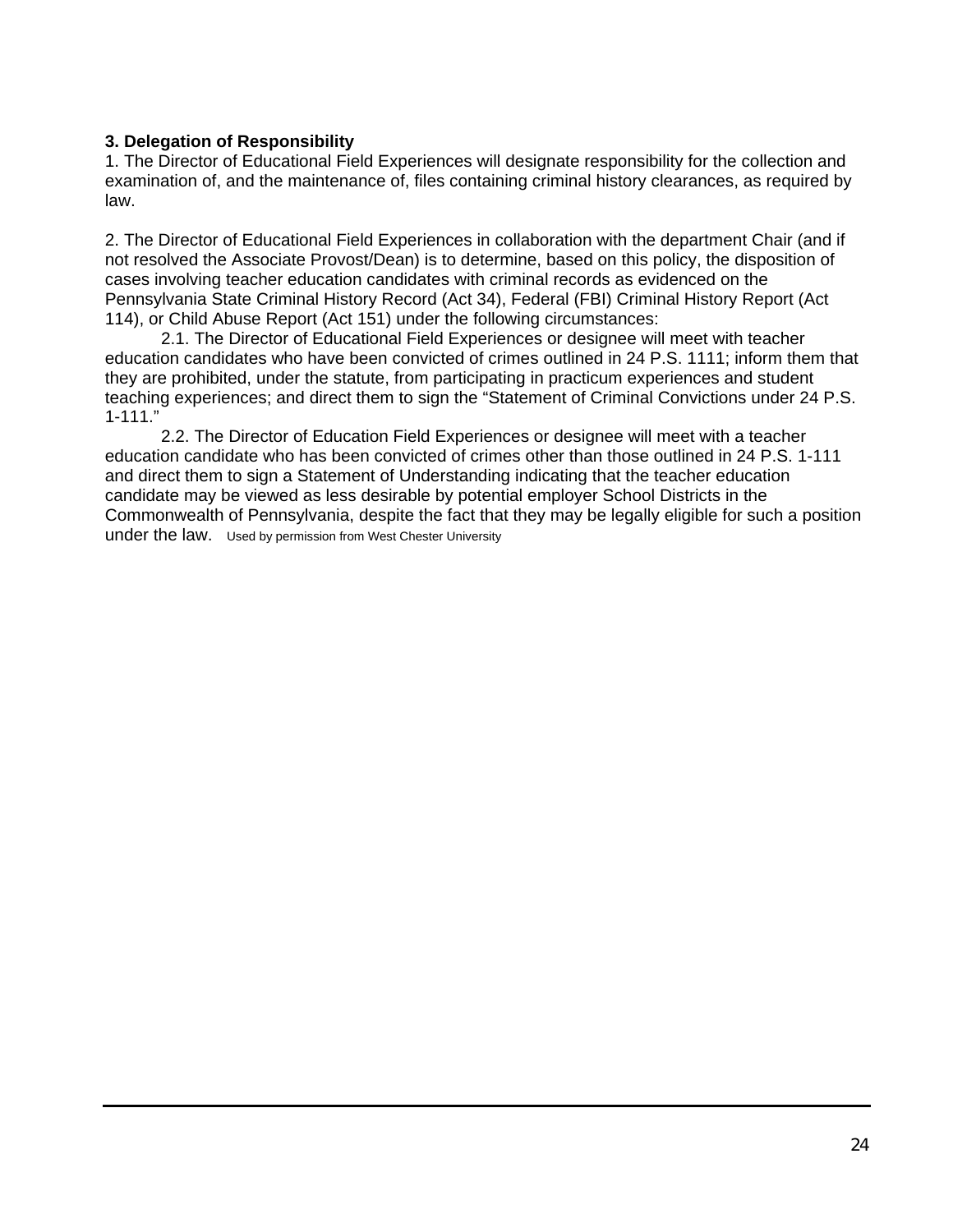**3. Delegation of Responsibility**

1. The Director of Educational Field Experiences will designate responsibility for the collection and examination of, and the maintenance of, files containing criminal history clearances, as required by law.

2. The Director of Educational Field Experiences in collaboration with the department Chair (and if not resolved the Associate Provost/Dean) is to determine, based on this policy, the disposition of cases involving teacher education candidates with criminal records as evidenced on the Pennsylvania State Criminal History Record (Act 34), Federal (FBI) Criminal History Report (Act 114), or Child Abuse Report (Act 151) under the following circumstances:

2.1. The Director of Educational Field Experiences or designee will meet with teacher education candidates who have been convicted of crimes outlined in 24 P.S. 1111; inform them that they are prohibited, under the statute, from participating in practicum experiences and student teaching experiences; and direct them to sign the "Statement of Criminal Convictions under 24 P.S. 1-111."

2.2. The Director of Education Field Experiences or designee will meet with a teacher education candidate who has been convicted of crimes other than those outlined in 24 P.S. 1-111 and direct them to sign a Statement of Understanding indicating that the teacher education candidate may be viewed as less desirable by potential employer School Districts in the Commonwealth of Pennsylvania, despite the fact that they may be legally eligible for such a position under the law. Used by permission from West Chester University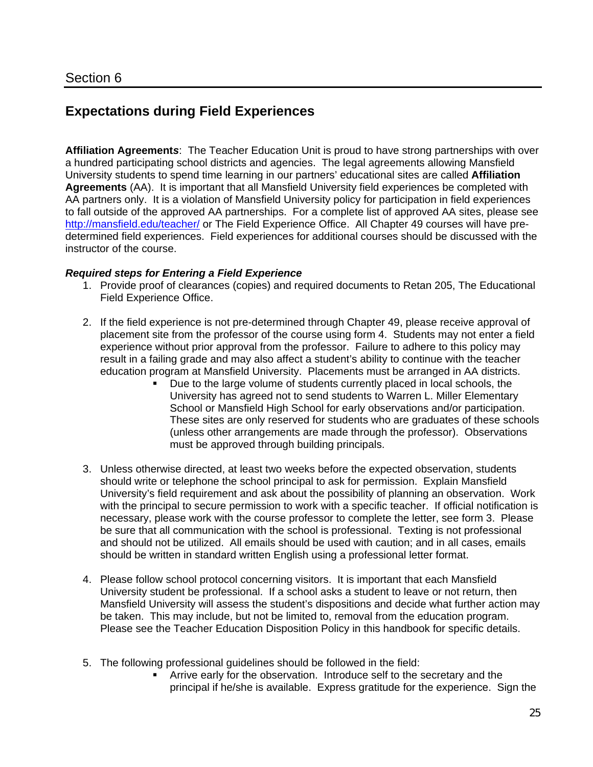# Section 6

## Expectations during Field Experiences

**Affiliation Agreements**: The Teacher Education Unit is proud to have strong partnerships with over a hundred participating school districts and agencies. The legal agreements allowing Mansfield University students to spend time learning in our partners' educational sites are called **Affiliation Agreements** (AA). It is important that all Mansfield University field experiences be completed with AA partners only. It is a violation of Mansfield University policy for participation in field experiences to fall outside of the approved AA partnerships. For a complete list of approved AA sites, please see [http://mansfield.edu/teacher/](http://mansfield.edu/teacher/) or The Field Experience Office. All Chapter 49 courses will have pre-determined field experiences. Field experiences for additional courses should be discussed with the instructor of the course.

***Required steps for Entering a Field Experience***

1. Provide proof of clearances (copies) and required documents to Retan 205, The Educational Field Experience Office.

2. If the field experience is not pre-determined through Chapter 49, please receive approval of placement site from the professor of the course using form 4. Students may not enter a field experience without prior approval from the professor. Failure to adhere to this policy may result in a failing grade and may also affect a student's ability to continue with the teacher education program at Mansfield University. Placements must be arranged in AA districts.
   - Due to the large volume of students currently placed in local schools, the University has agreed not to send students to Warren L. Miller Elementary School or Mansfield High School for early observations and/or participation. These sites are only reserved for students who are graduates of these schools (unless other arrangements are made through the professor). Observations must be approved through building principals.

3. Unless otherwise directed, at least two weeks before the expected observation, students should write or telephone the school principal to ask for permission. Explain Mansfield University's field requirement and ask about the possibility of planning an observation. Work with the principal to secure permission to work with a specific teacher. If official notification is necessary, please work with the course professor to complete the letter, see form 3. Please be sure that all communication with the school is professional. Texting is not professional and should not be utilized. All emails should be used with caution; and in all cases, emails should be written in standard written English using a professional letter format.

4. Please follow school protocol concerning visitors. It is important that each Mansfield University student be professional. If a school asks a student to leave or not return, then Mansfield University will assess the student's dispositions and decide what further action may be taken. This may include, but not be limited to, removal from the education program. Please see the Teacher Education Disposition Policy in this handbook for specific details.

5. The following professional guidelines should be followed in the field:
   - Arrive early for the observation. Introduce self to the secretary and the principal if he/she is available. Express gratitude for the experience. Sign the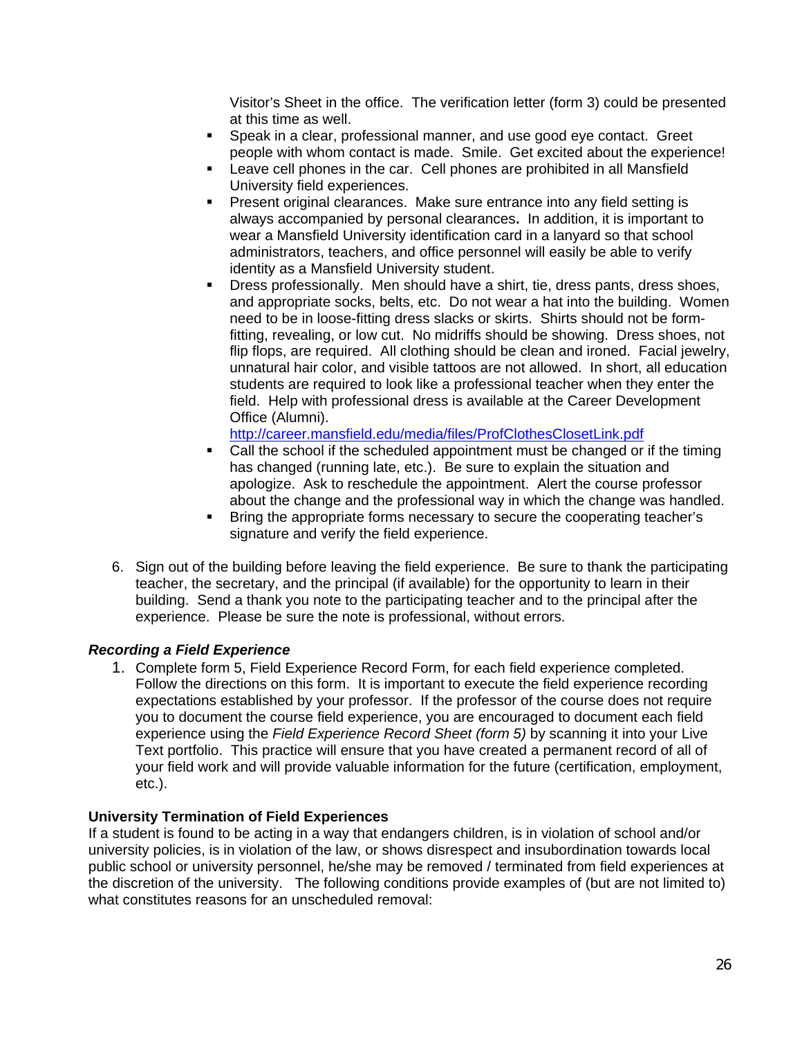Visitor's Sheet in the office. The verification letter (form 3) could be presented at this time as well.

- Speak in a clear, professional manner, and use good eye contact. Greet people with whom contact is made. Smile. Get excited about the experience!
- Leave cell phones in the car. Cell phones are prohibited in all Mansfield University field experiences.
- Present original clearances. Make sure entrance into any field setting is always accompanied by personal clearances**.** In addition, it is important to wear a Mansfield University identification card in a lanyard so that school administrators, teachers, and office personnel will easily be able to verify identity as a Mansfield University student.
- Dress professionally. Men should have a shirt, tie, dress pants, dress shoes, and appropriate socks, belts, etc. Do not wear a hat into the building. Women need to be in loose-fitting dress slacks or skirts. Shirts should not be form-fitting, revealing, or low cut. No midriffs should be showing. Dress shoes, not flip flops, are required. All clothing should be clean and ironed. Facial jewelry, unnatural hair color, and visible tattoos are not allowed. In short, all education students are required to look like a professional teacher when they enter the field. Help with professional dress is available at the Career Development Office (Alumni). http://career.mansfield.edu/media/files/ProfClothesClosetLink.pdf
- Call the school if the scheduled appointment must be changed or if the timing has changed (running late, etc.). Be sure to explain the situation and apologize. Ask to reschedule the appointment. Alert the course professor about the change and the professional way in which the change was handled.
- Bring the appropriate forms necessary to secure the cooperating teacher's signature and verify the field experience.

6. Sign out of the building before leaving the field experience. Be sure to thank the participating teacher, the secretary, and the principal (if available) for the opportunity to learn in their building. Send a thank you note to the participating teacher and to the principal after the experience. Please be sure the note is professional, without errors.

***Recording a Field Experience***

1. Complete form 5, Field Experience Record Form, for each field experience completed. Follow the directions on this form. It is important to execute the field experience recording expectations established by your professor. If the professor of the course does not require you to document the course field experience, you are encouraged to document each field experience using the *Field Experience Record Sheet (form 5)* by scanning it into your Live Text portfolio. This practice will ensure that you have created a permanent record of all of your field work and will provide valuable information for the future (certification, employment, etc.).

**University Termination of Field Experiences**

If a student is found to be acting in a way that endangers children, is in violation of school and/or university policies, is in violation of the law, or shows disrespect and insubordination towards local public school or university personnel, he/she may be removed / terminated from field experiences at the discretion of the university. The following conditions provide examples of (but are not limited to) what constitutes reasons for an unscheduled removal: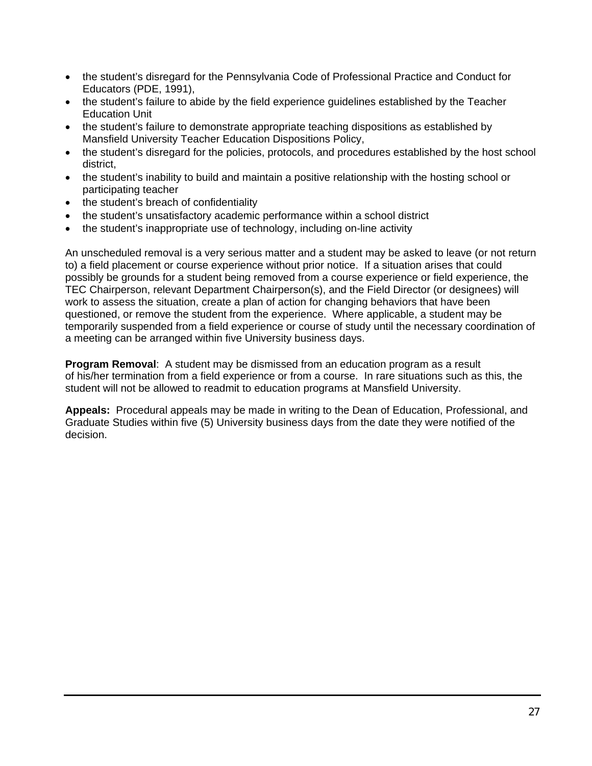- the student's disregard for the Pennsylvania Code of Professional Practice and Conduct for Educators (PDE, 1991),
- the student's failure to abide by the field experience guidelines established by the Teacher Education Unit
- the student's failure to demonstrate appropriate teaching dispositions as established by Mansfield University Teacher Education Dispositions Policy,
- the student's disregard for the policies, protocols, and procedures established by the host school district,
- the student's inability to build and maintain a positive relationship with the hosting school or participating teacher
- the student's breach of confidentiality
- the student's unsatisfactory academic performance within a school district
- the student's inappropriate use of technology, including on-line activity

An unscheduled removal is a very serious matter and a student may be asked to leave (or not return to) a field placement or course experience without prior notice. If a situation arises that could possibly be grounds for a student being removed from a course experience or field experience, the TEC Chairperson, relevant Department Chairperson(s), and the Field Director (or designees) will work to assess the situation, create a plan of action for changing behaviors that have been questioned, or remove the student from the experience. Where applicable, a student may be temporarily suspended from a field experience or course of study until the necessary coordination of a meeting can be arranged within five University business days.

**Program Removal**: A student may be dismissed from an education program as a result of his/her termination from a field experience or from a course. In rare situations such as this, the student will not be allowed to readmit to education programs at Mansfield University.

**Appeals:** Procedural appeals may be made in writing to the Dean of Education, Professional, and Graduate Studies within five (5) University business days from the date they were notified of the decision.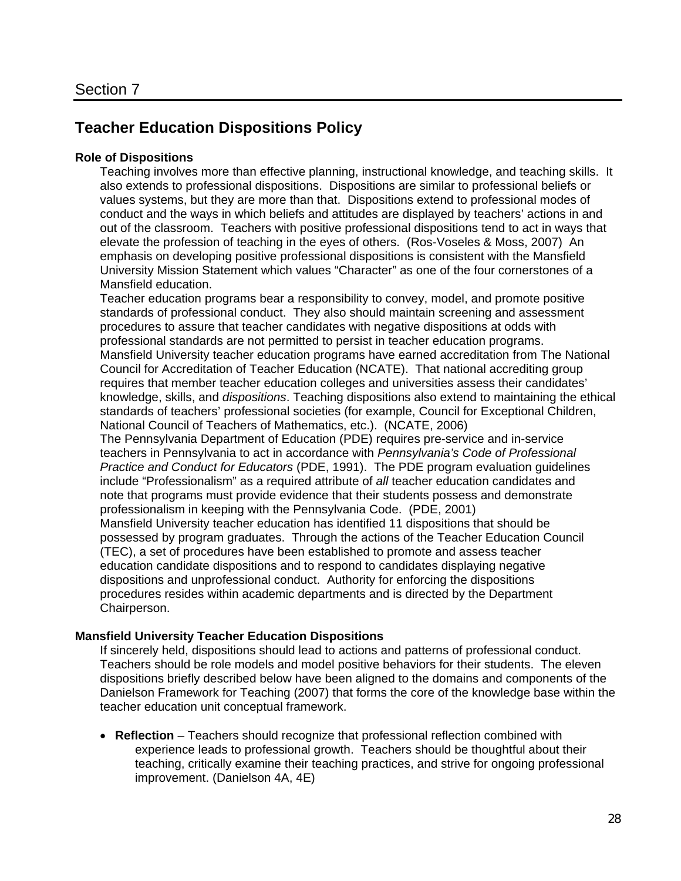Section 7

## Teacher Education Dispositions Policy

### Role of Dispositions

Teaching involves more than effective planning, instructional knowledge, and teaching skills. It also extends to professional dispositions. Dispositions are similar to professional beliefs or values systems, but they are more than that. Dispositions extend to professional modes of conduct and the ways in which beliefs and attitudes are displayed by teachers' actions in and out of the classroom. Teachers with positive professional dispositions tend to act in ways that elevate the profession of teaching in the eyes of others. (Ros-Voseles & Moss, 2007) An emphasis on developing positive professional dispositions is consistent with the Mansfield University Mission Statement which values "Character" as one of the four cornerstones of a Mansfield education.

Teacher education programs bear a responsibility to convey, model, and promote positive standards of professional conduct. They also should maintain screening and assessment procedures to assure that teacher candidates with negative dispositions at odds with professional standards are not permitted to persist in teacher education programs.

Mansfield University teacher education programs have earned accreditation from The National Council for Accreditation of Teacher Education (NCATE). That national accrediting group requires that member teacher education colleges and universities assess their candidates' knowledge, skills, and *dispositions*. Teaching dispositions also extend to maintaining the ethical standards of teachers' professional societies (for example, Council for Exceptional Children, National Council of Teachers of Mathematics, etc.). (NCATE, 2006)

The Pennsylvania Department of Education (PDE) requires pre-service and in-service teachers in Pennsylvania to act in accordance with *Pennsylvania's Code of Professional Practice and Conduct for Educators* (PDE, 1991). The PDE program evaluation guidelines include "Professionalism" as a required attribute of *all* teacher education candidates and note that programs must provide evidence that their students possess and demonstrate professionalism in keeping with the Pennsylvania Code. (PDE, 2001)

Mansfield University teacher education has identified 11 dispositions that should be possessed by program graduates. Through the actions of the Teacher Education Council (TEC), a set of procedures have been established to promote and assess teacher education candidate dispositions and to respond to candidates displaying negative dispositions and unprofessional conduct. Authority for enforcing the dispositions procedures resides within academic departments and is directed by the Department Chairperson.

### Mansfield University Teacher Education Dispositions

If sincerely held, dispositions should lead to actions and patterns of professional conduct. Teachers should be role models and model positive behaviors for their students. The eleven dispositions briefly described below have been aligned to the domains and components of the Danielson Framework for Teaching (2007) that forms the core of the knowledge base within the teacher education unit conceptual framework.

- **Reflection** – Teachers should recognize that professional reflection combined with experience leads to professional growth. Teachers should be thoughtful about their teaching, critically examine their teaching practices, and strive for ongoing professional improvement. (Danielson 4A, 4E)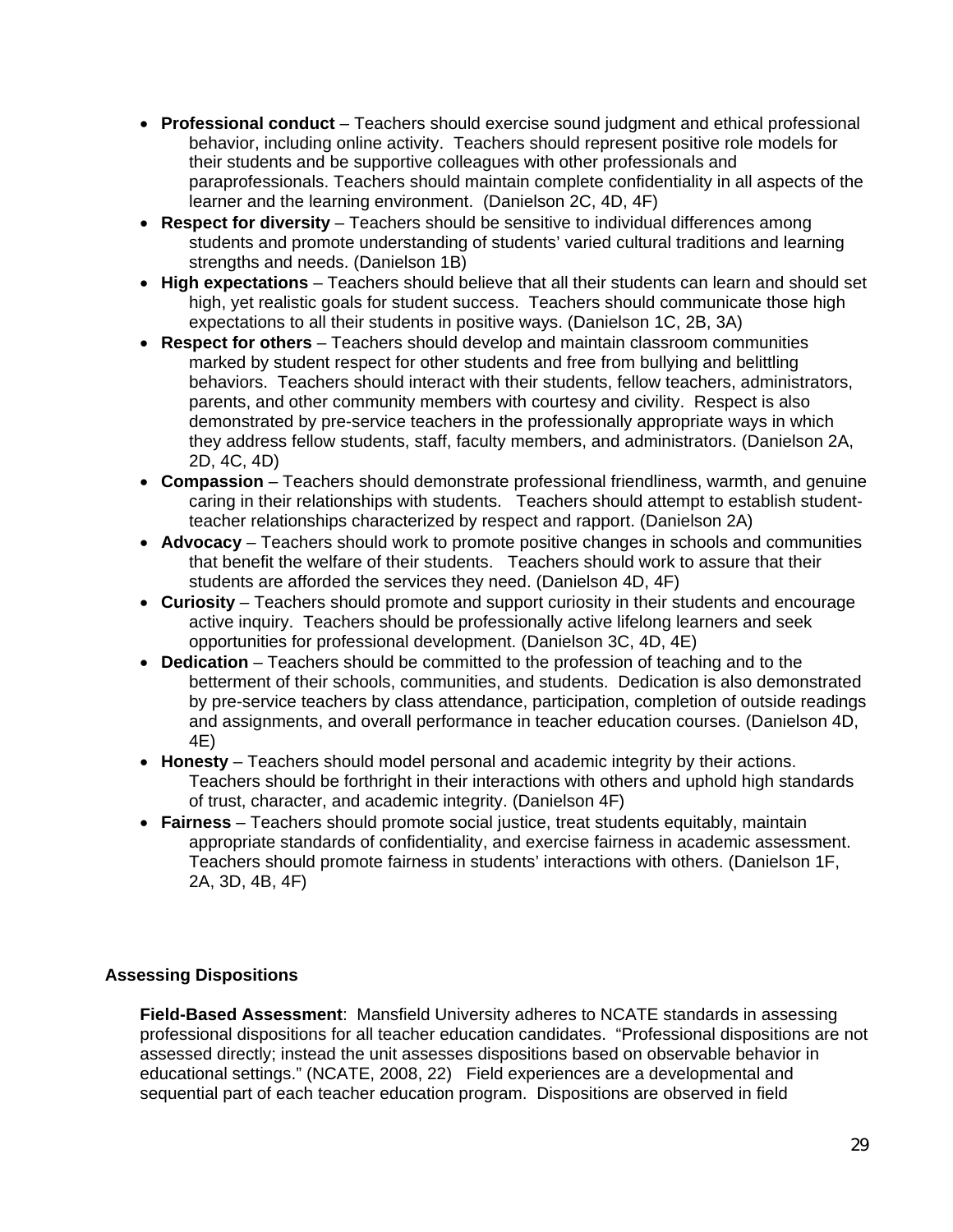- **Professional conduct** – Teachers should exercise sound judgment and ethical professional behavior, including online activity. Teachers should represent positive role models for their students and be supportive colleagues with other professionals and paraprofessionals. Teachers should maintain complete confidentiality in all aspects of the learner and the learning environment. (Danielson 2C, 4D, 4F)
- **Respect for diversity** – Teachers should be sensitive to individual differences among students and promote understanding of students' varied cultural traditions and learning strengths and needs. (Danielson 1B)
- **High expectations** – Teachers should believe that all their students can learn and should set high, yet realistic goals for student success. Teachers should communicate those high expectations to all their students in positive ways. (Danielson 1C, 2B, 3A)
- **Respect for others** – Teachers should develop and maintain classroom communities marked by student respect for other students and free from bullying and belittling behaviors. Teachers should interact with their students, fellow teachers, administrators, parents, and other community members with courtesy and civility. Respect is also demonstrated by pre-service teachers in the professionally appropriate ways in which they address fellow students, staff, faculty members, and administrators. (Danielson 2A, 2D, 4C, 4D)
- **Compassion** – Teachers should demonstrate professional friendliness, warmth, and genuine caring in their relationships with students. Teachers should attempt to establish student-teacher relationships characterized by respect and rapport. (Danielson 2A)
- **Advocacy** – Teachers should work to promote positive changes in schools and communities that benefit the welfare of their students. Teachers should work to assure that their students are afforded the services they need. (Danielson 4D, 4F)
- **Curiosity** – Teachers should promote and support curiosity in their students and encourage active inquiry. Teachers should be professionally active lifelong learners and seek opportunities for professional development. (Danielson 3C, 4D, 4E)
- **Dedication** – Teachers should be committed to the profession of teaching and to the betterment of their schools, communities, and students. Dedication is also demonstrated by pre-service teachers by class attendance, participation, completion of outside readings and assignments, and overall performance in teacher education courses. (Danielson 4D, 4E)
- **Honesty** – Teachers should model personal and academic integrity by their actions. Teachers should be forthright in their interactions with others and uphold high standards of trust, character, and academic integrity. (Danielson 4F)
- **Fairness** – Teachers should promote social justice, treat students equitably, maintain appropriate standards of confidentiality, and exercise fairness in academic assessment. Teachers should promote fairness in students' interactions with others. (Danielson 1F, 2A, 3D, 4B, 4F)

### Assessing Dispositions

**Field-Based Assessment**: Mansfield University adheres to NCATE standards in assessing professional dispositions for all teacher education candidates. "Professional dispositions are not assessed directly; instead the unit assesses dispositions based on observable behavior in educational settings." (NCATE, 2008, 22) Field experiences are a developmental and sequential part of each teacher education program. Dispositions are observed in field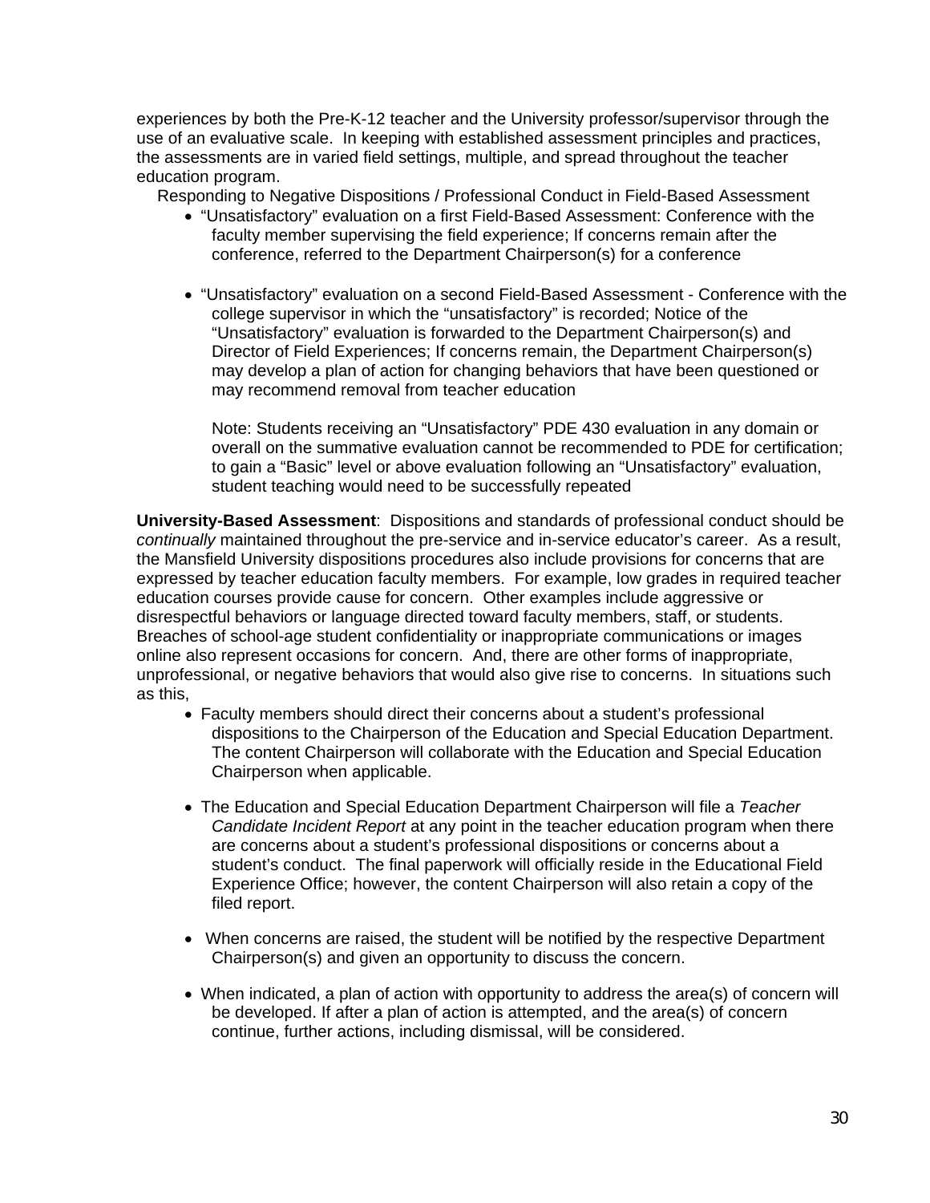experiences by both the Pre-K-12 teacher and the University professor/supervisor through the use of an evaluative scale. In keeping with established assessment principles and practices, the assessments are in varied field settings, multiple, and spread throughout the teacher education program.

Responding to Negative Dispositions / Professional Conduct in Field-Based Assessment

- "Unsatisfactory" evaluation on a first Field-Based Assessment: Conference with the faculty member supervising the field experience; If concerns remain after the conference, referred to the Department Chairperson(s) for a conference

- "Unsatisfactory" evaluation on a second Field-Based Assessment - Conference with the college supervisor in which the "unsatisfactory" is recorded; Notice of the "Unsatisfactory" evaluation is forwarded to the Department Chairperson(s) and Director of Field Experiences; If concerns remain, the Department Chairperson(s) may develop a plan of action for changing behaviors that have been questioned or may recommend removal from teacher education

  Note: Students receiving an "Unsatisfactory" PDE 430 evaluation in any domain or overall on the summative evaluation cannot be recommended to PDE for certification; to gain a "Basic" level or above evaluation following an "Unsatisfactory" evaluation, student teaching would need to be successfully repeated

**University-Based Assessment**: Dispositions and standards of professional conduct should be *continually* maintained throughout the pre-service and in-service educator's career. As a result, the Mansfield University dispositions procedures also include provisions for concerns that are expressed by teacher education faculty members. For example, low grades in required teacher education courses provide cause for concern. Other examples include aggressive or disrespectful behaviors or language directed toward faculty members, staff, or students. Breaches of school-age student confidentiality or inappropriate communications or images online also represent occasions for concern. And, there are other forms of inappropriate, unprofessional, or negative behaviors that would also give rise to concerns. In situations such as this,

- Faculty members should direct their concerns about a student's professional dispositions to the Chairperson of the Education and Special Education Department. The content Chairperson will collaborate with the Education and Special Education Chairperson when applicable.

- The Education and Special Education Department Chairperson will file a *Teacher Candidate Incident Report* at any point in the teacher education program when there are concerns about a student's professional dispositions or concerns about a student's conduct. The final paperwork will officially reside in the Educational Field Experience Office; however, the content Chairperson will also retain a copy of the filed report.

- When concerns are raised, the student will be notified by the respective Department Chairperson(s) and given an opportunity to discuss the concern.

- When indicated, a plan of action with opportunity to address the area(s) of concern will be developed. If after a plan of action is attempted, and the area(s) of concern continue, further actions, including dismissal, will be considered.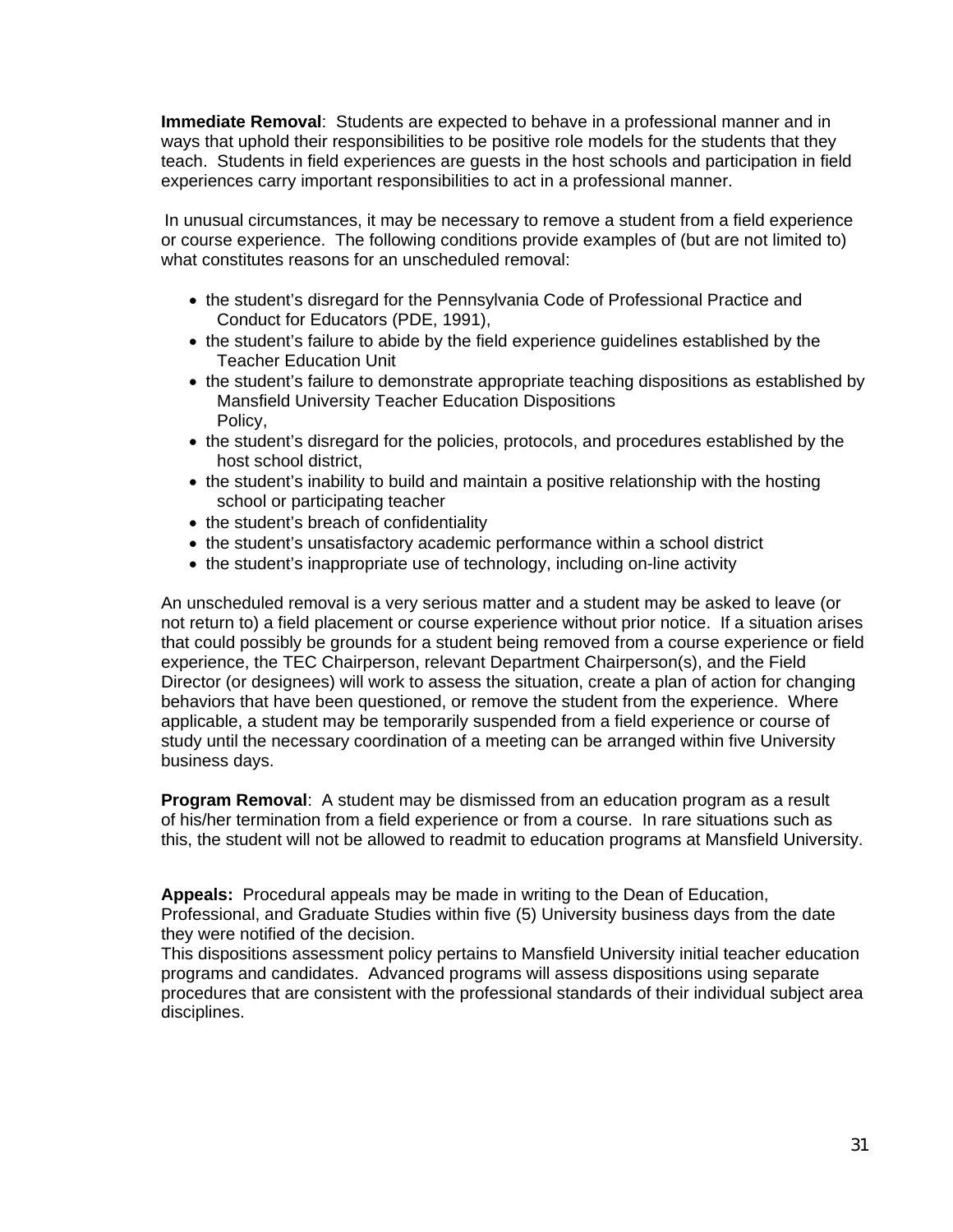**Immediate Removal**: Students are expected to behave in a professional manner and in ways that uphold their responsibilities to be positive role models for the students that they teach. Students in field experiences are guests in the host schools and participation in field experiences carry important responsibilities to act in a professional manner.

In unusual circumstances, it may be necessary to remove a student from a field experience or course experience. The following conditions provide examples of (but are not limited to) what constitutes reasons for an unscheduled removal:

- the student's disregard for the Pennsylvania Code of Professional Practice and Conduct for Educators (PDE, 1991),
- the student's failure to abide by the field experience guidelines established by the Teacher Education Unit
- the student's failure to demonstrate appropriate teaching dispositions as established by Mansfield University Teacher Education Dispositions Policy,
- the student's disregard for the policies, protocols, and procedures established by the host school district,
- the student's inability to build and maintain a positive relationship with the hosting school or participating teacher
- the student's breach of confidentiality
- the student's unsatisfactory academic performance within a school district
- the student's inappropriate use of technology, including on-line activity

An unscheduled removal is a very serious matter and a student may be asked to leave (or not return to) a field placement or course experience without prior notice. If a situation arises that could possibly be grounds for a student being removed from a course experience or field experience, the TEC Chairperson, relevant Department Chairperson(s), and the Field Director (or designees) will work to assess the situation, create a plan of action for changing behaviors that have been questioned, or remove the student from the experience. Where applicable, a student may be temporarily suspended from a field experience or course of study until the necessary coordination of a meeting can be arranged within five University business days.

**Program Removal**: A student may be dismissed from an education program as a result of his/her termination from a field experience or from a course. In rare situations such as this, the student will not be allowed to readmit to education programs at Mansfield University.

**Appeals:** Procedural appeals may be made in writing to the Dean of Education, Professional, and Graduate Studies within five (5) University business days from the date they were notified of the decision.

This dispositions assessment policy pertains to Mansfield University initial teacher education programs and candidates. Advanced programs will assess dispositions using separate procedures that are consistent with the professional standards of their individual subject area disciplines.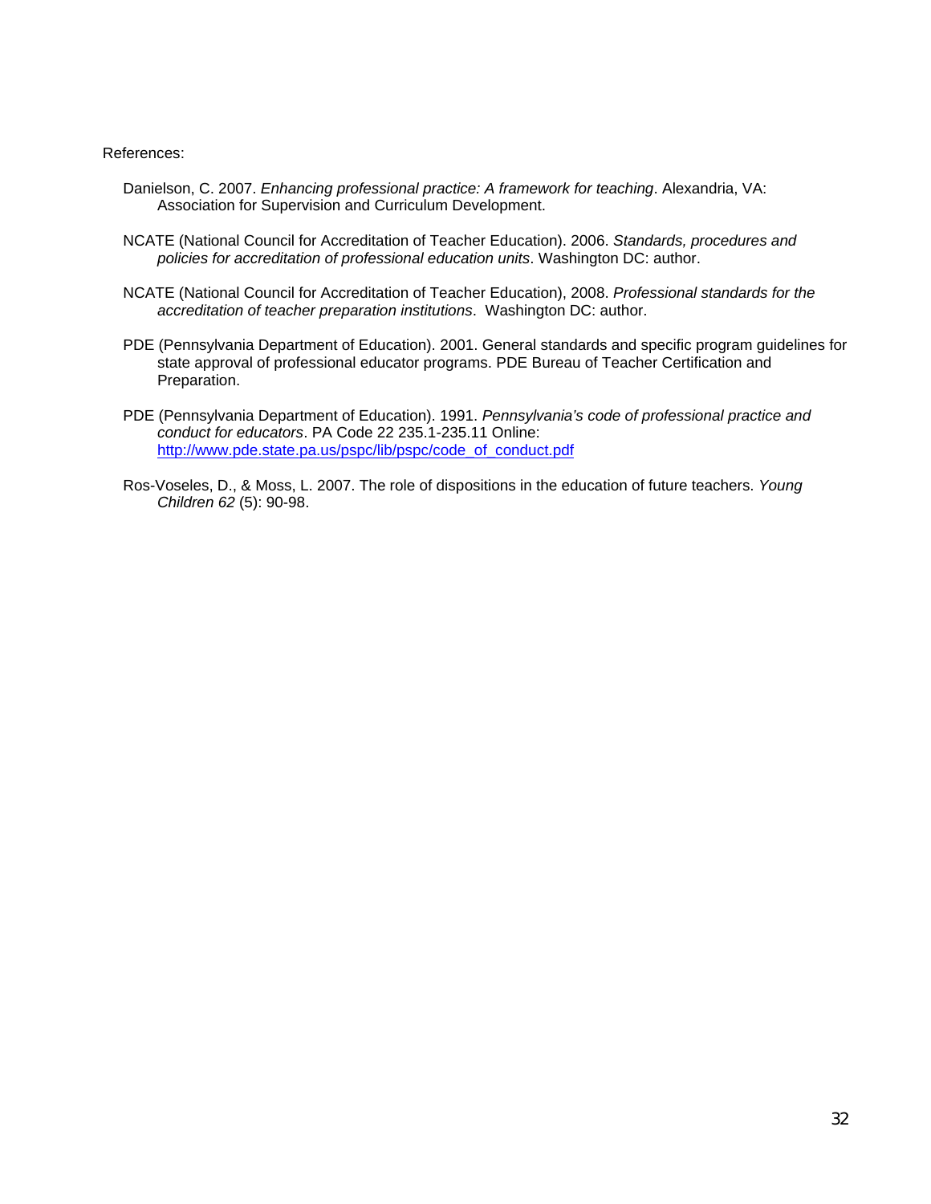References:

Danielson, C. 2007. *Enhancing professional practice: A framework for teaching*. Alexandria, VA: Association for Supervision and Curriculum Development.

NCATE (National Council for Accreditation of Teacher Education). 2006. *Standards, procedures and policies for accreditation of professional education units*. Washington DC: author.

NCATE (National Council for Accreditation of Teacher Education), 2008. *Professional standards for the accreditation of teacher preparation institutions*. Washington DC: author.

PDE (Pennsylvania Department of Education). 2001. General standards and specific program guidelines for state approval of professional educator programs. PDE Bureau of Teacher Certification and Preparation.

PDE (Pennsylvania Department of Education). 1991. *Pennsylvania's code of professional practice and conduct for educators*. PA Code 22 235.1-235.11 Online: [http://www.pde.state.pa.us/pspc/lib/pspc/code_of_conduct.pdf](http://www.pde.state.pa.us/pspc/lib/pspc/code_of_conduct.pdf)

Ros-Voseles, D., & Moss, L. 2007. The role of dispositions in the education of future teachers. *Young Children 62* (5): 90-98.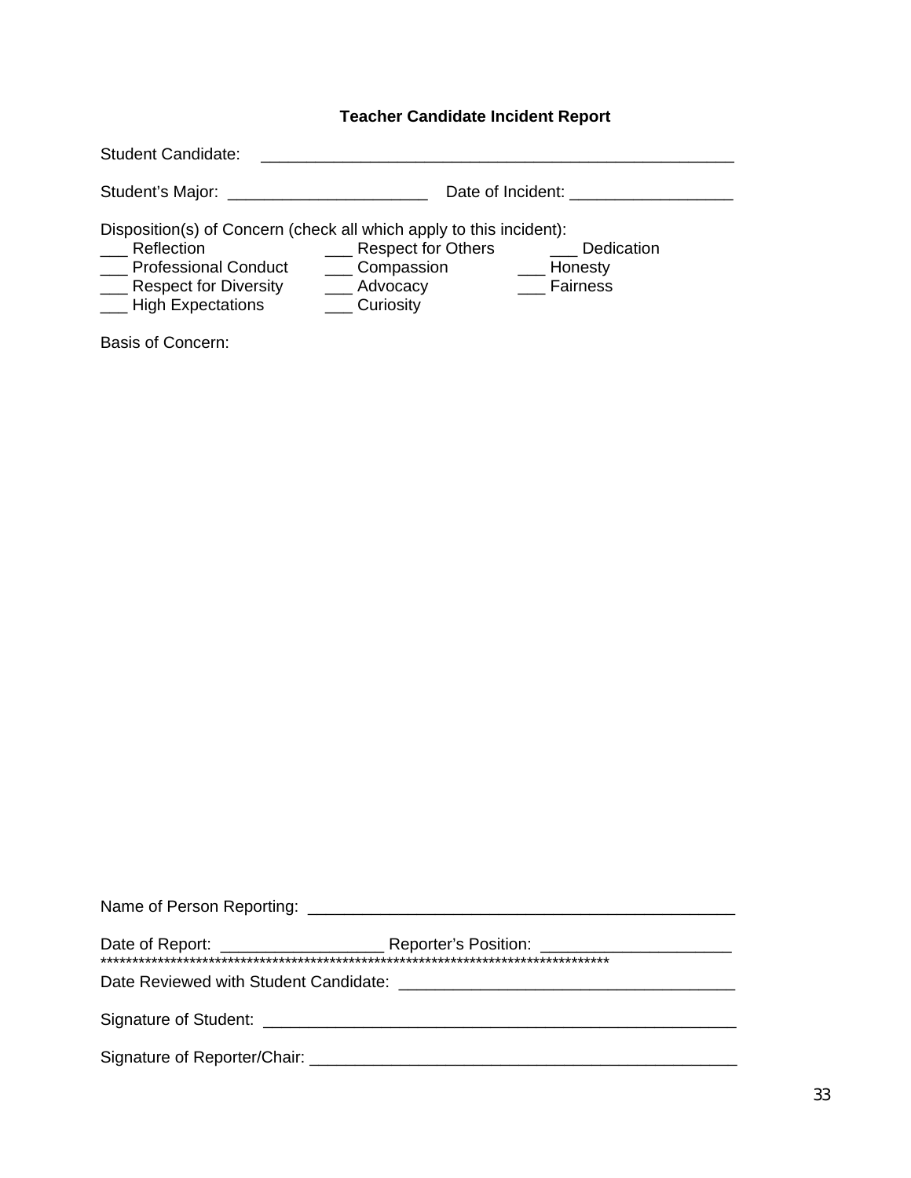**Teacher Candidate Incident Report**

Student Candidate: ______________________________________________________

Student's Major: ______________________ Date of Incident: __________________

Disposition(s) of Concern (check all which apply to this incident):

___ Reflection ___ Respect for Others ___ Dedication
___ Professional Conduct ___ Compassion ___ Honesty
___ Respect for Diversity ___ Advocacy ___ Fairness
___ High Expectations ___ Curiosity

Basis of Concern:

Name of Person Reporting: ________________________________________________

Date of Report: __________________ Reporter's Position: _____________________
**********************************************************************************

Date Reviewed with Student Candidate: _____________________________________

Signature of Student: ______________________________________________________

Signature of Reporter/Chair: ________________________________________________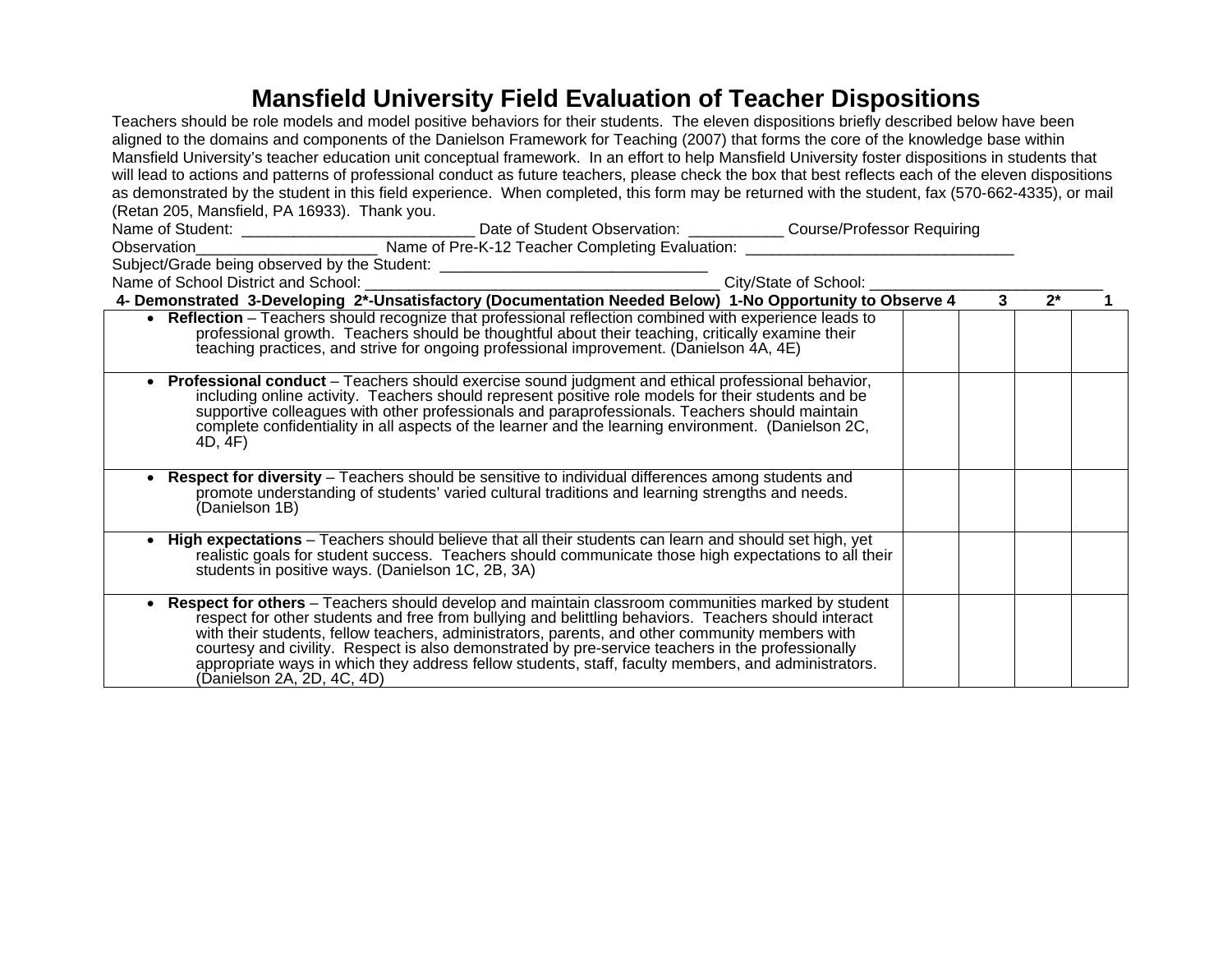# Mansfield University Field Evaluation of Teacher Dispositions

Teachers should be role models and model positive behaviors for their students. The eleven dispositions briefly described below have been aligned to the domains and components of the Danielson Framework for Teaching (2007) that forms the core of the knowledge base within Mansfield University's teacher education unit conceptual framework. In an effort to help Mansfield University foster dispositions in students that will lead to actions and patterns of professional conduct as future teachers, please check the box that best reflects each of the eleven dispositions as demonstrated by the student in this field experience. When completed, this form may be returned with the student, fax (570-662-4335), or mail (Retan 205, Mansfield, PA 16933). Thank you.

Name of Student: ___________________________ Date of Student Observation: ___________ Course/Professor Requiring Observation_____________________ Name of Pre-K-12 Teacher Completing Evaluation: _______________________________

Subject/Grade being observed by the Student: _______________________________

Name of School District and School: _________________________________________ City/State of School: ___________________________

| 4- Demonstrated 3-Developing 2*-Unsatisfactory (Documentation Needed Below) 1-No Opportunity to Observe | 4 | 3 | 2* | 1 |
|---|---|---|---|---|
| • **Reflection** – Teachers should recognize that professional reflection combined with experience leads to professional growth. Teachers should be thoughtful about their teaching, critically examine their teaching practices, and strive for ongoing professional improvement. (Danielson 4A, 4E) | | | | |
| • **Professional conduct** – Teachers should exercise sound judgment and ethical professional behavior, including online activity. Teachers should represent positive role models for their students and be supportive colleagues with other professionals and paraprofessionals. Teachers should maintain complete confidentiality in all aspects of the learner and the learning environment. (Danielson 2C, 4D, 4F) | | | | |
| • **Respect for diversity** – Teachers should be sensitive to individual differences among students and promote understanding of students' varied cultural traditions and learning strengths and needs. (Danielson 1B) | | | | |
| • **High expectations** – Teachers should believe that all their students can learn and should set high, yet realistic goals for student success. Teachers should communicate those high expectations to all their students in positive ways. (Danielson 1C, 2B, 3A) | | | | |
| • **Respect for others** – Teachers should develop and maintain classroom communities marked by student respect for other students and free from bullying and belittling behaviors. Teachers should interact with their students, fellow teachers, administrators, parents, and other community members with courtesy and civility. Respect is also demonstrated by pre-service teachers in the professionally appropriate ways in which they address fellow students, staff, faculty members, and administrators. (Danielson 2A, 2D, 4C, 4D) | | | | |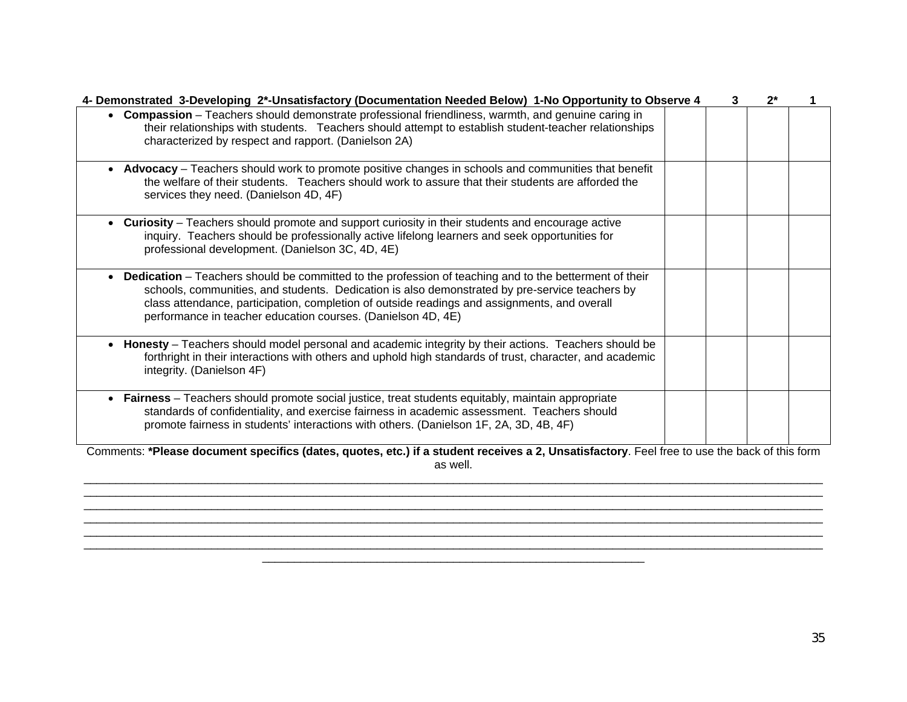| 4- Demonstrated 3-Developing 2*-Unsatisfactory (Documentation Needed Below) 1-No Opportunity to Observe | 4 | 3 | 2* | 1 |
|---|---|---|---|---|
| • **Compassion** – Teachers should demonstrate professional friendliness, warmth, and genuine caring in their relationships with students. Teachers should attempt to establish student-teacher relationships characterized by respect and rapport. (Danielson 2A) | | | | |
| • **Advocacy** – Teachers should work to promote positive changes in schools and communities that benefit the welfare of their students. Teachers should work to assure that their students are afforded the services they need. (Danielson 4D, 4F) | | | | |
| • **Curiosity** – Teachers should promote and support curiosity in their students and encourage active inquiry. Teachers should be professionally active lifelong learners and seek opportunities for professional development. (Danielson 3C, 4D, 4E) | | | | |
| • **Dedication** – Teachers should be committed to the profession of teaching and to the betterment of their schools, communities, and students. Dedication is also demonstrated by pre-service teachers by class attendance, participation, completion of outside readings and assignments, and overall performance in teacher education courses. (Danielson 4D, 4E) | | | | |
| • **Honesty** – Teachers should model personal and academic integrity by their actions. Teachers should be forthright in their interactions with others and uphold high standards of trust, character, and academic integrity. (Danielson 4F) | | | | |
| • **Fairness** – Teachers should promote social justice, treat students equitably, maintain appropriate standards of confidentiality, and exercise fairness in academic assessment. Teachers should promote fairness in students' interactions with others. (Danielson 1F, 2A, 3D, 4B, 4F) | | | | |

Comments: ***Please document specifics (dates, quotes, etc.) if a student receives a 2, Unsatisfactory**. Feel free to use the back of this form as well.

______________________________________________________________________________________________________________________
______________________________________________________________________________________________________________________
______________________________________________________________________________________________________________________
______________________________________________________________________________________________________________________
______________________________________________________________________________________________________________________
______________________________________________________________________________________________________________________
______________________________________________________________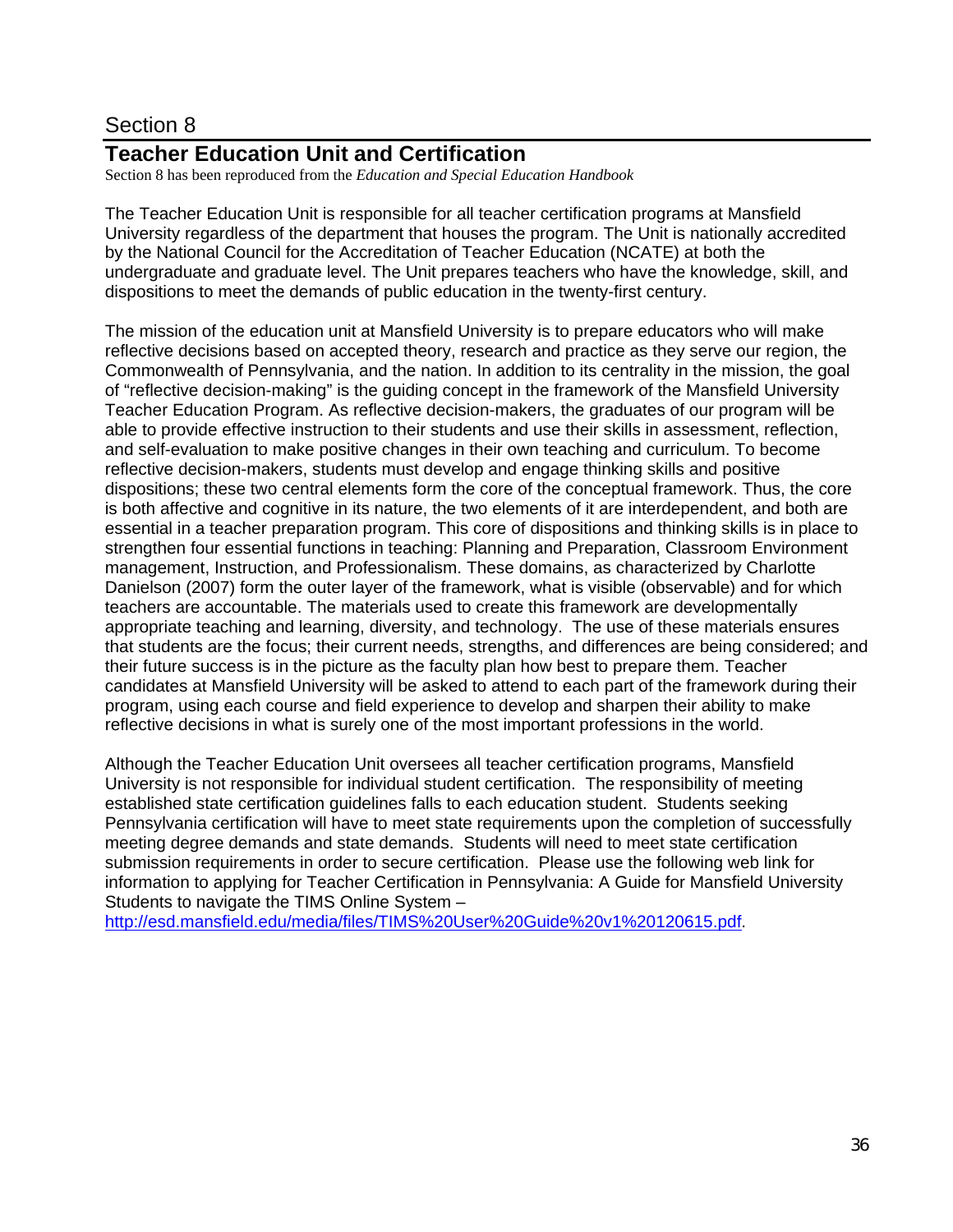# Section 8

## Teacher Education Unit and Certification

Section 8 has been reproduced from the *Education and Special Education Handbook*

The Teacher Education Unit is responsible for all teacher certification programs at Mansfield University regardless of the department that houses the program. The Unit is nationally accredited by the National Council for the Accreditation of Teacher Education (NCATE) at both the undergraduate and graduate level. The Unit prepares teachers who have the knowledge, skill, and dispositions to meet the demands of public education in the twenty-first century.

The mission of the education unit at Mansfield University is to prepare educators who will make reflective decisions based on accepted theory, research and practice as they serve our region, the Commonwealth of Pennsylvania, and the nation. In addition to its centrality in the mission, the goal of "reflective decision-making" is the guiding concept in the framework of the Mansfield University Teacher Education Program. As reflective decision-makers, the graduates of our program will be able to provide effective instruction to their students and use their skills in assessment, reflection, and self-evaluation to make positive changes in their own teaching and curriculum. To become reflective decision-makers, students must develop and engage thinking skills and positive dispositions; these two central elements form the core of the conceptual framework. Thus, the core is both affective and cognitive in its nature, the two elements of it are interdependent, and both are essential in a teacher preparation program. This core of dispositions and thinking skills is in place to strengthen four essential functions in teaching: Planning and Preparation, Classroom Environment management, Instruction, and Professionalism. These domains, as characterized by Charlotte Danielson (2007) form the outer layer of the framework, what is visible (observable) and for which teachers are accountable. The materials used to create this framework are developmentally appropriate teaching and learning, diversity, and technology. The use of these materials ensures that students are the focus; their current needs, strengths, and differences are being considered; and their future success is in the picture as the faculty plan how best to prepare them. Teacher candidates at Mansfield University will be asked to attend to each part of the framework during their program, using each course and field experience to develop and sharpen their ability to make reflective decisions in what is surely one of the most important professions in the world.

Although the Teacher Education Unit oversees all teacher certification programs, Mansfield University is not responsible for individual student certification. The responsibility of meeting established state certification guidelines falls to each education student. Students seeking Pennsylvania certification will have to meet state requirements upon the completion of successfully meeting degree demands and state demands. Students will need to meet state certification submission requirements in order to secure certification. Please use the following web link for information to applying for Teacher Certification in Pennsylvania: A Guide for Mansfield University Students to navigate the TIMS Online System – [http://esd.mansfield.edu/media/files/TIMS%20User%20Guide%20v1%20120615.pdf](http://esd.mansfield.edu/media/files/TIMS%20User%20Guide%20v1%20120615.pdf).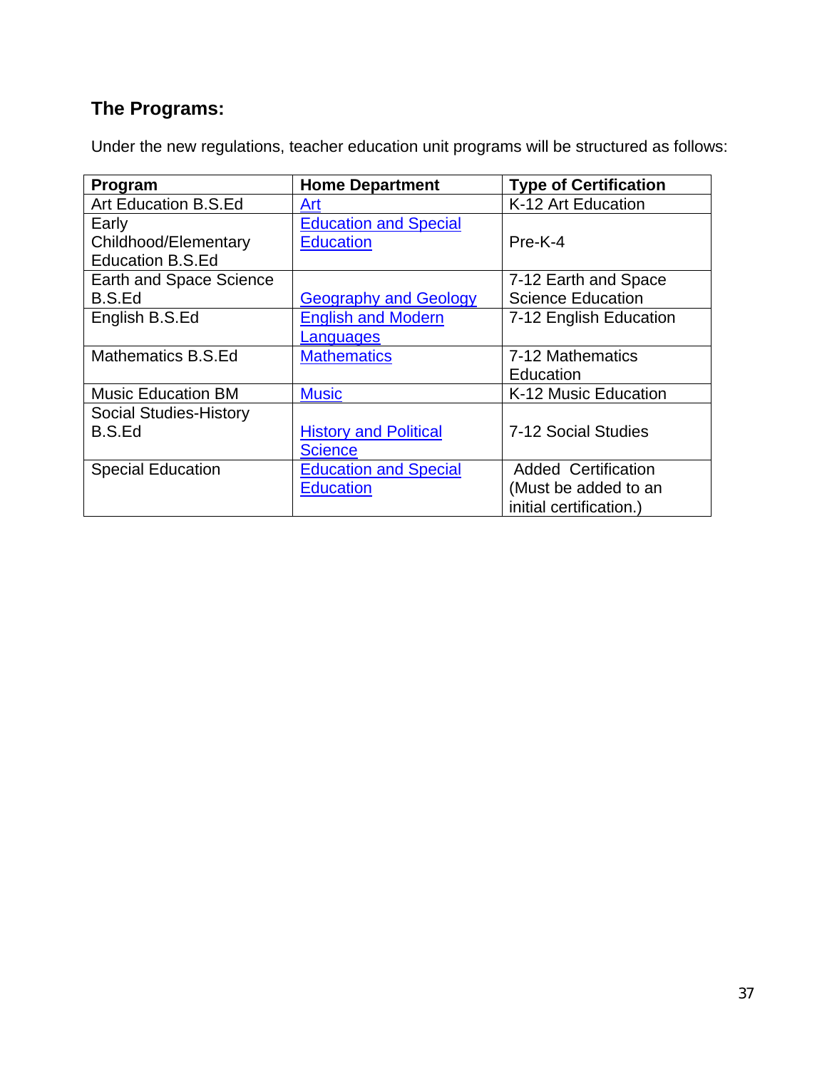## The Programs:

Under the new regulations, teacher education unit programs will be structured as follows:

| Program | Home Department | Type of Certification |
|---|---|---|
| Art Education B.S.Ed | Art | K-12 Art Education |
| Early Childhood/Elementary Education B.S.Ed | Education and Special Education | Pre-K-4 |
| Earth and Space Science B.S.Ed | Geography and Geology | 7-12 Earth and Space Science Education |
| English B.S.Ed | English and Modern Languages | 7-12 English Education |
| Mathematics B.S.Ed | Mathematics | 7-12 Mathematics Education |
| Music Education BM | Music | K-12 Music Education |
| Social Studies-History B.S.Ed | History and Political Science | 7-12 Social Studies |
| Special Education | Education and Special Education | Added Certification (Must be added to an initial certification.) |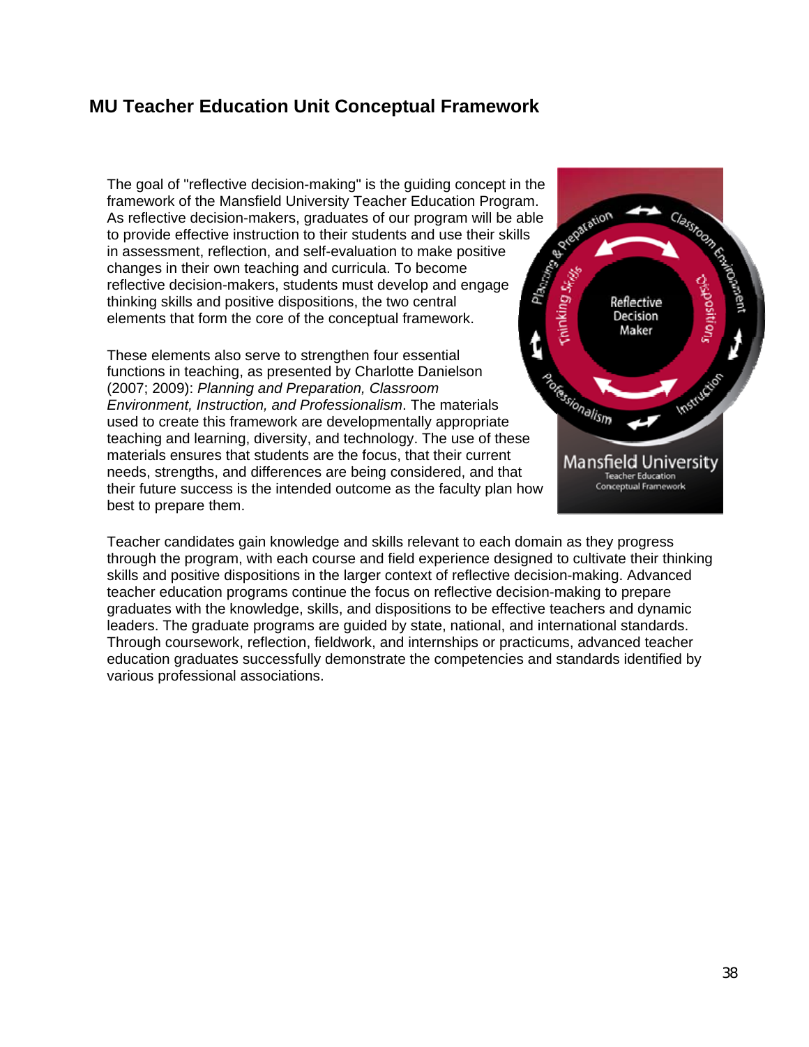## MU Teacher Education Unit Conceptual Framework

The goal of "reflective decision-making" is the guiding concept in the framework of the Mansfield University Teacher Education Program. As reflective decision-makers, graduates of our program will be able to provide effective instruction to their students and use their skills in assessment, reflection, and self-evaluation to make positive changes in their own teaching and curricula. To become reflective decision-makers, students must develop and engage thinking skills and positive dispositions, the two central elements that form the core of the conceptual framework.

These elements also serve to strengthen four essential functions in teaching, as presented by Charlotte Danielson (2007; 2009): *Planning and Preparation, Classroom Environment, Instruction, and Professionalism*. The materials used to create this framework are developmentally appropriate teaching and learning, diversity, and technology. The use of these materials ensures that students are the focus, that their current needs, strengths, and differences are being considered, and that their future success is the intended outcome as the faculty plan how best to prepare them.

Teacher candidates gain knowledge and skills relevant to each domain as they progress through the program, with each course and field experience designed to cultivate their thinking skills and positive dispositions in the larger context of reflective decision-making. Advanced teacher education programs continue the focus on reflective decision-making to prepare graduates with the knowledge, skills, and dispositions to be effective teachers and dynamic leaders. The graduate programs are guided by state, national, and international standards. Through coursework, reflection, fieldwork, and internships or practicums, advanced teacher education graduates successfully demonstrate the competencies and standards identified by various professional associations.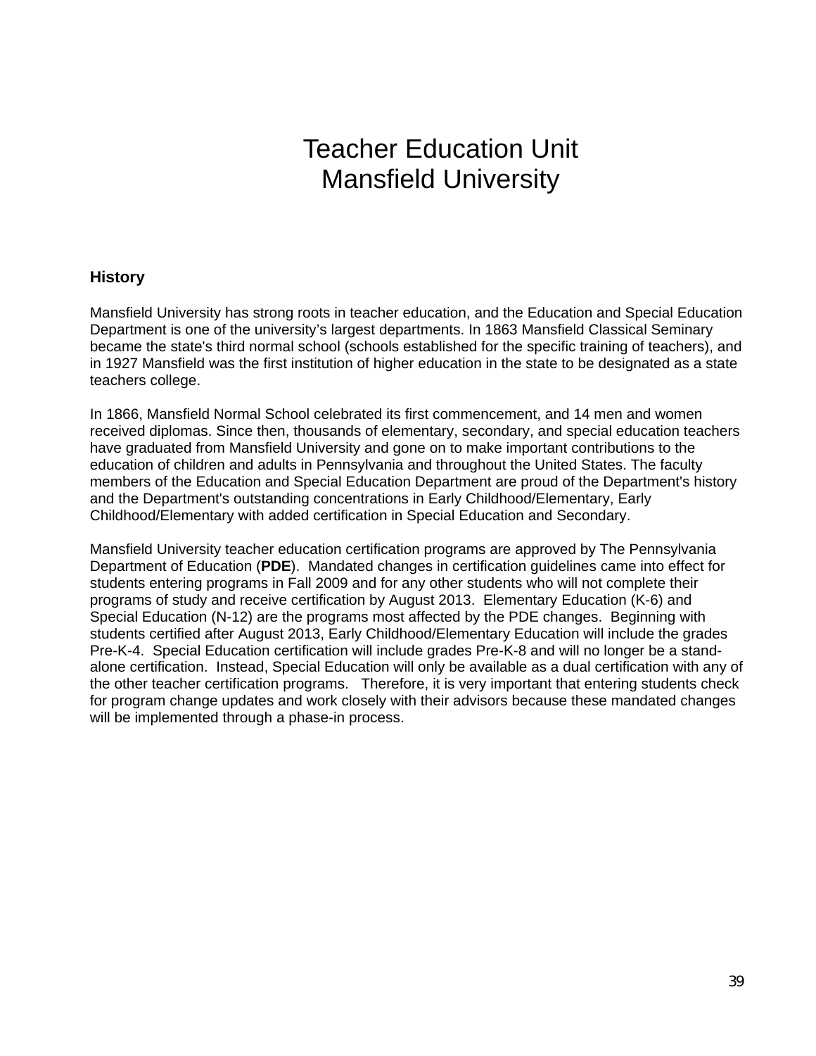# Teacher Education Unit
# Mansfield University

## History

Mansfield University has strong roots in teacher education, and the Education and Special Education Department is one of the university's largest departments. In 1863 Mansfield Classical Seminary became the state's third normal school (schools established for the specific training of teachers), and in 1927 Mansfield was the first institution of higher education in the state to be designated as a state teachers college.

In 1866, Mansfield Normal School celebrated its first commencement, and 14 men and women received diplomas. Since then, thousands of elementary, secondary, and special education teachers have graduated from Mansfield University and gone on to make important contributions to the education of children and adults in Pennsylvania and throughout the United States. The faculty members of the Education and Special Education Department are proud of the Department's history and the Department's outstanding concentrations in Early Childhood/Elementary, Early Childhood/Elementary with added certification in Special Education and Secondary.

Mansfield University teacher education certification programs are approved by The Pennsylvania Department of Education (**PDE**). Mandated changes in certification guidelines came into effect for students entering programs in Fall 2009 and for any other students who will not complete their programs of study and receive certification by August 2013. Elementary Education (K-6) and Special Education (N-12) are the programs most affected by the PDE changes. Beginning with students certified after August 2013, Early Childhood/Elementary Education will include the grades Pre-K-4. Special Education certification will include grades Pre-K-8 and will no longer be a stand-alone certification. Instead, Special Education will only be available as a dual certification with any of the other teacher certification programs. Therefore, it is very important that entering students check for program change updates and work closely with their advisors because these mandated changes will be implemented through a phase-in process.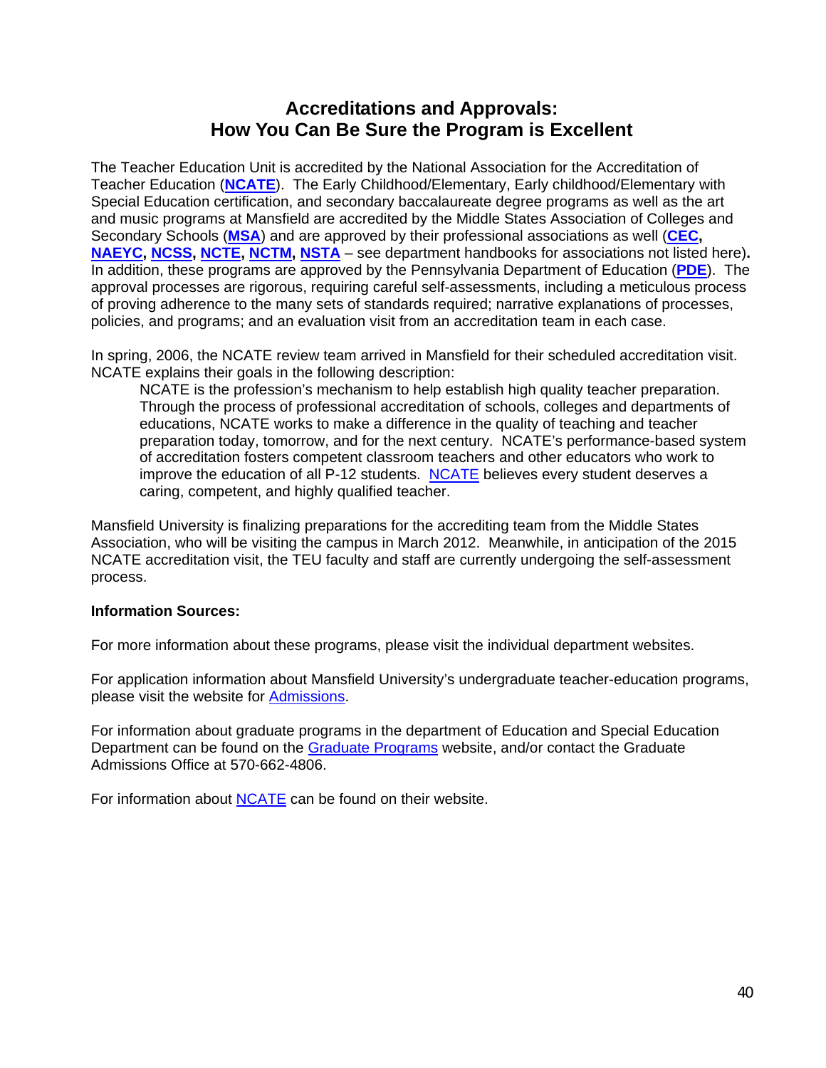## Accreditations and Approvals:
## How You Can Be Sure the Program is Excellent

The Teacher Education Unit is accredited by the National Association for the Accreditation of Teacher Education (**NCATE**). The Early Childhood/Elementary, Early childhood/Elementary with Special Education certification, and secondary baccalaureate degree programs as well as the art and music programs at Mansfield are accredited by the Middle States Association of Colleges and Secondary Schools (**MSA**) and are approved by their professional associations as well (**CEC, NAEYC, NCSS, NCTE, NCTM, NSTA** – see department handbooks for associations not listed here)**.** In addition, these programs are approved by the Pennsylvania Department of Education (**PDE**). The approval processes are rigorous, requiring careful self-assessments, including a meticulous process of proving adherence to the many sets of standards required; narrative explanations of processes, policies, and programs; and an evaluation visit from an accreditation team in each case.

In spring, 2006, the NCATE review team arrived in Mansfield for their scheduled accreditation visit. NCATE explains their goals in the following description:

> NCATE is the profession's mechanism to help establish high quality teacher preparation. Through the process of professional accreditation of schools, colleges and departments of educations, NCATE works to make a difference in the quality of teaching and teacher preparation today, tomorrow, and for the next century. NCATE's performance-based system of accreditation fosters competent classroom teachers and other educators who work to improve the education of all P-12 students. NCATE believes every student deserves a caring, competent, and highly qualified teacher.

Mansfield University is finalizing preparations for the accrediting team from the Middle States Association, who will be visiting the campus in March 2012. Meanwhile, in anticipation of the 2015 NCATE accreditation visit, the TEU faculty and staff are currently undergoing the self-assessment process.

**Information Sources:**

For more information about these programs, please visit the individual department websites.

For application information about Mansfield University's undergraduate teacher-education programs, please visit the website for Admissions.

For information about graduate programs in the department of Education and Special Education Department can be found on the Graduate Programs website, and/or contact the Graduate Admissions Office at 570-662-4806.

For information about NCATE can be found on their website.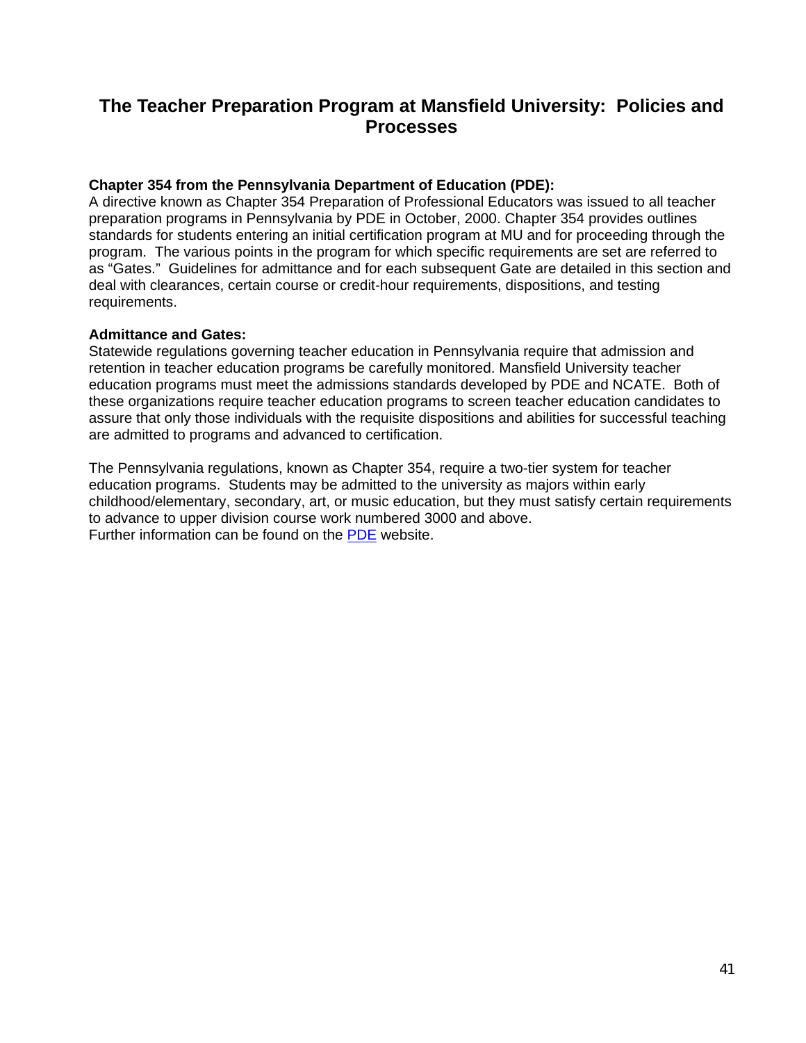# The Teacher Preparation Program at Mansfield University: Policies and Processes

**Chapter 354 from the Pennsylvania Department of Education (PDE):**
A directive known as Chapter 354 Preparation of Professional Educators was issued to all teacher preparation programs in Pennsylvania by PDE in October, 2000. Chapter 354 provides outlines standards for students entering an initial certification program at MU and for proceeding through the program. The various points in the program for which specific requirements are set are referred to as "Gates." Guidelines for admittance and for each subsequent Gate are detailed in this section and deal with clearances, certain course or credit-hour requirements, dispositions, and testing requirements.

**Admittance and Gates:**
Statewide regulations governing teacher education in Pennsylvania require that admission and retention in teacher education programs be carefully monitored. Mansfield University teacher education programs must meet the admissions standards developed by PDE and NCATE. Both of these organizations require teacher education programs to screen teacher education candidates to assure that only those individuals with the requisite dispositions and abilities for successful teaching are admitted to programs and advanced to certification.

The Pennsylvania regulations, known as Chapter 354, require a two-tier system for teacher education programs. Students may be admitted to the university as majors within early childhood/elementary, secondary, art, or music education, but they must satisfy certain requirements to advance to upper division course work numbered 3000 and above.
Further information can be found on the PDE website.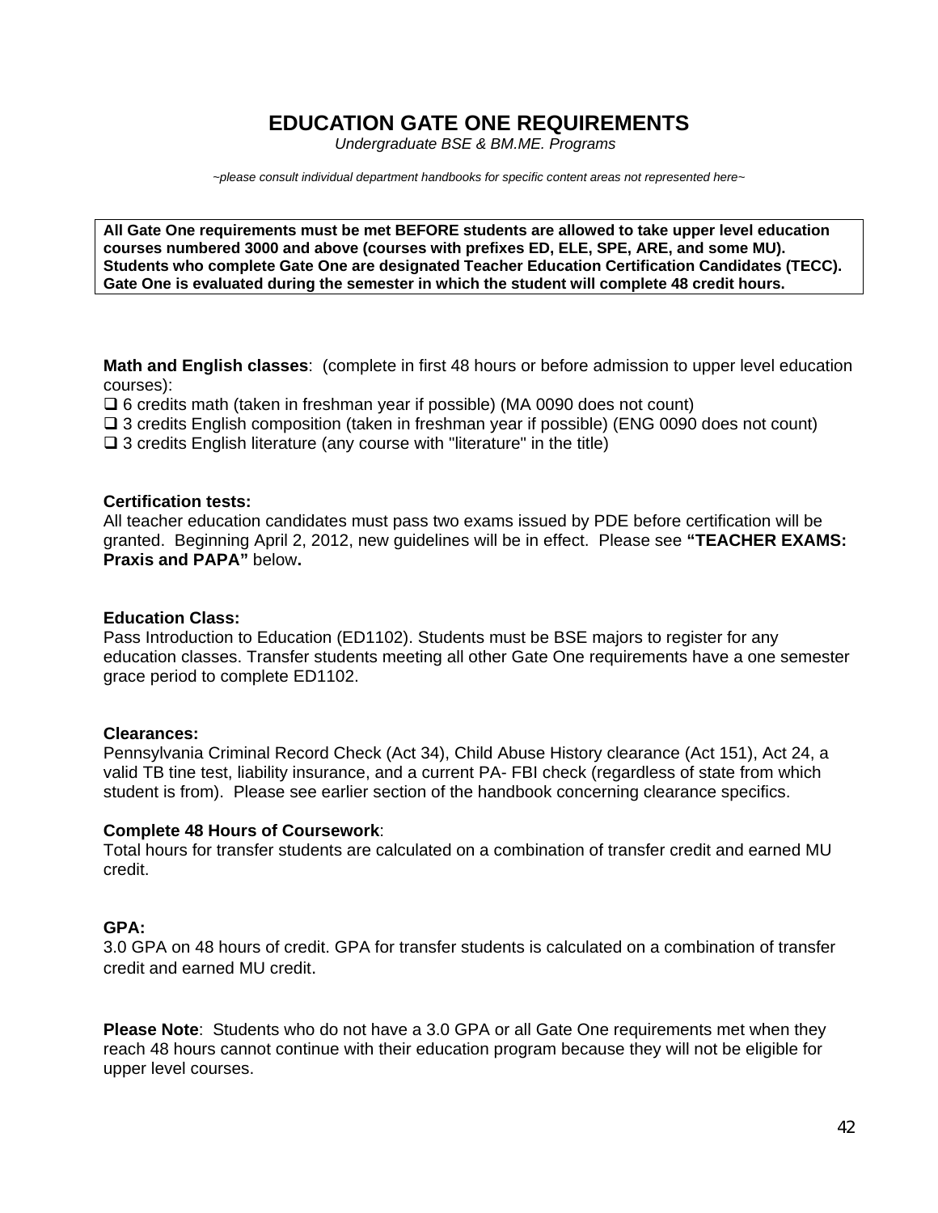# EDUCATION GATE ONE REQUIREMENTS

*Undergraduate BSE & BM.ME. Programs*

*~please consult individual department handbooks for specific content areas not represented here~*

**All Gate One requirements must be met BEFORE students are allowed to take upper level education courses numbered 3000 and above (courses with prefixes ED, ELE, SPE, ARE, and some MU). Students who complete Gate One are designated Teacher Education Certification Candidates (TECC). Gate One is evaluated during the semester in which the student will complete 48 credit hours.**

**Math and English classes**: (complete in first 48 hours or before admission to upper level education courses):

- ❑ 6 credits math (taken in freshman year if possible) (MA 0090 does not count)
- ❑ 3 credits English composition (taken in freshman year if possible) (ENG 0090 does not count)
- ❑ 3 credits English literature (any course with "literature" in the title)

**Certification tests:**

All teacher education candidates must pass two exams issued by PDE before certification will be granted. Beginning April 2, 2012, new guidelines will be in effect. Please see **"TEACHER EXAMS: Praxis and PAPA"** below**.**

**Education Class:**

Pass Introduction to Education (ED1102). Students must be BSE majors to register for any education classes. Transfer students meeting all other Gate One requirements have a one semester grace period to complete ED1102.

**Clearances:**

Pennsylvania Criminal Record Check (Act 34), Child Abuse History clearance (Act 151), Act 24, a valid TB tine test, liability insurance, and a current PA- FBI check (regardless of state from which student is from). Please see earlier section of the handbook concerning clearance specifics.

**Complete 48 Hours of Coursework**:

Total hours for transfer students are calculated on a combination of transfer credit and earned MU credit.

**GPA:**

3.0 GPA on 48 hours of credit. GPA for transfer students is calculated on a combination of transfer credit and earned MU credit.

**Please Note**: Students who do not have a 3.0 GPA or all Gate One requirements met when they reach 48 hours cannot continue with their education program because they will not be eligible for upper level courses.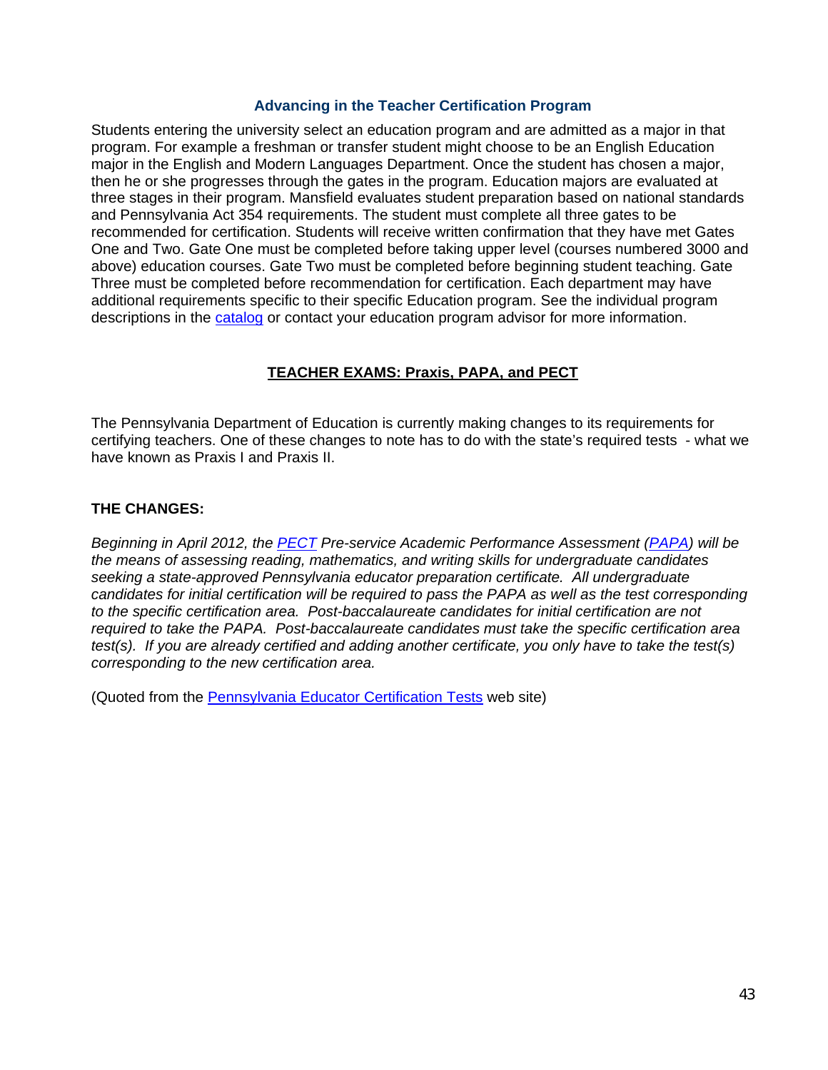### Advancing in the Teacher Certification Program

Students entering the university select an education program and are admitted as a major in that program. For example a freshman or transfer student might choose to be an English Education major in the English and Modern Languages Department. Once the student has chosen a major, then he or she progresses through the gates in the program. Education majors are evaluated at three stages in their program. Mansfield evaluates student preparation based on national standards and Pennsylvania Act 354 requirements. The student must complete all three gates to be recommended for certification. Students will receive written confirmation that they have met Gates One and Two. Gate One must be completed before taking upper level (courses numbered 3000 and above) education courses. Gate Two must be completed before beginning student teaching. Gate Three must be completed before recommendation for certification. Each department may have additional requirements specific to their specific Education program. See the individual program descriptions in the catalog or contact your education program advisor for more information.

## TEACHER EXAMS: Praxis, PAPA, and PECT

The Pennsylvania Department of Education is currently making changes to its requirements for certifying teachers. One of these changes to note has to do with the state's required tests - what we have known as Praxis I and Praxis II.

**THE CHANGES:**

*Beginning in April 2012, the PECT Pre-service Academic Performance Assessment (PAPA) will be the means of assessing reading, mathematics, and writing skills for undergraduate candidates seeking a state-approved Pennsylvania educator preparation certificate. All undergraduate candidates for initial certification will be required to pass the PAPA as well as the test corresponding to the specific certification area. Post-baccalaureate candidates for initial certification are not required to take the PAPA. Post-baccalaureate candidates must take the specific certification area test(s). If you are already certified and adding another certificate, you only have to take the test(s) corresponding to the new certification area.*

(Quoted from the Pennsylvania Educator Certification Tests web site)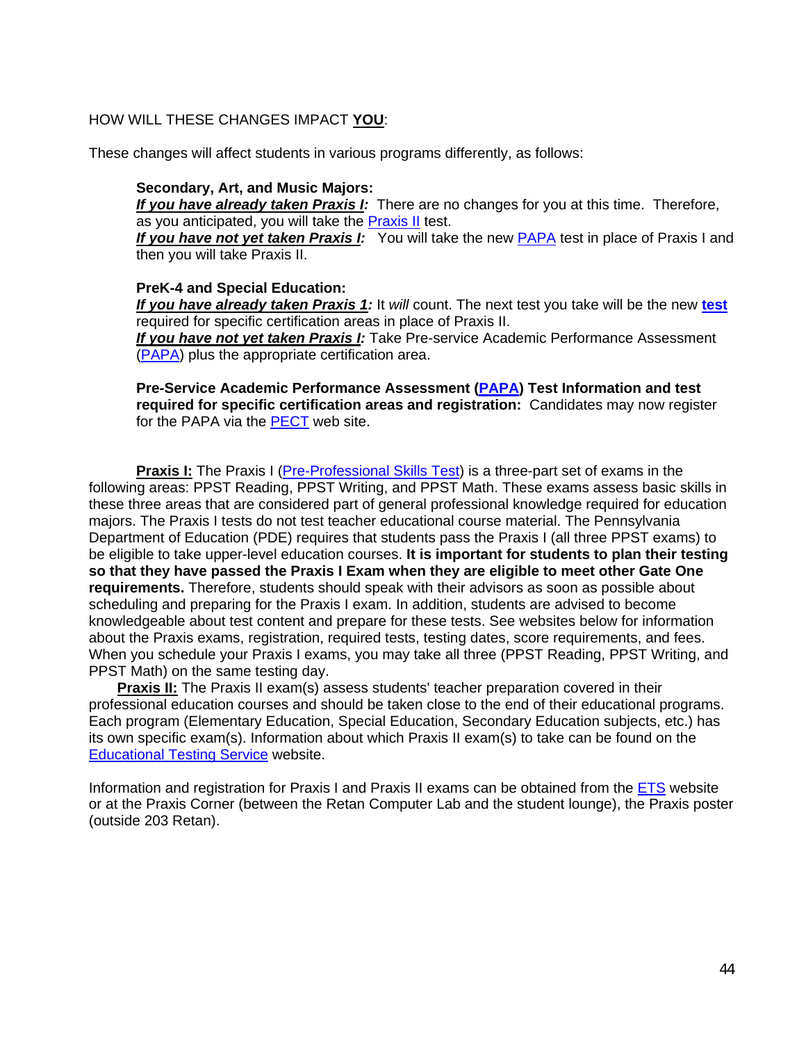HOW WILL THESE CHANGES IMPACT **YOU**:

These changes will affect students in various programs differently, as follows:

**Secondary, Art, and Music Majors:**
***If you have already taken Praxis I:*** There are no changes for you at this time. Therefore, as you anticipated, you will take the Praxis II test.
***If you have not yet taken Praxis I:*** You will take the new PAPA test in place of Praxis I and then you will take Praxis II.

**PreK-4 and Special Education:**
***If you have already taken Praxis 1:*** It *will* count. The next test you take will be the new **test** required for specific certification areas in place of Praxis II.
***If you have not yet taken Praxis I:*** Take Pre-service Academic Performance Assessment (PAPA) plus the appropriate certification area.

**Pre-Service Academic Performance Assessment (PAPA) Test Information and test required for specific certification areas and registration:** Candidates may now register for the PAPA via the PECT web site.

**Praxis I:** The Praxis I (Pre-Professional Skills Test) is a three-part set of exams in the following areas: PPST Reading, PPST Writing, and PPST Math. These exams assess basic skills in these three areas that are considered part of general professional knowledge required for education majors. The Praxis I tests do not test teacher educational course material. The Pennsylvania Department of Education (PDE) requires that students pass the Praxis I (all three PPST exams) to be eligible to take upper-level education courses. **It is important for students to plan their testing so that they have passed the Praxis I Exam when they are eligible to meet other Gate One requirements.** Therefore, students should speak with their advisors as soon as possible about scheduling and preparing for the Praxis I exam. In addition, students are advised to become knowledgeable about test content and prepare for these tests. See websites below for information about the Praxis exams, registration, required tests, testing dates, score requirements, and fees. When you schedule your Praxis I exams, you may take all three (PPST Reading, PPST Writing, and PPST Math) on the same testing day.

**Praxis II:** The Praxis II exam(s) assess students' teacher preparation covered in their professional education courses and should be taken close to the end of their educational programs. Each program (Elementary Education, Special Education, Secondary Education subjects, etc.) has its own specific exam(s). Information about which Praxis II exam(s) to take can be found on the Educational Testing Service website.

Information and registration for Praxis I and Praxis II exams can be obtained from the ETS website or at the Praxis Corner (between the Retan Computer Lab and the student lounge), the Praxis poster (outside 203 Retan).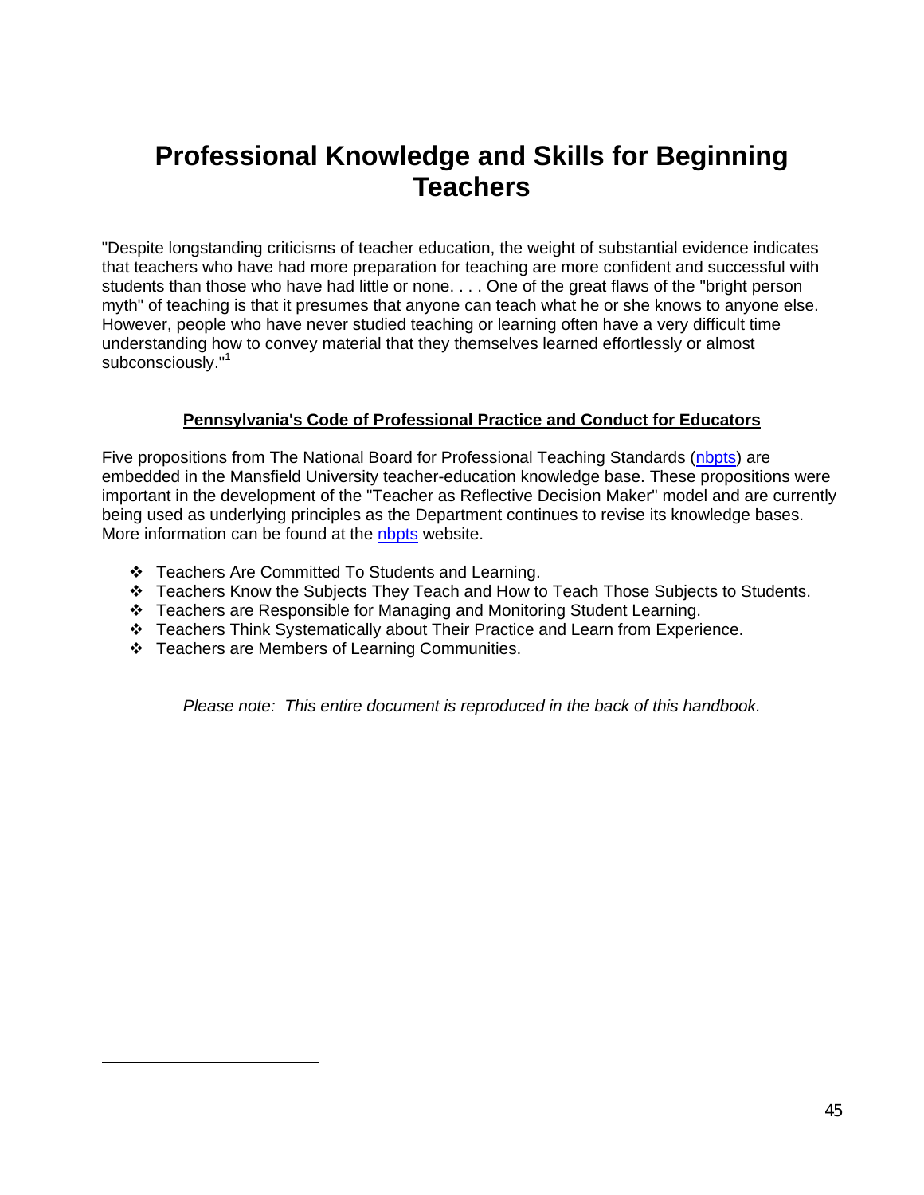# Professional Knowledge and Skills for Beginning Teachers

"Despite longstanding criticisms of teacher education, the weight of substantial evidence indicates that teachers who have had more preparation for teaching are more confident and successful with students than those who have had little or none. . . . One of the great flaws of the "bright person myth" of teaching is that it presumes that anyone can teach what he or she knows to anyone else. However, people who have never studied teaching or learning often have a very difficult time understanding how to convey material that they themselves learned effortlessly or almost subconsciously."[1]

**<u>Pennsylvania's Code of Professional Practice and Conduct for Educators</u>**

Five propositions from The National Board for Professional Teaching Standards (nbpts) are embedded in the Mansfield University teacher-education knowledge base. These propositions were important in the development of the "Teacher as Reflective Decision Maker" model and are currently being used as underlying principles as the Department continues to revise its knowledge bases. More information can be found at the nbpts website.

- Teachers Are Committed To Students and Learning.
- Teachers Know the Subjects They Teach and How to Teach Those Subjects to Students.
- Teachers are Responsible for Managing and Monitoring Student Learning.
- Teachers Think Systematically about Their Practice and Learn from Experience.
- Teachers are Members of Learning Communities.

*Please note: This entire document is reproduced in the back of this handbook.*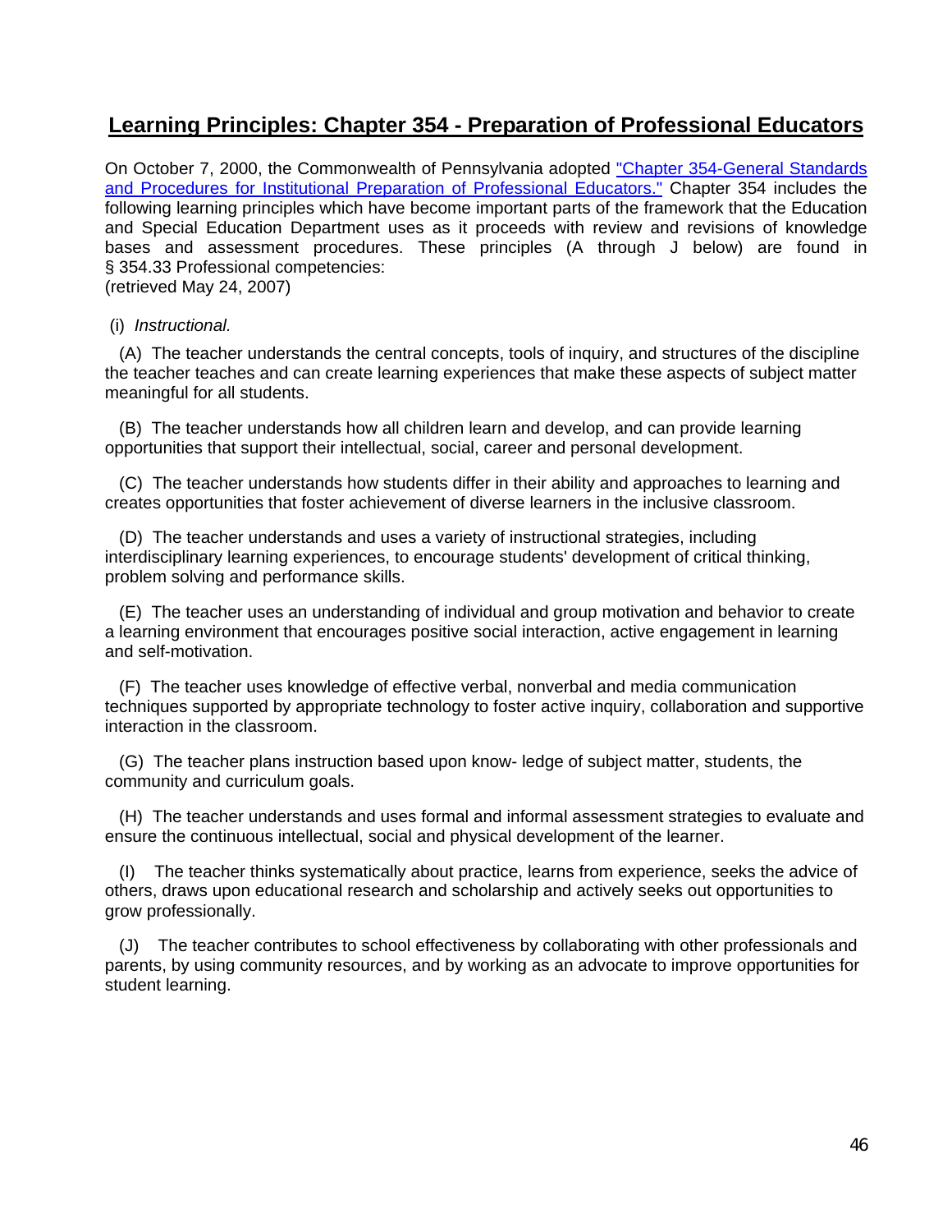## Learning Principles: Chapter 354 - Preparation of Professional Educators

On October 7, 2000, the Commonwealth of Pennsylvania adopted "Chapter 354-General Standards and Procedures for Institutional Preparation of Professional Educators." Chapter 354 includes the following learning principles which have become important parts of the framework that the Education and Special Education Department uses as it proceeds with review and revisions of knowledge bases and assessment procedures. These principles (A through J below) are found in § 354.33 Professional competencies:
(retrieved May 24, 2007)

(i) *Instructional.*

(A) The teacher understands the central concepts, tools of inquiry, and structures of the discipline the teacher teaches and can create learning experiences that make these aspects of subject matter meaningful for all students.

(B) The teacher understands how all children learn and develop, and can provide learning opportunities that support their intellectual, social, career and personal development.

(C) The teacher understands how students differ in their ability and approaches to learning and creates opportunities that foster achievement of diverse learners in the inclusive classroom.

(D) The teacher understands and uses a variety of instructional strategies, including interdisciplinary learning experiences, to encourage students' development of critical thinking, problem solving and performance skills.

(E) The teacher uses an understanding of individual and group motivation and behavior to create a learning environment that encourages positive social interaction, active engagement in learning and self-motivation.

(F) The teacher uses knowledge of effective verbal, nonverbal and media communication techniques supported by appropriate technology to foster active inquiry, collaboration and supportive interaction in the classroom.

(G) The teacher plans instruction based upon know- ledge of subject matter, students, the community and curriculum goals.

(H) The teacher understands and uses formal and informal assessment strategies to evaluate and ensure the continuous intellectual, social and physical development of the learner.

(I) The teacher thinks systematically about practice, learns from experience, seeks the advice of others, draws upon educational research and scholarship and actively seeks out opportunities to grow professionally.

(J) The teacher contributes to school effectiveness by collaborating with other professionals and parents, by using community resources, and by working as an advocate to improve opportunities for student learning.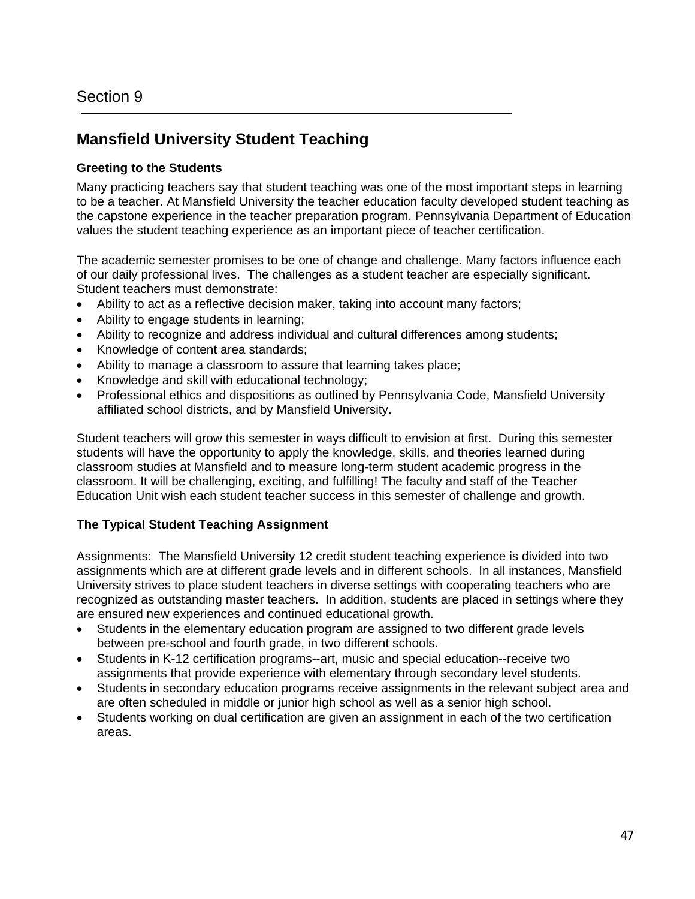Section 9

# Mansfield University Student Teaching

### Greeting to the Students

Many practicing teachers say that student teaching was one of the most important steps in learning to be a teacher. At Mansfield University the teacher education faculty developed student teaching as the capstone experience in the teacher preparation program. Pennsylvania Department of Education values the student teaching experience as an important piece of teacher certification.

The academic semester promises to be one of change and challenge. Many factors influence each of our daily professional lives. The challenges as a student teacher are especially significant. Student teachers must demonstrate:

- Ability to act as a reflective decision maker, taking into account many factors;
- Ability to engage students in learning;
- Ability to recognize and address individual and cultural differences among students;
- Knowledge of content area standards;
- Ability to manage a classroom to assure that learning takes place;
- Knowledge and skill with educational technology;
- Professional ethics and dispositions as outlined by Pennsylvania Code, Mansfield University affiliated school districts, and by Mansfield University.

Student teachers will grow this semester in ways difficult to envision at first. During this semester students will have the opportunity to apply the knowledge, skills, and theories learned during classroom studies at Mansfield and to measure long-term student academic progress in the classroom. It will be challenging, exciting, and fulfilling! The faculty and staff of the Teacher Education Unit wish each student teacher success in this semester of challenge and growth.

### The Typical Student Teaching Assignment

Assignments: The Mansfield University 12 credit student teaching experience is divided into two assignments which are at different grade levels and in different schools. In all instances, Mansfield University strives to place student teachers in diverse settings with cooperating teachers who are recognized as outstanding master teachers. In addition, students are placed in settings where they are ensured new experiences and continued educational growth.

- Students in the elementary education program are assigned to two different grade levels between pre-school and fourth grade, in two different schools.
- Students in K-12 certification programs--art, music and special education--receive two assignments that provide experience with elementary through secondary level students.
- Students in secondary education programs receive assignments in the relevant subject area and are often scheduled in middle or junior high school as well as a senior high school.
- Students working on dual certification are given an assignment in each of the two certification areas.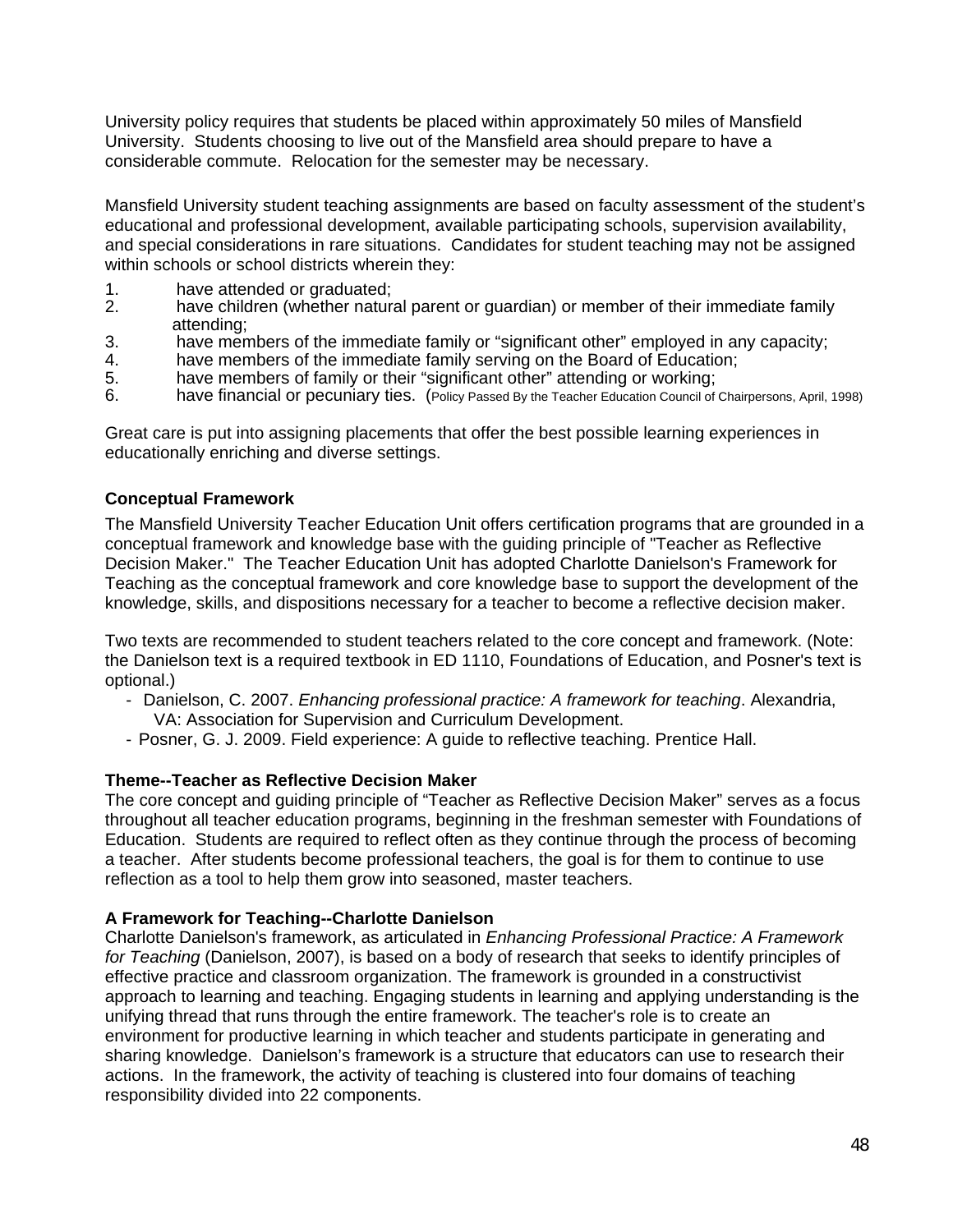University policy requires that students be placed within approximately 50 miles of Mansfield University. Students choosing to live out of the Mansfield area should prepare to have a considerable commute. Relocation for the semester may be necessary.

Mansfield University student teaching assignments are based on faculty assessment of the student's educational and professional development, available participating schools, supervision availability, and special considerations in rare situations. Candidates for student teaching may not be assigned within schools or school districts wherein they:

1. have attended or graduated;
2. have children (whether natural parent or guardian) or member of their immediate family attending;
3. have members of the immediate family or "significant other" employed in any capacity;
4. have members of the immediate family serving on the Board of Education;
5. have members of family or their "significant other" attending or working;
6. have financial or pecuniary ties. (Policy Passed By the Teacher Education Council of Chairpersons, April, 1998)

Great care is put into assigning placements that offer the best possible learning experiences in educationally enriching and diverse settings.

**Conceptual Framework**

The Mansfield University Teacher Education Unit offers certification programs that are grounded in a conceptual framework and knowledge base with the guiding principle of "Teacher as Reflective Decision Maker." The Teacher Education Unit has adopted Charlotte Danielson's Framework for Teaching as the conceptual framework and core knowledge base to support the development of the knowledge, skills, and dispositions necessary for a teacher to become a reflective decision maker.

Two texts are recommended to student teachers related to the core concept and framework. (Note: the Danielson text is a required textbook in ED 1110, Foundations of Education, and Posner's text is optional.)

- Danielson, C. 2007. *Enhancing professional practice: A framework for teaching*. Alexandria, VA: Association for Supervision and Curriculum Development.
- Posner, G. J. 2009. Field experience: A guide to reflective teaching. Prentice Hall.

**Theme--Teacher as Reflective Decision Maker**

The core concept and guiding principle of "Teacher as Reflective Decision Maker" serves as a focus throughout all teacher education programs, beginning in the freshman semester with Foundations of Education. Students are required to reflect often as they continue through the process of becoming a teacher. After students become professional teachers, the goal is for them to continue to use reflection as a tool to help them grow into seasoned, master teachers.

**A Framework for Teaching--Charlotte Danielson**

Charlotte Danielson's framework, as articulated in *Enhancing Professional Practice: A Framework for Teaching* (Danielson, 2007), is based on a body of research that seeks to identify principles of effective practice and classroom organization. The framework is grounded in a constructivist approach to learning and teaching. Engaging students in learning and applying understanding is the unifying thread that runs through the entire framework. The teacher's role is to create an environment for productive learning in which teacher and students participate in generating and sharing knowledge. Danielson's framework is a structure that educators can use to research their actions. In the framework, the activity of teaching is clustered into four domains of teaching responsibility divided into 22 components.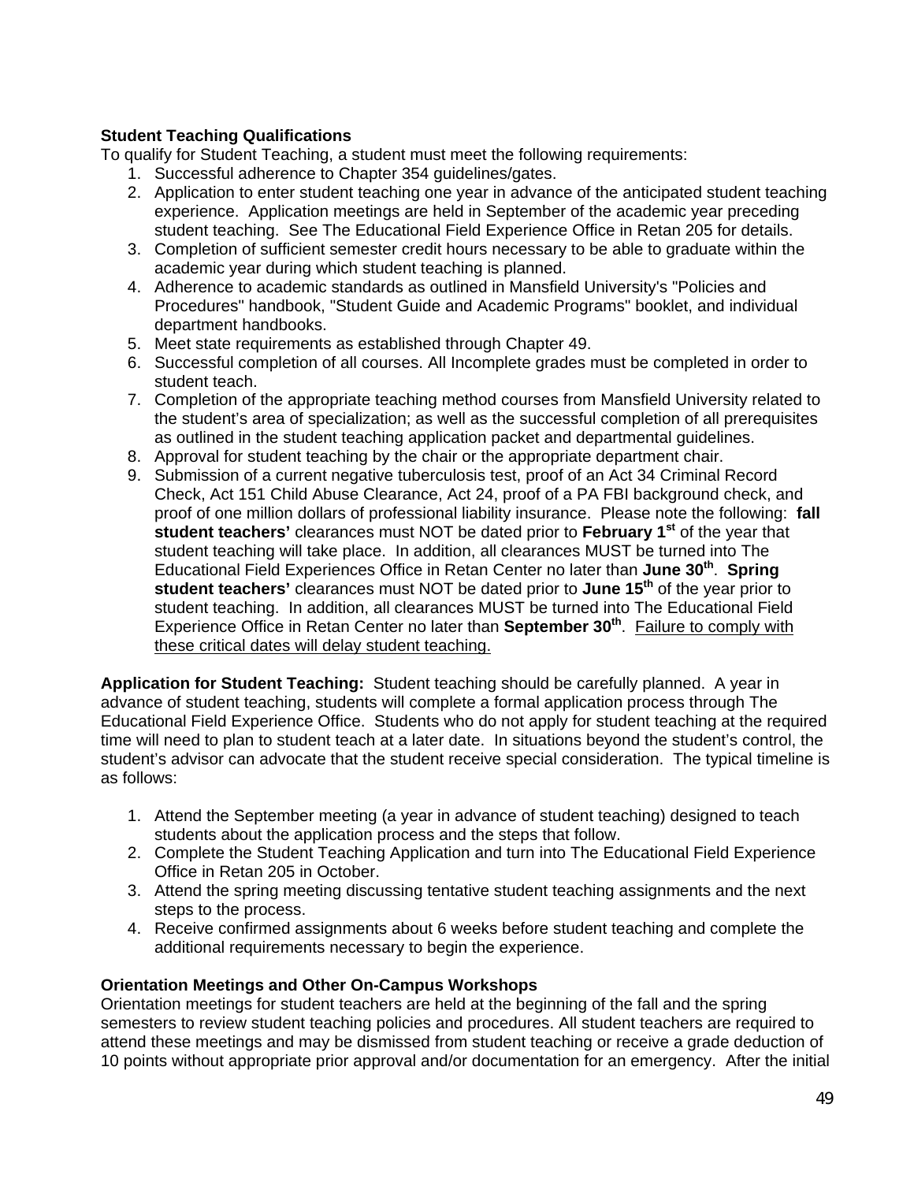**Student Teaching Qualifications**

To qualify for Student Teaching, a student must meet the following requirements:

1. Successful adherence to Chapter 354 guidelines/gates.
2. Application to enter student teaching one year in advance of the anticipated student teaching experience. Application meetings are held in September of the academic year preceding student teaching. See The Educational Field Experience Office in Retan 205 for details.
3. Completion of sufficient semester credit hours necessary to be able to graduate within the academic year during which student teaching is planned.
4. Adherence to academic standards as outlined in Mansfield University's "Policies and Procedures" handbook, "Student Guide and Academic Programs" booklet, and individual department handbooks.
5. Meet state requirements as established through Chapter 49.
6. Successful completion of all courses. All Incomplete grades must be completed in order to student teach.
7. Completion of the appropriate teaching method courses from Mansfield University related to the student's area of specialization; as well as the successful completion of all prerequisites as outlined in the student teaching application packet and departmental guidelines.
8. Approval for student teaching by the chair or the appropriate department chair.
9. Submission of a current negative tuberculosis test, proof of an Act 34 Criminal Record Check, Act 151 Child Abuse Clearance, Act 24, proof of a PA FBI background check, and proof of one million dollars of professional liability insurance. Please note the following: **fall student teachers'** clearances must NOT be dated prior to **February 1st** of the year that student teaching will take place. In addition, all clearances MUST be turned into The Educational Field Experiences Office in Retan Center no later than **June 30th**. **Spring student teachers'** clearances must NOT be dated prior to **June 15th** of the year prior to student teaching. In addition, all clearances MUST be turned into The Educational Field Experience Office in Retan Center no later than **September 30th**. <u>Failure to comply with these critical dates will delay student teaching.</u>

**Application for Student Teaching:** Student teaching should be carefully planned. A year in advance of student teaching, students will complete a formal application process through The Educational Field Experience Office. Students who do not apply for student teaching at the required time will need to plan to student teach at a later date. In situations beyond the student's control, the student's advisor can advocate that the student receive special consideration. The typical timeline is as follows:

1. Attend the September meeting (a year in advance of student teaching) designed to teach students about the application process and the steps that follow.
2. Complete the Student Teaching Application and turn into The Educational Field Experience Office in Retan 205 in October.
3. Attend the spring meeting discussing tentative student teaching assignments and the next steps to the process.
4. Receive confirmed assignments about 6 weeks before student teaching and complete the additional requirements necessary to begin the experience.

**Orientation Meetings and Other On-Campus Workshops**

Orientation meetings for student teachers are held at the beginning of the fall and the spring semesters to review student teaching policies and procedures. All student teachers are required to attend these meetings and may be dismissed from student teaching or receive a grade deduction of 10 points without appropriate prior approval and/or documentation for an emergency. After the initial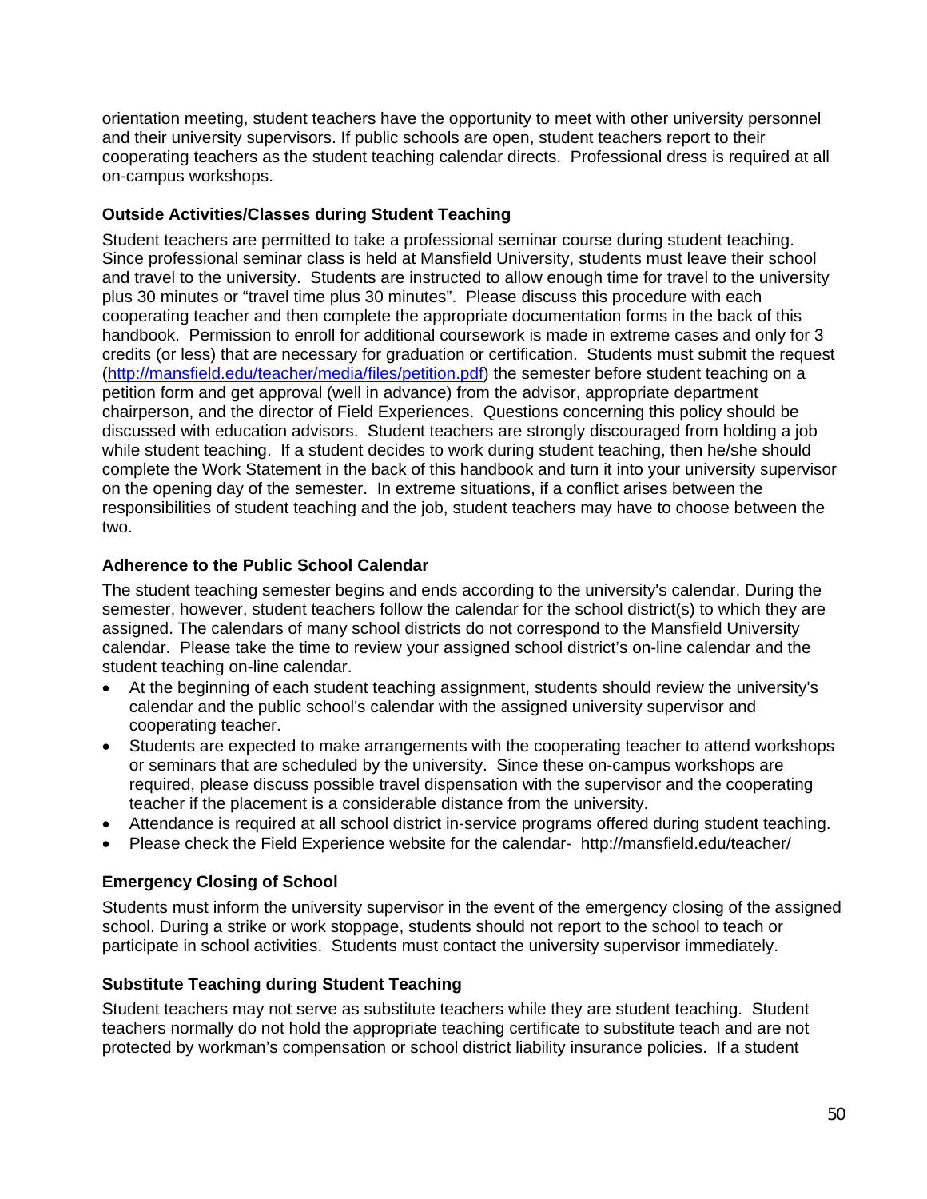orientation meeting, student teachers have the opportunity to meet with other university personnel and their university supervisors. If public schools are open, student teachers report to their cooperating teachers as the student teaching calendar directs. Professional dress is required at all on-campus workshops.

### Outside Activities/Classes during Student Teaching

Student teachers are permitted to take a professional seminar course during student teaching. Since professional seminar class is held at Mansfield University, students must leave their school and travel to the university. Students are instructed to allow enough time for travel to the university plus 30 minutes or "travel time plus 30 minutes". Please discuss this procedure with each cooperating teacher and then complete the appropriate documentation forms in the back of this handbook. Permission to enroll for additional coursework is made in extreme cases and only for 3 credits (or less) that are necessary for graduation or certification. Students must submit the request (http://mansfield.edu/teacher/media/files/petition.pdf) the semester before student teaching on a petition form and get approval (well in advance) from the advisor, appropriate department chairperson, and the director of Field Experiences. Questions concerning this policy should be discussed with education advisors. Student teachers are strongly discouraged from holding a job while student teaching. If a student decides to work during student teaching, then he/she should complete the Work Statement in the back of this handbook and turn it into your university supervisor on the opening day of the semester. In extreme situations, if a conflict arises between the responsibilities of student teaching and the job, student teachers may have to choose between the two.

### Adherence to the Public School Calendar

The student teaching semester begins and ends according to the university's calendar. During the semester, however, student teachers follow the calendar for the school district(s) to which they are assigned. The calendars of many school districts do not correspond to the Mansfield University calendar. Please take the time to review your assigned school district's on-line calendar and the student teaching on-line calendar.

- At the beginning of each student teaching assignment, students should review the university's calendar and the public school's calendar with the assigned university supervisor and cooperating teacher.
- Students are expected to make arrangements with the cooperating teacher to attend workshops or seminars that are scheduled by the university. Since these on-campus workshops are required, please discuss possible travel dispensation with the supervisor and the cooperating teacher if the placement is a considerable distance from the university.
- Attendance is required at all school district in-service programs offered during student teaching.
- Please check the Field Experience website for the calendar- http://mansfield.edu/teacher/

### Emergency Closing of School

Students must inform the university supervisor in the event of the emergency closing of the assigned school. During a strike or work stoppage, students should not report to the school to teach or participate in school activities. Students must contact the university supervisor immediately.

### Substitute Teaching during Student Teaching

Student teachers may not serve as substitute teachers while they are student teaching. Student teachers normally do not hold the appropriate teaching certificate to substitute teach and are not protected by workman's compensation or school district liability insurance policies. If a student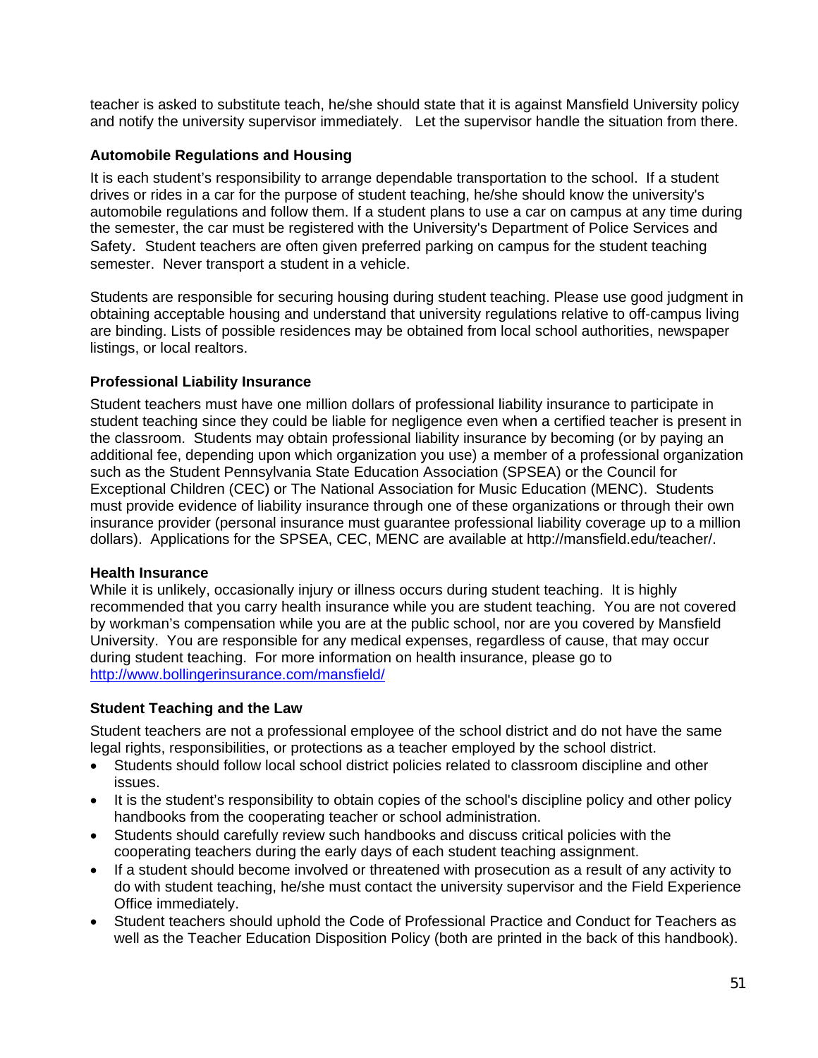teacher is asked to substitute teach, he/she should state that it is against Mansfield University policy and notify the university supervisor immediately. Let the supervisor handle the situation from there.

### Automobile Regulations and Housing

It is each student's responsibility to arrange dependable transportation to the school. If a student drives or rides in a car for the purpose of student teaching, he/she should know the university's automobile regulations and follow them. If a student plans to use a car on campus at any time during the semester, the car must be registered with the University's Department of Police Services and Safety. Student teachers are often given preferred parking on campus for the student teaching semester. Never transport a student in a vehicle.

Students are responsible for securing housing during student teaching. Please use good judgment in obtaining acceptable housing and understand that university regulations relative to off-campus living are binding. Lists of possible residences may be obtained from local school authorities, newspaper listings, or local realtors.

### Professional Liability Insurance

Student teachers must have one million dollars of professional liability insurance to participate in student teaching since they could be liable for negligence even when a certified teacher is present in the classroom. Students may obtain professional liability insurance by becoming (or by paying an additional fee, depending upon which organization you use) a member of a professional organization such as the Student Pennsylvania State Education Association (SPSEA) or the Council for Exceptional Children (CEC) or The National Association for Music Education (MENC). Students must provide evidence of liability insurance through one of these organizations or through their own insurance provider (personal insurance must guarantee professional liability coverage up to a million dollars). Applications for the SPSEA, CEC, MENC are available at http://mansfield.edu/teacher/.

### Health Insurance

While it is unlikely, occasionally injury or illness occurs during student teaching. It is highly recommended that you carry health insurance while you are student teaching. You are not covered by workman's compensation while you are at the public school, nor are you covered by Mansfield University. You are responsible for any medical expenses, regardless of cause, that may occur during student teaching. For more information on health insurance, please go to http://www.bollingerinsurance.com/mansfield/

### Student Teaching and the Law

Student teachers are not a professional employee of the school district and do not have the same legal rights, responsibilities, or protections as a teacher employed by the school district.

- Students should follow local school district policies related to classroom discipline and other issues.
- It is the student's responsibility to obtain copies of the school's discipline policy and other policy handbooks from the cooperating teacher or school administration.
- Students should carefully review such handbooks and discuss critical policies with the cooperating teachers during the early days of each student teaching assignment.
- If a student should become involved or threatened with prosecution as a result of any activity to do with student teaching, he/she must contact the university supervisor and the Field Experience Office immediately.
- Student teachers should uphold the Code of Professional Practice and Conduct for Teachers as well as the Teacher Education Disposition Policy (both are printed in the back of this handbook).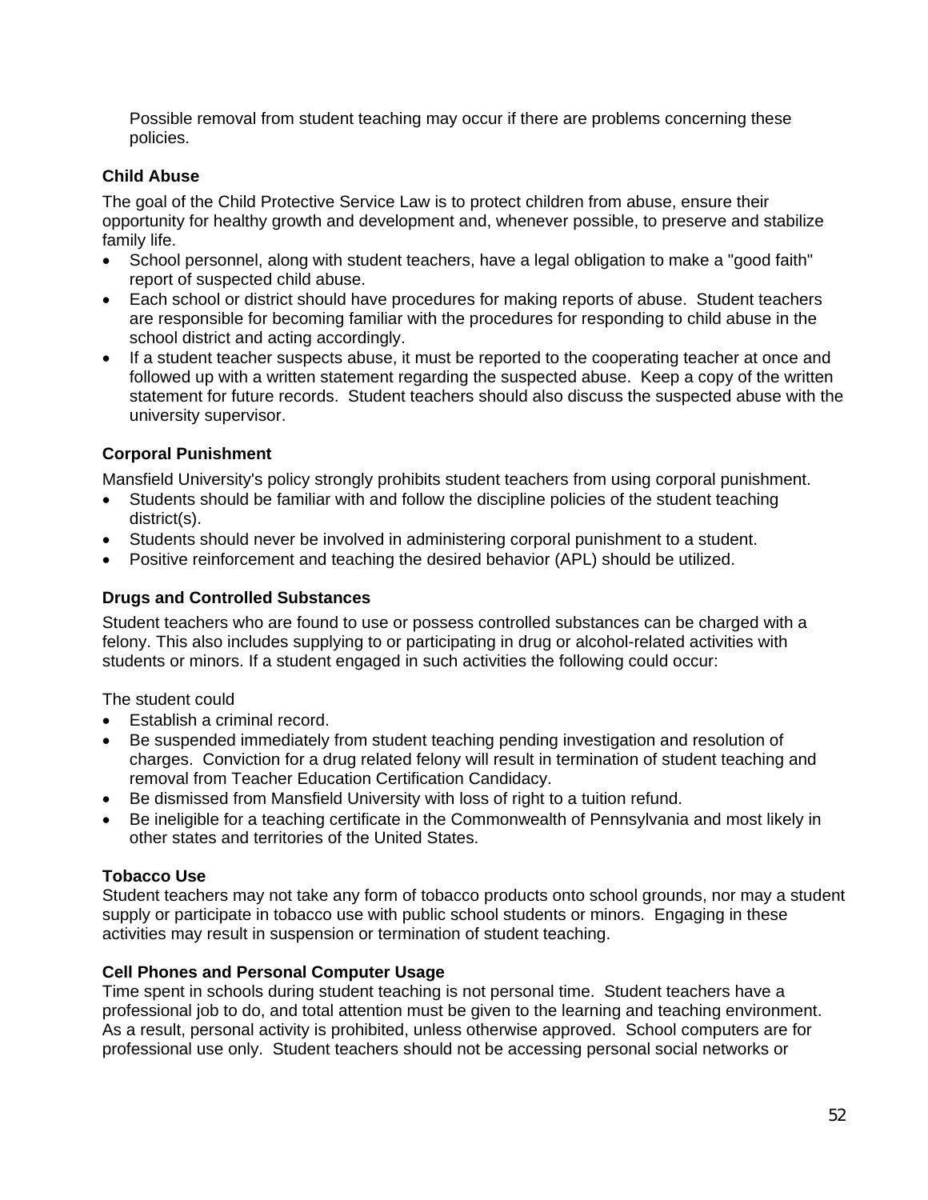Possible removal from student teaching may occur if there are problems concerning these policies.

### Child Abuse

The goal of the Child Protective Service Law is to protect children from abuse, ensure their opportunity for healthy growth and development and, whenever possible, to preserve and stabilize family life.

- School personnel, along with student teachers, have a legal obligation to make a "good faith" report of suspected child abuse.
- Each school or district should have procedures for making reports of abuse. Student teachers are responsible for becoming familiar with the procedures for responding to child abuse in the school district and acting accordingly.
- If a student teacher suspects abuse, it must be reported to the cooperating teacher at once and followed up with a written statement regarding the suspected abuse. Keep a copy of the written statement for future records. Student teachers should also discuss the suspected abuse with the university supervisor.

### Corporal Punishment

Mansfield University's policy strongly prohibits student teachers from using corporal punishment.

- Students should be familiar with and follow the discipline policies of the student teaching district(s).
- Students should never be involved in administering corporal punishment to a student.
- Positive reinforcement and teaching the desired behavior (APL) should be utilized.

### Drugs and Controlled Substances

Student teachers who are found to use or possess controlled substances can be charged with a felony. This also includes supplying to or participating in drug or alcohol-related activities with students or minors. If a student engaged in such activities the following could occur:

The student could

- Establish a criminal record.
- Be suspended immediately from student teaching pending investigation and resolution of charges. Conviction for a drug related felony will result in termination of student teaching and removal from Teacher Education Certification Candidacy.
- Be dismissed from Mansfield University with loss of right to a tuition refund.
- Be ineligible for a teaching certificate in the Commonwealth of Pennsylvania and most likely in other states and territories of the United States.

### Tobacco Use

Student teachers may not take any form of tobacco products onto school grounds, nor may a student supply or participate in tobacco use with public school students or minors. Engaging in these activities may result in suspension or termination of student teaching.

### Cell Phones and Personal Computer Usage

Time spent in schools during student teaching is not personal time. Student teachers have a professional job to do, and total attention must be given to the learning and teaching environment. As a result, personal activity is prohibited, unless otherwise approved. School computers are for professional use only. Student teachers should not be accessing personal social networks or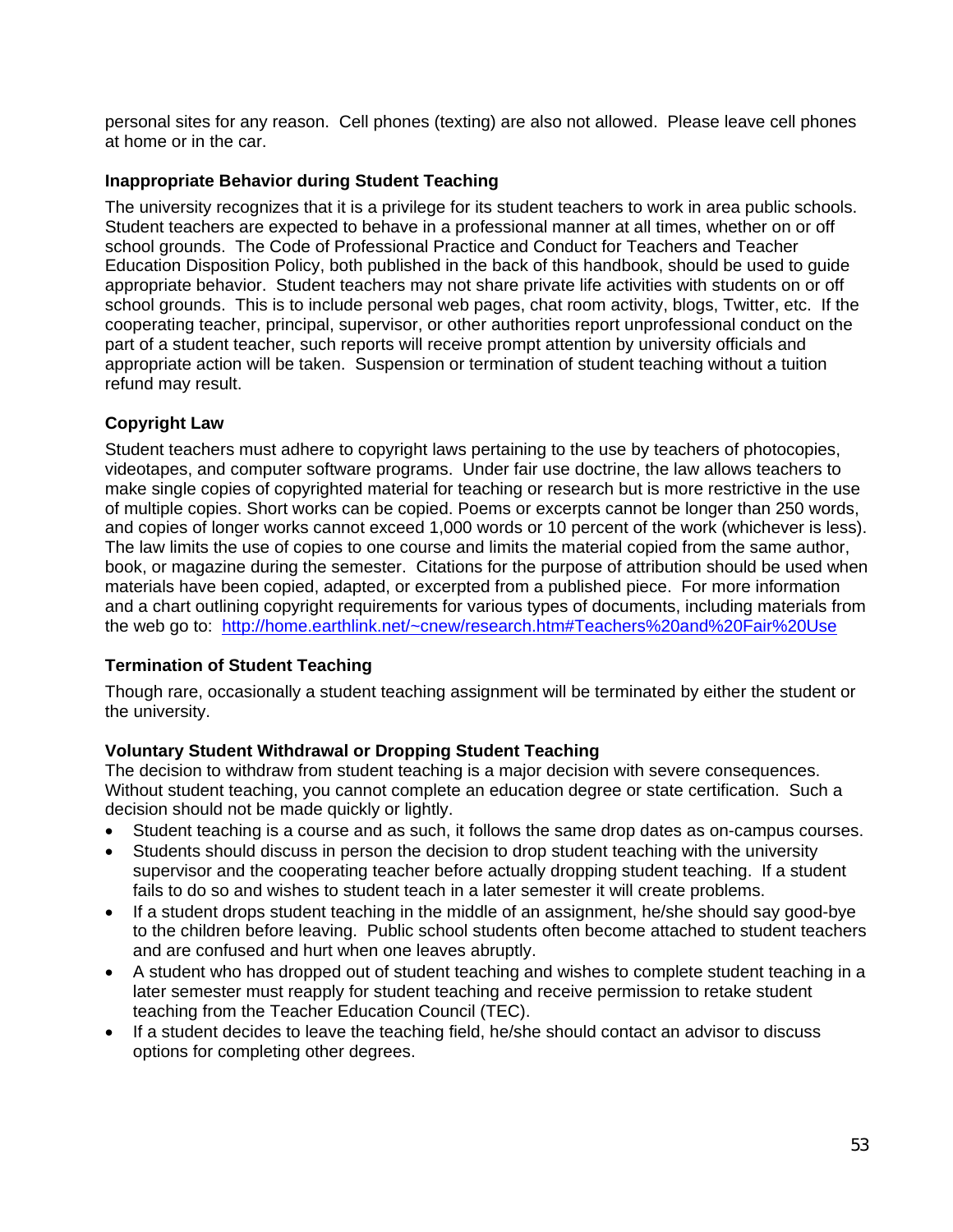personal sites for any reason. Cell phones (texting) are also not allowed. Please leave cell phones at home or in the car.

### Inappropriate Behavior during Student Teaching

The university recognizes that it is a privilege for its student teachers to work in area public schools. Student teachers are expected to behave in a professional manner at all times, whether on or off school grounds. The Code of Professional Practice and Conduct for Teachers and Teacher Education Disposition Policy, both published in the back of this handbook, should be used to guide appropriate behavior. Student teachers may not share private life activities with students on or off school grounds. This is to include personal web pages, chat room activity, blogs, Twitter, etc. If the cooperating teacher, principal, supervisor, or other authorities report unprofessional conduct on the part of a student teacher, such reports will receive prompt attention by university officials and appropriate action will be taken. Suspension or termination of student teaching without a tuition refund may result.

### Copyright Law

Student teachers must adhere to copyright laws pertaining to the use by teachers of photocopies, videotapes, and computer software programs. Under fair use doctrine, the law allows teachers to make single copies of copyrighted material for teaching or research but is more restrictive in the use of multiple copies. Short works can be copied. Poems or excerpts cannot be longer than 250 words, and copies of longer works cannot exceed 1,000 words or 10 percent of the work (whichever is less). The law limits the use of copies to one course and limits the material copied from the same author, book, or magazine during the semester. Citations for the purpose of attribution should be used when materials have been copied, adapted, or excerpted from a published piece. For more information and a chart outlining copyright requirements for various types of documents, including materials from the web go to: [http://home.earthlink.net/~cnew/research.htm#Teachers%20and%20Fair%20Use](http://home.earthlink.net/~cnew/research.htm#Teachers%20and%20Fair%20Use)

### Termination of Student Teaching

Though rare, occasionally a student teaching assignment will be terminated by either the student or the university.

### Voluntary Student Withdrawal or Dropping Student Teaching

The decision to withdraw from student teaching is a major decision with severe consequences. Without student teaching, you cannot complete an education degree or state certification. Such a decision should not be made quickly or lightly.

- Student teaching is a course and as such, it follows the same drop dates as on-campus courses.
- Students should discuss in person the decision to drop student teaching with the university supervisor and the cooperating teacher before actually dropping student teaching. If a student fails to do so and wishes to student teach in a later semester it will create problems.
- If a student drops student teaching in the middle of an assignment, he/she should say good-bye to the children before leaving. Public school students often become attached to student teachers and are confused and hurt when one leaves abruptly.
- A student who has dropped out of student teaching and wishes to complete student teaching in a later semester must reapply for student teaching and receive permission to retake student teaching from the Teacher Education Council (TEC).
- If a student decides to leave the teaching field, he/she should contact an advisor to discuss options for completing other degrees.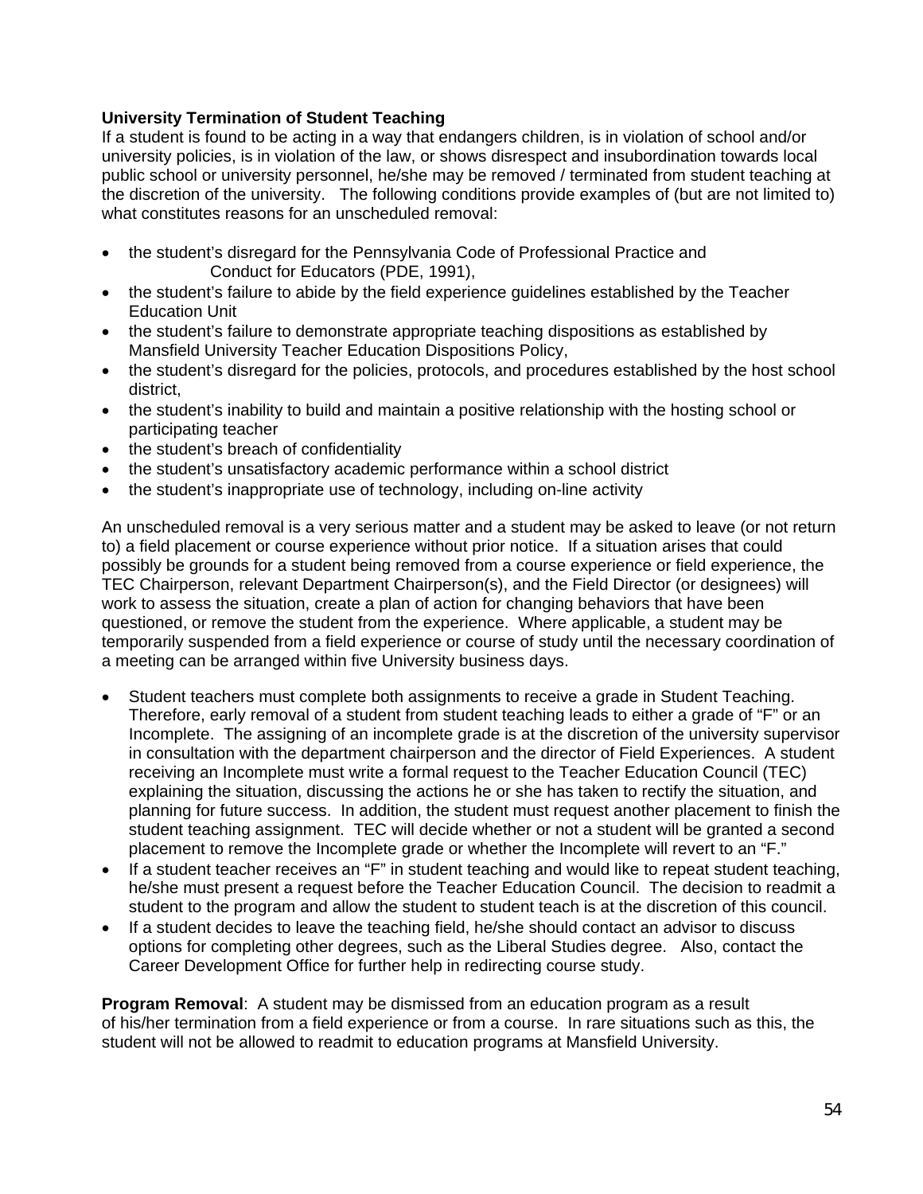**University Termination of Student Teaching**

If a student is found to be acting in a way that endangers children, is in violation of school and/or university policies, is in violation of the law, or shows disrespect and insubordination towards local public school or university personnel, he/she may be removed / terminated from student teaching at the discretion of the university. The following conditions provide examples of (but are not limited to) what constitutes reasons for an unscheduled removal:

- the student's disregard for the Pennsylvania Code of Professional Practice and Conduct for Educators (PDE, 1991),
- the student's failure to abide by the field experience guidelines established by the Teacher Education Unit
- the student's failure to demonstrate appropriate teaching dispositions as established by Mansfield University Teacher Education Dispositions Policy,
- the student's disregard for the policies, protocols, and procedures established by the host school district,
- the student's inability to build and maintain a positive relationship with the hosting school or participating teacher
- the student's breach of confidentiality
- the student's unsatisfactory academic performance within a school district
- the student's inappropriate use of technology, including on-line activity

An unscheduled removal is a very serious matter and a student may be asked to leave (or not return to) a field placement or course experience without prior notice. If a situation arises that could possibly be grounds for a student being removed from a course experience or field experience, the TEC Chairperson, relevant Department Chairperson(s), and the Field Director (or designees) will work to assess the situation, create a plan of action for changing behaviors that have been questioned, or remove the student from the experience. Where applicable, a student may be temporarily suspended from a field experience or course of study until the necessary coordination of a meeting can be arranged within five University business days.

- Student teachers must complete both assignments to receive a grade in Student Teaching. Therefore, early removal of a student from student teaching leads to either a grade of "F" or an Incomplete. The assigning of an incomplete grade is at the discretion of the university supervisor in consultation with the department chairperson and the director of Field Experiences. A student receiving an Incomplete must write a formal request to the Teacher Education Council (TEC) explaining the situation, discussing the actions he or she has taken to rectify the situation, and planning for future success. In addition, the student must request another placement to finish the student teaching assignment. TEC will decide whether or not a student will be granted a second placement to remove the Incomplete grade or whether the Incomplete will revert to an "F."
- If a student teacher receives an "F" in student teaching and would like to repeat student teaching, he/she must present a request before the Teacher Education Council. The decision to readmit a student to the program and allow the student to student teach is at the discretion of this council.
- If a student decides to leave the teaching field, he/she should contact an advisor to discuss options for completing other degrees, such as the Liberal Studies degree. Also, contact the Career Development Office for further help in redirecting course study.

**Program Removal**: A student may be dismissed from an education program as a result of his/her termination from a field experience or from a course. In rare situations such as this, the student will not be allowed to readmit to education programs at Mansfield University.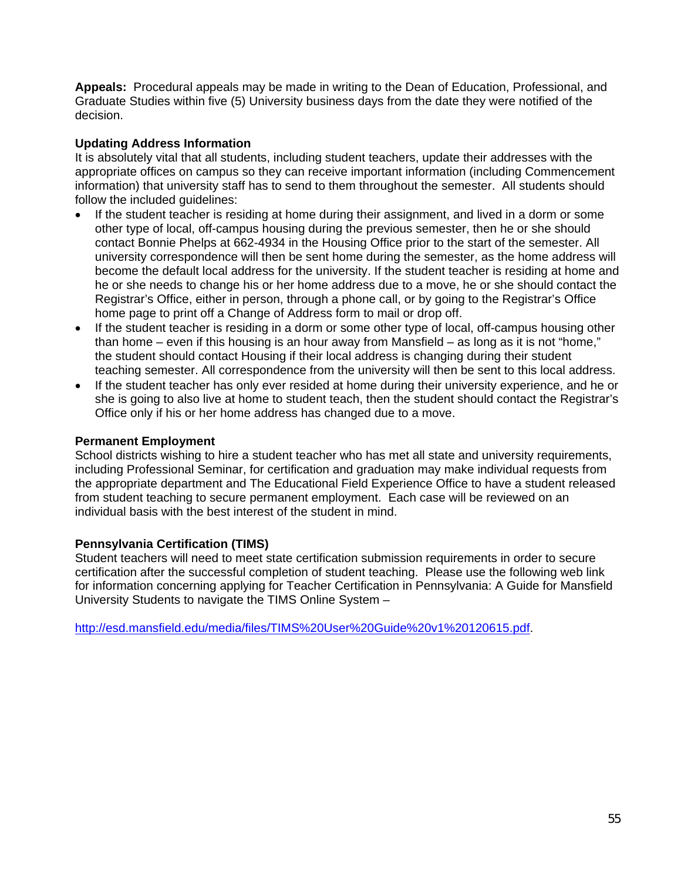**Appeals:** Procedural appeals may be made in writing to the Dean of Education, Professional, and Graduate Studies within five (5) University business days from the date they were notified of the decision.

**Updating Address Information**

It is absolutely vital that all students, including student teachers, update their addresses with the appropriate offices on campus so they can receive important information (including Commencement information) that university staff has to send to them throughout the semester. All students should follow the included guidelines:

- If the student teacher is residing at home during their assignment, and lived in a dorm or some other type of local, off-campus housing during the previous semester, then he or she should contact Bonnie Phelps at 662-4934 in the Housing Office prior to the start of the semester. All university correspondence will then be sent home during the semester, as the home address will become the default local address for the university. If the student teacher is residing at home and he or she needs to change his or her home address due to a move, he or she should contact the Registrar's Office, either in person, through a phone call, or by going to the Registrar's Office home page to print off a Change of Address form to mail or drop off.
- If the student teacher is residing in a dorm or some other type of local, off-campus housing other than home – even if this housing is an hour away from Mansfield – as long as it is not "home," the student should contact Housing if their local address is changing during their student teaching semester. All correspondence from the university will then be sent to this local address.
- If the student teacher has only ever resided at home during their university experience, and he or she is going to also live at home to student teach, then the student should contact the Registrar's Office only if his or her home address has changed due to a move.

**Permanent Employment**

School districts wishing to hire a student teacher who has met all state and university requirements, including Professional Seminar, for certification and graduation may make individual requests from the appropriate department and The Educational Field Experience Office to have a student released from student teaching to secure permanent employment. Each case will be reviewed on an individual basis with the best interest of the student in mind.

**Pennsylvania Certification (TIMS)**

Student teachers will need to meet state certification submission requirements in order to secure certification after the successful completion of student teaching. Please use the following web link for information concerning applying for Teacher Certification in Pennsylvania: A Guide for Mansfield University Students to navigate the TIMS Online System –

http://esd.mansfield.edu/media/files/TIMS%20User%20Guide%20v1%20120615.pdf.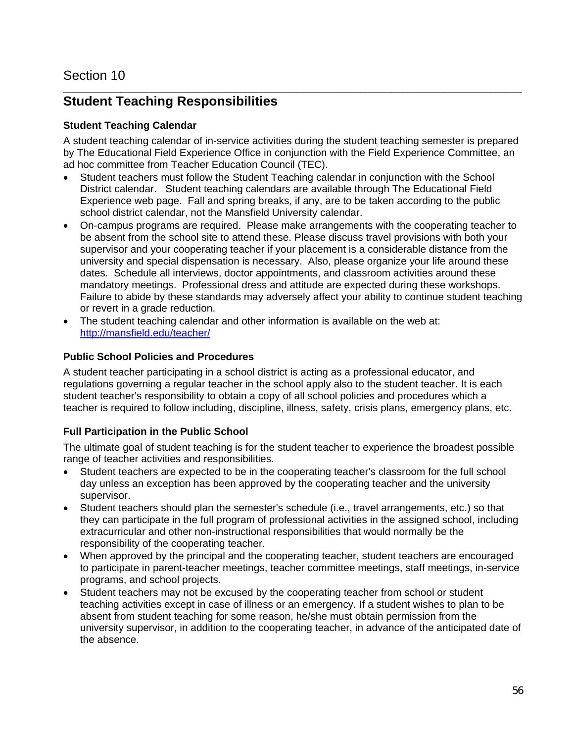Section 10

## Student Teaching Responsibilities

### Student Teaching Calendar

A student teaching calendar of in-service activities during the student teaching semester is prepared by The Educational Field Experience Office in conjunction with the Field Experience Committee, an ad hoc committee from Teacher Education Council (TEC).

- Student teachers must follow the Student Teaching calendar in conjunction with the School District calendar. Student teaching calendars are available through The Educational Field Experience web page. Fall and spring breaks, if any, are to be taken according to the public school district calendar, not the Mansfield University calendar.
- On-campus programs are required. Please make arrangements with the cooperating teacher to be absent from the school site to attend these. Please discuss travel provisions with both your supervisor and your cooperating teacher if your placement is a considerable distance from the university and special dispensation is necessary. Also, please organize your life around these dates. Schedule all interviews, doctor appointments, and classroom activities around these mandatory meetings. Professional dress and attitude are expected during these workshops. Failure to abide by these standards may adversely affect your ability to continue student teaching or revert in a grade reduction.
- The student teaching calendar and other information is available on the web at: http://mansfield.edu/teacher/

### Public School Policies and Procedures

A student teacher participating in a school district is acting as a professional educator, and regulations governing a regular teacher in the school apply also to the student teacher. It is each student teacher's responsibility to obtain a copy of all school policies and procedures which a teacher is required to follow including, discipline, illness, safety, crisis plans, emergency plans, etc.

### Full Participation in the Public School

The ultimate goal of student teaching is for the student teacher to experience the broadest possible range of teacher activities and responsibilities.

- Student teachers are expected to be in the cooperating teacher's classroom for the full school day unless an exception has been approved by the cooperating teacher and the university supervisor.
- Student teachers should plan the semester's schedule (i.e., travel arrangements, etc.) so that they can participate in the full program of professional activities in the assigned school, including extracurricular and other non-instructional responsibilities that would normally be the responsibility of the cooperating teacher.
- When approved by the principal and the cooperating teacher, student teachers are encouraged to participate in parent-teacher meetings, teacher committee meetings, staff meetings, in-service programs, and school projects.
- Student teachers may not be excused by the cooperating teacher from school or student teaching activities except in case of illness or an emergency. If a student wishes to plan to be absent from student teaching for some reason, he/she must obtain permission from the university supervisor, in addition to the cooperating teacher, in advance of the anticipated date of the absence.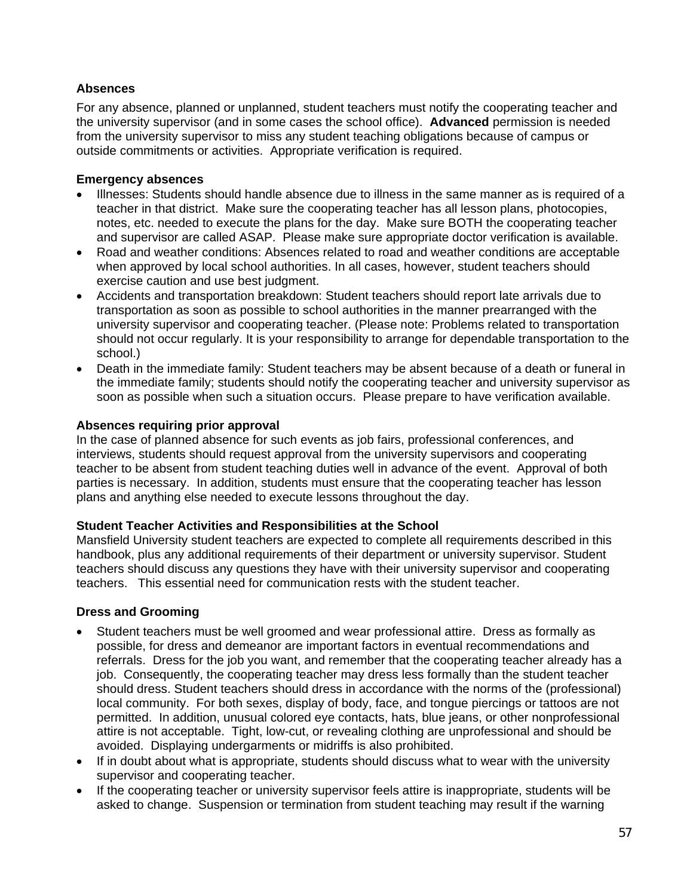**Absences**

For any absence, planned or unplanned, student teachers must notify the cooperating teacher and the university supervisor (and in some cases the school office). **Advanced** permission is needed from the university supervisor to miss any student teaching obligations because of campus or outside commitments or activities. Appropriate verification is required.

**Emergency absences**

- Illnesses: Students should handle absence due to illness in the same manner as is required of a teacher in that district. Make sure the cooperating teacher has all lesson plans, photocopies, notes, etc. needed to execute the plans for the day. Make sure BOTH the cooperating teacher and supervisor are called ASAP. Please make sure appropriate doctor verification is available.
- Road and weather conditions: Absences related to road and weather conditions are acceptable when approved by local school authorities. In all cases, however, student teachers should exercise caution and use best judgment.
- Accidents and transportation breakdown: Student teachers should report late arrivals due to transportation as soon as possible to school authorities in the manner prearranged with the university supervisor and cooperating teacher. (Please note: Problems related to transportation should not occur regularly. It is your responsibility to arrange for dependable transportation to the school.)
- Death in the immediate family: Student teachers may be absent because of a death or funeral in the immediate family; students should notify the cooperating teacher and university supervisor as soon as possible when such a situation occurs. Please prepare to have verification available.

**Absences requiring prior approval**

In the case of planned absence for such events as job fairs, professional conferences, and interviews, students should request approval from the university supervisors and cooperating teacher to be absent from student teaching duties well in advance of the event. Approval of both parties is necessary. In addition, students must ensure that the cooperating teacher has lesson plans and anything else needed to execute lessons throughout the day.

**Student Teacher Activities and Responsibilities at the School**

Mansfield University student teachers are expected to complete all requirements described in this handbook, plus any additional requirements of their department or university supervisor. Student teachers should discuss any questions they have with their university supervisor and cooperating teachers. This essential need for communication rests with the student teacher.

**Dress and Grooming**

- Student teachers must be well groomed and wear professional attire. Dress as formally as possible, for dress and demeanor are important factors in eventual recommendations and referrals. Dress for the job you want, and remember that the cooperating teacher already has a job. Consequently, the cooperating teacher may dress less formally than the student teacher should dress. Student teachers should dress in accordance with the norms of the (professional) local community. For both sexes, display of body, face, and tongue piercings or tattoos are not permitted. In addition, unusual colored eye contacts, hats, blue jeans, or other nonprofessional attire is not acceptable. Tight, low-cut, or revealing clothing are unprofessional and should be avoided. Displaying undergarments or midriffs is also prohibited.
- If in doubt about what is appropriate, students should discuss what to wear with the university supervisor and cooperating teacher.
- If the cooperating teacher or university supervisor feels attire is inappropriate, students will be asked to change. Suspension or termination from student teaching may result if the warning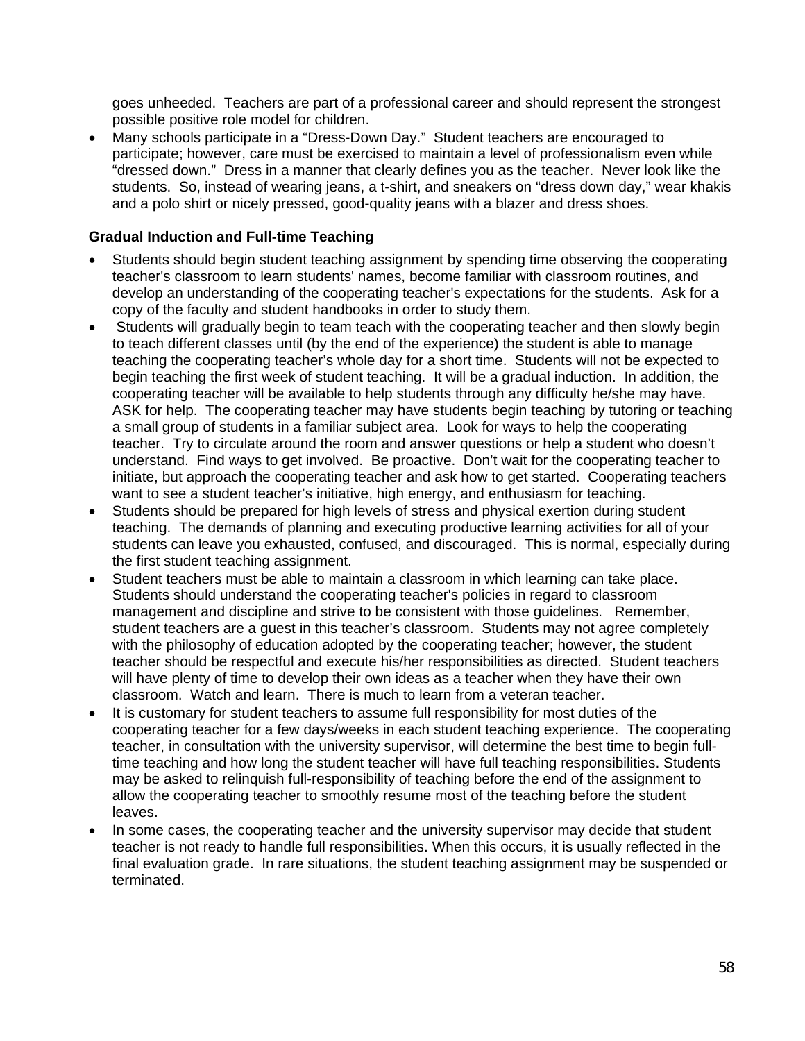goes unheeded. Teachers are part of a professional career and should represent the strongest possible positive role model for children.

- Many schools participate in a "Dress-Down Day." Student teachers are encouraged to participate; however, care must be exercised to maintain a level of professionalism even while "dressed down." Dress in a manner that clearly defines you as the teacher. Never look like the students. So, instead of wearing jeans, a t-shirt, and sneakers on "dress down day," wear khakis and a polo shirt or nicely pressed, good-quality jeans with a blazer and dress shoes.

**Gradual Induction and Full-time Teaching**

- Students should begin student teaching assignment by spending time observing the cooperating teacher's classroom to learn students' names, become familiar with classroom routines, and develop an understanding of the cooperating teacher's expectations for the students. Ask for a copy of the faculty and student handbooks in order to study them.
- Students will gradually begin to team teach with the cooperating teacher and then slowly begin to teach different classes until (by the end of the experience) the student is able to manage teaching the cooperating teacher's whole day for a short time. Students will not be expected to begin teaching the first week of student teaching. It will be a gradual induction. In addition, the cooperating teacher will be available to help students through any difficulty he/she may have. ASK for help. The cooperating teacher may have students begin teaching by tutoring or teaching a small group of students in a familiar subject area. Look for ways to help the cooperating teacher. Try to circulate around the room and answer questions or help a student who doesn't understand. Find ways to get involved. Be proactive. Don't wait for the cooperating teacher to initiate, but approach the cooperating teacher and ask how to get started. Cooperating teachers want to see a student teacher's initiative, high energy, and enthusiasm for teaching.
- Students should be prepared for high levels of stress and physical exertion during student teaching. The demands of planning and executing productive learning activities for all of your students can leave you exhausted, confused, and discouraged. This is normal, especially during the first student teaching assignment.
- Student teachers must be able to maintain a classroom in which learning can take place. Students should understand the cooperating teacher's policies in regard to classroom management and discipline and strive to be consistent with those guidelines. Remember, student teachers are a guest in this teacher's classroom. Students may not agree completely with the philosophy of education adopted by the cooperating teacher; however, the student teacher should be respectful and execute his/her responsibilities as directed. Student teachers will have plenty of time to develop their own ideas as a teacher when they have their own classroom. Watch and learn. There is much to learn from a veteran teacher.
- It is customary for student teachers to assume full responsibility for most duties of the cooperating teacher for a few days/weeks in each student teaching experience. The cooperating teacher, in consultation with the university supervisor, will determine the best time to begin full-time teaching and how long the student teacher will have full teaching responsibilities. Students may be asked to relinquish full-responsibility of teaching before the end of the assignment to allow the cooperating teacher to smoothly resume most of the teaching before the student leaves.
- In some cases, the cooperating teacher and the university supervisor may decide that student teacher is not ready to handle full responsibilities. When this occurs, it is usually reflected in the final evaluation grade. In rare situations, the student teaching assignment may be suspended or terminated.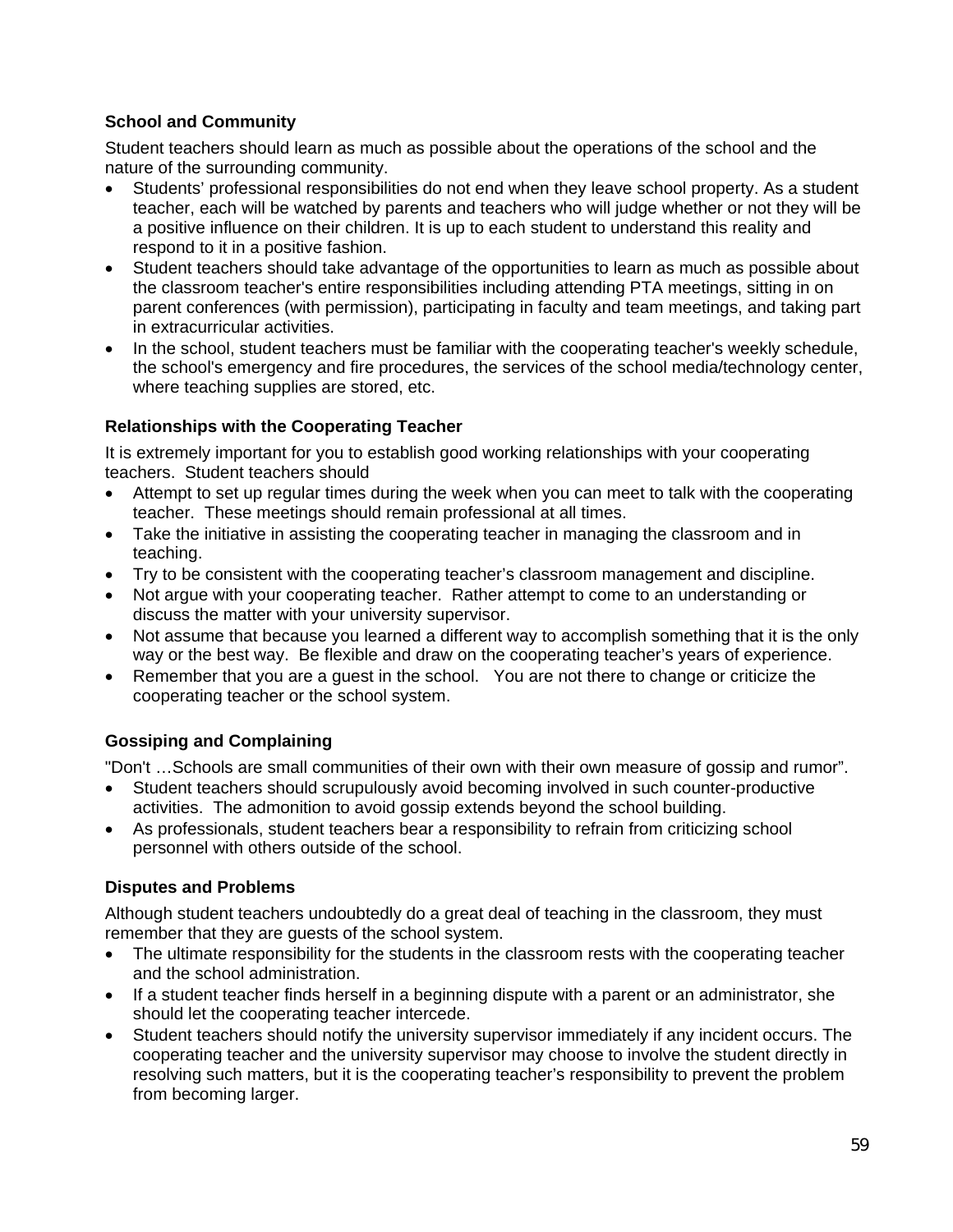### School and Community

Student teachers should learn as much as possible about the operations of the school and the nature of the surrounding community.

- Students' professional responsibilities do not end when they leave school property. As a student teacher, each will be watched by parents and teachers who will judge whether or not they will be a positive influence on their children. It is up to each student to understand this reality and respond to it in a positive fashion.
- Student teachers should take advantage of the opportunities to learn as much as possible about the classroom teacher's entire responsibilities including attending PTA meetings, sitting in on parent conferences (with permission), participating in faculty and team meetings, and taking part in extracurricular activities.
- In the school, student teachers must be familiar with the cooperating teacher's weekly schedule, the school's emergency and fire procedures, the services of the school media/technology center, where teaching supplies are stored, etc.

### Relationships with the Cooperating Teacher

It is extremely important for you to establish good working relationships with your cooperating teachers. Student teachers should

- Attempt to set up regular times during the week when you can meet to talk with the cooperating teacher. These meetings should remain professional at all times.
- Take the initiative in assisting the cooperating teacher in managing the classroom and in teaching.
- Try to be consistent with the cooperating teacher's classroom management and discipline.
- Not argue with your cooperating teacher. Rather attempt to come to an understanding or discuss the matter with your university supervisor.
- Not assume that because you learned a different way to accomplish something that it is the only way or the best way. Be flexible and draw on the cooperating teacher's years of experience.
- Remember that you are a guest in the school. You are not there to change or criticize the cooperating teacher or the school system.

### Gossiping and Complaining

"Don't …Schools are small communities of their own with their own measure of gossip and rumor".

- Student teachers should scrupulously avoid becoming involved in such counter-productive activities. The admonition to avoid gossip extends beyond the school building.
- As professionals, student teachers bear a responsibility to refrain from criticizing school personnel with others outside of the school.

### Disputes and Problems

Although student teachers undoubtedly do a great deal of teaching in the classroom, they must remember that they are guests of the school system.

- The ultimate responsibility for the students in the classroom rests with the cooperating teacher and the school administration.
- If a student teacher finds herself in a beginning dispute with a parent or an administrator, she should let the cooperating teacher intercede.
- Student teachers should notify the university supervisor immediately if any incident occurs. The cooperating teacher and the university supervisor may choose to involve the student directly in resolving such matters, but it is the cooperating teacher's responsibility to prevent the problem from becoming larger.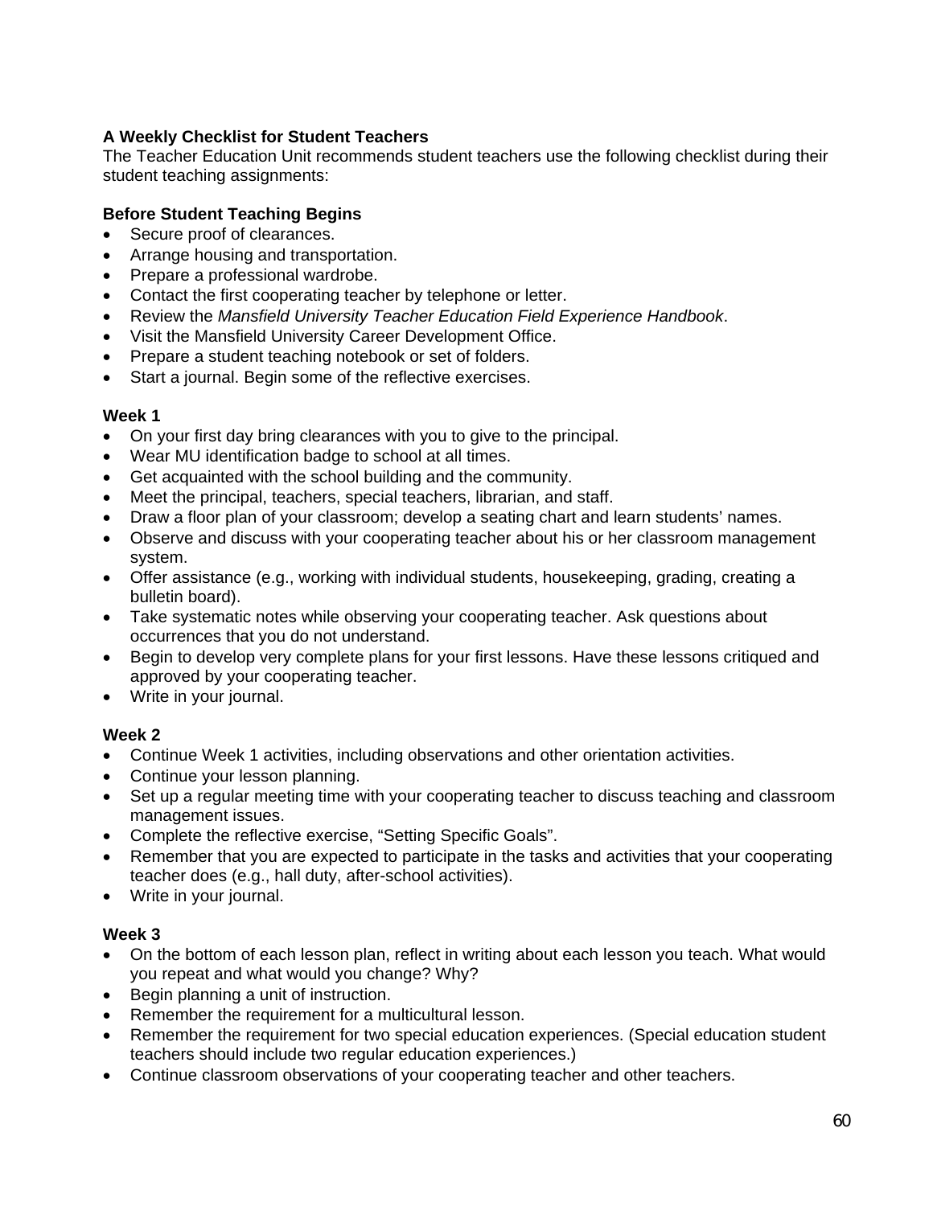**A Weekly Checklist for Student Teachers**

The Teacher Education Unit recommends student teachers use the following checklist during their student teaching assignments:

**Before Student Teaching Begins**

- Secure proof of clearances.
- Arrange housing and transportation.
- Prepare a professional wardrobe.
- Contact the first cooperating teacher by telephone or letter.
- Review the *Mansfield University Teacher Education Field Experience Handbook*.
- Visit the Mansfield University Career Development Office.
- Prepare a student teaching notebook or set of folders.
- Start a journal. Begin some of the reflective exercises.

**Week 1**

- On your first day bring clearances with you to give to the principal.
- Wear MU identification badge to school at all times.
- Get acquainted with the school building and the community.
- Meet the principal, teachers, special teachers, librarian, and staff.
- Draw a floor plan of your classroom; develop a seating chart and learn students' names.
- Observe and discuss with your cooperating teacher about his or her classroom management system.
- Offer assistance (e.g., working with individual students, housekeeping, grading, creating a bulletin board).
- Take systematic notes while observing your cooperating teacher. Ask questions about occurrences that you do not understand.
- Begin to develop very complete plans for your first lessons. Have these lessons critiqued and approved by your cooperating teacher.
- Write in your journal.

**Week 2**

- Continue Week 1 activities, including observations and other orientation activities.
- Continue your lesson planning.
- Set up a regular meeting time with your cooperating teacher to discuss teaching and classroom management issues.
- Complete the reflective exercise, "Setting Specific Goals".
- Remember that you are expected to participate in the tasks and activities that your cooperating teacher does (e.g., hall duty, after-school activities).
- Write in your journal.

**Week 3**

- On the bottom of each lesson plan, reflect in writing about each lesson you teach. What would you repeat and what would you change? Why?
- Begin planning a unit of instruction.
- Remember the requirement for a multicultural lesson.
- Remember the requirement for two special education experiences. (Special education student teachers should include two regular education experiences.)
- Continue classroom observations of your cooperating teacher and other teachers.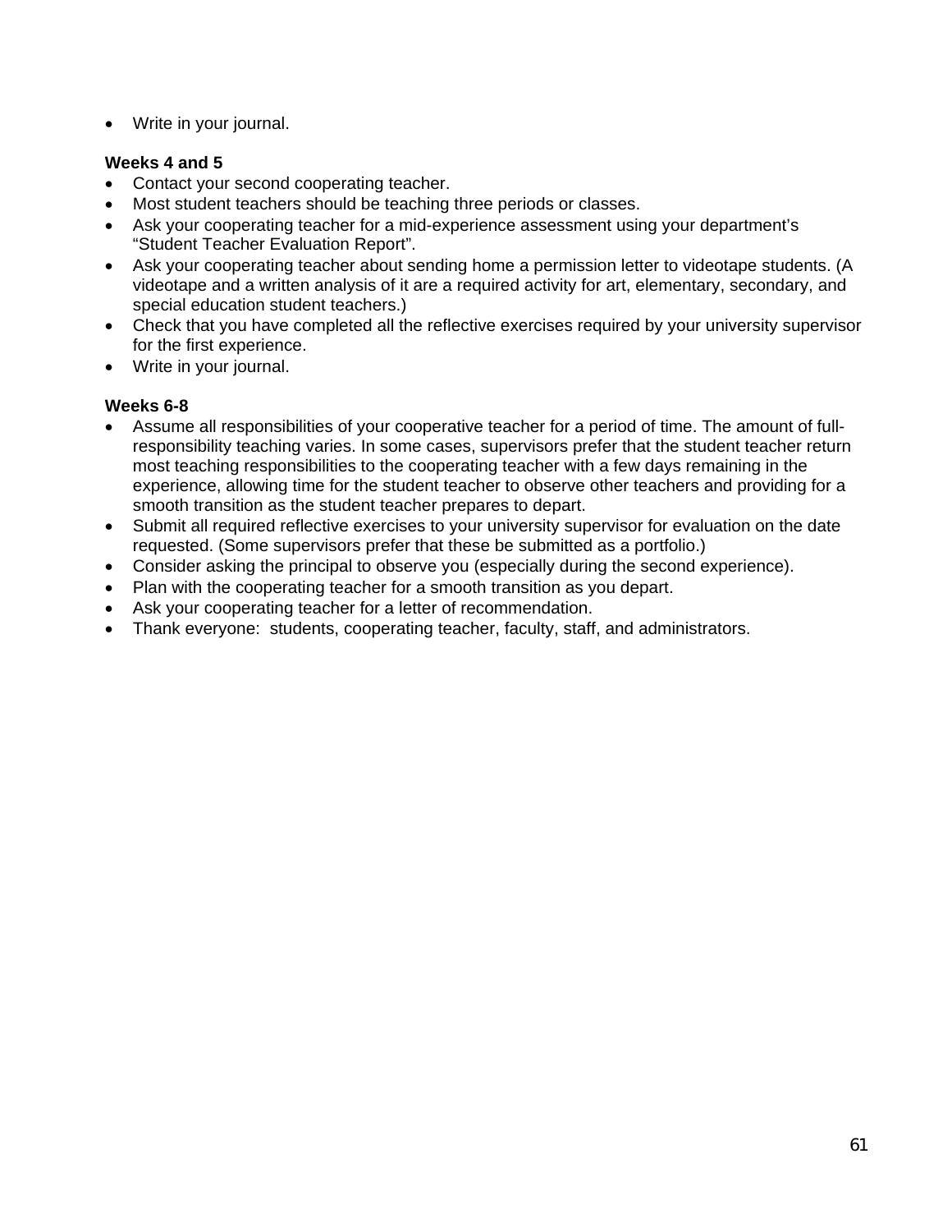- Write in your journal.

**Weeks 4 and 5**

- Contact your second cooperating teacher.
- Most student teachers should be teaching three periods or classes.
- Ask your cooperating teacher for a mid-experience assessment using your department's "Student Teacher Evaluation Report".
- Ask your cooperating teacher about sending home a permission letter to videotape students. (A videotape and a written analysis of it are a required activity for art, elementary, secondary, and special education student teachers.)
- Check that you have completed all the reflective exercises required by your university supervisor for the first experience.
- Write in your journal.

**Weeks 6-8**

- Assume all responsibilities of your cooperative teacher for a period of time. The amount of full-responsibility teaching varies. In some cases, supervisors prefer that the student teacher return most teaching responsibilities to the cooperating teacher with a few days remaining in the experience, allowing time for the student teacher to observe other teachers and providing for a smooth transition as the student teacher prepares to depart.
- Submit all required reflective exercises to your university supervisor for evaluation on the date requested. (Some supervisors prefer that these be submitted as a portfolio.)
- Consider asking the principal to observe you (especially during the second experience).
- Plan with the cooperating teacher for a smooth transition as you depart.
- Ask your cooperating teacher for a letter of recommendation.
- Thank everyone: students, cooperating teacher, faculty, staff, and administrators.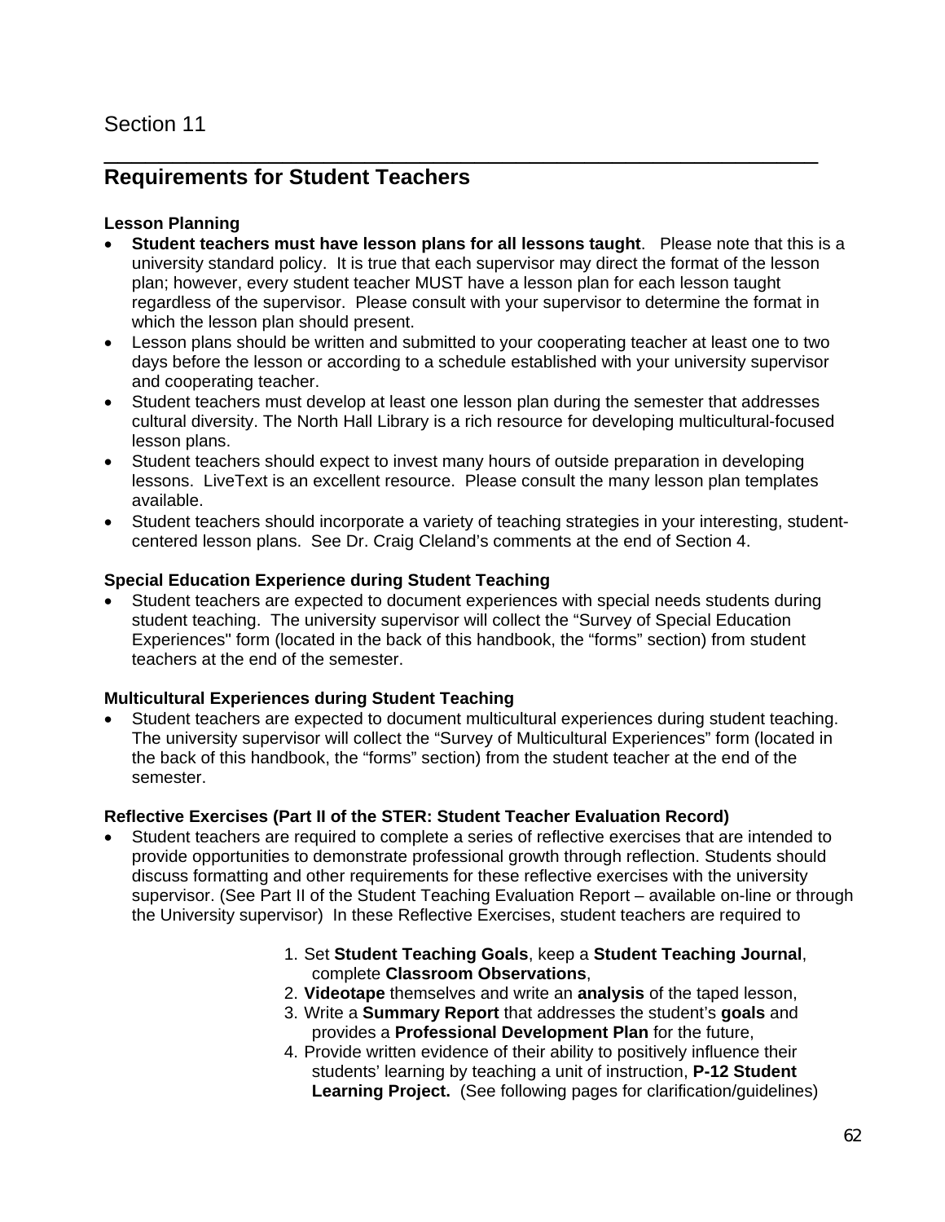Section 11

## Requirements for Student Teachers

### Lesson Planning

- **Student teachers must have lesson plans for all lessons taught**. Please note that this is a university standard policy. It is true that each supervisor may direct the format of the lesson plan; however, every student teacher MUST have a lesson plan for each lesson taught regardless of the supervisor. Please consult with your supervisor to determine the format in which the lesson plan should present.
- Lesson plans should be written and submitted to your cooperating teacher at least one to two days before the lesson or according to a schedule established with your university supervisor and cooperating teacher.
- Student teachers must develop at least one lesson plan during the semester that addresses cultural diversity. The North Hall Library is a rich resource for developing multicultural-focused lesson plans.
- Student teachers should expect to invest many hours of outside preparation in developing lessons. LiveText is an excellent resource. Please consult the many lesson plan templates available.
- Student teachers should incorporate a variety of teaching strategies in your interesting, student-centered lesson plans. See Dr. Craig Cleland's comments at the end of Section 4.

### Special Education Experience during Student Teaching

- Student teachers are expected to document experiences with special needs students during student teaching. The university supervisor will collect the "Survey of Special Education Experiences" form (located in the back of this handbook, the "forms" section) from student teachers at the end of the semester.

### Multicultural Experiences during Student Teaching

- Student teachers are expected to document multicultural experiences during student teaching. The university supervisor will collect the "Survey of Multicultural Experiences" form (located in the back of this handbook, the "forms" section) from the student teacher at the end of the semester.

### Reflective Exercises (Part II of the STER: Student Teacher Evaluation Record)

- Student teachers are required to complete a series of reflective exercises that are intended to provide opportunities to demonstrate professional growth through reflection. Students should discuss formatting and other requirements for these reflective exercises with the university supervisor. (See Part II of the Student Teaching Evaluation Report – available on-line or through the University supervisor) In these Reflective Exercises, student teachers are required to

  1. Set **Student Teaching Goals**, keep a **Student Teaching Journal**, complete **Classroom Observations**,
  2. **Videotape** themselves and write an **analysis** of the taped lesson,
  3. Write a **Summary Report** that addresses the student's **goals** and provides a **Professional Development Plan** for the future,
  4. Provide written evidence of their ability to positively influence their students' learning by teaching a unit of instruction, **P-12 Student Learning Project.** (See following pages for clarification/guidelines)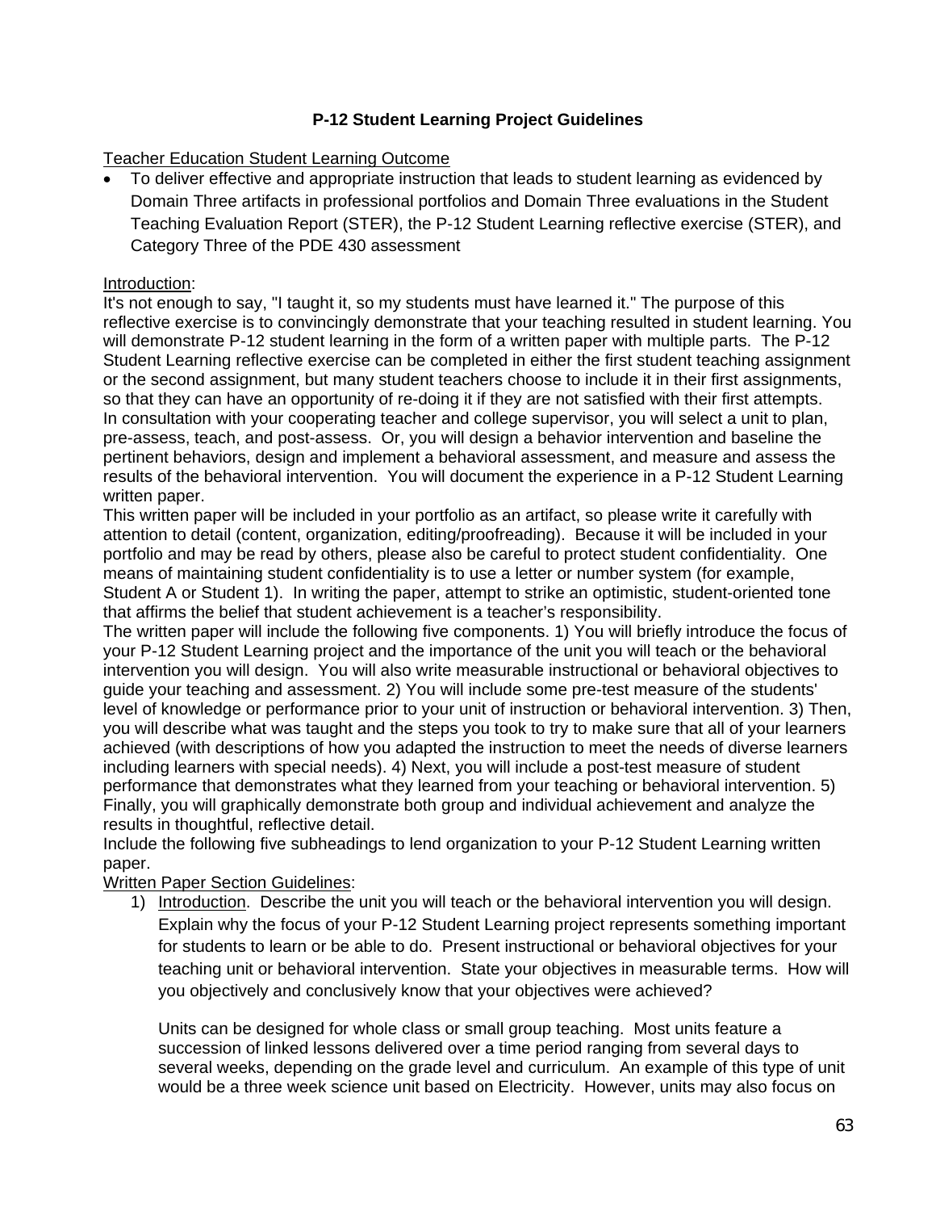## P-12 Student Learning Project Guidelines

Teacher Education Student Learning Outcome

- To deliver effective and appropriate instruction that leads to student learning as evidenced by Domain Three artifacts in professional portfolios and Domain Three evaluations in the Student Teaching Evaluation Report (STER), the P-12 Student Learning reflective exercise (STER), and Category Three of the PDE 430 assessment

Introduction:

It's not enough to say, "I taught it, so my students must have learned it." The purpose of this reflective exercise is to convincingly demonstrate that your teaching resulted in student learning. You will demonstrate P-12 student learning in the form of a written paper with multiple parts. The P-12 Student Learning reflective exercise can be completed in either the first student teaching assignment or the second assignment, but many student teachers choose to include it in their first assignments, so that they can have an opportunity of re-doing it if they are not satisfied with their first attempts. In consultation with your cooperating teacher and college supervisor, you will select a unit to plan, pre-assess, teach, and post-assess. Or, you will design a behavior intervention and baseline the pertinent behaviors, design and implement a behavioral assessment, and measure and assess the results of the behavioral intervention. You will document the experience in a P-12 Student Learning written paper.

This written paper will be included in your portfolio as an artifact, so please write it carefully with attention to detail (content, organization, editing/proofreading). Because it will be included in your portfolio and may be read by others, please also be careful to protect student confidentiality. One means of maintaining student confidentiality is to use a letter or number system (for example, Student A or Student 1). In writing the paper, attempt to strike an optimistic, student-oriented tone that affirms the belief that student achievement is a teacher's responsibility.

The written paper will include the following five components. 1) You will briefly introduce the focus of your P-12 Student Learning project and the importance of the unit you will teach or the behavioral intervention you will design. You will also write measurable instructional or behavioral objectives to guide your teaching and assessment. 2) You will include some pre-test measure of the students' level of knowledge or performance prior to your unit of instruction or behavioral intervention. 3) Then, you will describe what was taught and the steps you took to try to make sure that all of your learners achieved (with descriptions of how you adapted the instruction to meet the needs of diverse learners including learners with special needs). 4) Next, you will include a post-test measure of student performance that demonstrates what they learned from your teaching or behavioral intervention. 5) Finally, you will graphically demonstrate both group and individual achievement and analyze the results in thoughtful, reflective detail.

Include the following five subheadings to lend organization to your P-12 Student Learning written paper.

Written Paper Section Guidelines:

1) Introduction. Describe the unit you will teach or the behavioral intervention you will design. Explain why the focus of your P-12 Student Learning project represents something important for students to learn or be able to do. Present instructional or behavioral objectives for your teaching unit or behavioral intervention. State your objectives in measurable terms. How will you objectively and conclusively know that your objectives were achieved?

   Units can be designed for whole class or small group teaching. Most units feature a succession of linked lessons delivered over a time period ranging from several days to several weeks, depending on the grade level and curriculum. An example of this type of unit would be a three week science unit based on Electricity. However, units may also focus on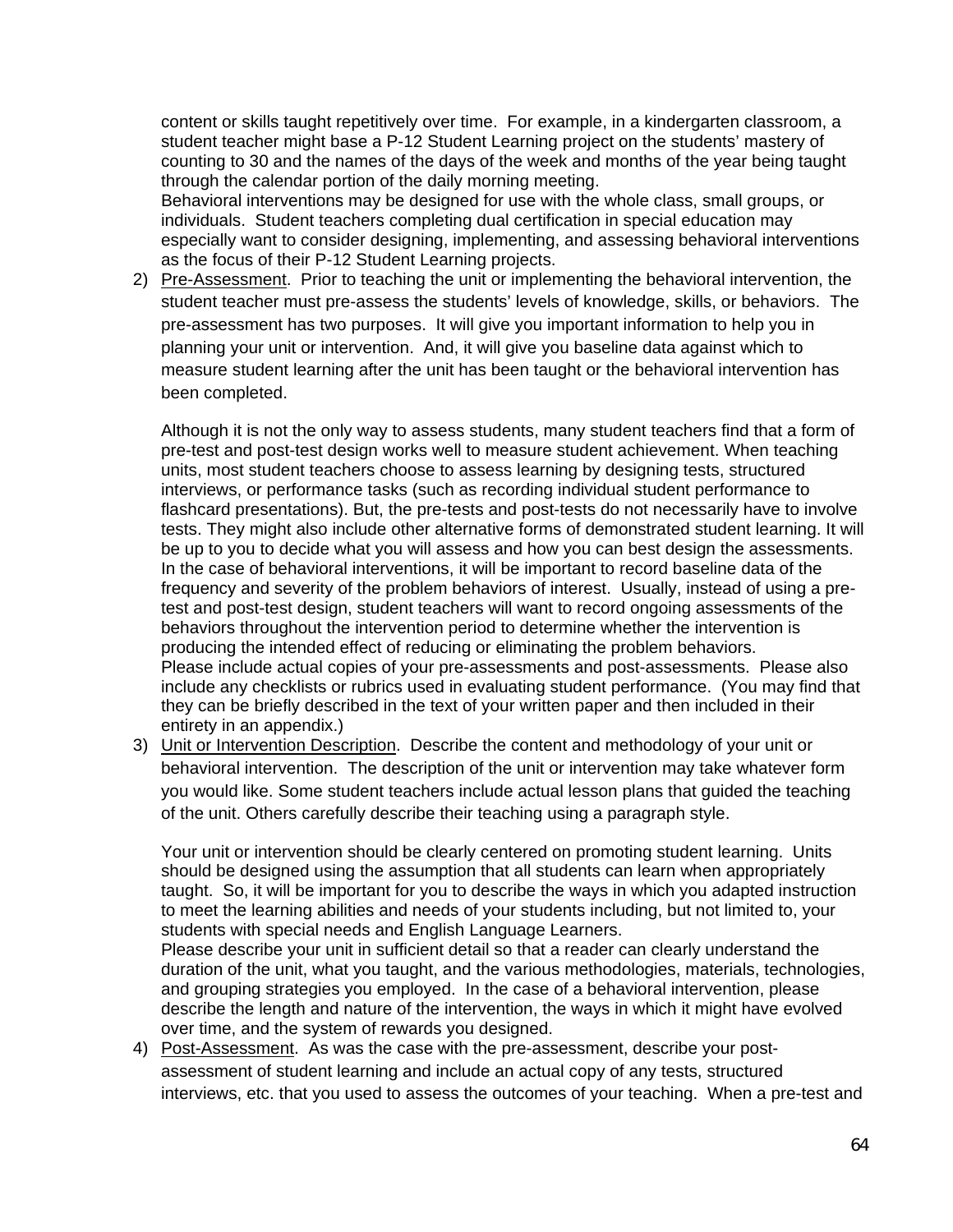content or skills taught repetitively over time. For example, in a kindergarten classroom, a student teacher might base a P-12 Student Learning project on the students' mastery of counting to 30 and the names of the days of the week and months of the year being taught through the calendar portion of the daily morning meeting.
Behavioral interventions may be designed for use with the whole class, small groups, or individuals. Student teachers completing dual certification in special education may especially want to consider designing, implementing, and assessing behavioral interventions as the focus of their P-12 Student Learning projects.

2) Pre-Assessment. Prior to teaching the unit or implementing the behavioral intervention, the student teacher must pre-assess the students' levels of knowledge, skills, or behaviors. The pre-assessment has two purposes. It will give you important information to help you in planning your unit or intervention. And, it will give you baseline data against which to measure student learning after the unit has been taught or the behavioral intervention has been completed.

   Although it is not the only way to assess students, many student teachers find that a form of pre-test and post-test design works well to measure student achievement. When teaching units, most student teachers choose to assess learning by designing tests, structured interviews, or performance tasks (such as recording individual student performance to flashcard presentations). But, the pre-tests and post-tests do not necessarily have to involve tests. They might also include other alternative forms of demonstrated student learning. It will be up to you to decide what you will assess and how you can best design the assessments. In the case of behavioral interventions, it will be important to record baseline data of the frequency and severity of the problem behaviors of interest. Usually, instead of using a pre-test and post-test design, student teachers will want to record ongoing assessments of the behaviors throughout the intervention period to determine whether the intervention is producing the intended effect of reducing or eliminating the problem behaviors.
   Please include actual copies of your pre-assessments and post-assessments. Please also include any checklists or rubrics used in evaluating student performance. (You may find that they can be briefly described in the text of your written paper and then included in their entirety in an appendix.)

3) Unit or Intervention Description. Describe the content and methodology of your unit or behavioral intervention. The description of the unit or intervention may take whatever form you would like. Some student teachers include actual lesson plans that guided the teaching of the unit. Others carefully describe their teaching using a paragraph style.

   Your unit or intervention should be clearly centered on promoting student learning. Units should be designed using the assumption that all students can learn when appropriately taught. So, it will be important for you to describe the ways in which you adapted instruction to meet the learning abilities and needs of your students including, but not limited to, your students with special needs and English Language Learners.
   Please describe your unit in sufficient detail so that a reader can clearly understand the duration of the unit, what you taught, and the various methodologies, materials, technologies, and grouping strategies you employed. In the case of a behavioral intervention, please describe the length and nature of the intervention, the ways in which it might have evolved over time, and the system of rewards you designed.

4) Post-Assessment. As was the case with the pre-assessment, describe your post-assessment of student learning and include an actual copy of any tests, structured interviews, etc. that you used to assess the outcomes of your teaching. When a pre-test and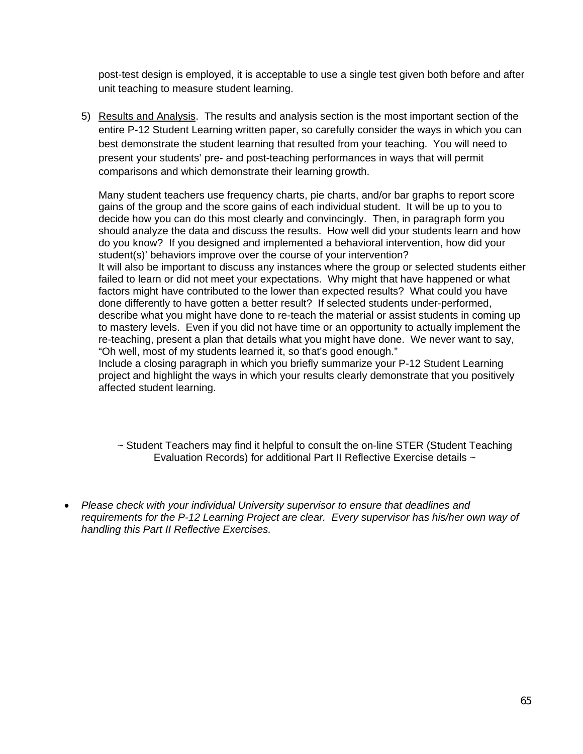post-test design is employed, it is acceptable to use a single test given both before and after unit teaching to measure student learning.

5) Results and Analysis. The results and analysis section is the most important section of the entire P-12 Student Learning written paper, so carefully consider the ways in which you can best demonstrate the student learning that resulted from your teaching. You will need to present your students' pre- and post-teaching performances in ways that will permit comparisons and which demonstrate their learning growth.

   Many student teachers use frequency charts, pie charts, and/or bar graphs to report score gains of the group and the score gains of each individual student. It will be up to you to decide how you can do this most clearly and convincingly. Then, in paragraph form you should analyze the data and discuss the results. How well did your students learn and how do you know? If you designed and implemented a behavioral intervention, how did your student(s)' behaviors improve over the course of your intervention?
   It will also be important to discuss any instances where the group or selected students either failed to learn or did not meet your expectations. Why might that have happened or what factors might have contributed to the lower than expected results? What could you have done differently to have gotten a better result? If selected students under-performed, describe what you might have done to re-teach the material or assist students in coming up to mastery levels. Even if you did not have time or an opportunity to actually implement the re-teaching, present a plan that details what you might have done. We never want to say, "Oh well, most of my students learned it, so that's good enough."
   Include a closing paragraph in which you briefly summarize your P-12 Student Learning project and highlight the ways in which your results clearly demonstrate that you positively affected student learning.

~ Student Teachers may find it helpful to consult the on-line STER (Student Teaching Evaluation Records) for additional Part II Reflective Exercise details ~

- *Please check with your individual University supervisor to ensure that deadlines and requirements for the P-12 Learning Project are clear. Every supervisor has his/her own way of handling this Part II Reflective Exercises.*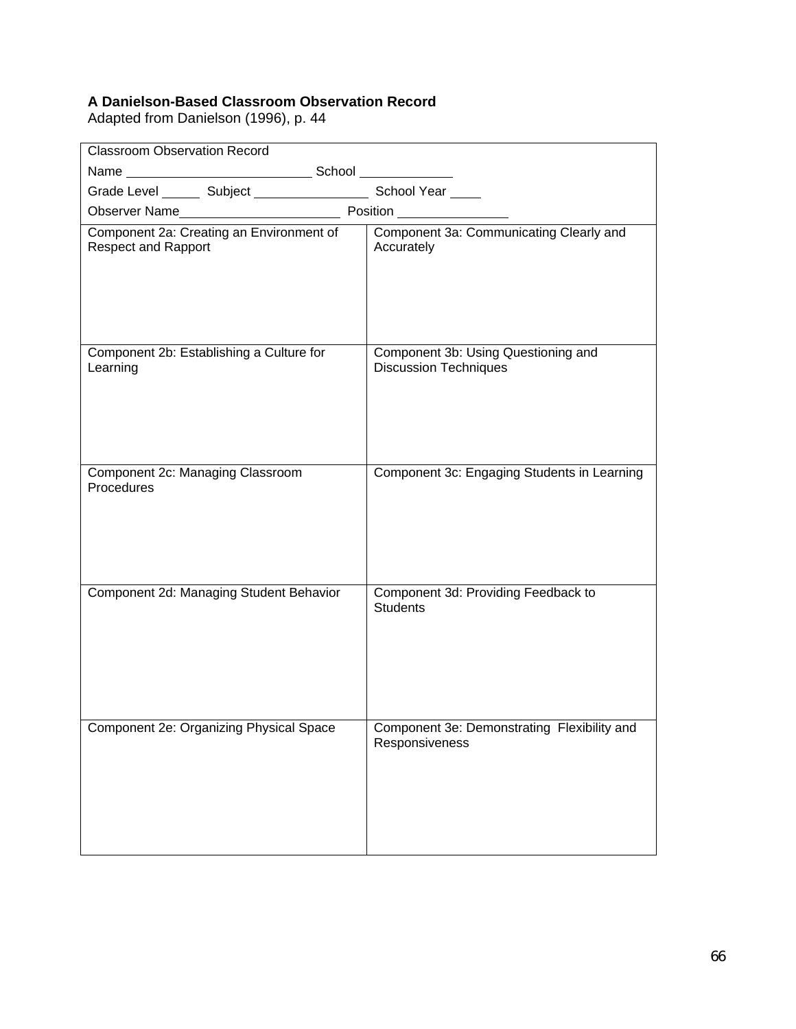**A Danielson-Based Classroom Observation Record**
Adapted from Danielson (1996), p. 44

| Classroom Observation Record | |
|---|---|
| Name ____________________ School __________ | |
| Grade Level _____ Subject ______________ School Year ____ | |
| Observer Name __________________ Position ____________ | |
| Component 2a: Creating an Environment of Respect and Rapport | Component 3a: Communicating Clearly and Accurately |
| Component 2b: Establishing a Culture for Learning | Component 3b: Using Questioning and Discussion Techniques |
| Component 2c: Managing Classroom Procedures | Component 3c: Engaging Students in Learning |
| Component 2d: Managing Student Behavior | Component 3d: Providing Feedback to Students |
| Component 2e: Organizing Physical Space | Component 3e: Demonstrating Flexibility and Responsiveness |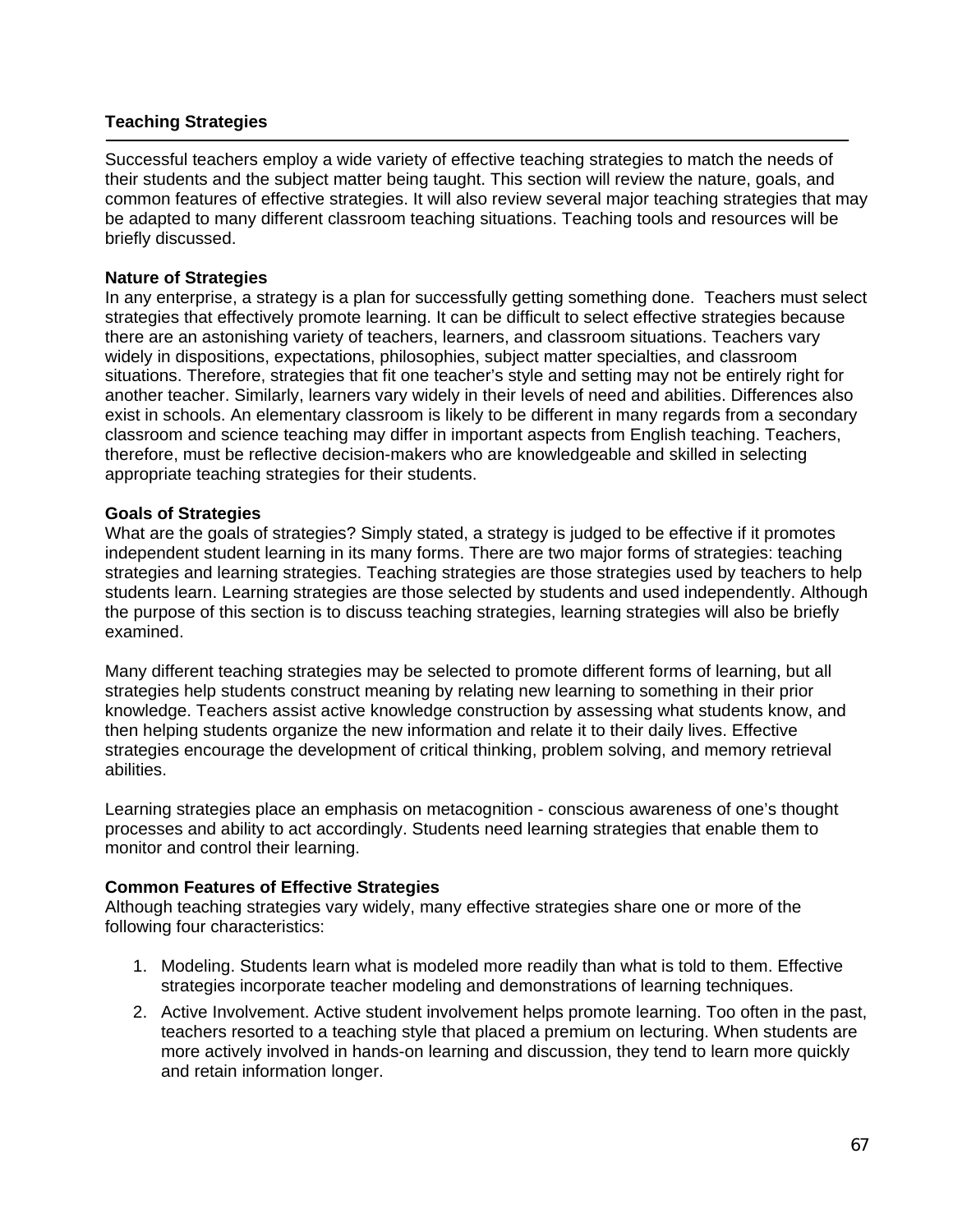## Teaching Strategies

Successful teachers employ a wide variety of effective teaching strategies to match the needs of their students and the subject matter being taught. This section will review the nature, goals, and common features of effective strategies. It will also review several major teaching strategies that may be adapted to many different classroom teaching situations. Teaching tools and resources will be briefly discussed.

### Nature of Strategies

In any enterprise, a strategy is a plan for successfully getting something done. Teachers must select strategies that effectively promote learning. It can be difficult to select effective strategies because there are an astonishing variety of teachers, learners, and classroom situations. Teachers vary widely in dispositions, expectations, philosophies, subject matter specialties, and classroom situations. Therefore, strategies that fit one teacher's style and setting may not be entirely right for another teacher. Similarly, learners vary widely in their levels of need and abilities. Differences also exist in schools. An elementary classroom is likely to be different in many regards from a secondary classroom and science teaching may differ in important aspects from English teaching. Teachers, therefore, must be reflective decision-makers who are knowledgeable and skilled in selecting appropriate teaching strategies for their students.

### Goals of Strategies

What are the goals of strategies? Simply stated, a strategy is judged to be effective if it promotes independent student learning in its many forms. There are two major forms of strategies: teaching strategies and learning strategies. Teaching strategies are those strategies used by teachers to help students learn. Learning strategies are those selected by students and used independently. Although the purpose of this section is to discuss teaching strategies, learning strategies will also be briefly examined.

Many different teaching strategies may be selected to promote different forms of learning, but all strategies help students construct meaning by relating new learning to something in their prior knowledge. Teachers assist active knowledge construction by assessing what students know, and then helping students organize the new information and relate it to their daily lives. Effective strategies encourage the development of critical thinking, problem solving, and memory retrieval abilities.

Learning strategies place an emphasis on metacognition - conscious awareness of one's thought processes and ability to act accordingly. Students need learning strategies that enable them to monitor and control their learning.

### Common Features of Effective Strategies

Although teaching strategies vary widely, many effective strategies share one or more of the following four characteristics:

1. Modeling. Students learn what is modeled more readily than what is told to them. Effective strategies incorporate teacher modeling and demonstrations of learning techniques.
2. Active Involvement. Active student involvement helps promote learning. Too often in the past, teachers resorted to a teaching style that placed a premium on lecturing. When students are more actively involved in hands-on learning and discussion, they tend to learn more quickly and retain information longer.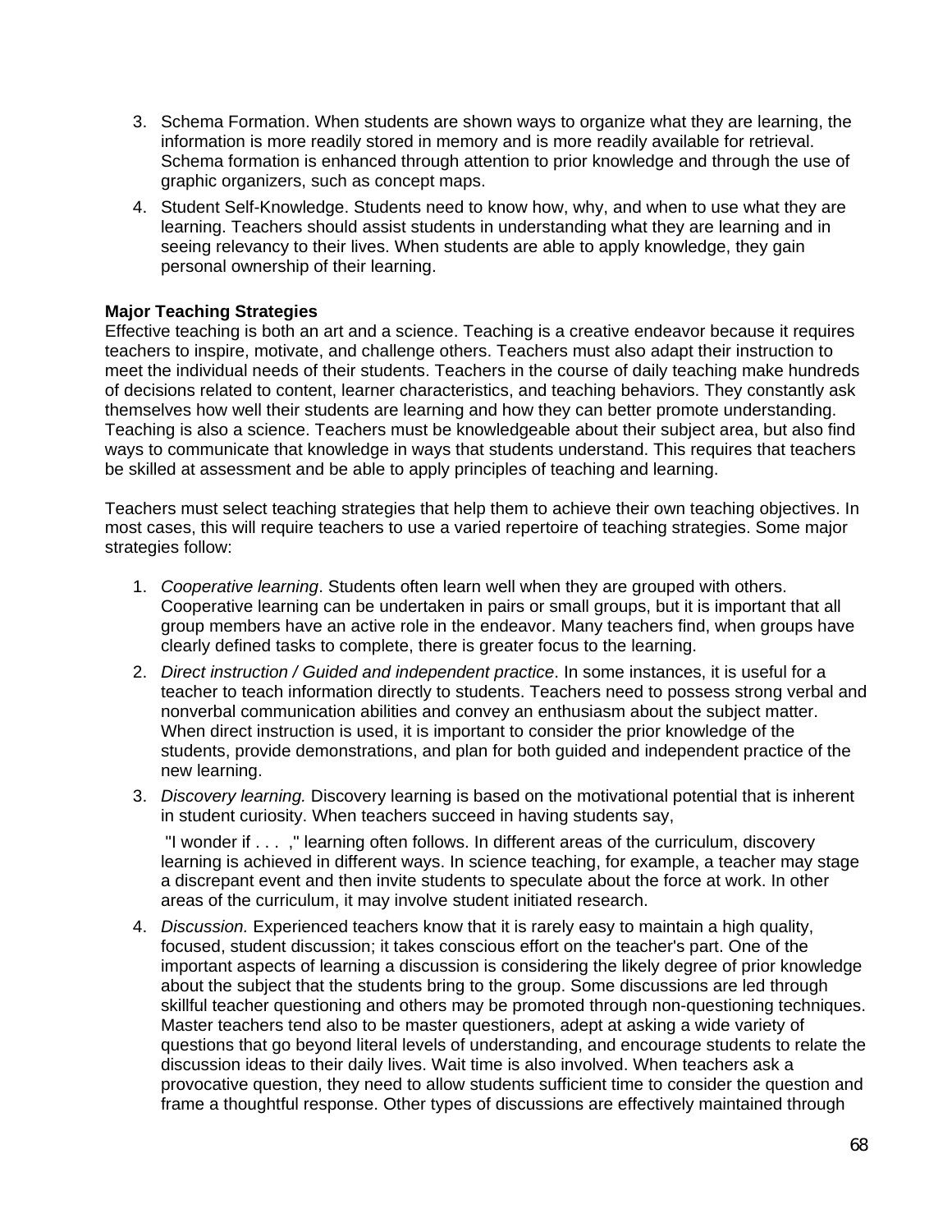3. Schema Formation. When students are shown ways to organize what they are learning, the information is more readily stored in memory and is more readily available for retrieval. Schema formation is enhanced through attention to prior knowledge and through the use of graphic organizers, such as concept maps.
4. Student Self-Knowledge. Students need to know how, why, and when to use what they are learning. Teachers should assist students in understanding what they are learning and in seeing relevancy to their lives. When students are able to apply knowledge, they gain personal ownership of their learning.

**Major Teaching Strategies**
Effective teaching is both an art and a science. Teaching is a creative endeavor because it requires teachers to inspire, motivate, and challenge others. Teachers must also adapt their instruction to meet the individual needs of their students. Teachers in the course of daily teaching make hundreds of decisions related to content, learner characteristics, and teaching behaviors. They constantly ask themselves how well their students are learning and how they can better promote understanding. Teaching is also a science. Teachers must be knowledgeable about their subject area, but also find ways to communicate that knowledge in ways that students understand. This requires that teachers be skilled at assessment and be able to apply principles of teaching and learning.

Teachers must select teaching strategies that help them to achieve their own teaching objectives. In most cases, this will require teachers to use a varied repertoire of teaching strategies. Some major strategies follow:

1. *Cooperative learning*. Students often learn well when they are grouped with others. Cooperative learning can be undertaken in pairs or small groups, but it is important that all group members have an active role in the endeavor. Many teachers find, when groups have clearly defined tasks to complete, there is greater focus to the learning.
2. *Direct instruction / Guided and independent practice*. In some instances, it is useful for a teacher to teach information directly to students. Teachers need to possess strong verbal and nonverbal communication abilities and convey an enthusiasm about the subject matter. When direct instruction is used, it is important to consider the prior knowledge of the students, provide demonstrations, and plan for both guided and independent practice of the new learning.
3. *Discovery learning.* Discovery learning is based on the motivational potential that is inherent in student curiosity. When teachers succeed in having students say,

   "I wonder if . . . ," learning often follows. In different areas of the curriculum, discovery learning is achieved in different ways. In science teaching, for example, a teacher may stage a discrepant event and then invite students to speculate about the force at work. In other areas of the curriculum, it may involve student initiated research.
4. *Discussion.* Experienced teachers know that it is rarely easy to maintain a high quality, focused, student discussion; it takes conscious effort on the teacher's part. One of the important aspects of learning a discussion is considering the likely degree of prior knowledge about the subject that the students bring to the group. Some discussions are led through skillful teacher questioning and others may be promoted through non-questioning techniques. Master teachers tend also to be master questioners, adept at asking a wide variety of questions that go beyond literal levels of understanding, and encourage students to relate the discussion ideas to their daily lives. Wait time is also involved. When teachers ask a provocative question, they need to allow students sufficient time to consider the question and frame a thoughtful response. Other types of discussions are effectively maintained through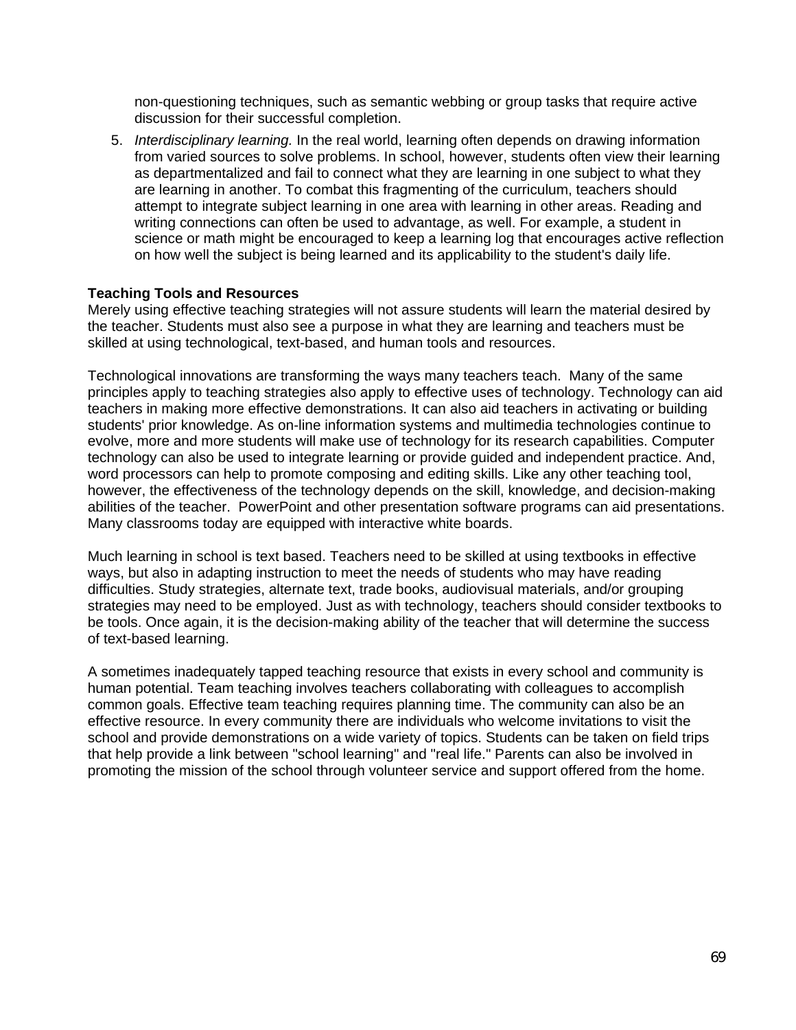non-questioning techniques, such as semantic webbing or group tasks that require active discussion for their successful completion.

5. *Interdisciplinary learning.* In the real world, learning often depends on drawing information from varied sources to solve problems. In school, however, students often view their learning as departmentalized and fail to connect what they are learning in one subject to what they are learning in another. To combat this fragmenting of the curriculum, teachers should attempt to integrate subject learning in one area with learning in other areas. Reading and writing connections can often be used to advantage, as well. For example, a student in science or math might be encouraged to keep a learning log that encourages active reflection on how well the subject is being learned and its applicability to the student's daily life.

**Teaching Tools and Resources**

Merely using effective teaching strategies will not assure students will learn the material desired by the teacher. Students must also see a purpose in what they are learning and teachers must be skilled at using technological, text-based, and human tools and resources.

Technological innovations are transforming the ways many teachers teach. Many of the same principles apply to teaching strategies also apply to effective uses of technology. Technology can aid teachers in making more effective demonstrations. It can also aid teachers in activating or building students' prior knowledge. As on-line information systems and multimedia technologies continue to evolve, more and more students will make use of technology for its research capabilities. Computer technology can also be used to integrate learning or provide guided and independent practice. And, word processors can help to promote composing and editing skills. Like any other teaching tool, however, the effectiveness of the technology depends on the skill, knowledge, and decision-making abilities of the teacher. PowerPoint and other presentation software programs can aid presentations. Many classrooms today are equipped with interactive white boards.

Much learning in school is text based. Teachers need to be skilled at using textbooks in effective ways, but also in adapting instruction to meet the needs of students who may have reading difficulties. Study strategies, alternate text, trade books, audiovisual materials, and/or grouping strategies may need to be employed. Just as with technology, teachers should consider textbooks to be tools. Once again, it is the decision-making ability of the teacher that will determine the success of text-based learning.

A sometimes inadequately tapped teaching resource that exists in every school and community is human potential. Team teaching involves teachers collaborating with colleagues to accomplish common goals. Effective team teaching requires planning time. The community can also be an effective resource. In every community there are individuals who welcome invitations to visit the school and provide demonstrations on a wide variety of topics. Students can be taken on field trips that help provide a link between "school learning" and "real life." Parents can also be involved in promoting the mission of the school through volunteer service and support offered from the home.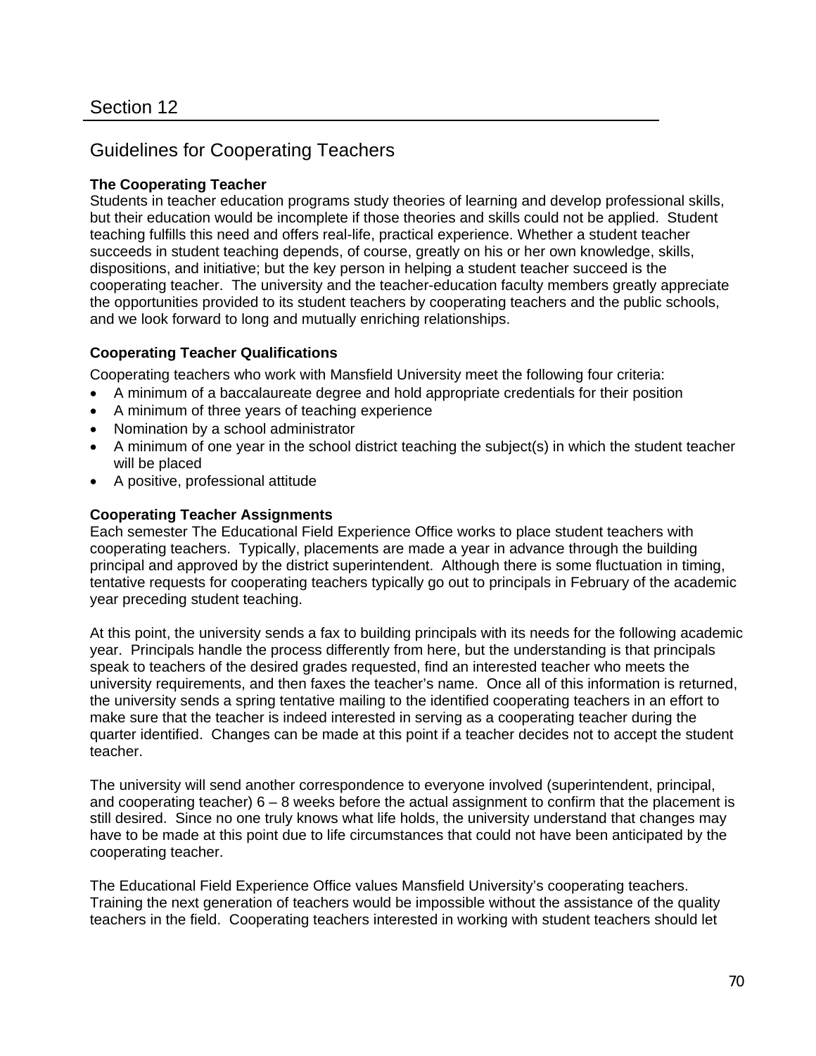# Section 12

## Guidelines for Cooperating Teachers

**The Cooperating Teacher**

Students in teacher education programs study theories of learning and develop professional skills, but their education would be incomplete if those theories and skills could not be applied. Student teaching fulfills this need and offers real-life, practical experience. Whether a student teacher succeeds in student teaching depends, of course, greatly on his or her own knowledge, skills, dispositions, and initiative; but the key person in helping a student teacher succeed is the cooperating teacher. The university and the teacher-education faculty members greatly appreciate the opportunities provided to its student teachers by cooperating teachers and the public schools, and we look forward to long and mutually enriching relationships.

**Cooperating Teacher Qualifications**

Cooperating teachers who work with Mansfield University meet the following four criteria:

- A minimum of a baccalaureate degree and hold appropriate credentials for their position
- A minimum of three years of teaching experience
- Nomination by a school administrator
- A minimum of one year in the school district teaching the subject(s) in which the student teacher will be placed
- A positive, professional attitude

**Cooperating Teacher Assignments**

Each semester The Educational Field Experience Office works to place student teachers with cooperating teachers. Typically, placements are made a year in advance through the building principal and approved by the district superintendent. Although there is some fluctuation in timing, tentative requests for cooperating teachers typically go out to principals in February of the academic year preceding student teaching.

At this point, the university sends a fax to building principals with its needs for the following academic year. Principals handle the process differently from here, but the understanding is that principals speak to teachers of the desired grades requested, find an interested teacher who meets the university requirements, and then faxes the teacher's name. Once all of this information is returned, the university sends a spring tentative mailing to the identified cooperating teachers in an effort to make sure that the teacher is indeed interested in serving as a cooperating teacher during the quarter identified. Changes can be made at this point if a teacher decides not to accept the student teacher.

The university will send another correspondence to everyone involved (superintendent, principal, and cooperating teacher) 6 – 8 weeks before the actual assignment to confirm that the placement is still desired. Since no one truly knows what life holds, the university understand that changes may have to be made at this point due to life circumstances that could not have been anticipated by the cooperating teacher.

The Educational Field Experience Office values Mansfield University's cooperating teachers. Training the next generation of teachers would be impossible without the assistance of the quality teachers in the field. Cooperating teachers interested in working with student teachers should let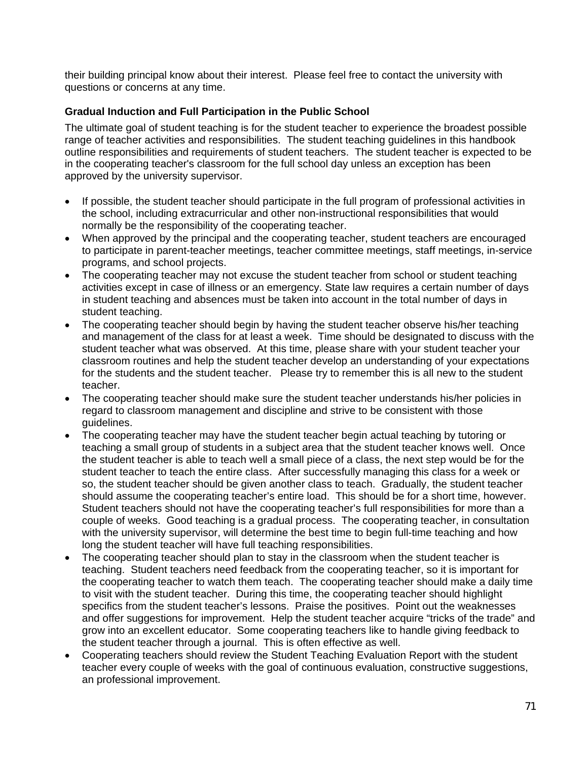their building principal know about their interest. Please feel free to contact the university with questions or concerns at any time.

**Gradual Induction and Full Participation in the Public School**

The ultimate goal of student teaching is for the student teacher to experience the broadest possible range of teacher activities and responsibilities. The student teaching guidelines in this handbook outline responsibilities and requirements of student teachers. The student teacher is expected to be in the cooperating teacher's classroom for the full school day unless an exception has been approved by the university supervisor.

- If possible, the student teacher should participate in the full program of professional activities in the school, including extracurricular and other non-instructional responsibilities that would normally be the responsibility of the cooperating teacher.
- When approved by the principal and the cooperating teacher, student teachers are encouraged to participate in parent-teacher meetings, teacher committee meetings, staff meetings, in-service programs, and school projects.
- The cooperating teacher may not excuse the student teacher from school or student teaching activities except in case of illness or an emergency. State law requires a certain number of days in student teaching and absences must be taken into account in the total number of days in student teaching.
- The cooperating teacher should begin by having the student teacher observe his/her teaching and management of the class for at least a week. Time should be designated to discuss with the student teacher what was observed. At this time, please share with your student teacher your classroom routines and help the student teacher develop an understanding of your expectations for the students and the student teacher. Please try to remember this is all new to the student teacher.
- The cooperating teacher should make sure the student teacher understands his/her policies in regard to classroom management and discipline and strive to be consistent with those guidelines.
- The cooperating teacher may have the student teacher begin actual teaching by tutoring or teaching a small group of students in a subject area that the student teacher knows well. Once the student teacher is able to teach well a small piece of a class, the next step would be for the student teacher to teach the entire class. After successfully managing this class for a week or so, the student teacher should be given another class to teach. Gradually, the student teacher should assume the cooperating teacher's entire load. This should be for a short time, however. Student teachers should not have the cooperating teacher's full responsibilities for more than a couple of weeks. Good teaching is a gradual process. The cooperating teacher, in consultation with the university supervisor, will determine the best time to begin full-time teaching and how long the student teacher will have full teaching responsibilities.
- The cooperating teacher should plan to stay in the classroom when the student teacher is teaching. Student teachers need feedback from the cooperating teacher, so it is important for the cooperating teacher to watch them teach. The cooperating teacher should make a daily time to visit with the student teacher. During this time, the cooperating teacher should highlight specifics from the student teacher's lessons. Praise the positives. Point out the weaknesses and offer suggestions for improvement. Help the student teacher acquire "tricks of the trade" and grow into an excellent educator. Some cooperating teachers like to handle giving feedback to the student teacher through a journal. This is often effective as well.
- Cooperating teachers should review the Student Teaching Evaluation Report with the student teacher every couple of weeks with the goal of continuous evaluation, constructive suggestions, an professional improvement.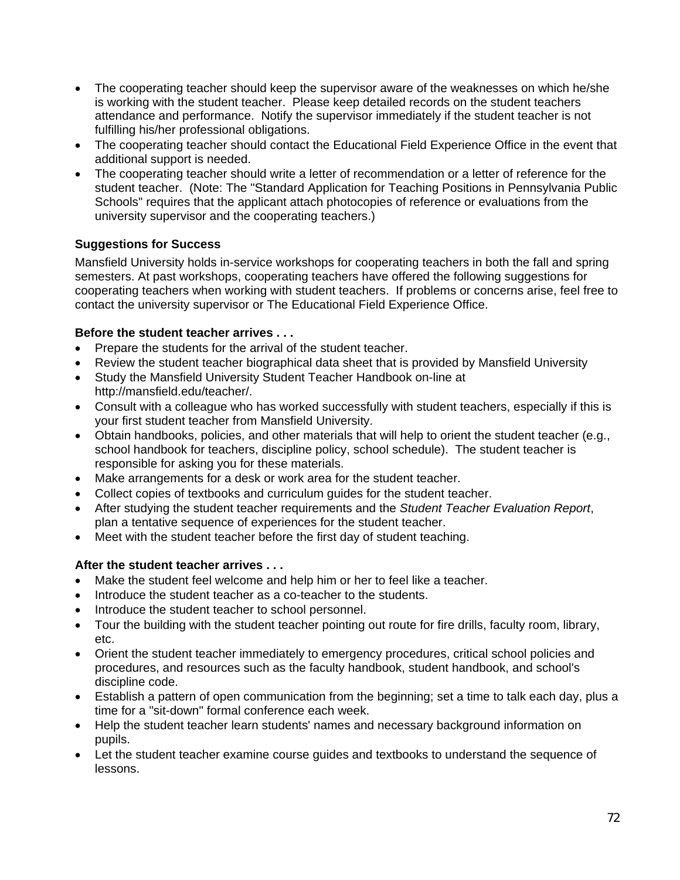- The cooperating teacher should keep the supervisor aware of the weaknesses on which he/she is working with the student teacher. Please keep detailed records on the student teachers attendance and performance. Notify the supervisor immediately if the student teacher is not fulfilling his/her professional obligations.
- The cooperating teacher should contact the Educational Field Experience Office in the event that additional support is needed.
- The cooperating teacher should write a letter of recommendation or a letter of reference for the student teacher. (Note: The "Standard Application for Teaching Positions in Pennsylvania Public Schools" requires that the applicant attach photocopies of reference or evaluations from the university supervisor and the cooperating teachers.)

**Suggestions for Success**

Mansfield University holds in-service workshops for cooperating teachers in both the fall and spring semesters. At past workshops, cooperating teachers have offered the following suggestions for cooperating teachers when working with student teachers. If problems or concerns arise, feel free to contact the university supervisor or The Educational Field Experience Office.

**Before the student teacher arrives . . .**

- Prepare the students for the arrival of the student teacher.
- Review the student teacher biographical data sheet that is provided by Mansfield University
- Study the Mansfield University Student Teacher Handbook on-line at http://mansfield.edu/teacher/.
- Consult with a colleague who has worked successfully with student teachers, especially if this is your first student teacher from Mansfield University.
- Obtain handbooks, policies, and other materials that will help to orient the student teacher (e.g., school handbook for teachers, discipline policy, school schedule). The student teacher is responsible for asking you for these materials.
- Make arrangements for a desk or work area for the student teacher.
- Collect copies of textbooks and curriculum guides for the student teacher.
- After studying the student teacher requirements and the *Student Teacher Evaluation Report*, plan a tentative sequence of experiences for the student teacher.
- Meet with the student teacher before the first day of student teaching.

**After the student teacher arrives . . .**

- Make the student feel welcome and help him or her to feel like a teacher.
- Introduce the student teacher as a co-teacher to the students.
- Introduce the student teacher to school personnel.
- Tour the building with the student teacher pointing out route for fire drills, faculty room, library, etc.
- Orient the student teacher immediately to emergency procedures, critical school policies and procedures, and resources such as the faculty handbook, student handbook, and school's discipline code.
- Establish a pattern of open communication from the beginning; set a time to talk each day, plus a time for a "sit-down" formal conference each week.
- Help the student teacher learn students' names and necessary background information on pupils.
- Let the student teacher examine course guides and textbooks to understand the sequence of lessons.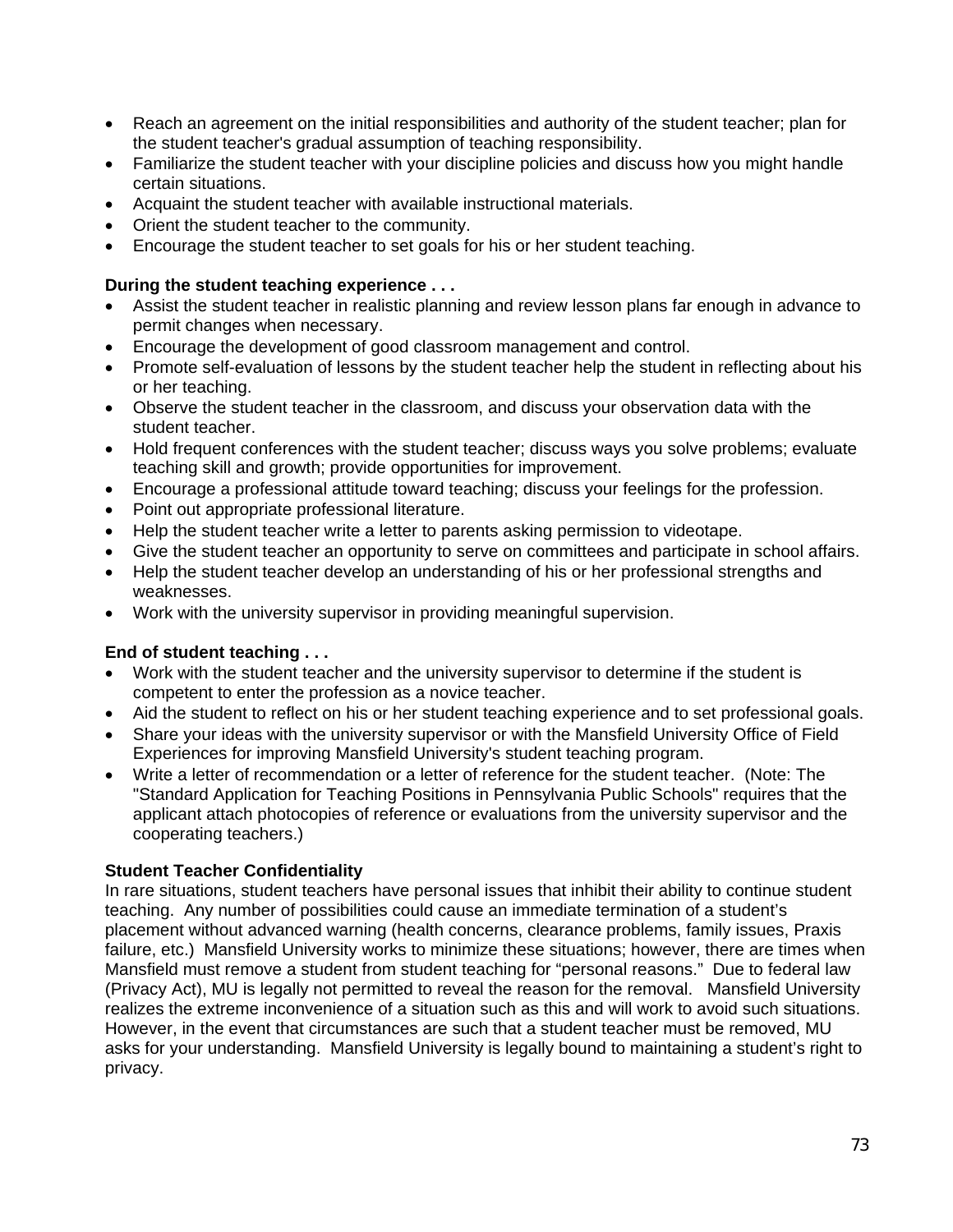- Reach an agreement on the initial responsibilities and authority of the student teacher; plan for the student teacher's gradual assumption of teaching responsibility.
- Familiarize the student teacher with your discipline policies and discuss how you might handle certain situations.
- Acquaint the student teacher with available instructional materials.
- Orient the student teacher to the community.
- Encourage the student teacher to set goals for his or her student teaching.

**During the student teaching experience . . .**

- Assist the student teacher in realistic planning and review lesson plans far enough in advance to permit changes when necessary.
- Encourage the development of good classroom management and control.
- Promote self-evaluation of lessons by the student teacher help the student in reflecting about his or her teaching.
- Observe the student teacher in the classroom, and discuss your observation data with the student teacher.
- Hold frequent conferences with the student teacher; discuss ways you solve problems; evaluate teaching skill and growth; provide opportunities for improvement.
- Encourage a professional attitude toward teaching; discuss your feelings for the profession.
- Point out appropriate professional literature.
- Help the student teacher write a letter to parents asking permission to videotape.
- Give the student teacher an opportunity to serve on committees and participate in school affairs.
- Help the student teacher develop an understanding of his or her professional strengths and weaknesses.
- Work with the university supervisor in providing meaningful supervision.

**End of student teaching . . .**

- Work with the student teacher and the university supervisor to determine if the student is competent to enter the profession as a novice teacher.
- Aid the student to reflect on his or her student teaching experience and to set professional goals.
- Share your ideas with the university supervisor or with the Mansfield University Office of Field Experiences for improving Mansfield University's student teaching program.
- Write a letter of recommendation or a letter of reference for the student teacher. (Note: The "Standard Application for Teaching Positions in Pennsylvania Public Schools" requires that the applicant attach photocopies of reference or evaluations from the university supervisor and the cooperating teachers.)

**Student Teacher Confidentiality**

In rare situations, student teachers have personal issues that inhibit their ability to continue student teaching. Any number of possibilities could cause an immediate termination of a student's placement without advanced warning (health concerns, clearance problems, family issues, Praxis failure, etc.) Mansfield University works to minimize these situations; however, there are times when Mansfield must remove a student from student teaching for "personal reasons." Due to federal law (Privacy Act), MU is legally not permitted to reveal the reason for the removal. Mansfield University realizes the extreme inconvenience of a situation such as this and will work to avoid such situations. However, in the event that circumstances are such that a student teacher must be removed, MU asks for your understanding. Mansfield University is legally bound to maintaining a student's right to privacy.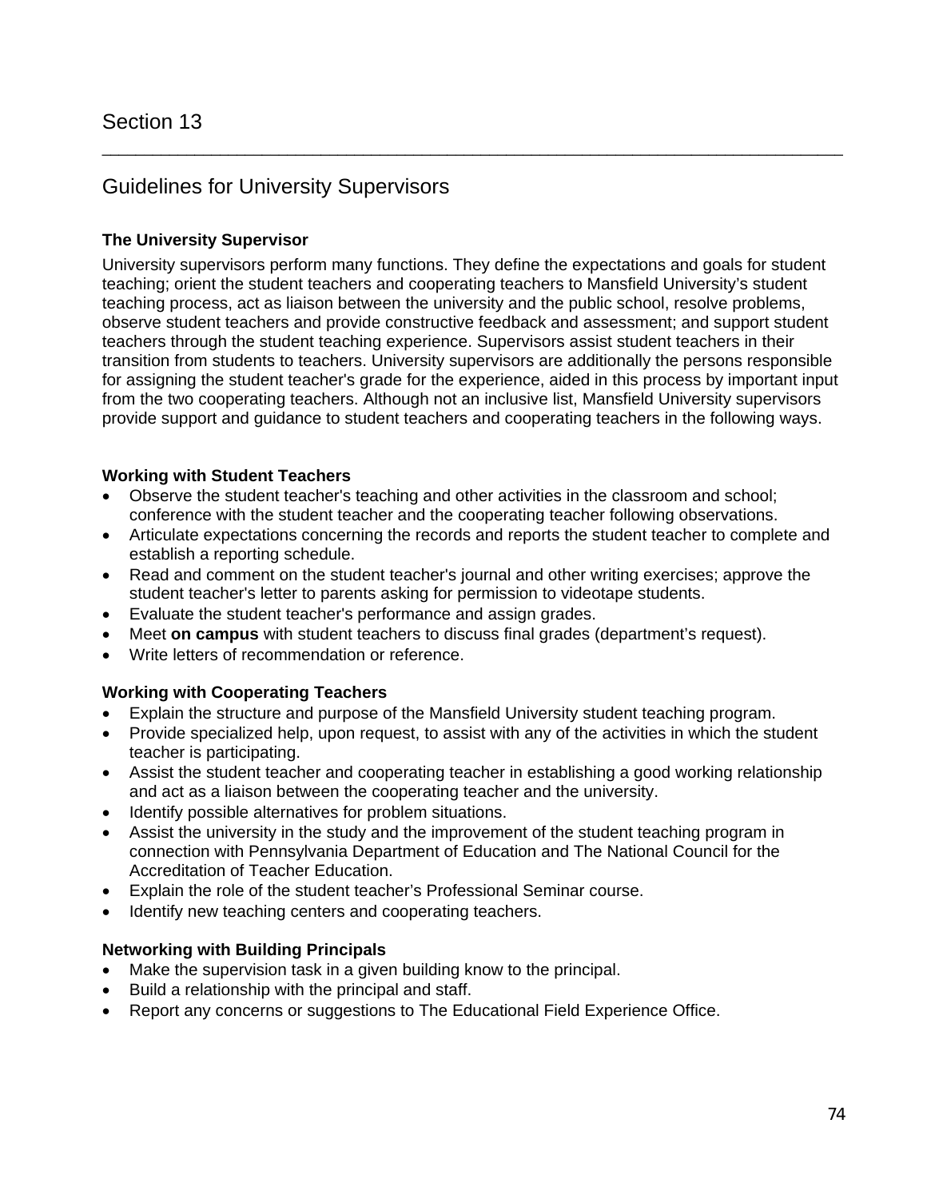# Section 13

---

## Guidelines for University Supervisors

### The University Supervisor

University supervisors perform many functions. They define the expectations and goals for student teaching; orient the student teachers and cooperating teachers to Mansfield University's student teaching process, act as liaison between the university and the public school, resolve problems, observe student teachers and provide constructive feedback and assessment; and support student teachers through the student teaching experience. Supervisors assist student teachers in their transition from students to teachers. University supervisors are additionally the persons responsible for assigning the student teacher's grade for the experience, aided in this process by important input from the two cooperating teachers. Although not an inclusive list, Mansfield University supervisors provide support and guidance to student teachers and cooperating teachers in the following ways.

### Working with Student Teachers

- Observe the student teacher's teaching and other activities in the classroom and school; conference with the student teacher and the cooperating teacher following observations.
- Articulate expectations concerning the records and reports the student teacher to complete and establish a reporting schedule.
- Read and comment on the student teacher's journal and other writing exercises; approve the student teacher's letter to parents asking for permission to videotape students.
- Evaluate the student teacher's performance and assign grades.
- Meet **on campus** with student teachers to discuss final grades (department's request).
- Write letters of recommendation or reference.

### Working with Cooperating Teachers

- Explain the structure and purpose of the Mansfield University student teaching program.
- Provide specialized help, upon request, to assist with any of the activities in which the student teacher is participating.
- Assist the student teacher and cooperating teacher in establishing a good working relationship and act as a liaison between the cooperating teacher and the university.
- Identify possible alternatives for problem situations.
- Assist the university in the study and the improvement of the student teaching program in connection with Pennsylvania Department of Education and The National Council for the Accreditation of Teacher Education.
- Explain the role of the student teacher's Professional Seminar course.
- Identify new teaching centers and cooperating teachers.

### Networking with Building Principals

- Make the supervision task in a given building know to the principal.
- Build a relationship with the principal and staff.
- Report any concerns or suggestions to The Educational Field Experience Office.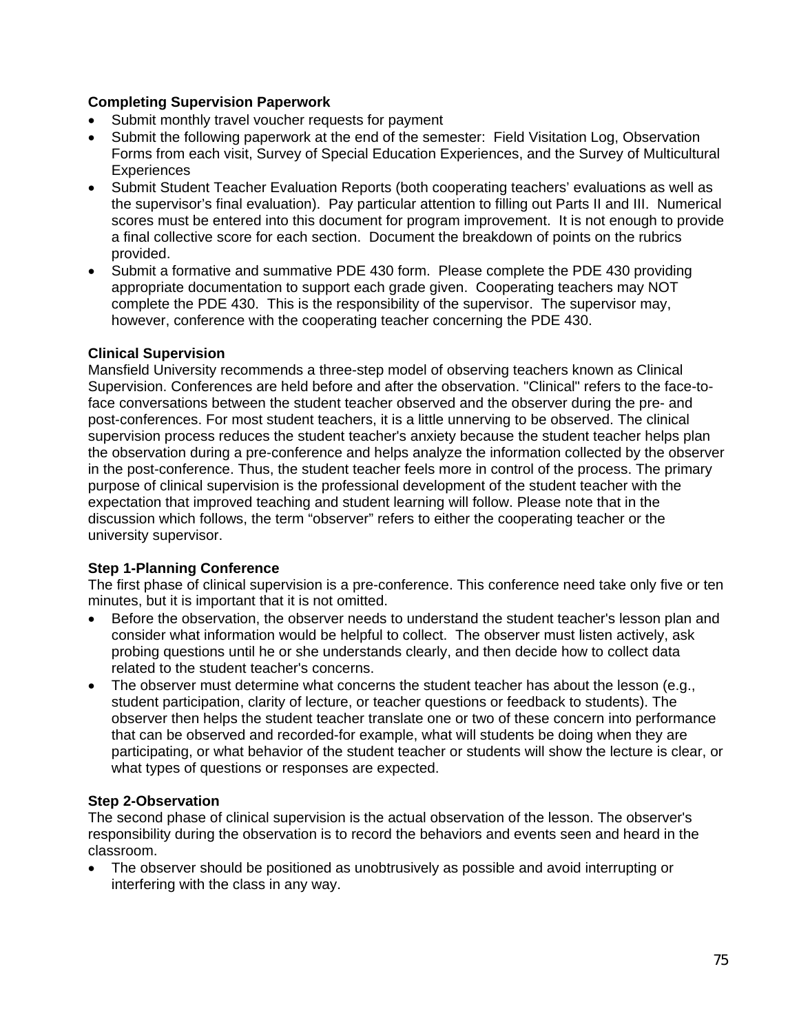**Completing Supervision Paperwork**

- Submit monthly travel voucher requests for payment
- Submit the following paperwork at the end of the semester: Field Visitation Log, Observation Forms from each visit, Survey of Special Education Experiences, and the Survey of Multicultural Experiences
- Submit Student Teacher Evaluation Reports (both cooperating teachers' evaluations as well as the supervisor's final evaluation). Pay particular attention to filling out Parts II and III. Numerical scores must be entered into this document for program improvement. It is not enough to provide a final collective score for each section. Document the breakdown of points on the rubrics provided.
- Submit a formative and summative PDE 430 form. Please complete the PDE 430 providing appropriate documentation to support each grade given. Cooperating teachers may NOT complete the PDE 430. This is the responsibility of the supervisor. The supervisor may, however, conference with the cooperating teacher concerning the PDE 430.

**Clinical Supervision**

Mansfield University recommends a three-step model of observing teachers known as Clinical Supervision. Conferences are held before and after the observation. "Clinical" refers to the face-to-face conversations between the student teacher observed and the observer during the pre- and post-conferences. For most student teachers, it is a little unnerving to be observed. The clinical supervision process reduces the student teacher's anxiety because the student teacher helps plan the observation during a pre-conference and helps analyze the information collected by the observer in the post-conference. Thus, the student teacher feels more in control of the process. The primary purpose of clinical supervision is the professional development of the student teacher with the expectation that improved teaching and student learning will follow. Please note that in the discussion which follows, the term "observer" refers to either the cooperating teacher or the university supervisor.

**Step 1-Planning Conference**

The first phase of clinical supervision is a pre-conference. This conference need take only five or ten minutes, but it is important that it is not omitted.

- Before the observation, the observer needs to understand the student teacher's lesson plan and consider what information would be helpful to collect. The observer must listen actively, ask probing questions until he or she understands clearly, and then decide how to collect data related to the student teacher's concerns.
- The observer must determine what concerns the student teacher has about the lesson (e.g., student participation, clarity of lecture, or teacher questions or feedback to students). The observer then helps the student teacher translate one or two of these concern into performance that can be observed and recorded-for example, what will students be doing when they are participating, or what behavior of the student teacher or students will show the lecture is clear, or what types of questions or responses are expected.

**Step 2-Observation**

The second phase of clinical supervision is the actual observation of the lesson. The observer's responsibility during the observation is to record the behaviors and events seen and heard in the classroom.

- The observer should be positioned as unobtrusively as possible and avoid interrupting or interfering with the class in any way.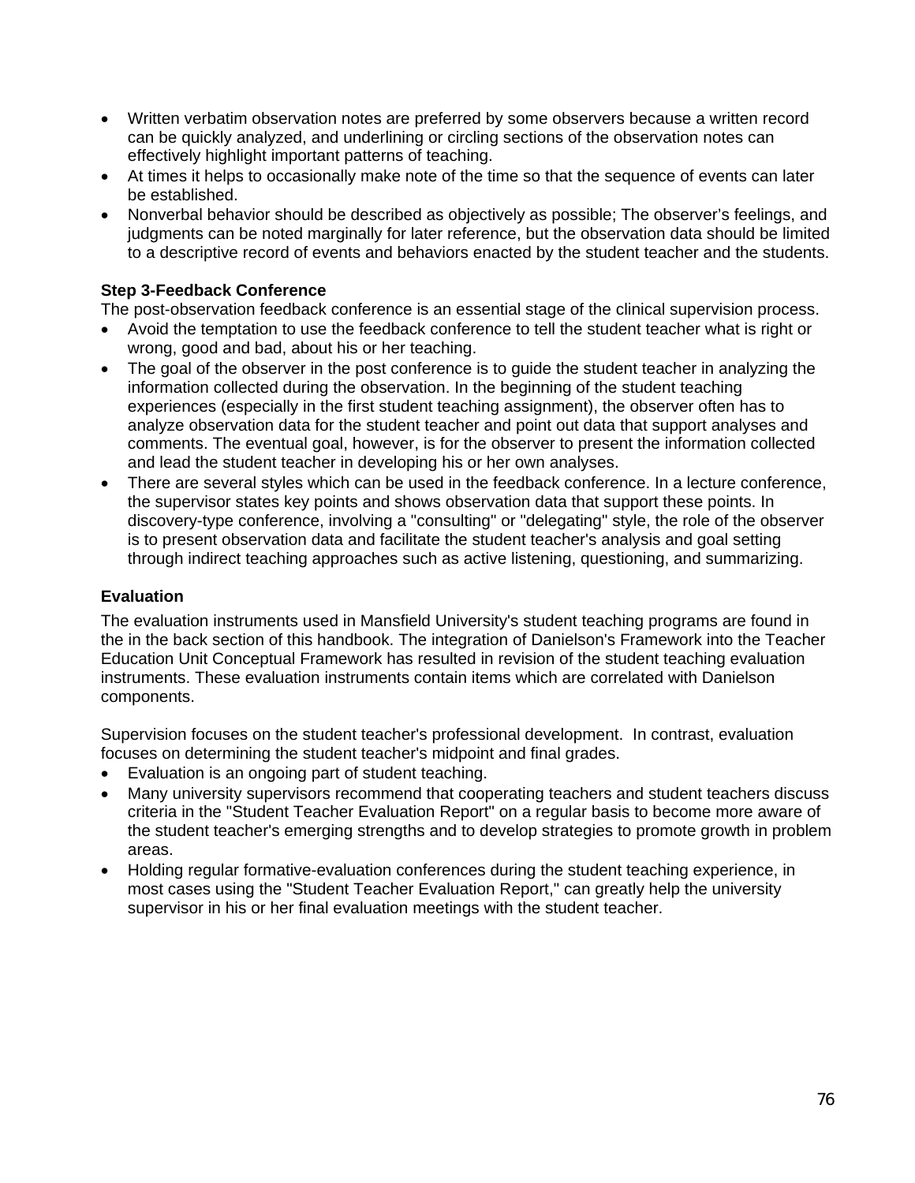- Written verbatim observation notes are preferred by some observers because a written record can be quickly analyzed, and underlining or circling sections of the observation notes can effectively highlight important patterns of teaching.
- At times it helps to occasionally make note of the time so that the sequence of events can later be established.
- Nonverbal behavior should be described as objectively as possible; The observer's feelings, and judgments can be noted marginally for later reference, but the observation data should be limited to a descriptive record of events and behaviors enacted by the student teacher and the students.

**Step 3-Feedback Conference**

The post-observation feedback conference is an essential stage of the clinical supervision process.

- Avoid the temptation to use the feedback conference to tell the student teacher what is right or wrong, good and bad, about his or her teaching.
- The goal of the observer in the post conference is to guide the student teacher in analyzing the information collected during the observation. In the beginning of the student teaching experiences (especially in the first student teaching assignment), the observer often has to analyze observation data for the student teacher and point out data that support analyses and comments. The eventual goal, however, is for the observer to present the information collected and lead the student teacher in developing his or her own analyses.
- There are several styles which can be used in the feedback conference. In a lecture conference, the supervisor states key points and shows observation data that support these points. In discovery-type conference, involving a "consulting" or "delegating" style, the role of the observer is to present observation data and facilitate the student teacher's analysis and goal setting through indirect teaching approaches such as active listening, questioning, and summarizing.

**Evaluation**

The evaluation instruments used in Mansfield University's student teaching programs are found in the in the back section of this handbook. The integration of Danielson's Framework into the Teacher Education Unit Conceptual Framework has resulted in revision of the student teaching evaluation instruments. These evaluation instruments contain items which are correlated with Danielson components.

Supervision focuses on the student teacher's professional development. In contrast, evaluation focuses on determining the student teacher's midpoint and final grades.

- Evaluation is an ongoing part of student teaching.
- Many university supervisors recommend that cooperating teachers and student teachers discuss criteria in the "Student Teacher Evaluation Report" on a regular basis to become more aware of the student teacher's emerging strengths and to develop strategies to promote growth in problem areas.
- Holding regular formative-evaluation conferences during the student teaching experience, in most cases using the "Student Teacher Evaluation Report," can greatly help the university supervisor in his or her final evaluation meetings with the student teacher.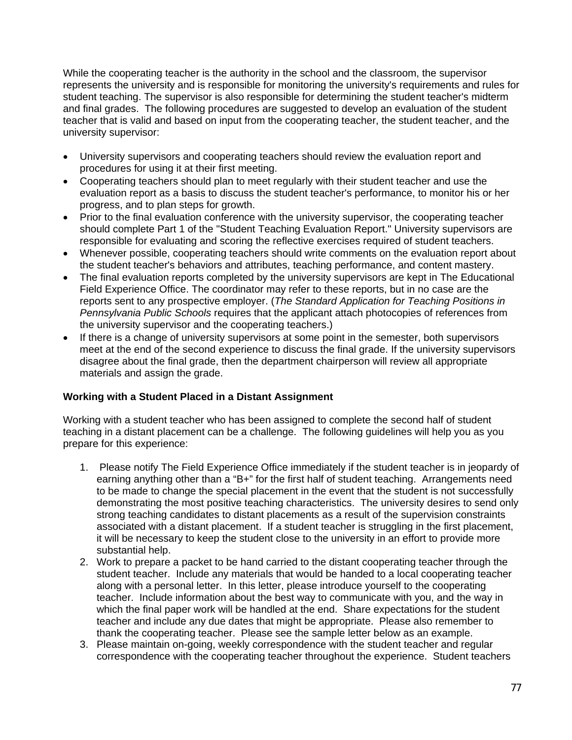While the cooperating teacher is the authority in the school and the classroom, the supervisor represents the university and is responsible for monitoring the university's requirements and rules for student teaching. The supervisor is also responsible for determining the student teacher's midterm and final grades. The following procedures are suggested to develop an evaluation of the student teacher that is valid and based on input from the cooperating teacher, the student teacher, and the university supervisor:

- University supervisors and cooperating teachers should review the evaluation report and procedures for using it at their first meeting.
- Cooperating teachers should plan to meet regularly with their student teacher and use the evaluation report as a basis to discuss the student teacher's performance, to monitor his or her progress, and to plan steps for growth.
- Prior to the final evaluation conference with the university supervisor, the cooperating teacher should complete Part 1 of the "Student Teaching Evaluation Report." University supervisors are responsible for evaluating and scoring the reflective exercises required of student teachers.
- Whenever possible, cooperating teachers should write comments on the evaluation report about the student teacher's behaviors and attributes, teaching performance, and content mastery.
- The final evaluation reports completed by the university supervisors are kept in The Educational Field Experience Office. The coordinator may refer to these reports, but in no case are the reports sent to any prospective employer. (*The Standard Application for Teaching Positions in Pennsylvania Public Schools* requires that the applicant attach photocopies of references from the university supervisor and the cooperating teachers.)
- If there is a change of university supervisors at some point in the semester, both supervisors meet at the end of the second experience to discuss the final grade. If the university supervisors disagree about the final grade, then the department chairperson will review all appropriate materials and assign the grade.

**Working with a Student Placed in a Distant Assignment**

Working with a student teacher who has been assigned to complete the second half of student teaching in a distant placement can be a challenge. The following guidelines will help you as you prepare for this experience:

1. Please notify The Field Experience Office immediately if the student teacher is in jeopardy of earning anything other than a "B+" for the first half of student teaching. Arrangements need to be made to change the special placement in the event that the student is not successfully demonstrating the most positive teaching characteristics. The university desires to send only strong teaching candidates to distant placements as a result of the supervision constraints associated with a distant placement. If a student teacher is struggling in the first placement, it will be necessary to keep the student close to the university in an effort to provide more substantial help.
2. Work to prepare a packet to be hand carried to the distant cooperating teacher through the student teacher. Include any materials that would be handed to a local cooperating teacher along with a personal letter. In this letter, please introduce yourself to the cooperating teacher. Include information about the best way to communicate with you, and the way in which the final paper work will be handled at the end. Share expectations for the student teacher and include any due dates that might be appropriate. Please also remember to thank the cooperating teacher. Please see the sample letter below as an example.
3. Please maintain on-going, weekly correspondence with the student teacher and regular correspondence with the cooperating teacher throughout the experience. Student teachers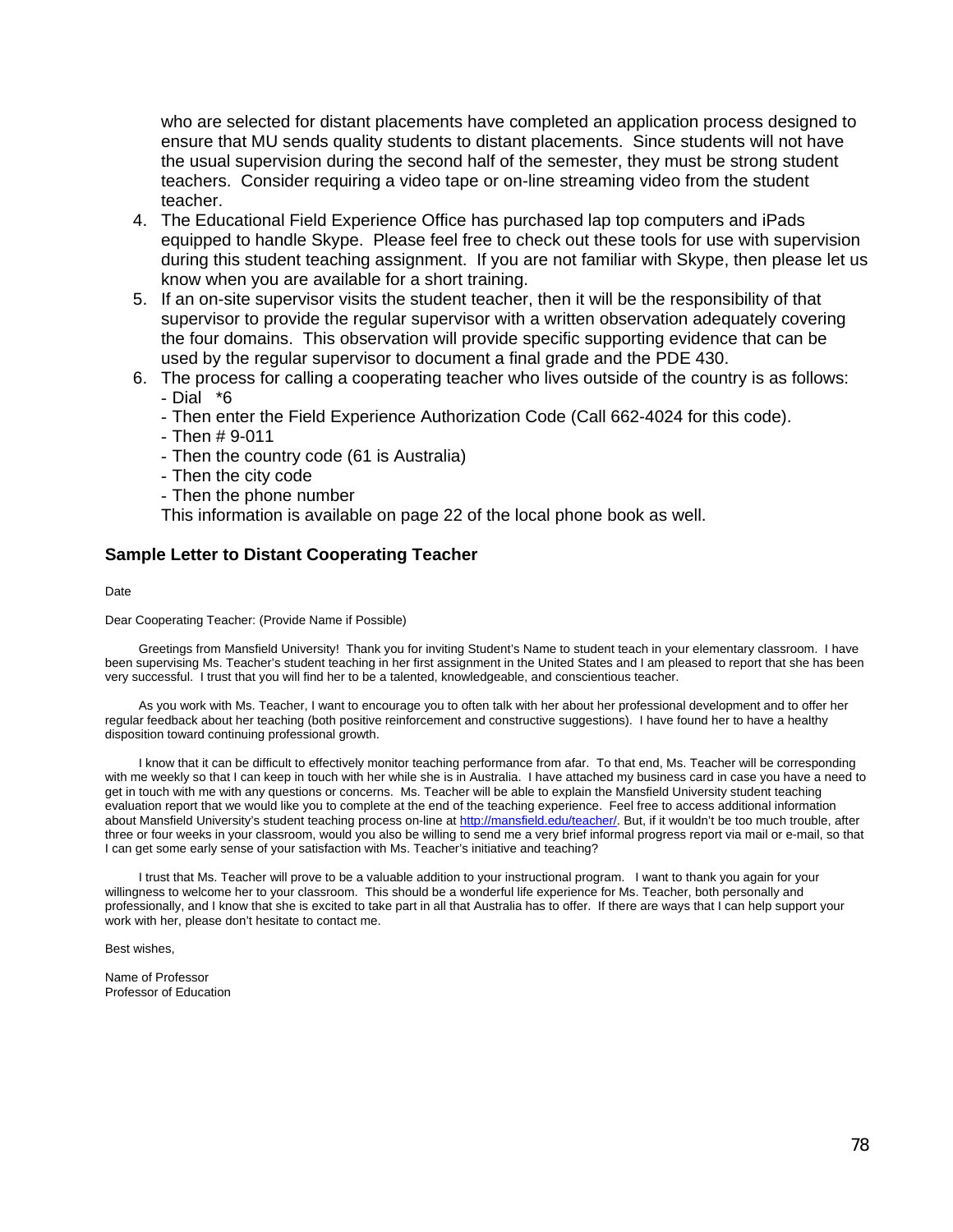who are selected for distant placements have completed an application process designed to ensure that MU sends quality students to distant placements. Since students will not have the usual supervision during the second half of the semester, they must be strong student teachers. Consider requiring a video tape or on-line streaming video from the student teacher.

4. The Educational Field Experience Office has purchased lap top computers and iPads equipped to handle Skype. Please feel free to check out these tools for use with supervision during this student teaching assignment. If you are not familiar with Skype, then please let us know when you are available for a short training.
5. If an on-site supervisor visits the student teacher, then it will be the responsibility of that supervisor to provide the regular supervisor with a written observation adequately covering the four domains. This observation will provide specific supporting evidence that can be used by the regular supervisor to document a final grade and the PDE 430.
6. The process for calling a cooperating teacher who lives outside of the country is as follows:
   - Dial *6
   - Then enter the Field Experience Authorization Code (Call 662-4024 for this code).
   - Then # 9-011
   - Then the country code (61 is Australia)
   - Then the city code
   - Then the phone number

   This information is available on page 22 of the local phone book as well.

### Sample Letter to Distant Cooperating Teacher

Date

Dear Cooperating Teacher: (Provide Name if Possible)

Greetings from Mansfield University! Thank you for inviting Student's Name to student teach in your elementary classroom. I have been supervising Ms. Teacher's student teaching in her first assignment in the United States and I am pleased to report that she has been very successful. I trust that you will find her to be a talented, knowledgeable, and conscientious teacher.

As you work with Ms. Teacher, I want to encourage you to often talk with her about her professional development and to offer her regular feedback about her teaching (both positive reinforcement and constructive suggestions). I have found her to have a healthy disposition toward continuing professional growth.

I know that it can be difficult to effectively monitor teaching performance from afar. To that end, Ms. Teacher will be corresponding with me weekly so that I can keep in touch with her while she is in Australia. I have attached my business card in case you have a need to get in touch with me with any questions or concerns. Ms. Teacher will be able to explain the Mansfield University student teaching evaluation report that we would like you to complete at the end of the teaching experience. Feel free to access additional information about Mansfield University's student teaching process on-line at http://mansfield.edu/teacher/. But, if it wouldn't be too much trouble, after three or four weeks in your classroom, would you also be willing to send me a very brief informal progress report via mail or e-mail, so that I can get some early sense of your satisfaction with Ms. Teacher's initiative and teaching?

I trust that Ms. Teacher will prove to be a valuable addition to your instructional program. I want to thank you again for your willingness to welcome her to your classroom. This should be a wonderful life experience for Ms. Teacher, both personally and professionally, and I know that she is excited to take part in all that Australia has to offer. If there are ways that I can help support your work with her, please don't hesitate to contact me.

Best wishes,

Name of Professor
Professor of Education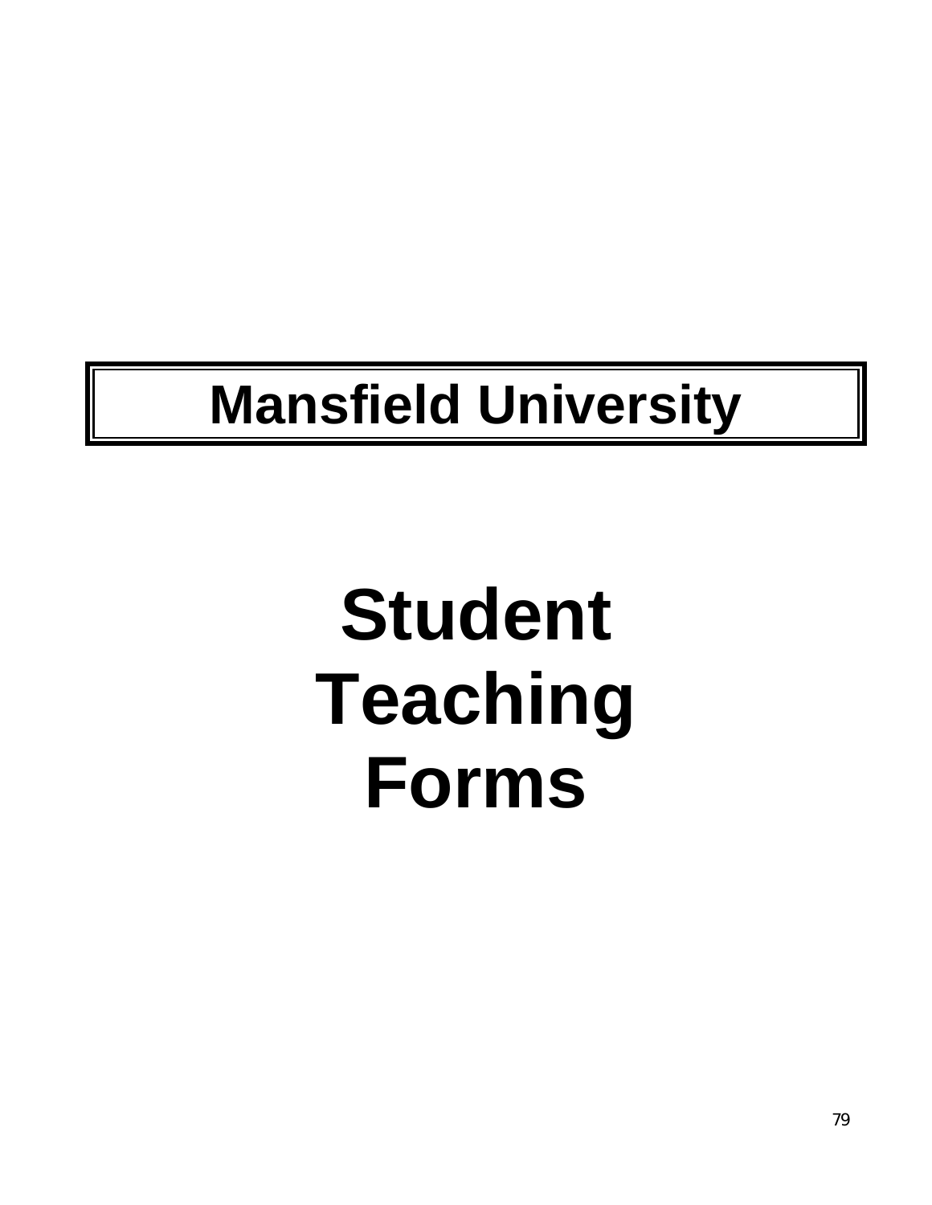# Mansfield University

# Student Teaching Forms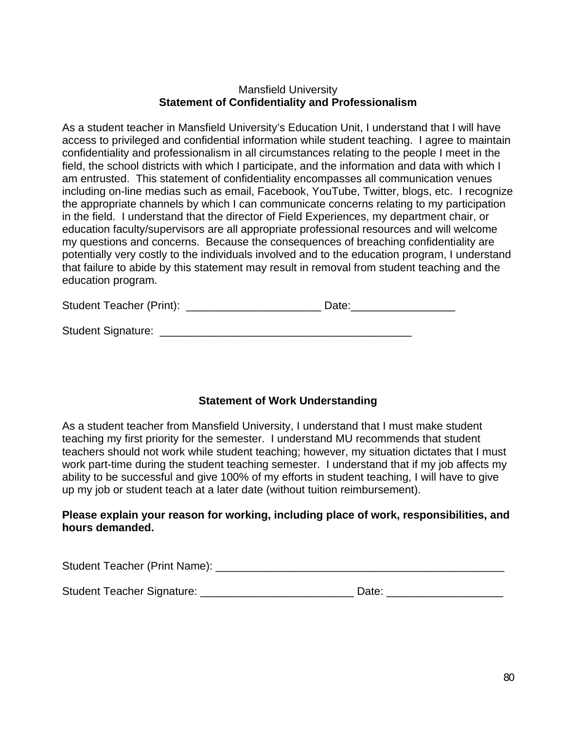Mansfield University

## Statement of Confidentiality and Professionalism

As a student teacher in Mansfield University's Education Unit, I understand that I will have access to privileged and confidential information while student teaching. I agree to maintain confidentiality and professionalism in all circumstances relating to the people I meet in the field, the school districts with which I participate, and the information and data with which I am entrusted. This statement of confidentiality encompasses all communication venues including on-line medias such as email, Facebook, YouTube, Twitter, blogs, etc. I recognize the appropriate channels by which I can communicate concerns relating to my participation in the field. I understand that the director of Field Experiences, my department chair, or education faculty/supervisors are all appropriate professional resources and will welcome my questions and concerns. Because the consequences of breaching confidentiality are potentially very costly to the individuals involved and to the education program, I understand that failure to abide by this statement may result in removal from student teaching and the education program.

Student Teacher (Print): ______________________ Date:_________________

Student Signature: __________________________________________

## Statement of Work Understanding

As a student teacher from Mansfield University, I understand that I must make student teaching my first priority for the semester. I understand MU recommends that student teachers should not work while student teaching; however, my situation dictates that I must work part-time during the student teaching semester. I understand that if my job affects my ability to be successful and give 100% of my efforts in student teaching, I will have to give up my job or student teach at a later date (without tuition reimbursement).

**Please explain your reason for working, including place of work, responsibilities, and hours demanded.**

Student Teacher (Print Name): ________________________________________________

Student Teacher Signature: _________________________ Date: ___________________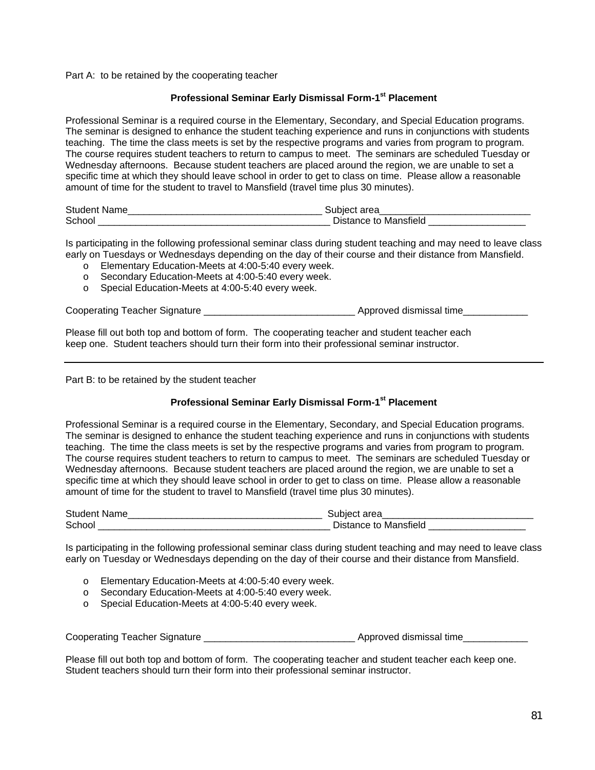Part A: to be retained by the cooperating teacher

### Professional Seminar Early Dismissal Form-1st Placement

Professional Seminar is a required course in the Elementary, Secondary, and Special Education programs. The seminar is designed to enhance the student teaching experience and runs in conjunctions with students teaching. The time the class meets is set by the respective programs and varies from program to program. The course requires student teachers to return to campus to meet. The seminars are scheduled Tuesday or Wednesday afternoons. Because student teachers are placed around the region, we are unable to set a specific time at which they should leave school in order to get to class on time. Please allow a reasonable amount of time for the student to travel to Mansfield (travel time plus 30 minutes).

Student Name____________________________________ Subject area____________________________
School ____________________________________________ Distance to Mansfield __________________

Is participating in the following professional seminar class during student teaching and may need to leave class early on Tuesdays or Wednesdays depending on the day of their course and their distance from Mansfield.

- o Elementary Education-Meets at 4:00-5:40 every week.
- o Secondary Education-Meets at 4:00-5:40 every week.
- o Special Education-Meets at 4:00-5:40 every week.

Cooperating Teacher Signature ____________________________ Approved dismissal time____________

Please fill out both top and bottom of form. The cooperating teacher and student teacher each keep one. Student teachers should turn their form into their professional seminar instructor.

---

Part B: to be retained by the student teacher

### Professional Seminar Early Dismissal Form-1st Placement

Professional Seminar is a required course in the Elementary, Secondary, and Special Education programs. The seminar is designed to enhance the student teaching experience and runs in conjunctions with students teaching. The time the class meets is set by the respective programs and varies from program to program. The course requires student teachers to return to campus to meet. The seminars are scheduled Tuesday or Wednesday afternoons. Because student teachers are placed around the region, we are unable to set a specific time at which they should leave school in order to get to class on time. Please allow a reasonable amount of time for the student to travel to Mansfield (travel time plus 30 minutes).

Student Name____________________________________ Subject area____________________________
School ____________________________________________ Distance to Mansfield __________________

Is participating in the following professional seminar class during student teaching and may need to leave class early on Tuesday or Wednesdays depending on the day of their course and their distance from Mansfield.

- o Elementary Education-Meets at 4:00-5:40 every week.
- o Secondary Education-Meets at 4:00-5:40 every week.
- o Special Education-Meets at 4:00-5:40 every week.

Cooperating Teacher Signature ____________________________ Approved dismissal time____________

Please fill out both top and bottom of form. The cooperating teacher and student teacher each keep one. Student teachers should turn their form into their professional seminar instructor.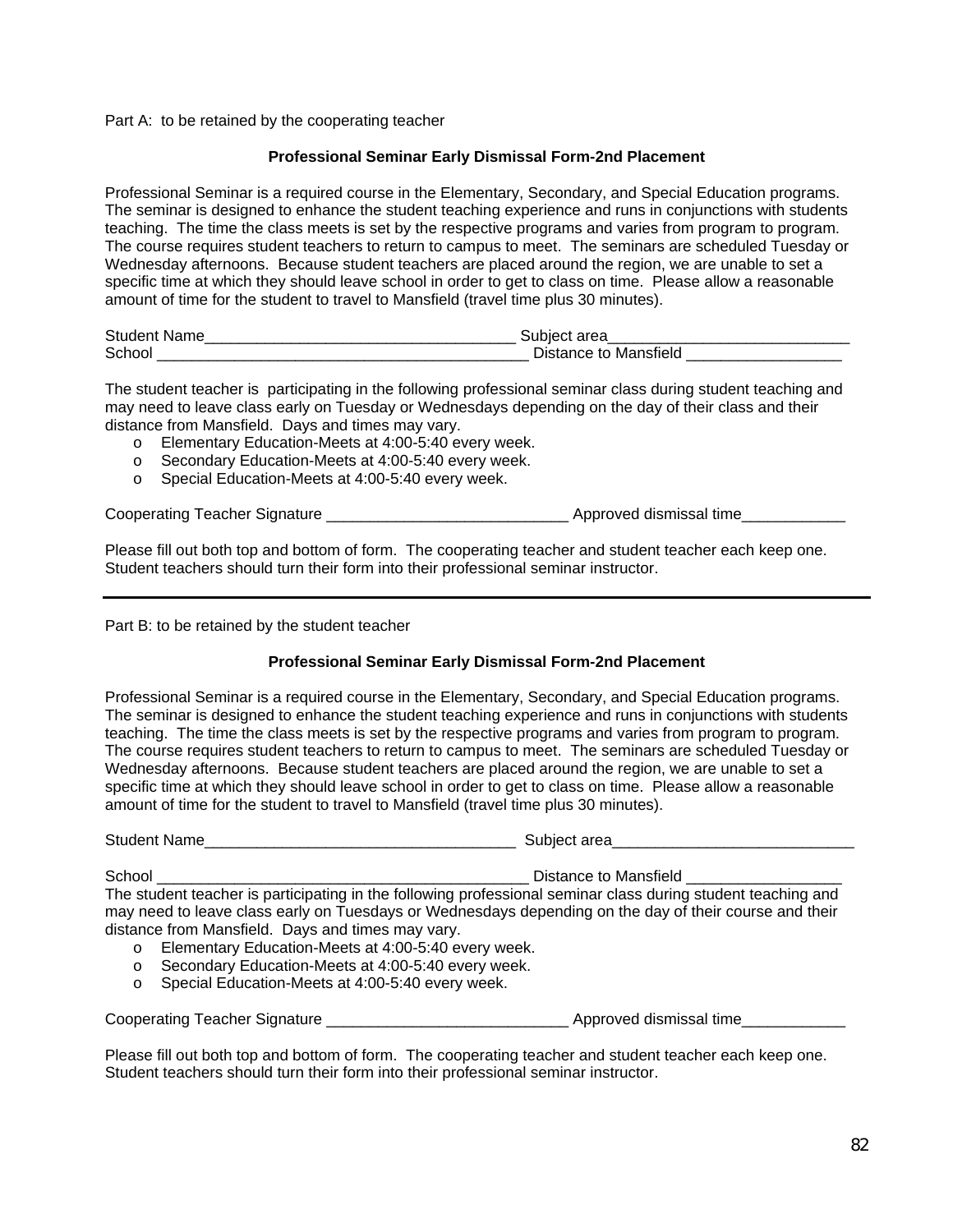Part A: to be retained by the cooperating teacher

**Professional Seminar Early Dismissal Form-2nd Placement**

Professional Seminar is a required course in the Elementary, Secondary, and Special Education programs. The seminar is designed to enhance the student teaching experience and runs in conjunctions with students teaching. The time the class meets is set by the respective programs and varies from program to program. The course requires student teachers to return to campus to meet. The seminars are scheduled Tuesday or Wednesday afternoons. Because student teachers are placed around the region, we are unable to set a specific time at which they should leave school in order to get to class on time. Please allow a reasonable amount of time for the student to travel to Mansfield (travel time plus 30 minutes).

Student Name____________________________________ Subject area____________________________
School ___________________________________________ Distance to Mansfield __________________

The student teacher is participating in the following professional seminar class during student teaching and may need to leave class early on Tuesday or Wednesdays depending on the day of their class and their distance from Mansfield. Days and times may vary.

- Elementary Education-Meets at 4:00-5:40 every week.
- Secondary Education-Meets at 4:00-5:40 every week.
- Special Education-Meets at 4:00-5:40 every week.

Cooperating Teacher Signature ____________________________ Approved dismissal time____________

Please fill out both top and bottom of form. The cooperating teacher and student teacher each keep one. Student teachers should turn their form into their professional seminar instructor.

---

Part B: to be retained by the student teacher

**Professional Seminar Early Dismissal Form-2nd Placement**

Professional Seminar is a required course in the Elementary, Secondary, and Special Education programs. The seminar is designed to enhance the student teaching experience and runs in conjunctions with students teaching. The time the class meets is set by the respective programs and varies from program to program. The course requires student teachers to return to campus to meet. The seminars are scheduled Tuesday or Wednesday afternoons. Because student teachers are placed around the region, we are unable to set a specific time at which they should leave school in order to get to class on time. Please allow a reasonable amount of time for the student to travel to Mansfield (travel time plus 30 minutes).

Student Name____________________________________ Subject area____________________________

School ___________________________________________ Distance to Mansfield __________________

The student teacher is participating in the following professional seminar class during student teaching and may need to leave class early on Tuesdays or Wednesdays depending on the day of their course and their distance from Mansfield. Days and times may vary.

- Elementary Education-Meets at 4:00-5:40 every week.
- Secondary Education-Meets at 4:00-5:40 every week.
- Special Education-Meets at 4:00-5:40 every week.

Cooperating Teacher Signature ____________________________ Approved dismissal time____________

Please fill out both top and bottom of form. The cooperating teacher and student teacher each keep one. Student teachers should turn their form into their professional seminar instructor.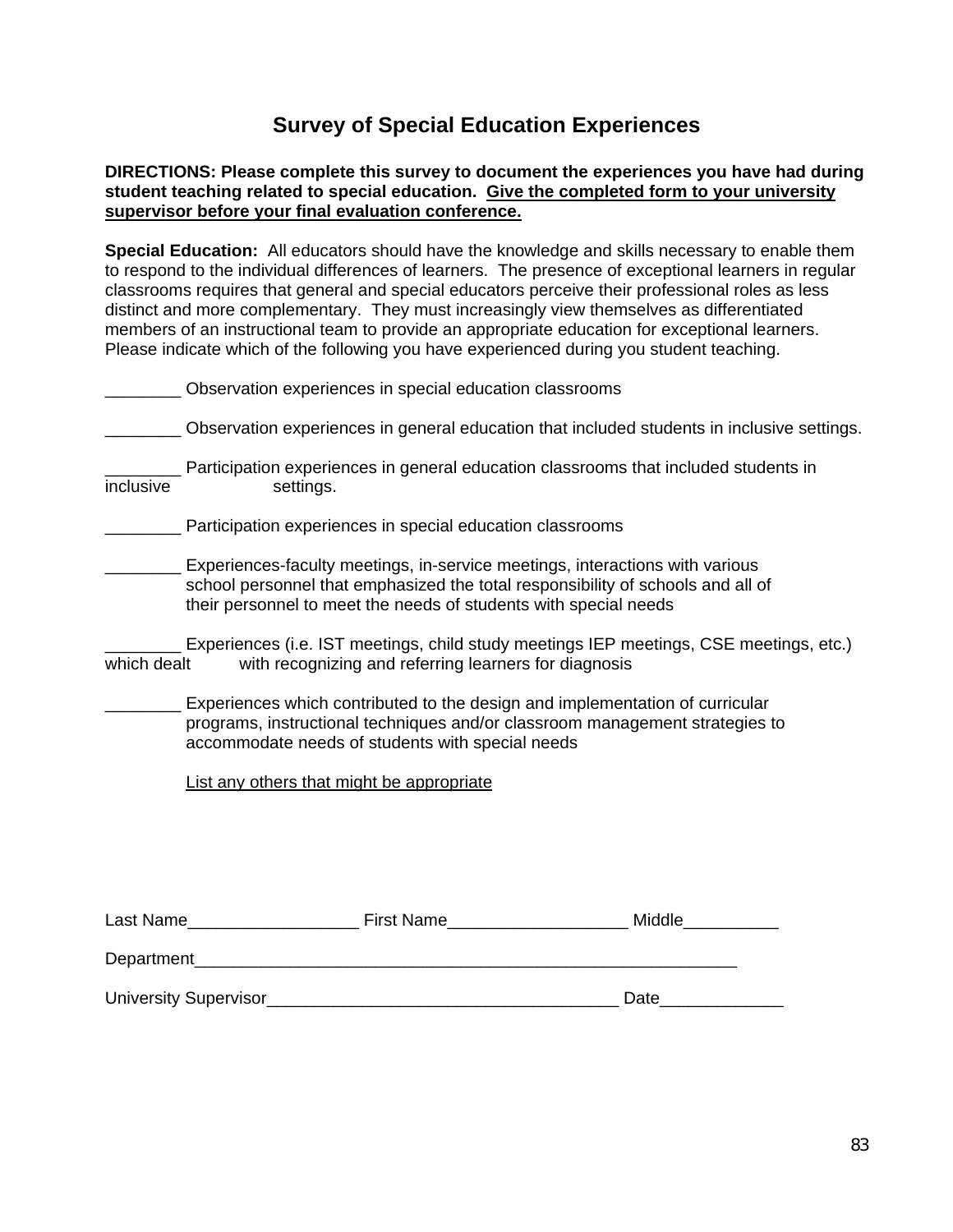# Survey of Special Education Experiences

**DIRECTIONS: Please complete this survey to document the experiences you have had during student teaching related to special education. <u>Give the completed form to your university supervisor before your final evaluation conference.</u>**

**Special Education:** All educators should have the knowledge and skills necessary to enable them to respond to the individual differences of learners. The presence of exceptional learners in regular classrooms requires that general and special educators perceive their professional roles as less distinct and more complementary. They must increasingly view themselves as differentiated members of an instructional team to provide an appropriate education for exceptional learners. Please indicate which of the following you have experienced during you student teaching.

________ Observation experiences in special education classrooms

________ Observation experiences in general education that included students in inclusive settings.

________ Participation experiences in general education classrooms that included students in inclusive settings.

________ Participation experiences in special education classrooms

________ Experiences-faculty meetings, in-service meetings, interactions with various school personnel that emphasized the total responsibility of schools and all of their personnel to meet the needs of students with special needs

________ Experiences (i.e. IST meetings, child study meetings IEP meetings, CSE meetings, etc.) which dealt with recognizing and referring learners for diagnosis

________ Experiences which contributed to the design and implementation of curricular programs, instructional techniques and/or classroom management strategies to accommodate needs of students with special needs

<u>List any others that might be appropriate</u>

Last Name__________________ First Name___________________ Middle__________

Department____________________________________________________________

University Supervisor_____________________________________ Date_____________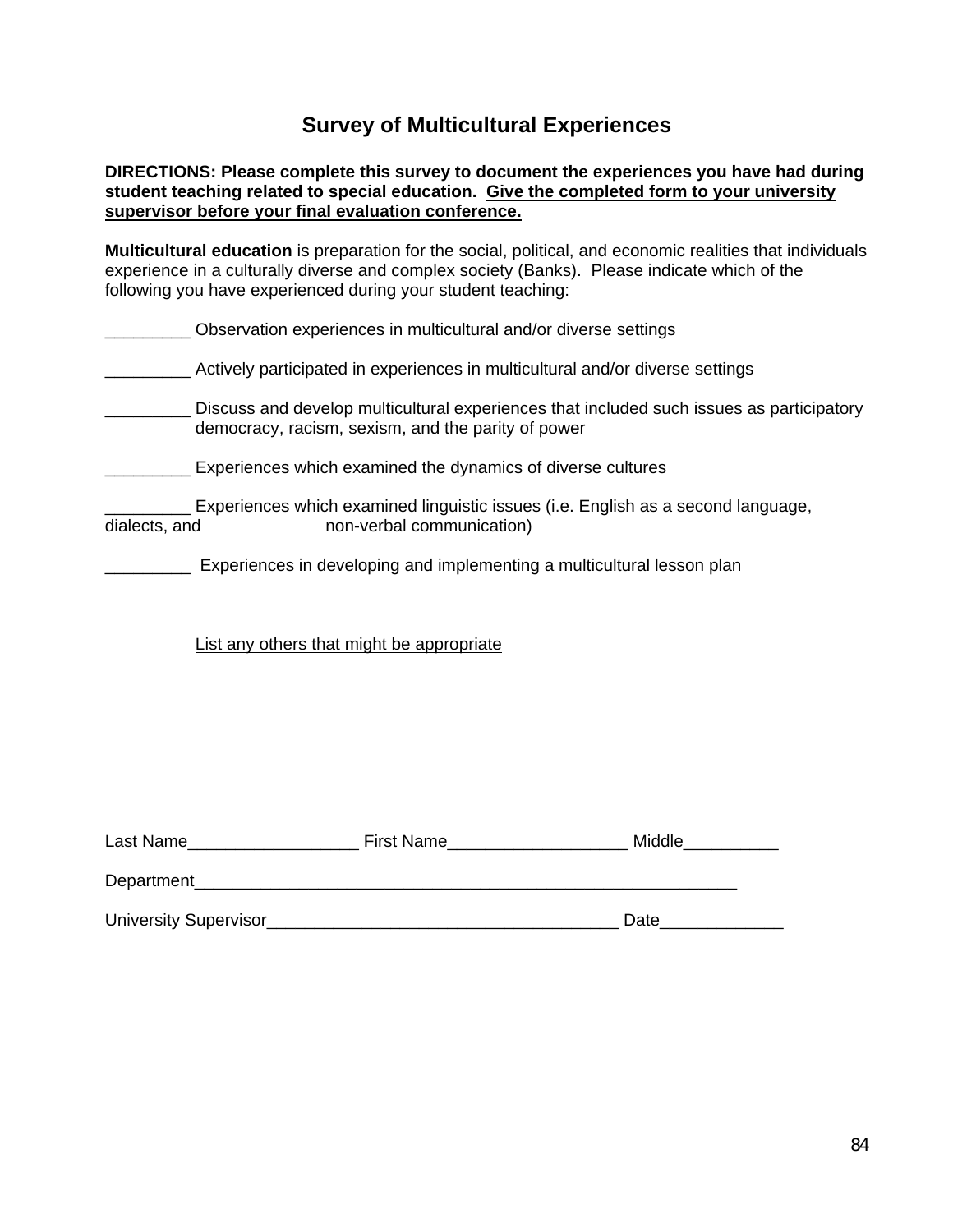# Survey of Multicultural Experiences

**DIRECTIONS: Please complete this survey to document the experiences you have had during student teaching related to special education. <u>Give the completed form to your university supervisor before your final evaluation conference.</u>**

**Multicultural education** is preparation for the social, political, and economic realities that individuals experience in a culturally diverse and complex society (Banks). Please indicate which of the following you have experienced during your student teaching:

_________ Observation experiences in multicultural and/or diverse settings

_________ Actively participated in experiences in multicultural and/or diverse settings

_________ Discuss and develop multicultural experiences that included such issues as participatory democracy, racism, sexism, and the parity of power

_________ Experiences which examined the dynamics of diverse cultures

_________ Experiences which examined linguistic issues (i.e. English as a second language, dialects, and non-verbal communication)

_________ Experiences in developing and implementing a multicultural lesson plan

<u>List any others that might be appropriate</u>

Last Name__________________ First Name___________________ Middle__________

Department____________________________________________________________

University Supervisor_____________________________________ Date_____________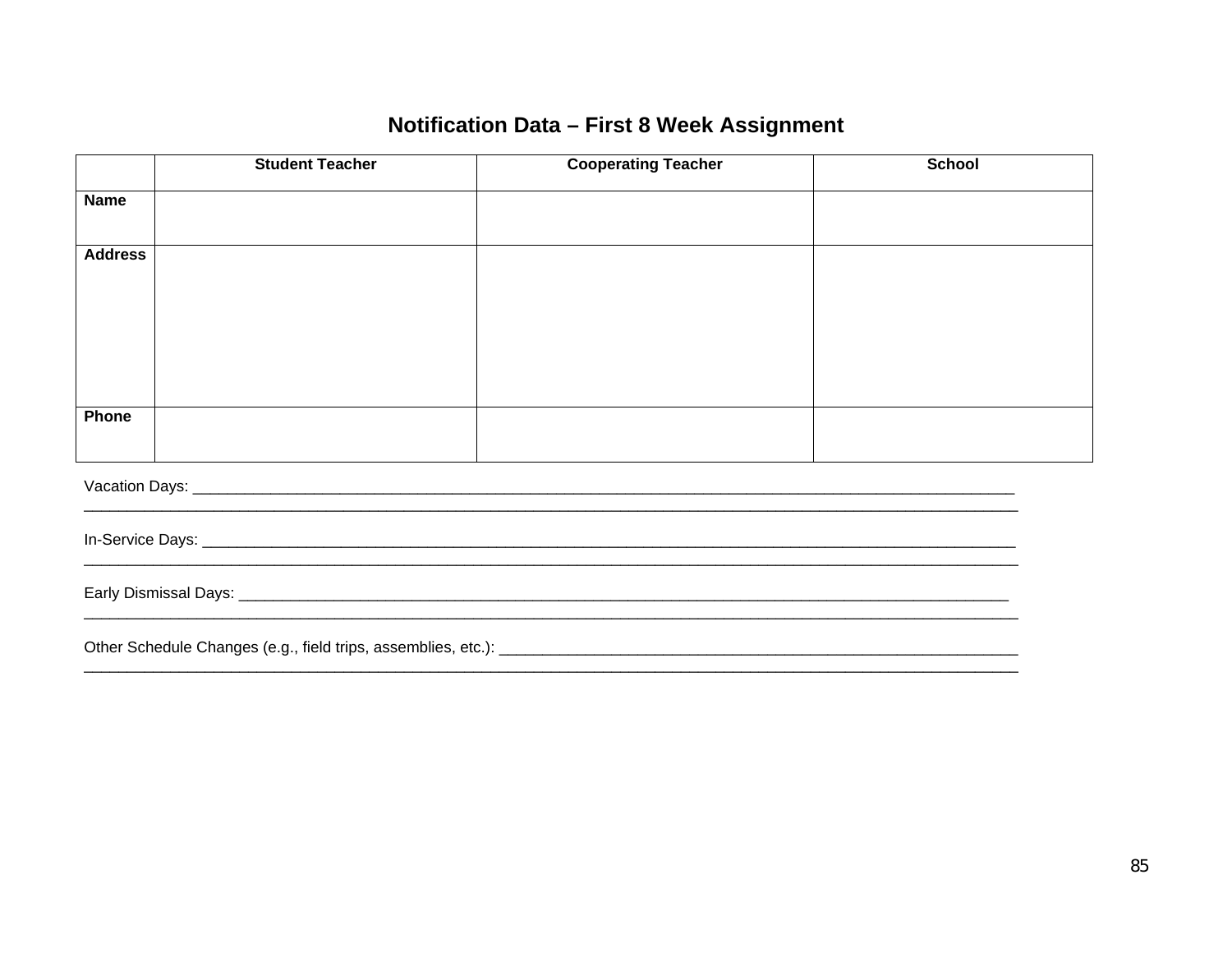# Notification Data – First 8 Week Assignment

| | Student Teacher | Cooperating Teacher | School |
|---|---|---|---|
| **Name** | | | |
| **Address** | | | |
| **Phone** | | | |

Vacation Days: ____________________________________________________________________________________________
______________________________________________________________________________________________________________

In-Service Days: ____________________________________________________________________________________________
______________________________________________________________________________________________________________

Early Dismissal Days: ______________________________________________________________________________________
______________________________________________________________________________________________________________

Other Schedule Changes (e.g., field trips, assemblies, etc.): ______________________________________________________
______________________________________________________________________________________________________________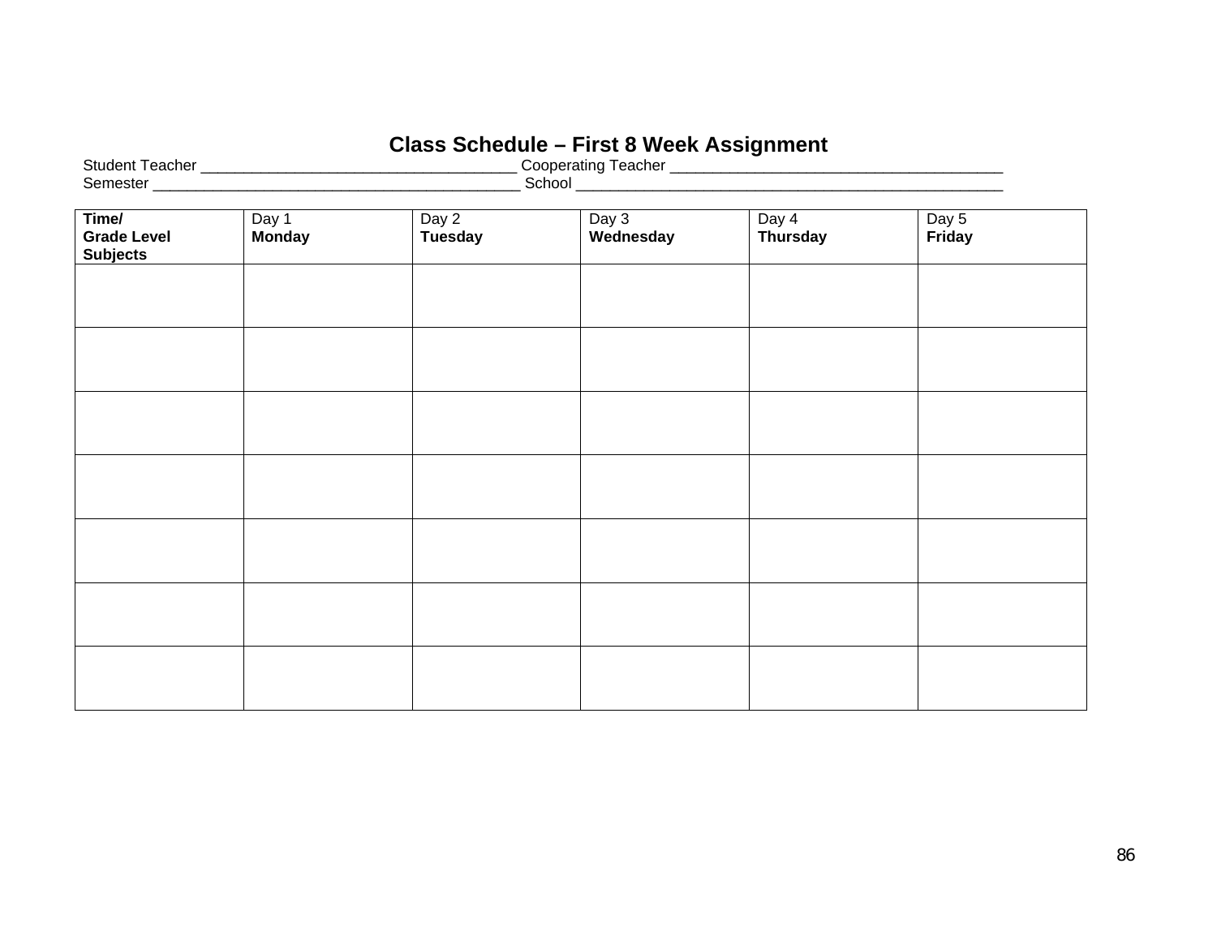# Class Schedule – First 8 Week Assignment

Student Teacher ____________________________________ Cooperating Teacher ______________________________________

Semester __________________________________________ School _________________________________________________

| Time/ **Grade Level Subjects** | Day 1 **Monday** | Day 2 **Tuesday** | Day 3 **Wednesday** | Day 4 **Thursday** | Day 5 **Friday** |
|---|---|---|---|---|---|
| | | | | | |
| | | | | | |
| | | | | | |
| | | | | | |
| | | | | | |
| | | | | | |
| | | | | | |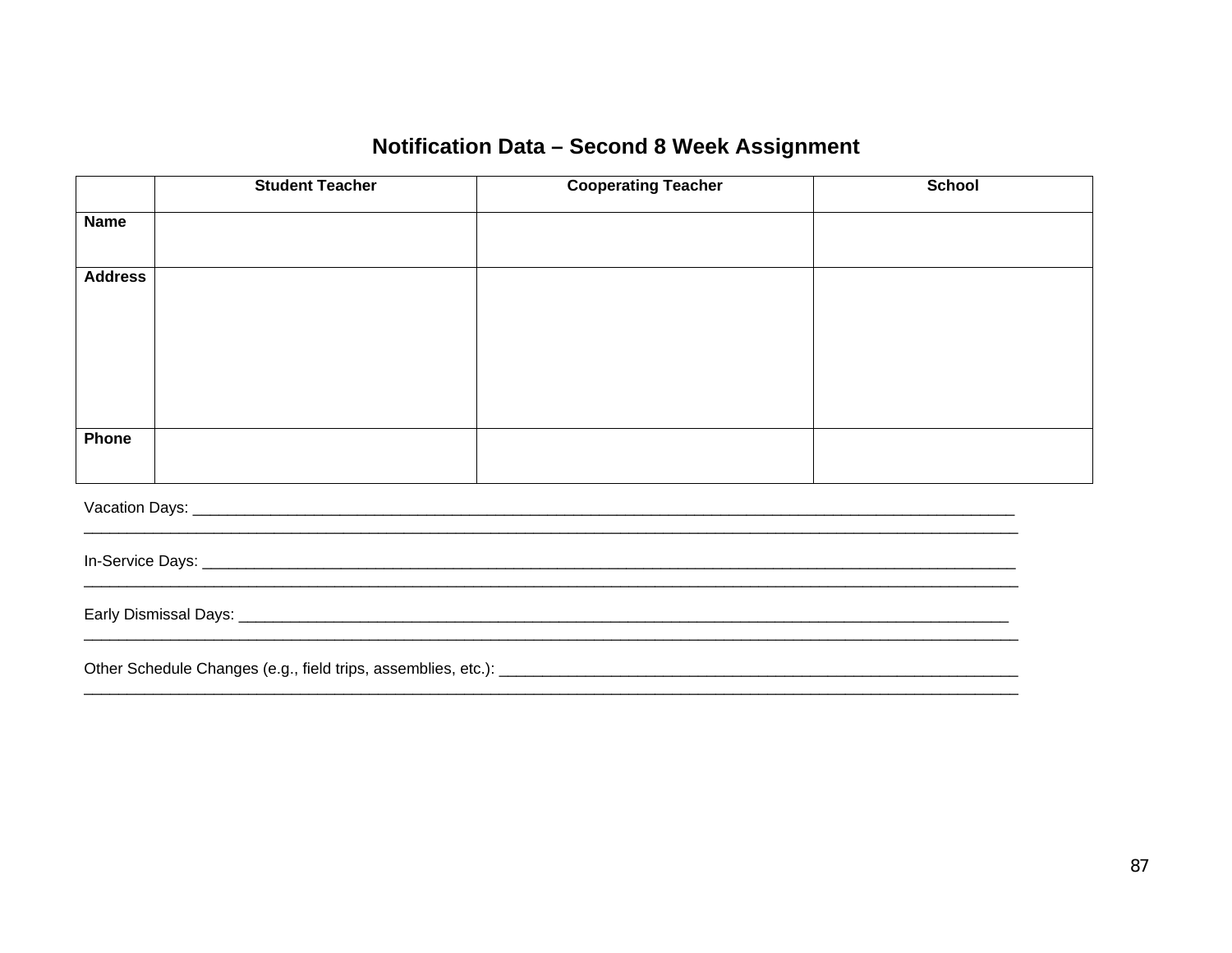# Notification Data – Second 8 Week Assignment

| | Student Teacher | Cooperating Teacher | School |
|---|---|---|---|
| **Name** | | | |
| **Address** | | | |
| **Phone** | | | |

Vacation Days: ______________________________________________________________________________________________
______________________________________________________________________________________________________

In-Service Days: _____________________________________________________________________________________________
______________________________________________________________________________________________________

Early Dismissal Days: _________________________________________________________________________________________
______________________________________________________________________________________________________

Other Schedule Changes (e.g., field trips, assemblies, etc.): _________________________________________________________
______________________________________________________________________________________________________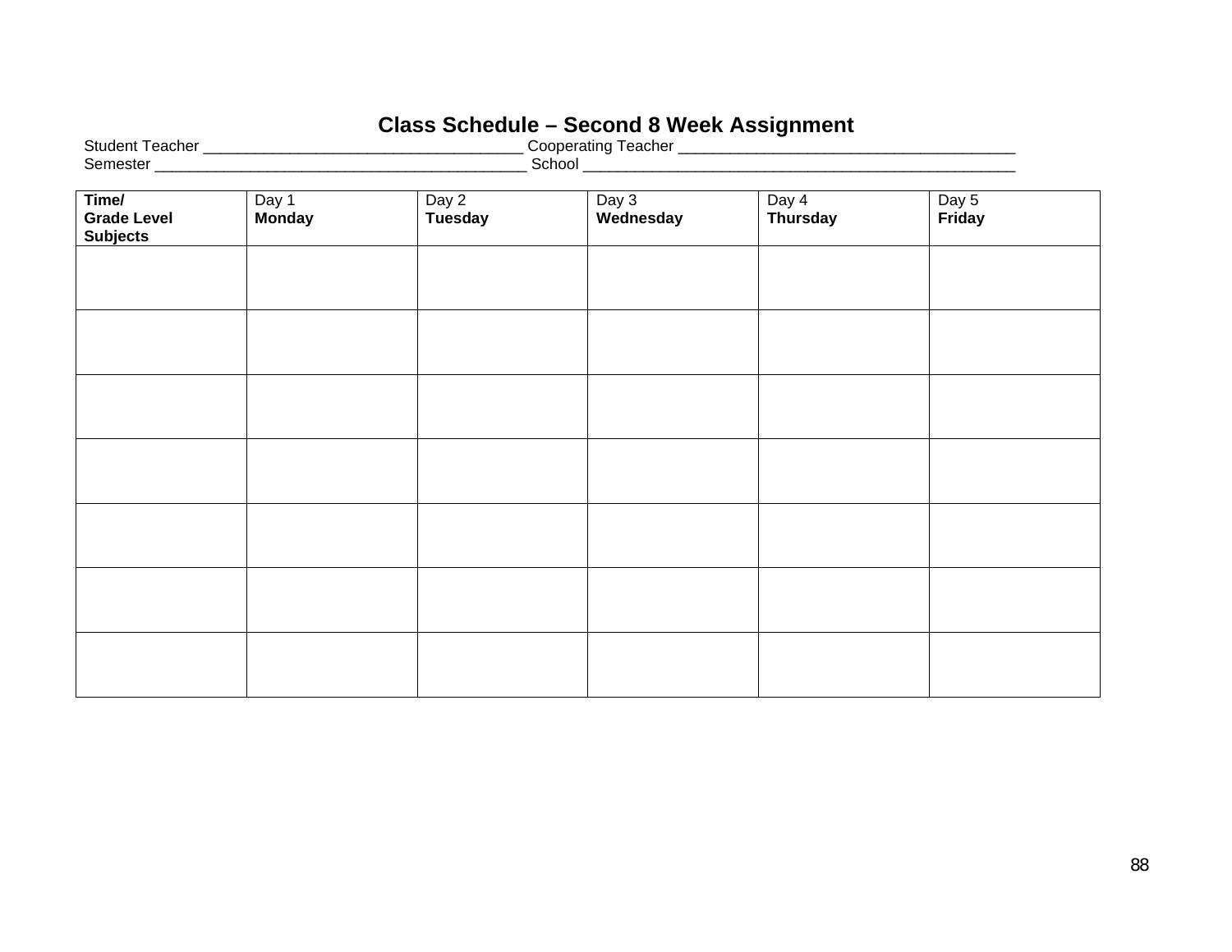# Class Schedule – Second 8 Week Assignment

Student Teacher ______________________________________ Cooperating Teacher ________________________________________

Semester ____________________________________________ School _____________________________________________________

| **Time/ Grade Level Subjects** | Day 1 **Monday** | Day 2 **Tuesday** | Day 3 **Wednesday** | Day 4 **Thursday** | Day 5 **Friday** |
|---|---|---|---|---|---|
| | | | | | |
| | | | | | |
| | | | | | |
| | | | | | |
| | | | | | |
| | | | | | |
| | | | | | |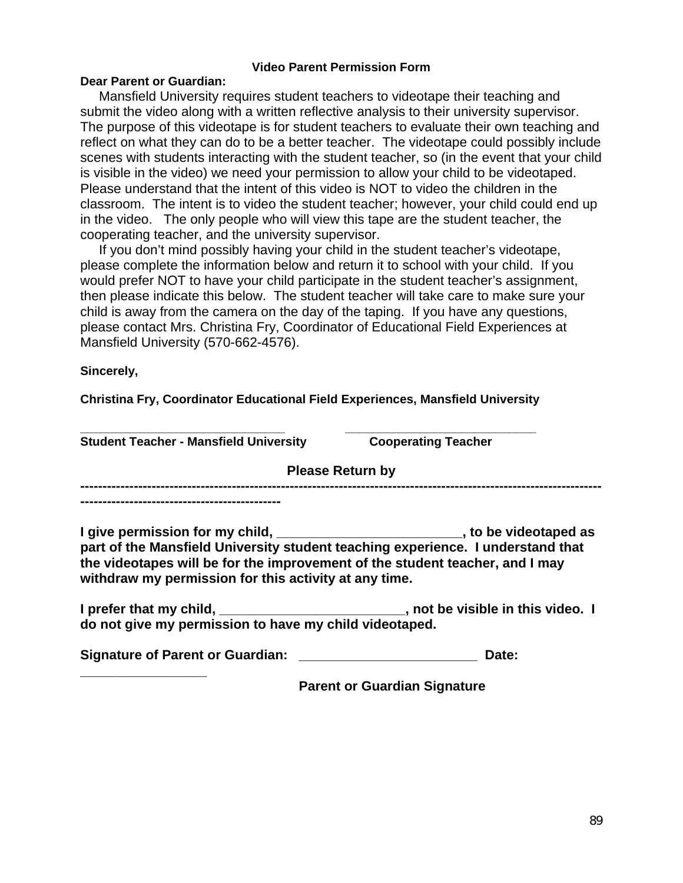**Video Parent Permission Form**

**Dear Parent or Guardian:**

Mansfield University requires student teachers to videotape their teaching and submit the video along with a written reflective analysis to their university supervisor. The purpose of this videotape is for student teachers to evaluate their own teaching and reflect on what they can do to be a better teacher. The videotape could possibly include scenes with students interacting with the student teacher, so (in the event that your child is visible in the video) we need your permission to allow your child to be videotaped. Please understand that the intent of this video is NOT to video the children in the classroom. The intent is to video the student teacher; however, your child could end up in the video. The only people who will view this tape are the student teacher, the cooperating teacher, and the university supervisor.

If you don't mind possibly having your child in the student teacher's videotape, please complete the information below and return it to school with your child. If you would prefer NOT to have your child participate in the student teacher's assignment, then please indicate this below. The student teacher will take care to make sure your child is away from the camera on the day of the taping. If you have any questions, please contact Mrs. Christina Fry, Coordinator of Educational Field Experiences at Mansfield University (570-662-4576).

**Sincerely,**

**Christina Fry, Coordinator Educational Field Experiences, Mansfield University**

_____________________________ ___________________________

**Student Teacher - Mansfield University** **Cooperating Teacher**

**Please Return by**

---

**I give permission for my child, _________________________, to be videotaped as part of the Mansfield University student teaching experience. I understand that the videotapes will be for the improvement of the student teacher, and I may withdraw my permission for this activity at any time.**

**I prefer that my child, _________________________, not be visible in this video. I do not give my permission to have my child videotaped.**

**Signature of Parent or Guardian: ________________________ Date: _________________**

**Parent or Guardian Signature**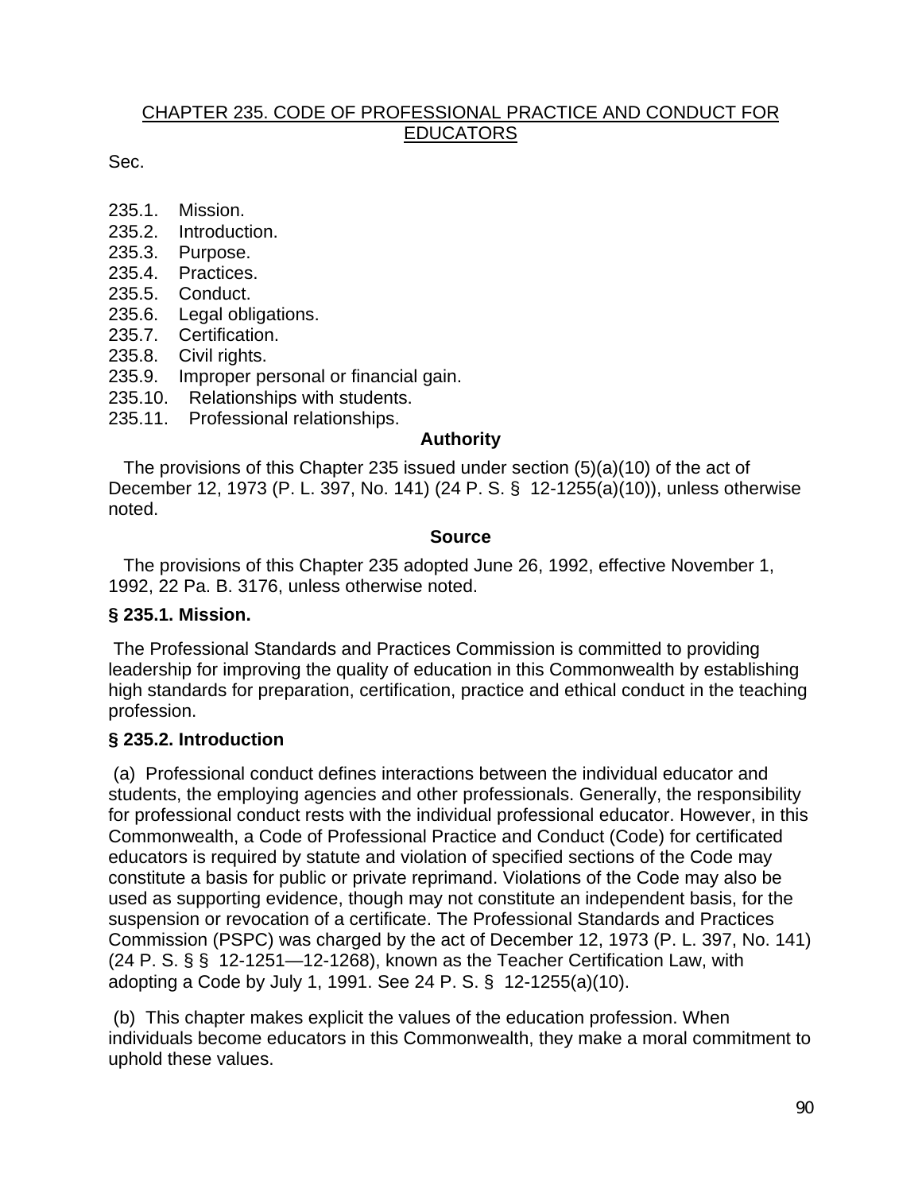## CHAPTER 235. CODE OF PROFESSIONAL PRACTICE AND CONDUCT FOR EDUCATORS

Sec.

235.1. Mission.
235.2. Introduction.
235.3. Purpose.
235.4. Practices.
235.5. Conduct.
235.6. Legal obligations.
235.7. Certification.
235.8. Civil rights.
235.9. Improper personal or financial gain.
235.10. Relationships with students.
235.11. Professional relationships.

**Authority**

The provisions of this Chapter 235 issued under section (5)(a)(10) of the act of December 12, 1973 (P. L. 397, No. 141) (24 P. S. § 12-1255(a)(10)), unless otherwise noted.

**Source**

The provisions of this Chapter 235 adopted June 26, 1992, effective November 1, 1992, 22 Pa. B. 3176, unless otherwise noted.

### § 235.1. Mission.

The Professional Standards and Practices Commission is committed to providing leadership for improving the quality of education in this Commonwealth by establishing high standards for preparation, certification, practice and ethical conduct in the teaching profession.

### § 235.2. Introduction

(a) Professional conduct defines interactions between the individual educator and students, the employing agencies and other professionals. Generally, the responsibility for professional conduct rests with the individual professional educator. However, in this Commonwealth, a Code of Professional Practice and Conduct (Code) for certificated educators is required by statute and violation of specified sections of the Code may constitute a basis for public or private reprimand. Violations of the Code may also be used as supporting evidence, though may not constitute an independent basis, for the suspension or revocation of a certificate. The Professional Standards and Practices Commission (PSPC) was charged by the act of December 12, 1973 (P. L. 397, No. 141) (24 P. S. §§ 12-1251—12-1268), known as the Teacher Certification Law, with adopting a Code by July 1, 1991. See 24 P. S. § 12-1255(a)(10).

(b) This chapter makes explicit the values of the education profession. When individuals become educators in this Commonwealth, they make a moral commitment to uphold these values.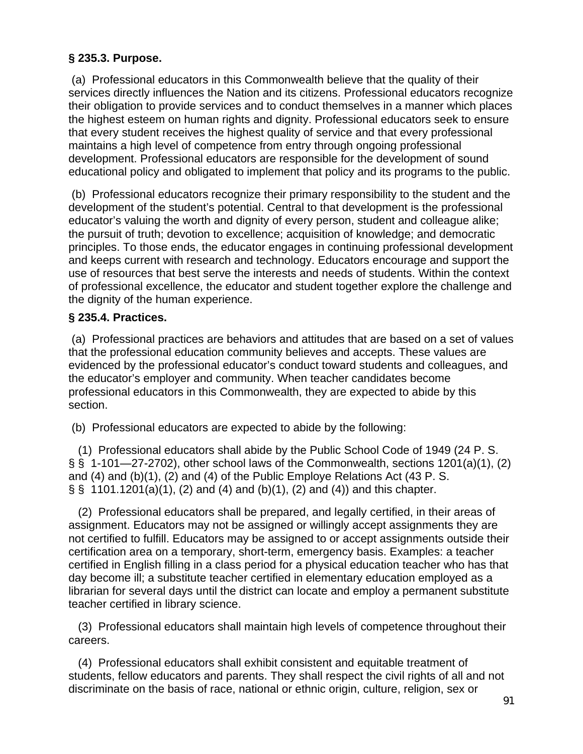**§ 235.3. Purpose.**

(a) Professional educators in this Commonwealth believe that the quality of their services directly influences the Nation and its citizens. Professional educators recognize their obligation to provide services and to conduct themselves in a manner which places the highest esteem on human rights and dignity. Professional educators seek to ensure that every student receives the highest quality of service and that every professional maintains a high level of competence from entry through ongoing professional development. Professional educators are responsible for the development of sound educational policy and obligated to implement that policy and its programs to the public.

(b) Professional educators recognize their primary responsibility to the student and the development of the student's potential. Central to that development is the professional educator's valuing the worth and dignity of every person, student and colleague alike; the pursuit of truth; devotion to excellence; acquisition of knowledge; and democratic principles. To those ends, the educator engages in continuing professional development and keeps current with research and technology. Educators encourage and support the use of resources that best serve the interests and needs of students. Within the context of professional excellence, the educator and student together explore the challenge and the dignity of the human experience.

**§ 235.4. Practices.**

(a) Professional practices are behaviors and attitudes that are based on a set of values that the professional education community believes and accepts. These values are evidenced by the professional educator's conduct toward students and colleagues, and the educator's employer and community. When teacher candidates become professional educators in this Commonwealth, they are expected to abide by this section.

(b) Professional educators are expected to abide by the following:

(1) Professional educators shall abide by the Public School Code of 1949 (24 P. S. § § 1-101—27-2702), other school laws of the Commonwealth, sections 1201(a)(1), (2) and (4) and (b)(1), (2) and (4) of the Public Employe Relations Act (43 P. S. § § 1101.1201(a)(1), (2) and (4) and (b)(1), (2) and (4)) and this chapter.

(2) Professional educators shall be prepared, and legally certified, in their areas of assignment. Educators may not be assigned or willingly accept assignments they are not certified to fulfill. Educators may be assigned to or accept assignments outside their certification area on a temporary, short-term, emergency basis. Examples: a teacher certified in English filling in a class period for a physical education teacher who has that day become ill; a substitute teacher certified in elementary education employed as a librarian for several days until the district can locate and employ a permanent substitute teacher certified in library science.

(3) Professional educators shall maintain high levels of competence throughout their careers.

(4) Professional educators shall exhibit consistent and equitable treatment of students, fellow educators and parents. They shall respect the civil rights of all and not discriminate on the basis of race, national or ethnic origin, culture, religion, sex or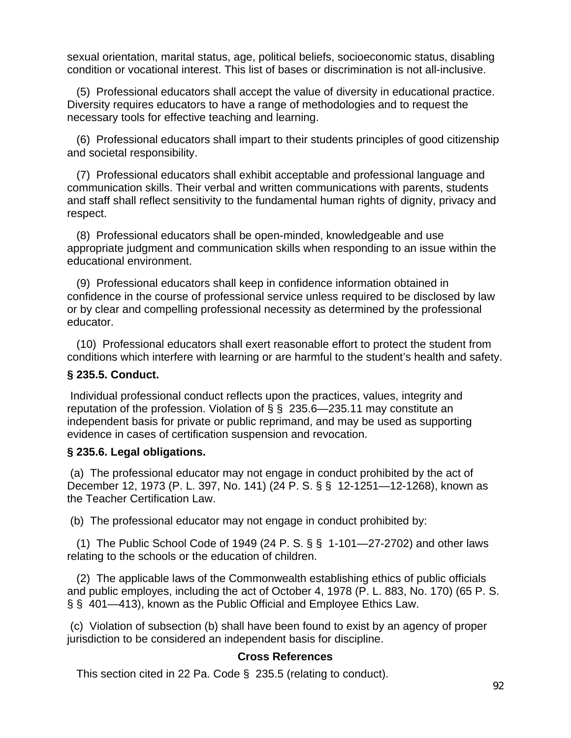sexual orientation, marital status, age, political beliefs, socioeconomic status, disabling condition or vocational interest. This list of bases or discrimination is not all-inclusive.

(5) Professional educators shall accept the value of diversity in educational practice. Diversity requires educators to have a range of methodologies and to request the necessary tools for effective teaching and learning.

(6) Professional educators shall impart to their students principles of good citizenship and societal responsibility.

(7) Professional educators shall exhibit acceptable and professional language and communication skills. Their verbal and written communications with parents, students and staff shall reflect sensitivity to the fundamental human rights of dignity, privacy and respect.

(8) Professional educators shall be open-minded, knowledgeable and use appropriate judgment and communication skills when responding to an issue within the educational environment.

(9) Professional educators shall keep in confidence information obtained in confidence in the course of professional service unless required to be disclosed by law or by clear and compelling professional necessity as determined by the professional educator.

(10) Professional educators shall exert reasonable effort to protect the student from conditions which interfere with learning or are harmful to the student's health and safety.

**§ 235.5. Conduct.**

Individual professional conduct reflects upon the practices, values, integrity and reputation of the profession. Violation of § § 235.6—235.11 may constitute an independent basis for private or public reprimand, and may be used as supporting evidence in cases of certification suspension and revocation.

**§ 235.6. Legal obligations.**

(a) The professional educator may not engage in conduct prohibited by the act of December 12, 1973 (P. L. 397, No. 141) (24 P. S. § § 12-1251—12-1268), known as the Teacher Certification Law.

(b) The professional educator may not engage in conduct prohibited by:

(1) The Public School Code of 1949 (24 P. S. § § 1-101—27-2702) and other laws relating to the schools or the education of children.

(2) The applicable laws of the Commonwealth establishing ethics of public officials and public employes, including the act of October 4, 1978 (P. L. 883, No. 170) (65 P. S. § § 401—413), known as the Public Official and Employee Ethics Law.

(c) Violation of subsection (b) shall have been found to exist by an agency of proper jurisdiction to be considered an independent basis for discipline.

**Cross References**

This section cited in 22 Pa. Code § 235.5 (relating to conduct).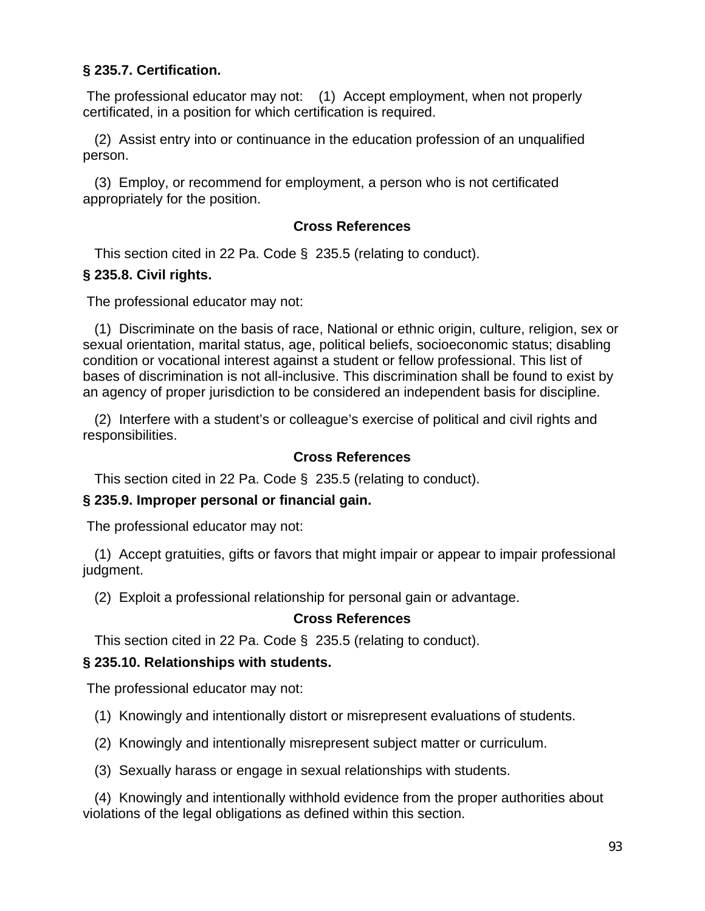**§ 235.7. Certification.**

The professional educator may not: (1) Accept employment, when not properly certificated, in a position for which certification is required.

(2) Assist entry into or continuance in the education profession of an unqualified person.

(3) Employ, or recommend for employment, a person who is not certificated appropriately for the position.

**Cross References**

This section cited in 22 Pa. Code § 235.5 (relating to conduct).

**§ 235.8. Civil rights.**

The professional educator may not:

(1) Discriminate on the basis of race, National or ethnic origin, culture, religion, sex or sexual orientation, marital status, age, political beliefs, socioeconomic status; disabling condition or vocational interest against a student or fellow professional. This list of bases of discrimination is not all-inclusive. This discrimination shall be found to exist by an agency of proper jurisdiction to be considered an independent basis for discipline.

(2) Interfere with a student's or colleague's exercise of political and civil rights and responsibilities.

**Cross References**

This section cited in 22 Pa. Code § 235.5 (relating to conduct).

**§ 235.9. Improper personal or financial gain.**

The professional educator may not:

(1) Accept gratuities, gifts or favors that might impair or appear to impair professional judgment.

(2) Exploit a professional relationship for personal gain or advantage.

**Cross References**

This section cited in 22 Pa. Code § 235.5 (relating to conduct).

**§ 235.10. Relationships with students.**

The professional educator may not:

(1) Knowingly and intentionally distort or misrepresent evaluations of students.

(2) Knowingly and intentionally misrepresent subject matter or curriculum.

(3) Sexually harass or engage in sexual relationships with students.

(4) Knowingly and intentionally withhold evidence from the proper authorities about violations of the legal obligations as defined within this section.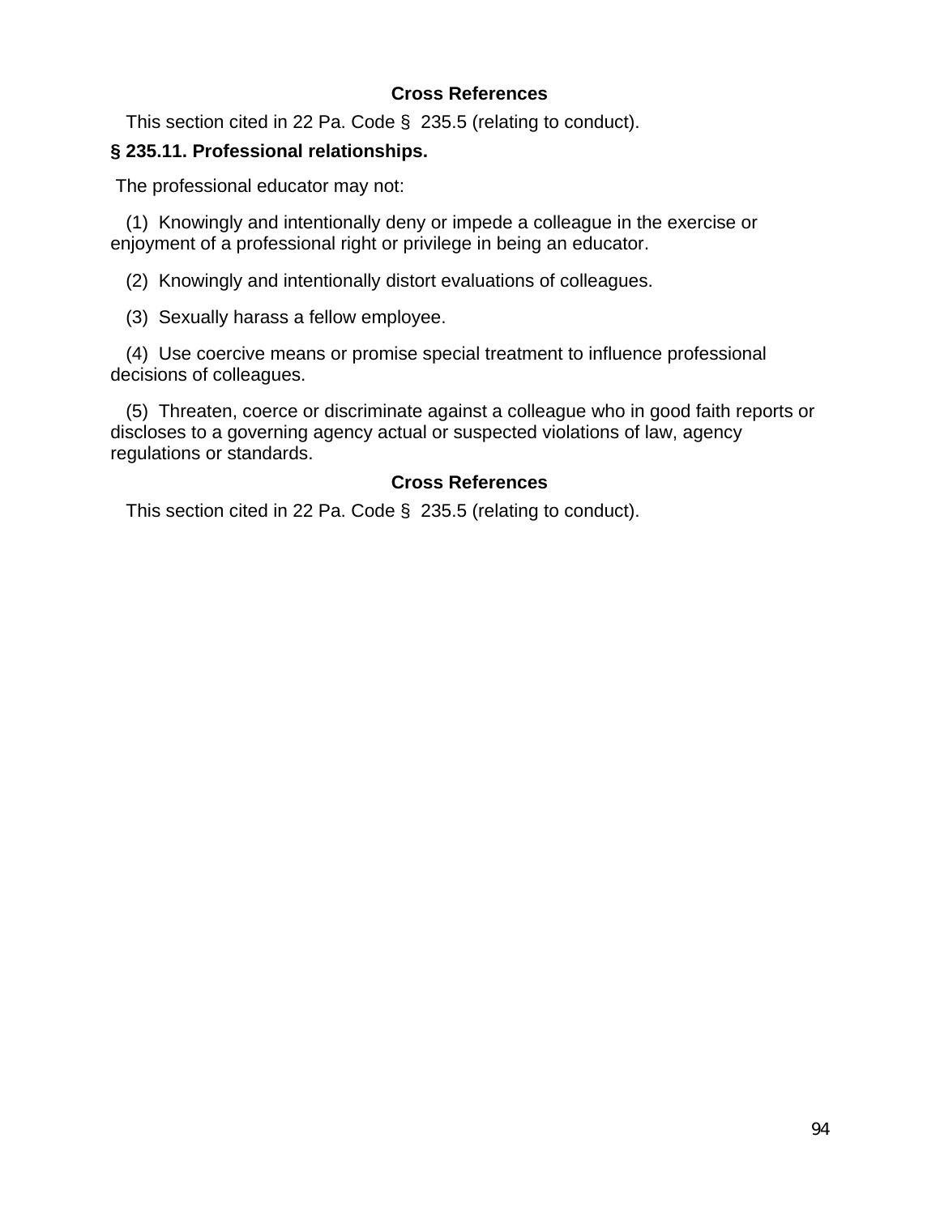**Cross References**

This section cited in 22 Pa. Code § 235.5 (relating to conduct).

### § 235.11. Professional relationships.

The professional educator may not:

(1) Knowingly and intentionally deny or impede a colleague in the exercise or enjoyment of a professional right or privilege in being an educator.

(2) Knowingly and intentionally distort evaluations of colleagues.

(3) Sexually harass a fellow employee.

(4) Use coercive means or promise special treatment to influence professional decisions of colleagues.

(5) Threaten, coerce or discriminate against a colleague who in good faith reports or discloses to a governing agency actual or suspected violations of law, agency regulations or standards.

**Cross References**

This section cited in 22 Pa. Code § 235.5 (relating to conduct).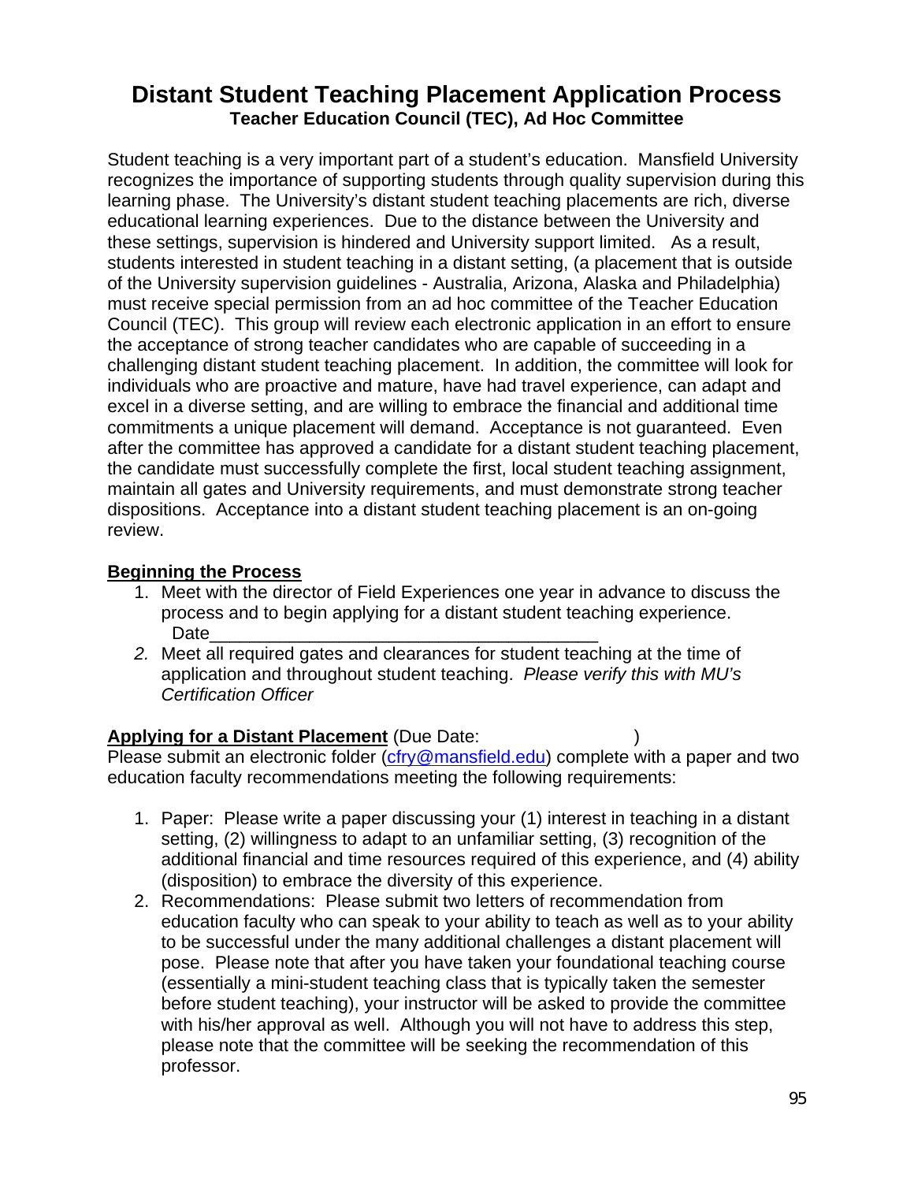# Distant Student Teaching Placement Application Process

**Teacher Education Council (TEC), Ad Hoc Committee**

Student teaching is a very important part of a student's education. Mansfield University recognizes the importance of supporting students through quality supervision during this learning phase. The University's distant student teaching placements are rich, diverse educational learning experiences. Due to the distance between the University and these settings, supervision is hindered and University support limited. As a result, students interested in student teaching in a distant setting, (a placement that is outside of the University supervision guidelines - Australia, Arizona, Alaska and Philadelphia) must receive special permission from an ad hoc committee of the Teacher Education Council (TEC). This group will review each electronic application in an effort to ensure the acceptance of strong teacher candidates who are capable of succeeding in a challenging distant student teaching placement. In addition, the committee will look for individuals who are proactive and mature, have had travel experience, can adapt and excel in a diverse setting, and are willing to embrace the financial and additional time commitments a unique placement will demand. Acceptance is not guaranteed. Even after the committee has approved a candidate for a distant student teaching placement, the candidate must successfully complete the first, local student teaching assignment, maintain all gates and University requirements, and must demonstrate strong teacher dispositions. Acceptance into a distant student teaching placement is an on-going review.

**Beginning the Process**

1. Meet with the director of Field Experiences one year in advance to discuss the process and to begin applying for a distant student teaching experience.
   Date_______________________________________
2. Meet all required gates and clearances for student teaching at the time of application and throughout student teaching. *Please verify this with MU's Certification Officer*

**Applying for a Distant Placement** (Due Date: )
Please submit an electronic folder (cfry@mansfield.edu) complete with a paper and two education faculty recommendations meeting the following requirements:

1. Paper: Please write a paper discussing your (1) interest in teaching in a distant setting, (2) willingness to adapt to an unfamiliar setting, (3) recognition of the additional financial and time resources required of this experience, and (4) ability (disposition) to embrace the diversity of this experience.
2. Recommendations: Please submit two letters of recommendation from education faculty who can speak to your ability to teach as well as to your ability to be successful under the many additional challenges a distant placement will pose. Please note that after you have taken your foundational teaching course (essentially a mini-student teaching class that is typically taken the semester before student teaching), your instructor will be asked to provide the committee with his/her approval as well. Although you will not have to address this step, please note that the committee will be seeking the recommendation of this professor.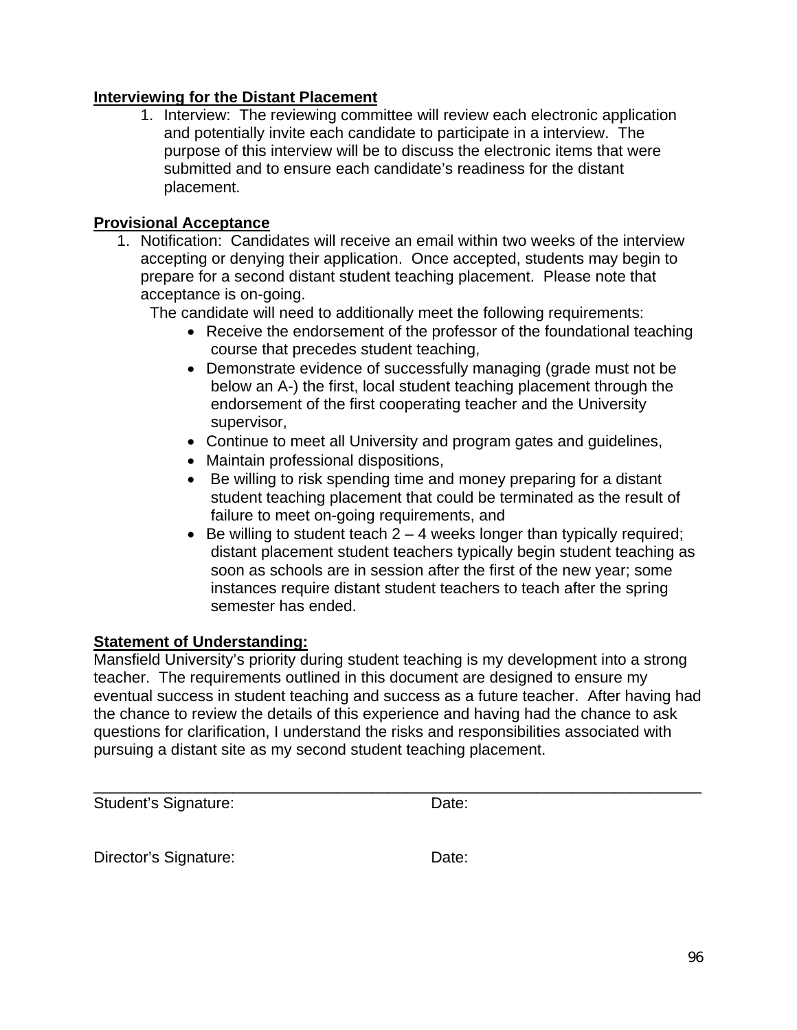**Interviewing for the Distant Placement**

1. Interview: The reviewing committee will review each electronic application and potentially invite each candidate to participate in a interview. The purpose of this interview will be to discuss the electronic items that were submitted and to ensure each candidate's readiness for the distant placement.

**Provisional Acceptance**

1. Notification: Candidates will receive an email within two weeks of the interview accepting or denying their application. Once accepted, students may begin to prepare for a second distant student teaching placement. Please note that acceptance is on-going.

   The candidate will need to additionally meet the following requirements:

   - Receive the endorsement of the professor of the foundational teaching course that precedes student teaching,
   - Demonstrate evidence of successfully managing (grade must not be below an A-) the first, local student teaching placement through the endorsement of the first cooperating teacher and the University supervisor,
   - Continue to meet all University and program gates and guidelines,
   - Maintain professional dispositions,
   - Be willing to risk spending time and money preparing for a distant student teaching placement that could be terminated as the result of failure to meet on-going requirements, and
   - Be willing to student teach 2 – 4 weeks longer than typically required; distant placement student teachers typically begin student teaching as soon as schools are in session after the first of the new year; some instances require distant student teachers to teach after the spring semester has ended.

**Statement of Understanding:**

Mansfield University's priority during student teaching is my development into a strong teacher. The requirements outlined in this document are designed to ensure my eventual success in student teaching and success as a future teacher. After having had the chance to review the details of this experience and having had the chance to ask questions for clarification, I understand the risks and responsibilities associated with pursuing a distant site as my second student teaching placement.

\_\_\_\_\_\_\_\_\_\_\_\_\_\_\_\_\_\_\_\_\_\_\_\_\_\_\_\_\_\_\_\_\_\_\_\_\_\_\_\_\_\_\_\_\_\_\_\_\_\_\_\_\_\_\_\_\_\_\_\_\_\_\_\_\_\_\_\_\_\_

Student's Signature: Date:

Director's Signature: Date: